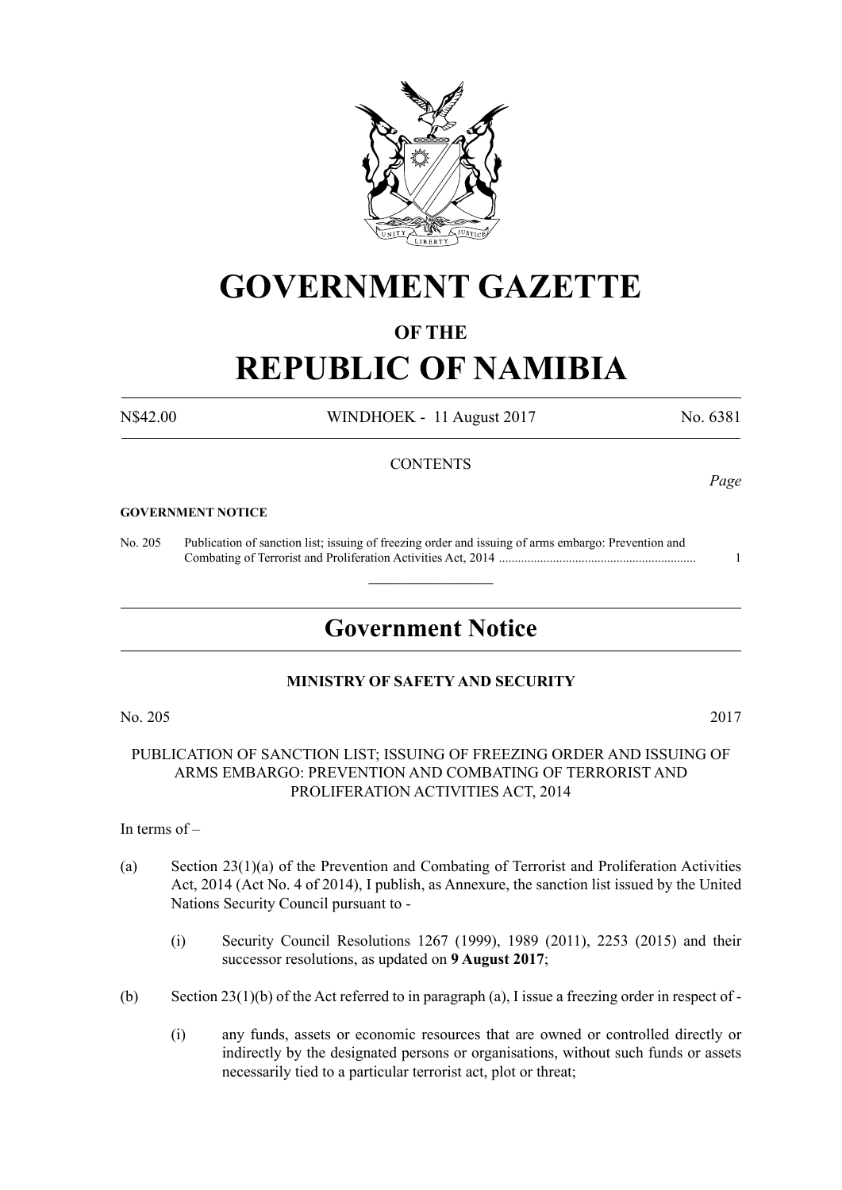# GOVERNMENT GAZETTE

## OF THE

# REPUBLIC OF NAMIBIA

N$42.00 WINDHOEK - 11 August 2017 No. 6381

CONTENTS

*Page*

**GOVERNMENT NOTICE**

No. 205 Publication of sanction list; issuing of freezing order and issuing of arms embargo: Prevention and Combating of Terrorist and Proliferation Activities Act, 2014 ............................................................. 1

## Government Notice

**MINISTRY OF SAFETY AND SECURITY**

No. 205 2017

PUBLICATION OF SANCTION LIST; ISSUING OF FREEZING ORDER AND ISSUING OF ARMS EMBARGO: PREVENTION AND COMBATING OF TERRORIST AND PROLIFERATION ACTIVITIES ACT, 2014

In terms of –

(a) Section 23(1)(a) of the Prevention and Combating of Terrorist and Proliferation Activities Act, 2014 (Act No. 4 of 2014), I publish, as Annexure, the sanction list issued by the United Nations Security Council pursuant to -

(i) Security Council Resolutions 1267 (1999), 1989 (2011), 2253 (2015) and their successor resolutions, as updated on **9 August 2017**;

(b) Section 23(1)(b) of the Act referred to in paragraph (a), I issue a freezing order in respect of -

(i) any funds, assets or economic resources that are owned or controlled directly or indirectly by the designated persons or organisations, without such funds or assets necessarily tied to a particular terrorist act, plot or threat;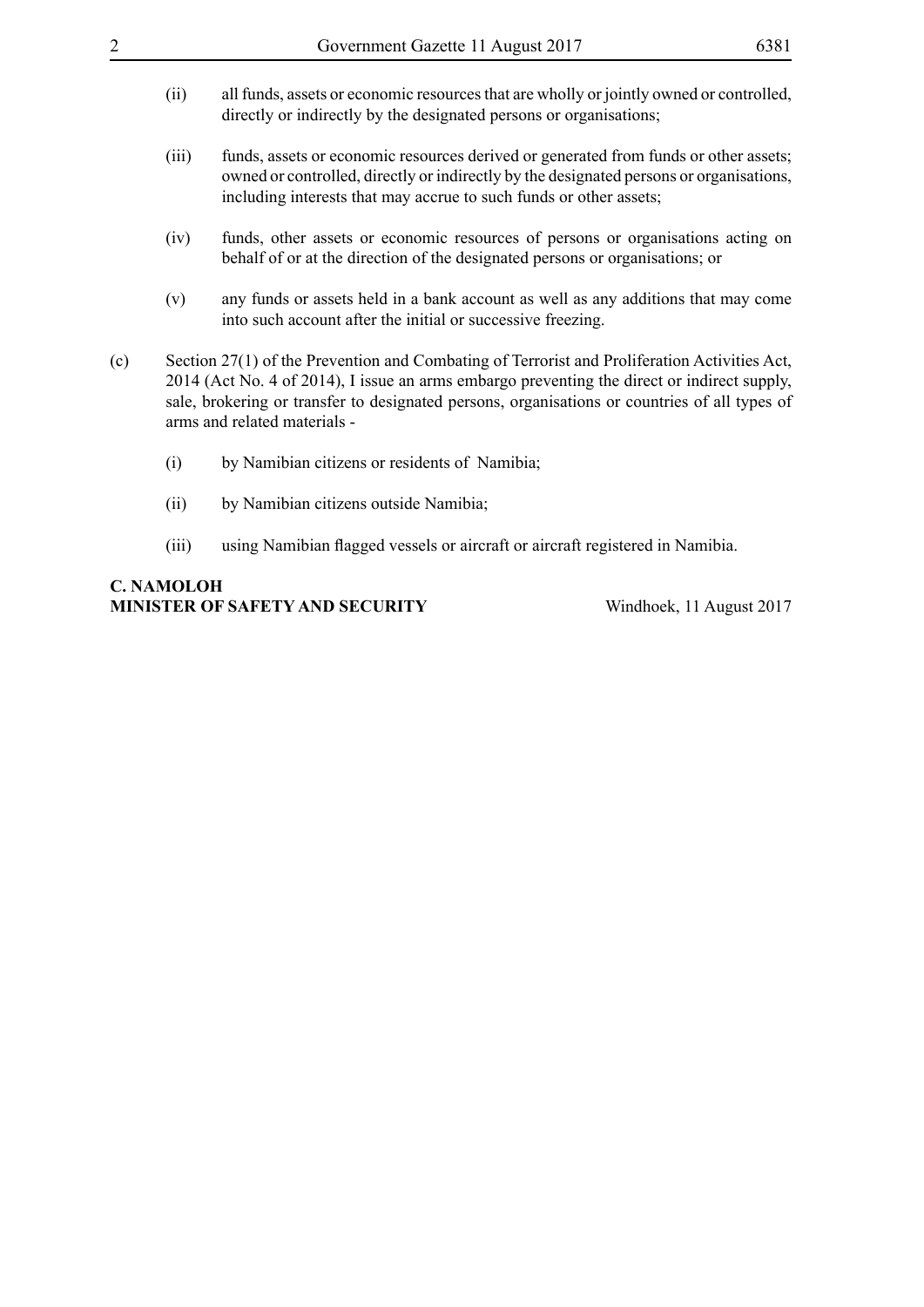(ii) all funds, assets or economic resources that are wholly or jointly owned or controlled, directly or indirectly by the designated persons or organisations;

(iii) funds, assets or economic resources derived or generated from funds or other assets; owned or controlled, directly or indirectly by the designated persons or organisations, including interests that may accrue to such funds or other assets;

(iv) funds, other assets or economic resources of persons or organisations acting on behalf of or at the direction of the designated persons or organisations; or

(v) any funds or assets held in a bank account as well as any additions that may come into such account after the initial or successive freezing.

(c) Section 27(1) of the Prevention and Combating of Terrorist and Proliferation Activities Act, 2014 (Act No. 4 of 2014), I issue an arms embargo preventing the direct or indirect supply, sale, brokering or transfer to designated persons, organisations or countries of all types of arms and related materials -

(i) by Namibian citizens or residents of Namibia;

(ii) by Namibian citizens outside Namibia;

(iii) using Namibian flagged vessels or aircraft or aircraft registered in Namibia.

**C. NAMOLOH**
**MINISTER OF SAFETY AND SECURITY** Windhoek, 11 August 2017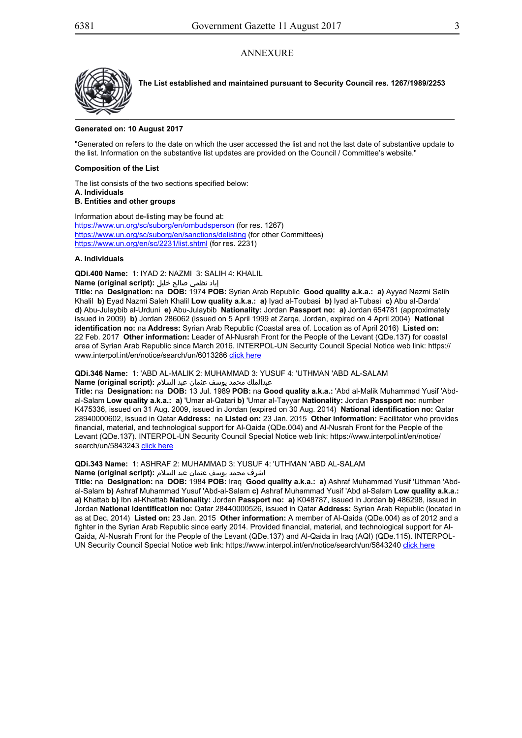ANNEXURE

**The List established and maintained pursuant to Security Council res. 1267/1989/2253**

**Generated on: 10 August 2017**

"Generated on refers to the date on which the user accessed the list and not the last date of substantive update to the list. Information on the substantive list updates are provided on the Council / Committee's website."

**Composition of the List**

The list consists of the two sections specified below:
**A. Individuals**
**B. Entities and other groups**

Information about de-listing may be found at:
https://www.un.org/sc/suborg/en/ombudsperson (for res. 1267)
https://www.un.org/sc/suborg/en/sanctions/delisting (for other Committees)
https://www.un.org/en/sc/2231/list.shtml (for res. 2231)

**A. Individuals**

**QDi.400 Name:** 1: IYAD 2: NAZMI 3: SALIH 4: KHALIL
**Name (original script):** إياد نظمي صالح خليل
**Title:** na **Designation:** na **DOB:** 1974 **POB:** Syrian Arab Republic **Good quality a.k.a.: a)** Ayyad Nazmi Salih Khalil **b)** Eyad Nazmi Saleh Khalil **Low quality a.k.a.: a)** Iyad al-Toubasi **b)** Iyad al-Tubasi **c)** Abu al-Darda' **d)** Abu-Julaybib al-Urduni **e)** Abu-Julaybib **Nationality:** Jordan **Passport no: a)** Jordan 654781 (approximately issued in 2009) **b)** Jordan 286062 (issued on 5 April 1999 at Zarqa, Jordan, expired on 4 April 2004) **National identification no:** na **Address:** Syrian Arab Republic (Coastal area of. Location as of April 2016) **Listed on:** 22 Feb. 2017 **Other information:** Leader of Al-Nusrah Front for the People of the Levant (QDe.137) for coastal area of Syrian Arab Republic since March 2016. INTERPOL-UN Security Council Special Notice web link: https://www.interpol.int/en/notice/search/un/6013286 click here

**QDi.346 Name:** 1: 'ABD AL-MALIK 2: MUHAMMAD 3: YUSUF 4: 'UTHMAN 'ABD AL-SALAM
**Name (original script):** عبدالملك محمد يوسف عثمان عبد السلام
**Title:** na **Designation:** na **DOB:** 13 Jul. 1989 **POB:** na **Good quality a.k.a.:** 'Abd al-Malik Muhammad Yusif 'Abd-al-Salam **Low quality a.k.a.: a)** 'Umar al-Qatari **b)** 'Umar al-Tayyar **Nationality:** Jordan **Passport no:** number K475336, issued on 31 Aug. 2009, issued in Jordan (expired on 30 Aug. 2014) **National identification no:** Qatar 28940000602, issued in Qatar **Address:** na **Listed on:** 23 Jan. 2015 **Other information:** Facilitator who provides financial, material, and technological support for Al-Qaida (QDe.004) and Al-Nusrah Front for the People of the Levant (QDe.137). INTERPOL-UN Security Council Special Notice web link: https://www.interpol.int/en/notice/search/un/5843243 click here

**QDi.343 Name:** 1: ASHRAF 2: MUHAMMAD 3: YUSUF 4: 'UTHMAN 'ABD AL-SALAM
**Name (original script):** اشرف محمد يوسف عثمان عبد السلام
**Title:** na **Designation:** na **DOB:** 1984 **POB:** Iraq **Good quality a.k.a.: a)** Ashraf Muhammad Yusif 'Uthman 'Abd-al-Salam **b)** Ashraf Muhammad Yusuf 'Abd-al-Salam **c)** Ashraf Muhammad Yusif 'Abd al-Salam **Low quality a.k.a.: a)** Khattab **b)** Ibn al-Khattab **Nationality:** Jordan **Passport no: a)** K048787, issued in Jordan **b)** 486298, issued in Jordan **National identification no:** Qatar 28440000526, issued in Qatar **Address:** Syrian Arab Republic (located in as at Dec. 2014) **Listed on:** 23 Jan. 2015 **Other information:** A member of Al-Qaida (QDe.004) as of 2012 and a fighter in the Syrian Arab Republic since early 2014. Provided financial, material, and technological support for Al-Qaida, Al-Nusrah Front for the People of the Levant (QDe.137) and Al-Qaida in Iraq (AQI) (QDe.115). INTERPOL-UN Security Council Special Notice web link: https://www.interpol.int/en/notice/search/un/5843240 click here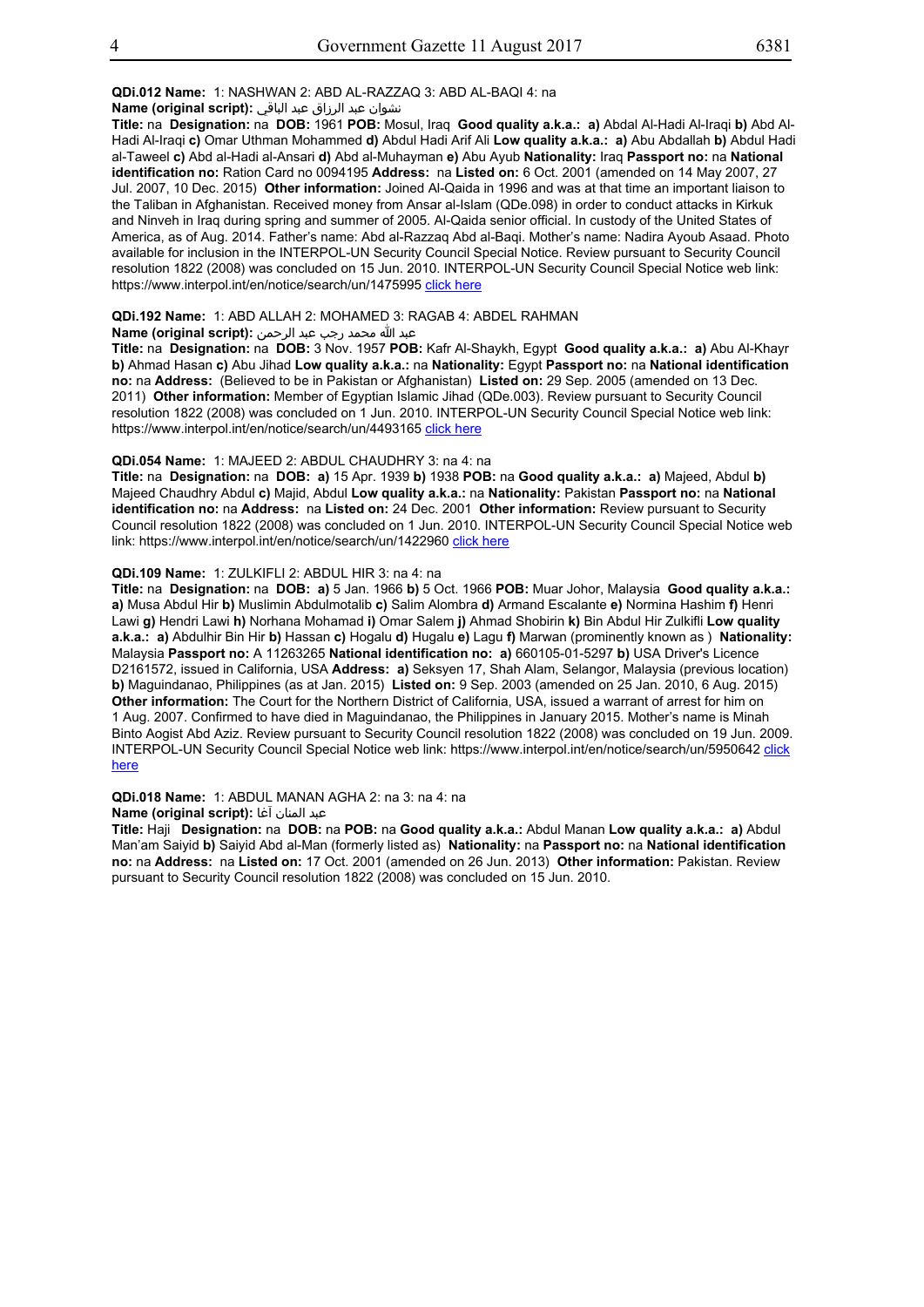**QDi.012 Name:** 1: NASHWAN 2: ABD AL-RAZZAQ 3: ABD AL-BAQI 4: na

**Name (original script):** نشوان عبد الرزاق عبد الباقي

**Title:** na **Designation:** na **DOB:** 1961 **POB:** Mosul, Iraq **Good quality a.k.a.:** **a)** Abdal Al-Hadi Al-Iraqi **b)** Abd Al-Hadi Al-Iraqi **c)** Omar Uthman Mohammed **d)** Abdul Hadi Arif Ali **Low quality a.k.a.:** **a)** Abu Abdallah **b)** Abdul Hadi al-Taweel **c)** Abd al-Hadi al-Ansari **d)** Abd al-Muhayman **e)** Abu Ayub **Nationality:** Iraq **Passport no:** na **National identification no:** Ration Card no 0094195 **Address:** na **Listed on:** 6 Oct. 2001 (amended on 14 May 2007, 27 Jul. 2007, 10 Dec. 2015) **Other information:** Joined Al-Qaida in 1996 and was at that time an important liaison to the Taliban in Afghanistan. Received money from Ansar al-Islam (QDe.098) in order to conduct attacks in Kirkuk and Ninveh in Iraq during spring and summer of 2005. Al-Qaida senior official. In custody of the United States of America, as of Aug. 2014. Father's name: Abd al-Razzaq Abd al-Baqi. Mother's name: Nadira Ayoub Asaad. Photo available for inclusion in the INTERPOL-UN Security Council Special Notice. Review pursuant to Security Council resolution 1822 (2008) was concluded on 15 Jun. 2010. INTERPOL-UN Security Council Special Notice web link: https://www.interpol.int/en/notice/search/un/1475995 click here

**QDi.192 Name:** 1: ABD ALLAH 2: MOHAMED 3: RAGAB 4: ABDEL RAHMAN

**Name (original script):** عبد الله محمد رجب عبد الرحمن

**Title:** na **Designation:** na **DOB:** 3 Nov. 1957 **POB:** Kafr Al-Shaykh, Egypt **Good quality a.k.a.:** **a)** Abu Al-Khayr **b)** Ahmad Hasan **c)** Abu Jihad **Low quality a.k.a.:** na **Nationality:** Egypt **Passport no:** na **National identification no:** na **Address:** (Believed to be in Pakistan or Afghanistan) **Listed on:** 29 Sep. 2005 (amended on 13 Dec. 2011) **Other information:** Member of Egyptian Islamic Jihad (QDe.003). Review pursuant to Security Council resolution 1822 (2008) was concluded on 1 Jun. 2010. INTERPOL-UN Security Council Special Notice web link: https://www.interpol.int/en/notice/search/un/4493165 click here

**QDi.054 Name:** 1: MAJEED 2: ABDUL CHAUDHRY 3: na 4: na

**Title:** na **Designation:** na **DOB:** **a)** 15 Apr. 1939 **b)** 1938 **POB:** na **Good quality a.k.a.:** **a)** Majeed, Abdul **b)** Majeed Chaudhry Abdul **c)** Majid, Abdul **Low quality a.k.a.:** na **Nationality:** Pakistan **Passport no:** na **National identification no:** na **Address:** na **Listed on:** 24 Dec. 2001 **Other information:** Review pursuant to Security Council resolution 1822 (2008) was concluded on 1 Jun. 2010. INTERPOL-UN Security Council Special Notice web link: https://www.interpol.int/en/notice/search/un/1422960 click here

**QDi.109 Name:** 1: ZULKIFLI 2: ABDUL HIR 3: na 4: na

**Title:** na **Designation:** na **DOB:** **a)** 5 Jan. 1966 **b)** 5 Oct. 1966 **POB:** Muar Johor, Malaysia **Good quality a.k.a.:** **a)** Musa Abdul Hir **b)** Muslimin Abdulmotalib **c)** Salim Alombra **d)** Armand Escalante **e)** Normina Hashim **f)** Henri Lawi **g)** Hendri Lawi **h)** Norhana Mohamad **i)** Omar Salem **j)** Ahmad Shobirin **k)** Bin Abdul Hir Zulkifli **Low quality a.k.a.:** **a)** Abdulhir Bin Hir **b)** Hassan **c)** Hogalu **d)** Hugalu **e)** Lagu **f)** Marwan (prominently known as ) **Nationality:** Malaysia **Passport no:** A 11263265 **National identification no:** **a)** 660105-01-5297 **b)** USA Driver's Licence D2161572, issued in California, USA **Address:** **a)** Seksyen 17, Shah Alam, Selangor, Malaysia (previous location) **b)** Maguindanao, Philippines (as at Jan. 2015) **Listed on:** 9 Sep. 2003 (amended on 25 Jan. 2010, 6 Aug. 2015) **Other information:** The Court for the Northern District of California, USA, issued a warrant of arrest for him on 1 Aug. 2007. Confirmed to have died in Maguindanao, the Philippines in January 2015. Mother's name is Minah Binto Aogist Abd Aziz. Review pursuant to Security Council resolution 1822 (2008) was concluded on 19 Jun. 2009. INTERPOL-UN Security Council Special Notice web link: https://www.interpol.int/en/notice/search/un/5950642 click here

**QDi.018 Name:** 1: ABDUL MANAN AGHA 2: na 3: na 4: na

**Name (original script):** عبد المنان آغا

**Title:** Haji **Designation:** na **DOB:** na **POB:** na **Good quality a.k.a.:** Abdul Manan **Low quality a.k.a.:** **a)** Abdul Man'am Saiyid **b)** Saiyid Abd al-Man (formerly listed as) **Nationality:** na **Passport no:** na **National identification no:** na **Address:** na **Listed on:** 17 Oct. 2001 (amended on 26 Jun. 2013) **Other information:** Pakistan. Review pursuant to Security Council resolution 1822 (2008) was concluded on 15 Jun. 2010.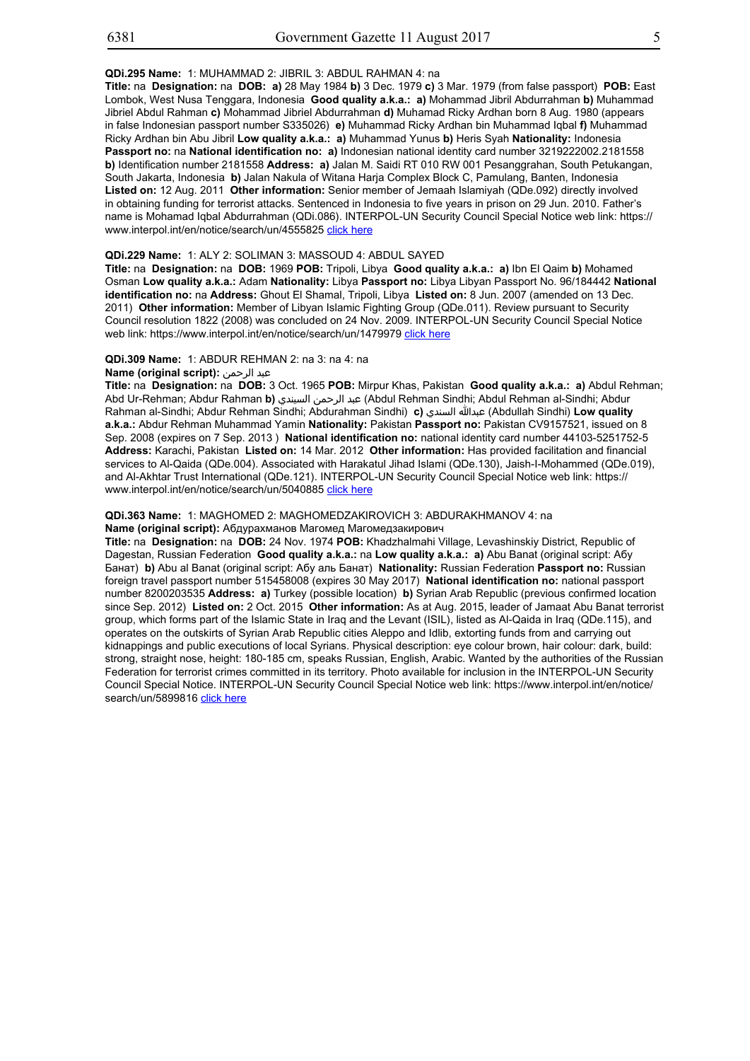**QDi.295 Name:** 1: MUHAMMAD 2: JIBRIL 3: ABDUL RAHMAN 4: na

**Title:** na **Designation:** na **DOB:** **a)** 28 May 1984 **b)** 3 Dec. 1979 **c)** 3 Mar. 1979 (from false passport) **POB:** East Lombok, West Nusa Tenggara, Indonesia **Good quality a.k.a.:** **a)** Mohammad Jibril Abdurrahman **b)** Muhammad Jibriel Abdul Rahman **c)** Mohammad Jibriel Abdurrahman **d)** Muhamad Ricky Ardhan born 8 Aug. 1980 (appears in false Indonesian passport number S335026) **e)** Muhammad Ricky Ardhan bin Muhammad Iqbal **f)** Muhammad Ricky Ardhan bin Abu Jibril **Low quality a.k.a.:** **a)** Muhammad Yunus **b)** Heris Syah **Nationality:** Indonesia **Passport no:** na **National identification no:** **a)** Indonesian national identity card number 3219222002.2181558 **b)** Identification number 2181558 **Address:** **a)** Jalan M. Saidi RT 010 RW 001 Pesanggrahan, South Petukangan, South Jakarta, Indonesia **b)** Jalan Nakula of Witana Harja Complex Block C, Pamulang, Banten, Indonesia **Listed on:** 12 Aug. 2011 **Other information:** Senior member of Jemaah Islamiyah (QDe.092) directly involved in obtaining funding for terrorist attacks. Sentenced in Indonesia to five years in prison on 29 Jun. 2010. Father's name is Mohamad Iqbal Abdurrahman (QDi.086). INTERPOL-UN Security Council Special Notice web link: https://www.interpol.int/en/notice/search/un/4555825 click here

**QDi.229 Name:** 1: ALY 2: SOLIMAN 3: MASSOUD 4: ABDUL SAYED

**Title:** na **Designation:** na **DOB:** 1969 **POB:** Tripoli, Libya **Good quality a.k.a.:** **a)** Ibn El Qaim **b)** Mohamed Osman **Low quality a.k.a.:** Adam **Nationality:** Libya **Passport no:** Libya Libyan Passport No. 96/184442 **National identification no:** na **Address:** Ghout El Shamal, Tripoli, Libya **Listed on:** 8 Jun. 2007 (amended on 13 Dec. 2011) **Other information:** Member of Libyan Islamic Fighting Group (QDe.011). Review pursuant to Security Council resolution 1822 (2008) was concluded on 24 Nov. 2009. INTERPOL-UN Security Council Special Notice web link: https://www.interpol.int/en/notice/search/un/1479979 click here

**QDi.309 Name:** 1: ABDUR REHMAN 2: na 3: na 4: na

**Name (original script):** عبد الرحمن

**Title:** na **Designation:** na **DOB:** 3 Oct. 1965 **POB:** Mirpur Khas, Pakistan **Good quality a.k.a.:** **a)** Abdul Rehman; Abd Ur-Rehman; Abdur Rahman **b)** عبد الرحمن السيندي (Abdul Rehman Sindhi; Abdul Rehman al-Sindhi; Abdur Rahman al-Sindhi; Abdur Rehman Sindhi; Abdurahman Sindhi) **c)** عبدالله السندي (Abdullah Sindhi) **Low quality a.k.a.:** Abdur Rehman Muhammad Yamin **Nationality:** Pakistan **Passport no:** Pakistan CV9157521, issued on 8 Sep. 2008 (expires on 7 Sep. 2013 ) **National identification no:** national identity card number 44103-5251752-5 **Address:** Karachi, Pakistan **Listed on:** 14 Mar. 2012 **Other information:** Has provided facilitation and financial services to Al-Qaida (QDe.004). Associated with Harakatul Jihad Islami (QDe.130), Jaish-I-Mohammed (QDe.019), and Al-Akhtar Trust International (QDe.121). INTERPOL-UN Security Council Special Notice web link: https://www.interpol.int/en/notice/search/un/5040885 click here

**QDi.363 Name:** 1: MAGHOMED 2: MAGHOMEDZAKIROVICH 3: ABDURAKHMANOV 4: na

**Name (original script):** Абдурахманов Магомед Магомедзакирович

**Title:** na **Designation:** na **DOB:** 24 Nov. 1974 **POB:** Khadzhalmahi Village, Levashinskiy District, Republic of Dagestan, Russian Federation **Good quality a.k.a.:** na **Low quality a.k.a.:** **a)** Abu Banat (original script: Абу Банат) **b)** Abu al Banat (original script: Абу аль Банат) **Nationality:** Russian Federation **Passport no:** Russian foreign travel passport number 515458008 (expires 30 May 2017) **National identification no:** national passport number 8200203535 **Address:** **a)** Turkey (possible location) **b)** Syrian Arab Republic (previous confirmed location since Sep. 2012) **Listed on:** 2 Oct. 2015 **Other information:** As at Aug. 2015, leader of Jamaat Abu Banat terrorist group, which forms part of the Islamic State in Iraq and the Levant (ISIL), listed as Al-Qaida in Iraq (QDe.115), and operates on the outskirts of Syrian Arab Republic cities Aleppo and Idlib, extorting funds from and carrying out kidnappings and public executions of local Syrians. Physical description: eye colour brown, hair colour: dark, build: strong, straight nose, height: 180-185 cm, speaks Russian, English, Arabic. Wanted by the authorities of the Russian Federation for terrorist crimes committed in its territory. Photo available for inclusion in the INTERPOL-UN Security Council Special Notice. INTERPOL-UN Security Council Special Notice web link: https://www.interpol.int/en/notice/search/un/5899816 click here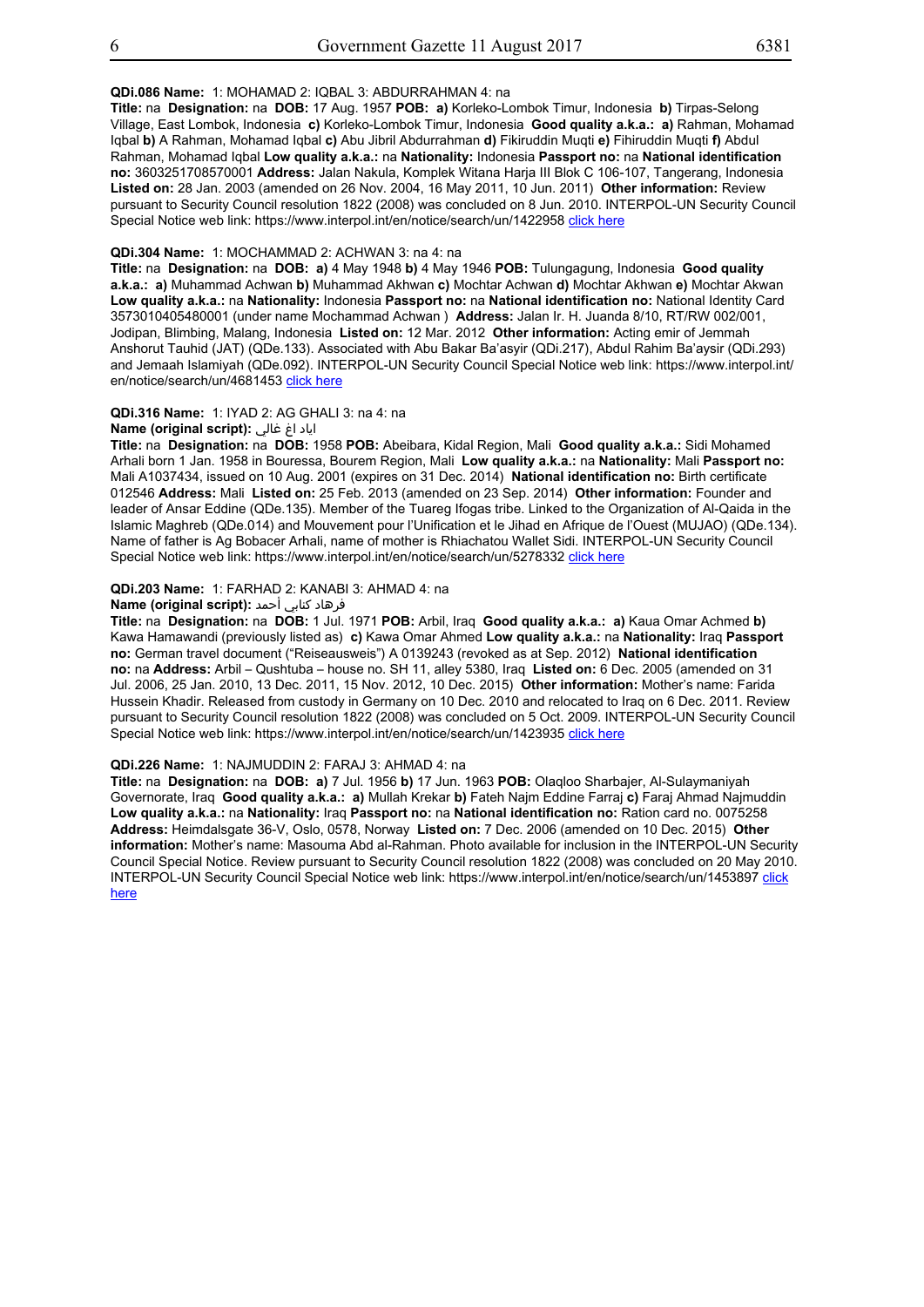**QDi.086 Name:** 1: MOHAMAD 2: IQBAL 3: ABDURRAHMAN 4: na

**Title:** na **Designation:** na **DOB:** 17 Aug. 1957 **POB:** **a)** Korleko-Lombok Timur, Indonesia **b)** Tirpas-Selong Village, East Lombok, Indonesia **c)** Korleko-Lombok Timur, Indonesia **Good quality a.k.a.:** **a)** Rahman, Mohamad Iqbal **b)** A Rahman, Mohamad Iqbal **c)** Abu Jibril Abdurrahman **d)** Fikiruddin Muqti **e)** Fihiruddin Muqti **f)** Abdul Rahman, Mohamad Iqbal **Low quality a.k.a.:** na **Nationality:** Indonesia **Passport no:** na **National identification no:** 3603251708570001 **Address:** Jalan Nakula, Komplek Witana Harja III Blok C 106-107, Tangerang, Indonesia **Listed on:** 28 Jan. 2003 (amended on 26 Nov. 2004, 16 May 2011, 10 Jun. 2011) **Other information:** Review pursuant to Security Council resolution 1822 (2008) was concluded on 8 Jun. 2010. INTERPOL-UN Security Council Special Notice web link: https://www.interpol.int/en/notice/search/un/1422958 click here

**QDi.304 Name:** 1: MOCHAMMAD 2: ACHWAN 3: na 4: na

**Title:** na **Designation:** na **DOB:** **a)** 4 May 1948 **b)** 4 May 1946 **POB:** Tulungagung, Indonesia **Good quality a.k.a.:** **a)** Muhammad Achwan **b)** Muhammad Akhwan **c)** Mochtar Achwan **d)** Mochtar Akhwan **e)** Mochtar Akwan **Low quality a.k.a.:** na **Nationality:** Indonesia **Passport no:** na **National identification no:** National Identity Card 3573010405480001 (under name Mochammad Achwan ) **Address:** Jalan Ir. H. Juanda 8/10, RT/RW 002/001, Jodipan, Blimbing, Malang, Indonesia **Listed on:** 12 Mar. 2012 **Other information:** Acting emir of Jemmah Anshorut Tauhid (JAT) (QDe.133). Associated with Abu Bakar Ba'asyir (QDi.217), Abdul Rahim Ba'aysir (QDi.293) and Jemaah Islamiyah (QDe.092). INTERPOL-UN Security Council Special Notice web link: https://www.interpol.int/en/notice/search/un/4681453 click here

**QDi.316 Name:** 1: IYAD 2: AG GHALI 3: na 4: na

**Name (original script):** اياد اغ غالي

**Title:** na **Designation:** na **DOB:** 1958 **POB:** Abeibara, Kidal Region, Mali **Good quality a.k.a.:** Sidi Mohamed Arhali born 1 Jan. 1958 in Bouressa, Bourem Region, Mali **Low quality a.k.a.:** na **Nationality:** Mali **Passport no:** Mali A1037434, issued on 10 Aug. 2001 (expires on 31 Dec. 2014) **National identification no:** Birth certificate 012546 **Address:** Mali **Listed on:** 25 Feb. 2013 (amended on 23 Sep. 2014) **Other information:** Founder and leader of Ansar Eddine (QDe.135). Member of the Tuareg Ifogas tribe. Linked to the Organization of Al-Qaida in the Islamic Maghreb (QDe.014) and Mouvement pour l'Unification et le Jihad en Afrique de l'Ouest (MUJAO) (QDe.134). Name of father is Ag Bobacer Arhali, name of mother is Rhiachatou Wallet Sidi. INTERPOL-UN Security Council Special Notice web link: https://www.interpol.int/en/notice/search/un/5278332 click here

**QDi.203 Name:** 1: FARHAD 2: KANABI 3: AHMAD 4: na

**Name (original script):** فرهاد كنابي أحمد

**Title:** na **Designation:** na **DOB:** 1 Jul. 1971 **POB:** Arbil, Iraq **Good quality a.k.a.:** **a)** Kaua Omar Achmed **b)** Kawa Hamawandi (previously listed as) **c)** Kawa Omar Ahmed **Low quality a.k.a.:** na **Nationality:** Iraq **Passport no:** German travel document ("Reiseausweis") A 0139243 (revoked as at Sep. 2012) **National identification no:** na **Address:** Arbil – Qushtuba – house no. SH 11, alley 5380, Iraq **Listed on:** 6 Dec. 2005 (amended on 31 Jul. 2006, 25 Jan. 2010, 13 Dec. 2011, 15 Nov. 2012, 10 Dec. 2015) **Other information:** Mother's name: Farida Hussein Khadir. Released from custody in Germany on 10 Dec. 2010 and relocated to Iraq on 6 Dec. 2011. Review pursuant to Security Council resolution 1822 (2008) was concluded on 5 Oct. 2009. INTERPOL-UN Security Council Special Notice web link: https://www.interpol.int/en/notice/search/un/1423935 click here

**QDi.226 Name:** 1: NAJMUDDIN 2: FARAJ 3: AHMAD 4: na

**Title:** na **Designation:** na **DOB:** **a)** 7 Jul. 1956 **b)** 17 Jun. 1963 **POB:** Olaqloo Sharbajer, Al-Sulaymaniyah Governorate, Iraq **Good quality a.k.a.:** **a)** Mullah Krekar **b)** Fateh Najm Eddine Farraj **c)** Faraj Ahmad Najmuddin **Low quality a.k.a.:** na **Nationality:** Iraq **Passport no:** na **National identification no:** Ration card no. 0075258 **Address:** Heimdalsgate 36-V, Oslo, 0578, Norway **Listed on:** 7 Dec. 2006 (amended on 10 Dec. 2015) **Other information:** Mother's name: Masouma Abd al-Rahman. Photo available for inclusion in the INTERPOL-UN Security Council Special Notice. Review pursuant to Security Council resolution 1822 (2008) was concluded on 20 May 2010. INTERPOL-UN Security Council Special Notice web link: https://www.interpol.int/en/notice/search/un/1453897 click here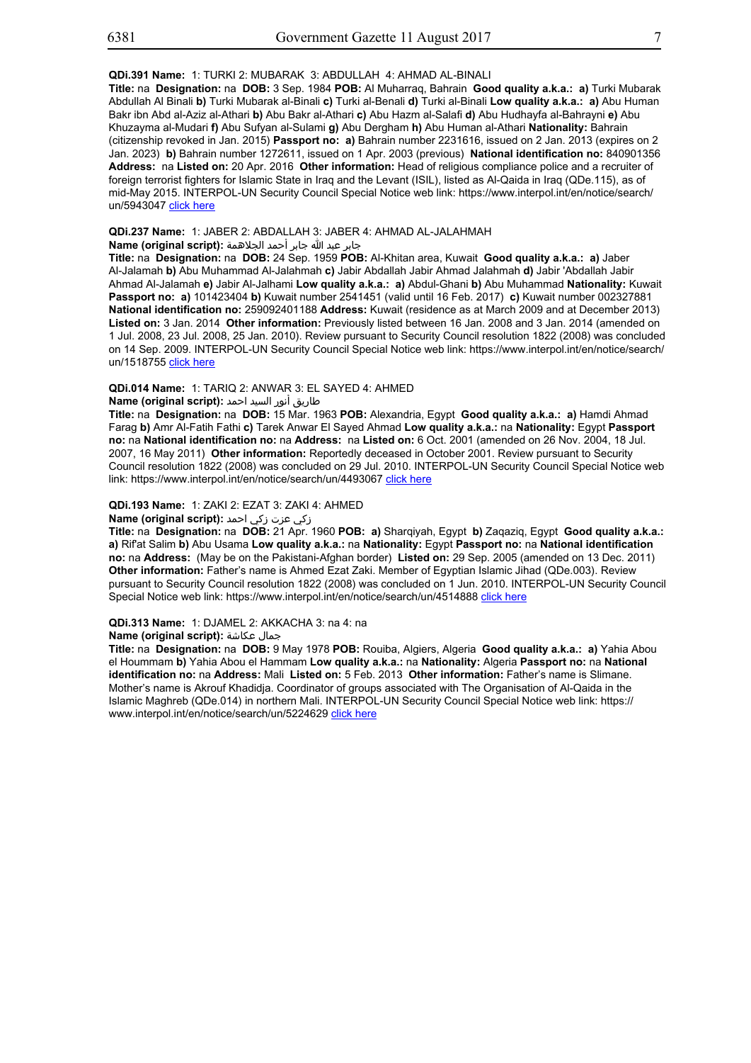**QDi.391 Name:** 1: TURKI 2: MUBARAK 3: ABDULLAH 4: AHMAD AL-BINALI
**Title:** na **Designation:** na **DOB:** 3 Sep. 1984 **POB:** Al Muharraq, Bahrain **Good quality a.k.a.:** **a)** Turki Mubarak Abdullah Al Binali **b)** Turki Mubarak al-Binali **c)** Turki al-Benali **d)** Turki al-Binali **Low quality a.k.a.:** **a)** Abu Human Bakr ibn Abd al-Aziz al-Athari **b)** Abu Bakr al-Athari **c)** Abu Hazm al-Salafi **d)** Abu Hudhayfa al-Bahrayni **e)** Abu Khuzayma al-Mudari **f)** Abu Sufyan al-Sulami **g)** Abu Dergham **h)** Abu Human al-Athari **Nationality:** Bahrain (citizenship revoked in Jan. 2015) **Passport no:** **a)** Bahrain number 2231616, issued on 2 Jan. 2013 (expires on 2 Jan. 2023) **b)** Bahrain number 1272611, issued on 1 Apr. 2003 (previous) **National identification no:** 840901356 **Address:** na **Listed on:** 20 Apr. 2016 **Other information:** Head of religious compliance police and a recruiter of foreign terrorist fighters for Islamic State in Iraq and the Levant (ISIL), listed as Al-Qaida in Iraq (QDe.115), as of mid-May 2015. INTERPOL-UN Security Council Special Notice web link: https://www.interpol.int/en/notice/search/un/5943047 click here

**QDi.237 Name:** 1: JABER 2: ABDALLAH 3: JABER 4: AHMAD AL-JALAHMAH
**Name (original script):** جابر عبد الله جابر أحمد الجلاهمة
**Title:** na **Designation:** na **DOB:** 24 Sep. 1959 **POB:** Al-Khitan area, Kuwait **Good quality a.k.a.:** **a)** Jaber Al-Jalamah **b)** Abu Muhammad Al-Jalahmah **c)** Jabir Abdallah Jabir Ahmad Jalahmah **d)** Jabir 'Abdallah Jabir Ahmad Al-Jalamah **e)** Jabir Al-Jalhami **Low quality a.k.a.:** **a)** Abdul-Ghani **b)** Abu Muhammad **Nationality:** Kuwait **Passport no:** **a)** 101423404 **b)** Kuwait number 2541451 (valid until 16 Feb. 2017) **c)** Kuwait number 002327881 **National identification no:** 259092401188 **Address:** Kuwait (residence as at March 2009 and at December 2013) **Listed on:** 3 Jan. 2014 **Other information:** Previously listed between 16 Jan. 2008 and 3 Jan. 2014 (amended on 1 Jul. 2008, 23 Jul. 2008, 25 Jan. 2010). Review pursuant to Security Council resolution 1822 (2008) was concluded on 14 Sep. 2009. INTERPOL-UN Security Council Special Notice web link: https://www.interpol.int/en/notice/search/un/1518755 click here

**QDi.014 Name:** 1: TARIQ 2: ANWAR 3: EL SAYED 4: AHMED
**Name (original script):** طاريق أنور السيد احمد
**Title:** na **Designation:** na **DOB:** 15 Mar. 1963 **POB:** Alexandria, Egypt **Good quality a.k.a.:** **a)** Hamdi Ahmad Farag **b)** Amr Al-Fatih Fathi **c)** Tarek Anwar El Sayed Ahmad **Low quality a.k.a.:** na **Nationality:** Egypt **Passport no:** na **National identification no:** na **Address:** na **Listed on:** 6 Oct. 2001 (amended on 26 Nov. 2004, 18 Jul. 2007, 16 May 2011) **Other information:** Reportedly deceased in October 2001. Review pursuant to Security Council resolution 1822 (2008) was concluded on 29 Jul. 2010. INTERPOL-UN Security Council Special Notice web link: https://www.interpol.int/en/notice/search/un/4493067 click here

**QDi.193 Name:** 1: ZAKI 2: EZAT 3: ZAKI 4: AHMED
**Name (original script):** زكي عزت زكي احمد
**Title:** na **Designation:** na **DOB:** 21 Apr. 1960 **POB:** **a)** Sharqiyah, Egypt **b)** Zaqaziq, Egypt **Good quality a.k.a.:** **a)** Rif'at Salim **b)** Abu Usama **Low quality a.k.a.:** na **Nationality:** Egypt **Passport no:** na **National identification no:** na **Address:** (May be on the Pakistani-Afghan border) **Listed on:** 29 Sep. 2005 (amended on 13 Dec. 2011) **Other information:** Father's name is Ahmed Ezat Zaki. Member of Egyptian Islamic Jihad (QDe.003). Review pursuant to Security Council resolution 1822 (2008) was concluded on 1 Jun. 2010. INTERPOL-UN Security Council Special Notice web link: https://www.interpol.int/en/notice/search/un/4514888 click here

**QDi.313 Name:** 1: DJAMEL 2: AKKACHA 3: na 4: na
**Name (original script):** جمال عكاشة
**Title:** na **Designation:** na **DOB:** 9 May 1978 **POB:** Rouiba, Algiers, Algeria **Good quality a.k.a.:** **a)** Yahia Abou el Hoummam **b)** Yahia Abou el Hammam **Low quality a.k.a.:** na **Nationality:** Algeria **Passport no:** na **National identification no:** na **Address:** Mali **Listed on:** 5 Feb. 2013 **Other information:** Father's name is Slimane. Mother's name is Akrouf Khadidja. Coordinator of groups associated with The Organisation of Al-Qaida in the Islamic Maghreb (QDe.014) in northern Mali. INTERPOL-UN Security Council Special Notice web link: https://www.interpol.int/en/notice/search/un/5224629 click here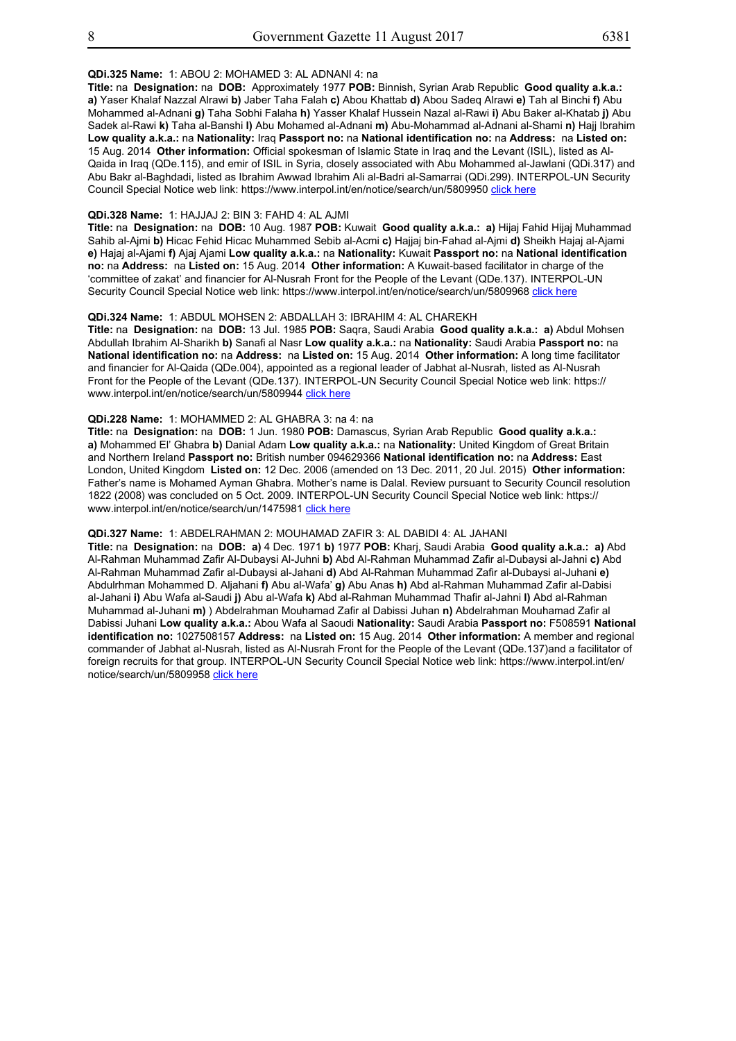**QDi.325 Name:** 1: ABOU 2: MOHAMED 3: AL ADNANI 4: na

**Title:** na **Designation:** na **DOB:** Approximately 1977 **POB:** Binnish, Syrian Arab Republic **Good quality a.k.a.: a)** Yaser Khalaf Nazzal Alrawi **b)** Jaber Taha Falah **c)** Abou Khattab **d)** Abou Sadeq Alrawi **e)** Tah al Binchi **f)** Abu Mohammed al-Adnani **g)** Taha Sobhi Falaha **h)** Yasser Khalaf Hussein Nazal al-Rawi **i)** Abu Baker al-Khatab **j)** Abu Sadek al-Rawi **k)** Taha al-Banshi **l)** Abu Mohamed al-Adnani **m)** Abu-Mohammad al-Adnani al-Shami **n)** Hajj Ibrahim **Low quality a.k.a.:** na **Nationality:** Iraq **Passport no:** na **National identification no:** na **Address:** na **Listed on:** 15 Aug. 2014 **Other information:** Official spokesman of Islamic State in Iraq and the Levant (ISIL), listed as Al-Qaida in Iraq (QDe.115), and emir of ISIL in Syria, closely associated with Abu Mohammed al-Jawlani (QDi.317) and Abu Bakr al-Baghdadi, listed as Ibrahim Awwad Ibrahim Ali al-Badri al-Samarrai (QDi.299). INTERPOL-UN Security Council Special Notice web link: https://www.interpol.int/en/notice/search/un/5809950 click here

**QDi.328 Name:** 1: HAJJAJ 2: BIN 3: FAHD 4: AL AJMI

**Title:** na **Designation:** na **DOB:** 10 Aug. 1987 **POB:** Kuwait **Good quality a.k.a.: a)** Hijaj Fahid Hijaj Muhammad Sahib al-Ajmi **b)** Hicac Fehid Hicac Muhammed Sebib al-Acmi **c)** Hajjaj bin-Fahad al-Ajmi **d)** Sheikh Hajaj al-Ajami **e)** Hajaj al-Ajami **f)** Ajaj Ajami **Low quality a.k.a.:** na **Nationality:** Kuwait **Passport no:** na **National identification no:** na **Address:** na **Listed on:** 15 Aug. 2014 **Other information:** A Kuwait-based facilitator in charge of the 'committee of zakat' and financier for Al-Nusrah Front for the People of the Levant (QDe.137). INTERPOL-UN Security Council Special Notice web link: https://www.interpol.int/en/notice/search/un/5809968 click here

**QDi.324 Name:** 1: ABDUL MOHSEN 2: ABDALLAH 3: IBRAHIM 4: AL CHAREKH

**Title:** na **Designation:** na **DOB:** 13 Jul. 1985 **POB:** Saqra, Saudi Arabia **Good quality a.k.a.: a)** Abdul Mohsen Abdullah Ibrahim Al-Sharikh **b)** Sanafi al Nasr **Low quality a.k.a.:** na **Nationality:** Saudi Arabia **Passport no:** na **National identification no:** na **Address:** na **Listed on:** 15 Aug. 2014 **Other information:** A long time facilitator and financier for Al-Qaida (QDe.004), appointed as a regional leader of Jabhat al-Nusrah, listed as Al-Nusrah Front for the People of the Levant (QDe.137). INTERPOL-UN Security Council Special Notice web link: https://www.interpol.int/en/notice/search/un/5809944 click here

**QDi.228 Name:** 1: MOHAMMED 2: AL GHABRA 3: na 4: na

**Title:** na **Designation:** na **DOB:** 1 Jun. 1980 **POB:** Damascus, Syrian Arab Republic **Good quality a.k.a.: a)** Mohammed El' Ghabra **b)** Danial Adam **Low quality a.k.a.:** na **Nationality:** United Kingdom of Great Britain and Northern Ireland **Passport no:** British number 094629366 **National identification no:** na **Address:** East London, United Kingdom **Listed on:** 12 Dec. 2006 (amended on 13 Dec. 2011, 20 Jul. 2015) **Other information:** Father's name is Mohamed Ayman Ghabra. Mother's name is Dalal. Review pursuant to Security Council resolution 1822 (2008) was concluded on 5 Oct. 2009. INTERPOL-UN Security Council Special Notice web link: https://www.interpol.int/en/notice/search/un/1475981 click here

**QDi.327 Name:** 1: ABDELRAHMAN 2: MOUHAMAD ZAFIR 3: AL DABIDI 4: AL JAHANI

**Title:** na **Designation:** na **DOB: a)** 4 Dec. 1971 **b)** 1977 **POB:** Kharj, Saudi Arabia **Good quality a.k.a.: a)** Abd Al-Rahman Muhammad Zafir Al-Dubaysi Al-Juhni **b)** Abd Al-Rahman Muhammad Zafir al-Dubaysi al-Jahni **c)** Abd Al-Rahman Muhammad Zafir al-Dubaysi al-Jahani **d)** Abd Al-Rahman Muhammad Zafir al-Dubaysi al-Juhani **e)** Abdulrhman Mohammed D. Aljahani **f)** Abu al-Wafa' **g)** Abu Anas **h)** Abd al-Rahman Muhammad Zafir al-Dabisi al-Jahani **i)** Abu Wafa al-Saudi **j)** Abu al-Wafa **k)** Abd al-Rahman Muhammad Thafir al-Jahni **l)** Abd al-Rahman Muhammad al-Juhani **m)** ) Abdelrahman Mouhamad Zafir al Dabissi Juhan **n)** Abdelrahman Mouhamad Zafir al Dabissi Juhani **Low quality a.k.a.:** Abou Wafa al Saoudi **Nationality:** Saudi Arabia **Passport no:** F508591 **National identification no:** 1027508157 **Address:** na **Listed on:** 15 Aug. 2014 **Other information:** A member and regional commander of Jabhat al-Nusrah, listed as Al-Nusrah Front for the People of the Levant (QDe.137)and a facilitator of foreign recruits for that group. INTERPOL-UN Security Council Special Notice web link: https://www.interpol.int/en/notice/search/un/5809958 click here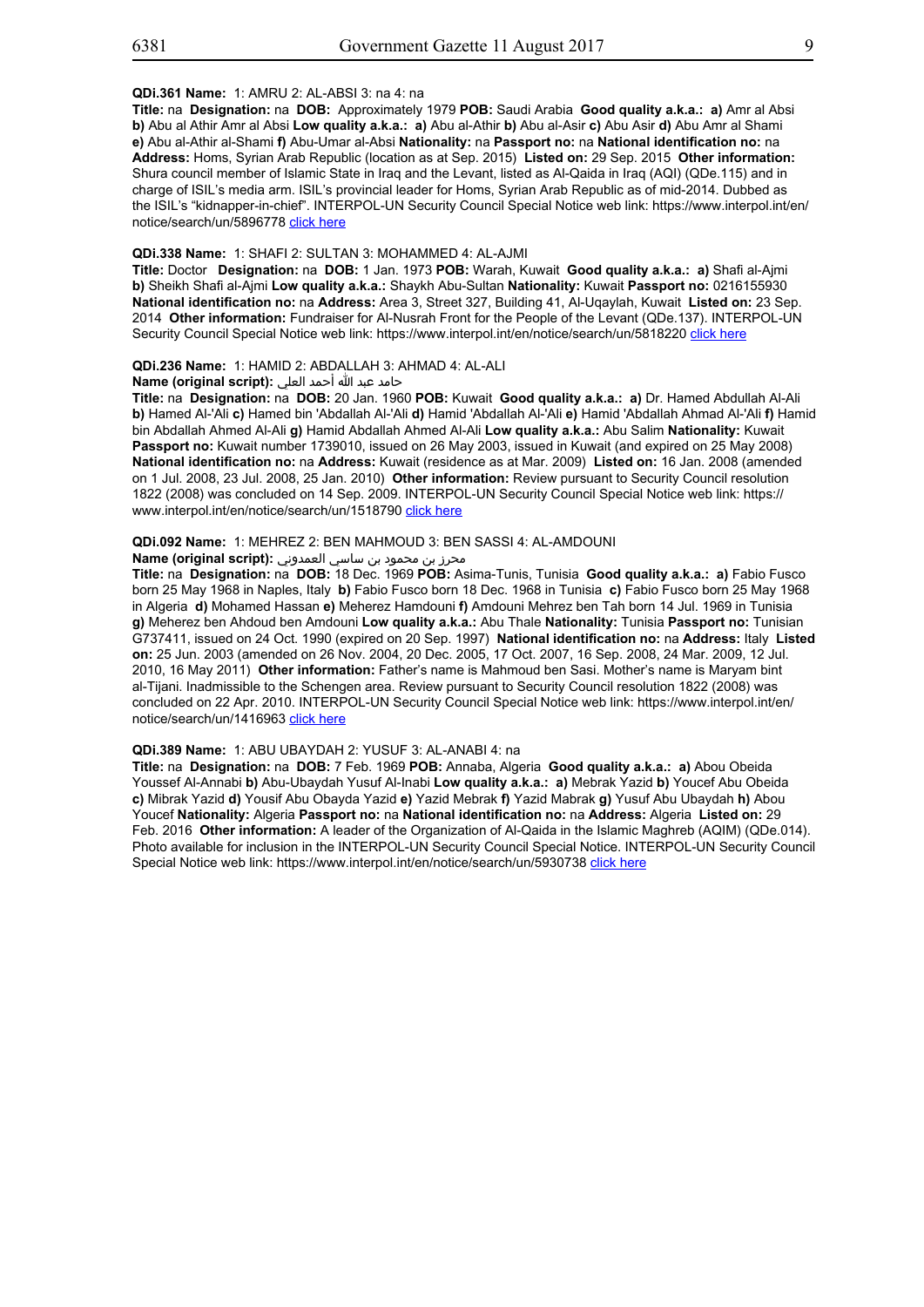**QDi.361 Name:** 1: AMRU 2: AL-ABSI 3: na 4: na
**Title:** na **Designation:** na **DOB:** Approximately 1979 **POB:** Saudi Arabia **Good quality a.k.a.:** **a)** Amr al Absi **b)** Abu al Athir Amr al Absi **Low quality a.k.a.:** **a)** Abu al-Athir **b)** Abu al-Asir **c)** Abu Asir **d)** Abu Amr al Shami **e)** Abu al-Athir al-Shami **f)** Abu-Umar al-Absi **Nationality:** na **Passport no:** na **National identification no:** na **Address:** Homs, Syrian Arab Republic (location as at Sep. 2015) **Listed on:** 29 Sep. 2015 **Other information:** Shura council member of Islamic State in Iraq and the Levant, listed as Al-Qaida in Iraq (AQI) (QDe.115) and in charge of ISIL's media arm. ISIL's provincial leader for Homs, Syrian Arab Republic as of mid-2014. Dubbed as the ISIL's "kidnapper-in-chief". INTERPOL-UN Security Council Special Notice web link: https://www.interpol.int/en/notice/search/un/5896778 click here

**QDi.338 Name:** 1: SHAFI 2: SULTAN 3: MOHAMMED 4: AL-AJMI
**Title:** Doctor **Designation:** na **DOB:** 1 Jan. 1973 **POB:** Warah, Kuwait **Good quality a.k.a.:** **a)** Shafi al-Ajmi **b)** Sheikh Shafi al-Ajmi **Low quality a.k.a.:** Shaykh Abu-Sultan **Nationality:** Kuwait **Passport no:** 0216155930 **National identification no:** na **Address:** Area 3, Street 327, Building 41, Al-Uqaylah, Kuwait **Listed on:** 23 Sep. 2014 **Other information:** Fundraiser for Al-Nusrah Front for the People of the Levant (QDe.137). INTERPOL-UN Security Council Special Notice web link: https://www.interpol.int/en/notice/search/un/5818220 click here

**QDi.236 Name:** 1: HAMID 2: ABDALLAH 3: AHMAD 4: AL-ALI
**Name (original script):** حامد عبد الله أحمد العلي
**Title:** na **Designation:** na **DOB:** 20 Jan. 1960 **POB:** Kuwait **Good quality a.k.a.:** **a)** Dr. Hamed Abdullah Al-Ali **b)** Hamed Al-'Ali **c)** Hamed bin 'Abdallah Al-'Ali **d)** Hamid 'Abdallah Al-'Ali **e)** Hamid 'Abdallah Ahmad Al-'Ali **f)** Hamid bin Abdallah Ahmed Al-Ali **g)** Hamid Abdallah Ahmed Al-Ali **Low quality a.k.a.:** Abu Salim **Nationality:** Kuwait **Passport no:** Kuwait number 1739010, issued on 26 May 2003, issued in Kuwait (and expired on 25 May 2008) **National identification no:** na **Address:** Kuwait (residence as at Mar. 2009) **Listed on:** 16 Jan. 2008 (amended on 1 Jul. 2008, 23 Jul. 2008, 25 Jan. 2010) **Other information:** Review pursuant to Security Council resolution 1822 (2008) was concluded on 14 Sep. 2009. INTERPOL-UN Security Council Special Notice web link: https://www.interpol.int/en/notice/search/un/1518790 click here

**QDi.092 Name:** 1: MEHREZ 2: BEN MAHMOUD 3: BEN SASSI 4: AL-AMDOUNI
**Name (original script):** محرز بن محمود بن ساسي العمدوني
**Title:** na **Designation:** na **DOB:** 18 Dec. 1969 **POB:** Asima-Tunis, Tunisia **Good quality a.k.a.:** **a)** Fabio Fusco born 25 May 1968 born in Naples, Italy **b)** Fabio Fusco born 18 Dec. 1968 in Tunisia **c)** Fabio Fusco born 25 May 1968 in Algeria **d)** Mohamed Hassan **e)** Meherez Hamdouni **f)** Amdouni Mehrez ben Tah born 14 Jul. 1969 in Tunisia **g)** Meherez ben Ahdoud ben Amdouni **Low quality a.k.a.:** Abu Thale **Nationality:** Tunisia **Passport no:** Tunisian G737411, issued on 24 Oct. 1990 (expired on 20 Sep. 1997) **National identification no:** na **Address:** Italy **Listed on:** 25 Jun. 2003 (amended on 26 Nov. 2004, 20 Dec. 2005, 17 Oct. 2007, 16 Sep. 2008, 24 Mar. 2009, 12 Jul. 2010, 16 May 2011) **Other information:** Father's name is Mahmoud ben Sasi. Mother's name is Maryam bint al-Tijani. Inadmissible to the Schengen area. Review pursuant to Security Council resolution 1822 (2008) was concluded on 22 Apr. 2010. INTERPOL-UN Security Council Special Notice web link: https://www.interpol.int/en/notice/search/un/1416963 click here

**QDi.389 Name:** 1: ABU UBAYDAH 2: YUSUF 3: AL-ANABI 4: na
**Title:** na **Designation:** na **DOB:** 7 Feb. 1969 **POB:** Annaba, Algeria **Good quality a.k.a.:** **a)** Abou Obeida Youssef Al-Annabi **b)** Abu-Ubaydah Yusuf Al-Inabi **Low quality a.k.a.:** **a)** Mebrak Yazid **b)** Youcef Abou Obeida **c)** Mibrak Yazid **d)** Yousif Abu Obayda Yazid **e)** Yazid Mebrak **f)** Yazid Mabrak **g)** Yusuf Abu Ubaydah **h)** Abou Youcef **Nationality:** Algeria **Passport no:** na **National identification no:** na **Address:** Algeria **Listed on:** 29 Feb. 2016 **Other information:** A leader of the Organization of Al-Qaida in the Islamic Maghreb (AQIM) (QDe.014). Photo available for inclusion in the INTERPOL-UN Security Council Special Notice. INTERPOL-UN Security Council Special Notice web link: https://www.interpol.int/en/notice/search/un/5930738 click here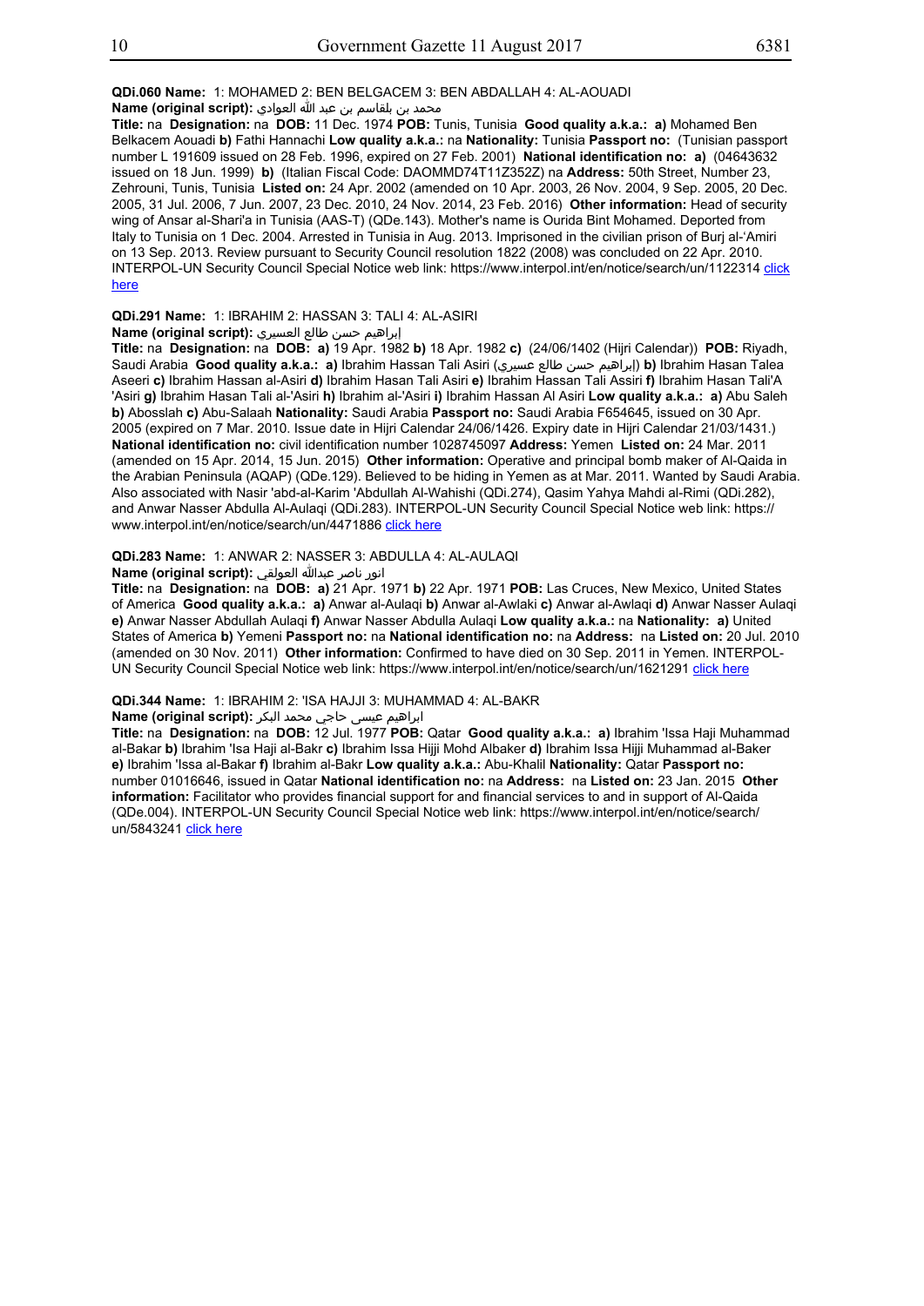**QDi.060 Name:** 1: MOHAMED 2: BEN BELGACEM 3: BEN ABDALLAH 4: AL-AOUADI

**Name (original script):** محمد بن بلقاسم بن عبد الله العوادي

**Title:** na **Designation:** na **DOB:** 11 Dec. 1974 **POB:** Tunis, Tunisia **Good quality a.k.a.:** **a)** Mohamed Ben Belkacem Aouadi **b)** Fathi Hannachi **Low quality a.k.a.:** na **Nationality:** Tunisia **Passport no:** (Tunisian passport number L 191609 issued on 28 Feb. 1996, expired on 27 Feb. 2001) **National identification no:** **a)** (04643632 issued on 18 Jun. 1999) **b)** (Italian Fiscal Code: DAOMMD74T11Z352Z) na **Address:** 50th Street, Number 23, Zehrouni, Tunis, Tunisia **Listed on:** 24 Apr. 2002 (amended on 10 Apr. 2003, 26 Nov. 2004, 9 Sep. 2005, 20 Dec. 2005, 31 Jul. 2006, 7 Jun. 2007, 23 Dec. 2010, 24 Nov. 2014, 23 Feb. 2016) **Other information:** Head of security wing of Ansar al-Shari'a in Tunisia (AAS-T) (QDe.143). Mother's name is Ourida Bint Mohamed. Deported from Italy to Tunisia on 1 Dec. 2004. Arrested in Tunisia in Aug. 2013. Imprisoned in the civilian prison of Burj al-'Amiri on 13 Sep. 2013. Review pursuant to Security Council resolution 1822 (2008) was concluded on 22 Apr. 2010. INTERPOL-UN Security Council Special Notice web link: https://www.interpol.int/en/notice/search/un/1122314 click here

**QDi.291 Name:** 1: IBRAHIM 2: HASSAN 3: TALI 4: AL-ASIRI

**Name (original script):** إبراهيم حسن طالع العسيري

**Title:** na **Designation:** na **DOB:** **a)** 19 Apr. 1982 **b)** 18 Apr. 1982 **c)** (24/06/1402 (Hijri Calendar)) **POB:** Riyadh, Saudi Arabia **Good quality a.k.a.:** **a)** Ibrahim Hassan Tali Asiri (إبراهيم حسن طالع عسيري) **b)** Ibrahim Hasan Talea Aseeri **c)** Ibrahim Hassan al-Asiri **d)** Ibrahim Hasan Tali Asiri **e)** Ibrahim Hassan Tali Assiri **f)** Ibrahim Hasan Tali'A 'Asiri **g)** Ibrahim Hasan Tali al-'Asiri **h)** Ibrahim al-'Asiri **i)** Ibrahim Hassan Al Asiri **Low quality a.k.a.:** **a)** Abu Saleh **b)** Abosslah **c)** Abu-Salaah **Nationality:** Saudi Arabia **Passport no:** Saudi Arabia F654645, issued on 30 Apr. 2005 (expired on 7 Mar. 2010. Issue date in Hijri Calendar 24/06/1426. Expiry date in Hijri Calendar 21/03/1431.) **National identification no:** civil identification number 1028745097 **Address:** Yemen **Listed on:** 24 Mar. 2011 (amended on 15 Apr. 2014, 15 Jun. 2015) **Other information:** Operative and principal bomb maker of Al-Qaida in the Arabian Peninsula (AQAP) (QDe.129). Believed to be hiding in Yemen as at Mar. 2011. Wanted by Saudi Arabia. Also associated with Nasir 'abd-al-Karim 'Abdullah Al-Wahishi (QDi.274), Qasim Yahya Mahdi al-Rimi (QDi.282), and Anwar Nasser Abdulla Al-Aulaqi (QDi.283). INTERPOL-UN Security Council Special Notice web link: https://www.interpol.int/en/notice/search/un/4471886 click here

**QDi.283 Name:** 1: ANWAR 2: NASSER 3: ABDULLA 4: AL-AULAQI

**Name (original script):** انور ناصر عبدالله العولقي

**Title:** na **Designation:** na **DOB:** **a)** 21 Apr. 1971 **b)** 22 Apr. 1971 **POB:** Las Cruces, New Mexico, United States of America **Good quality a.k.a.:** **a)** Anwar al-Aulaqi **b)** Anwar al-Awlaki **c)** Anwar al-Awlaqi **d)** Anwar Nasser Aulaqi **e)** Anwar Nasser Abdullah Aulaqi **f)** Anwar Nasser Abdulla Aulaqi **Low quality a.k.a.:** na **Nationality:** **a)** United States of America **b)** Yemeni **Passport no:** na **National identification no:** na **Address:** na **Listed on:** 20 Jul. 2010 (amended on 30 Nov. 2011) **Other information:** Confirmed to have died on 30 Sep. 2011 in Yemen. INTERPOL-UN Security Council Special Notice web link: https://www.interpol.int/en/notice/search/un/1621291 click here

**QDi.344 Name:** 1: IBRAHIM 2: 'ISA HAJJI 3: MUHAMMAD 4: AL-BAKR

**Name (original script):** ابراهيم عيسى حاجي محمد البكر

**Title:** na **Designation:** na **DOB:** 12 Jul. 1977 **POB:** Qatar **Good quality a.k.a.:** **a)** Ibrahim 'Issa Haji Muhammad al-Bakar **b)** Ibrahim 'Isa Haji al-Bakr **c)** Ibrahim Issa Hijji Mohd Albaker **d)** Ibrahim Issa Hijji Muhammad al-Baker **e)** Ibrahim 'Issa al-Bakar **f)** Ibrahim al-Bakr **Low quality a.k.a.:** Abu-Khalil **Nationality:** Qatar **Passport no:** number 01016646, issued in Qatar **National identification no:** na **Address:** na **Listed on:** 23 Jan. 2015 **Other information:** Facilitator who provides financial support for and financial services to and in support of Al-Qaida (QDe.004). INTERPOL-UN Security Council Special Notice web link: https://www.interpol.int/en/notice/search/un/5843241 click here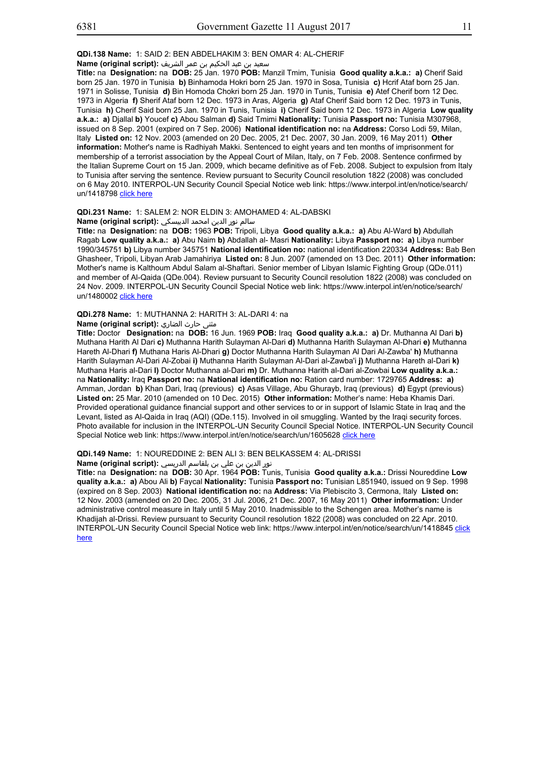**QDi.138 Name:** 1: SAID 2: BEN ABDELHAKIM 3: BEN OMAR 4: AL-CHERIF

**Name (original script):** سعيد بن عبد الحكيم بن عمر الشريف

**Title:** na **Designation:** na **DOB:** 25 Jan. 1970 **POB:** Manzil Tmim, Tunisia **Good quality a.k.a.: a)** Cherif Said born 25 Jan. 1970 in Tunisia **b)** Binhamoda Hokri born 25 Jan. 1970 in Sosa, Tunisia **c)** Hcrif Ataf born 25 Jan. 1971 in Solisse, Tunisia **d)** Bin Homoda Chokri born 25 Jan. 1970 in Tunis, Tunisia **e)** Atef Cherif born 12 Dec. 1973 in Algeria **f)** Sherif Ataf born 12 Dec. 1973 in Aras, Algeria **g)** Ataf Cherif Said born 12 Dec. 1973 in Tunis, Tunisia **h)** Cherif Said born 25 Jan. 1970 in Tunis, Tunisia **i)** Cherif Said born 12 Dec. 1973 in Algeria **Low quality a.k.a.: a)** Djallal **b)** Youcef **c)** Abou Salman **d)** Said Tmimi **Nationality:** Tunisia **Passport no:** Tunisia M307968, issued on 8 Sep. 2001 (expired on 7 Sep. 2006) **National identification no:** na **Address:** Corso Lodi 59, Milan, Italy **Listed on:** 12 Nov. 2003 (amended on 20 Dec. 2005, 21 Dec. 2007, 30 Jan. 2009, 16 May 2011) **Other information:** Mother's name is Radhiyah Makki. Sentenced to eight years and ten months of imprisonment for membership of a terrorist association by the Appeal Court of Milan, Italy, on 7 Feb. 2008. Sentence confirmed by the Italian Supreme Court on 15 Jan. 2009, which became definitive as of Feb. 2008. Subject to expulsion from Italy to Tunisia after serving the sentence. Review pursuant to Security Council resolution 1822 (2008) was concluded on 6 May 2010. INTERPOL-UN Security Council Special Notice web link: https://www.interpol.int/en/notice/search/un/1418798 click here

**QDi.231 Name:** 1: SALEM 2: NOR ELDIN 3: AMOHAMED 4: AL-DABSKI

**Name (original script):** سالم نور الدين امحمد الدبيسكي

**Title:** na **Designation:** na **DOB:** 1963 **POB:** Tripoli, Libya **Good quality a.k.a.: a)** Abu Al-Ward **b)** Abdullah Ragab **Low quality a.k.a.: a)** Abu Naim **b)** Abdallah al- Masri **Nationality:** Libya **Passport no: a)** Libya number 1990/345751 **b)** Libya number 345751 **National identification no:** national identification 220334 **Address:** Bab Ben Ghasheer, Tripoli, Libyan Arab Jamahiriya **Listed on:** 8 Jun. 2007 (amended on 13 Dec. 2011) **Other information:** Mother's name is Kalthoum Abdul Salam al-Shaftari. Senior member of Libyan Islamic Fighting Group (QDe.011) and member of Al-Qaida (QDe.004). Review pursuant to Security Council resolution 1822 (2008) was concluded on 24 Nov. 2009. INTERPOL-UN Security Council Special Notice web link: https://www.interpol.int/en/notice/search/un/1480002 click here

**QDi.278 Name:** 1: MUTHANNA 2: HARITH 3: AL-DARI 4: na

**Name (original script):** مثنى حارث الضاري

**Title:** Doctor **Designation:** na **DOB:** 16 Jun. 1969 **POB:** Iraq **Good quality a.k.a.: a)** Dr. Muthanna Al Dari **b)** Muthana Harith Al Dari **c)** Muthanna Harith Sulayman Al-Dari **d)** Muthanna Harith Sulayman Al-Dhari **e)** Muthanna Hareth Al-Dhari **f)** Muthana Haris Al-Dhari **g)** Doctor Muthanna Harith Sulayman Al Dari Al-Zawba' **h)** Muthanna Harith Sulayman Al-Dari Al-Zobai **i)** Muthanna Harith Sulayman Al-Dari al-Zawba'i **j)** Muthanna Hareth al-Dari **k)** Muthana Haris al-Dari **l)** Doctor Muthanna al-Dari **m)** Dr. Muthanna Harith al-Dari al-Zowbai **Low quality a.k.a.:** na **Nationality:** Iraq **Passport no:** na **National identification no:** Ration card number: 1729765 **Address: a)** Amman, Jordan **b)** Khan Dari, Iraq (previous) **c)** Asas Village, Abu Ghurayb, Iraq (previous) **d)** Egypt (previous) **Listed on:** 25 Mar. 2010 (amended on 10 Dec. 2015) **Other information:** Mother's name: Heba Khamis Dari. Provided operational guidance financial support and other services to or in support of Islamic State in Iraq and the Levant, listed as Al-Qaida in Iraq (AQI) (QDe.115). Involved in oil smuggling. Wanted by the Iraqi security forces. Photo available for inclusion in the INTERPOL-UN Security Council Special Notice. INTERPOL-UN Security Council Special Notice web link: https://www.interpol.int/en/notice/search/un/1605628 click here

**QDi.149 Name:** 1: NOUREDDINE 2: BEN ALI 3: BEN BELKASSEM 4: AL-DRISSI

**Name (original script):** نور الدين بن علي بن بلقاسم الدريسي

**Title:** na **Designation:** na **DOB:** 30 Apr. 1964 **POB:** Tunis, Tunisia **Good quality a.k.a.:** Drissi Noureddine **Low quality a.k.a.: a)** Abou Ali **b)** Faycal **Nationality:** Tunisia **Passport no:** Tunisian L851940, issued on 9 Sep. 1998 (expired on 8 Sep. 2003) **National identification no:** na **Address:** Via Plebiscito 3, Cermona, Italy **Listed on:** 12 Nov. 2003 (amended on 20 Dec. 2005, 31 Jul. 2006, 21 Dec. 2007, 16 May 2011) **Other information:** Under administrative control measure in Italy until 5 May 2010. Inadmissible to the Schengen area. Mother's name is Khadijah al-Drissi. Review pursuant to Security Council resolution 1822 (2008) was concluded on 22 Apr. 2010. INTERPOL-UN Security Council Special Notice web link: https://www.interpol.int/en/notice/search/un/1418845 click here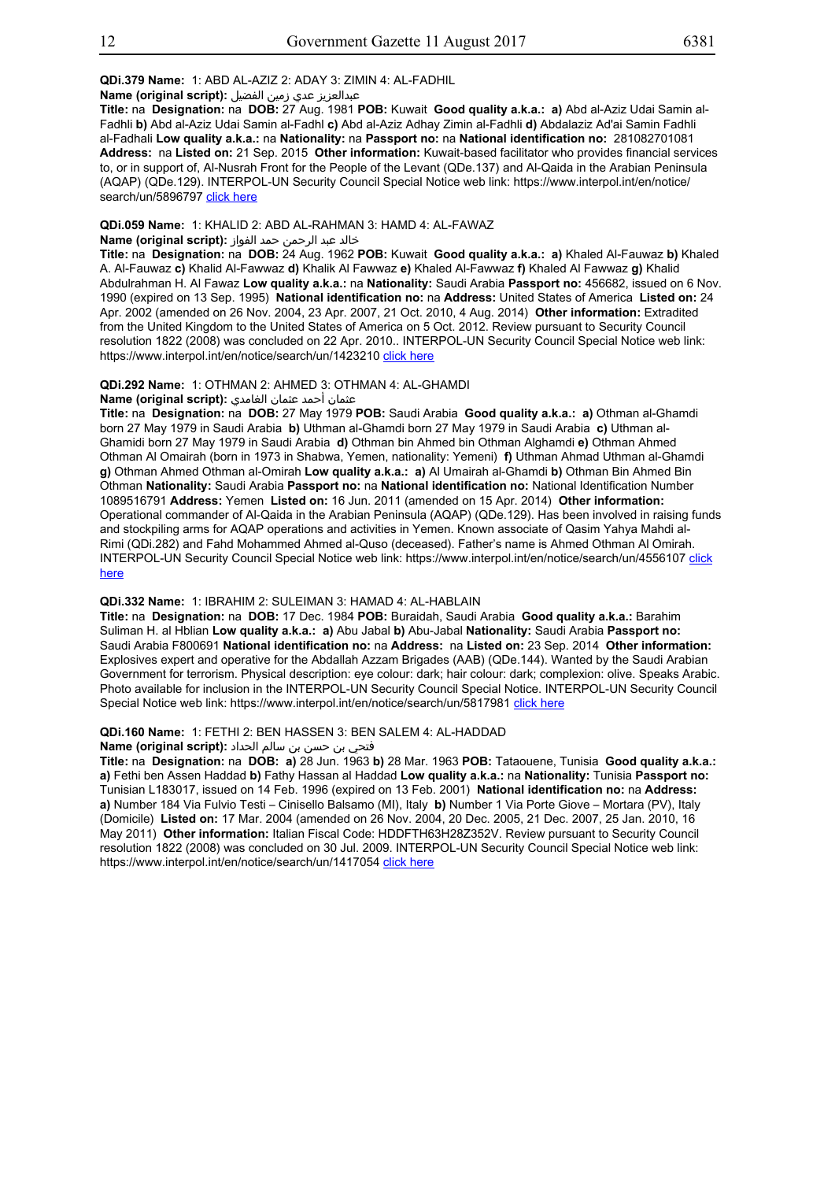**QDi.379 Name:** 1: ABD AL-AZIZ 2: ADAY 3: ZIMIN 4: AL-FADHIL

**Name (original script):** عبدالعزيز عدي زمين الفضيل

**Title:** na **Designation:** na **DOB:** 27 Aug. 1981 **POB:** Kuwait **Good quality a.k.a.:** **a)** Abd al-Aziz Udai Samin al-Fadhli **b)** Abd al-Aziz Udai Samin al-Fadhl **c)** Abd al-Aziz Adhay Zimin al-Fadhli **d)** Abdalaziz Ad'ai Samin Fadhli al-Fadhali **Low quality a.k.a.:** na **Nationality:** na **Passport no:** na **National identification no:** 281082701081 **Address:** na **Listed on:** 21 Sep. 2015 **Other information:** Kuwait-based facilitator who provides financial services to, or in support of, Al-Nusrah Front for the People of the Levant (QDe.137) and Al-Qaida in the Arabian Peninsula (AQAP) (QDe.129). INTERPOL-UN Security Council Special Notice web link: https://www.interpol.int/en/notice/search/un/5896797 click here

**QDi.059 Name:** 1: KHALID 2: ABD AL-RAHMAN 3: HAMD 4: AL-FAWAZ

**Name (original script):** خالد عبد الرحمن حمد الفواز

**Title:** na **Designation:** na **DOB:** 24 Aug. 1962 **POB:** Kuwait **Good quality a.k.a.:** **a)** Khaled Al-Fauwaz **b)** Khaled A. Al-Fauwaz **c)** Khalid Al-Fawwaz **d)** Khalik Al Fawwaz **e)** Khaled Al-Fawwaz **f)** Khaled Al Fawwaz **g)** Khalid Abdulrahman H. Al Fawaz **Low quality a.k.a.:** na **Nationality:** Saudi Arabia **Passport no:** 456682, issued on 6 Nov. 1990 (expired on 13 Sep. 1995) **National identification no:** na **Address:** United States of America **Listed on:** 24 Apr. 2002 (amended on 26 Nov. 2004, 23 Apr. 2007, 21 Oct. 2010, 4 Aug. 2014) **Other information:** Extradited from the United Kingdom to the United States of America on 5 Oct. 2012. Review pursuant to Security Council resolution 1822 (2008) was concluded on 22 Apr. 2010.. INTERPOL-UN Security Council Special Notice web link: https://www.interpol.int/en/notice/search/un/1423210 click here

**QDi.292 Name:** 1: OTHMAN 2: AHMED 3: OTHMAN 4: AL-GHAMDI

**Name (original script):** عثمان أحمد عثمان الغامدي

**Title:** na **Designation:** na **DOB:** 27 May 1979 **POB:** Saudi Arabia **Good quality a.k.a.:** **a)** Othman al-Ghamdi born 27 May 1979 in Saudi Arabia **b)** Uthman al-Ghamdi born 27 May 1979 in Saudi Arabia **c)** Uthman al-Ghamidi born 27 May 1979 in Saudi Arabia **d)** Othman bin Ahmed bin Othman Alghamdi **e)** Othman Ahmed Othman Al Omairah (born in 1973 in Shabwa, Yemen, nationality: Yemeni) **f)** Uthman Ahmad Uthman al-Ghamdi **g)** Othman Ahmed Othman al-Omirah **Low quality a.k.a.:** **a)** Al Umairah al-Ghamdi **b)** Othman Bin Ahmed Bin Othman **Nationality:** Saudi Arabia **Passport no:** na **National identification no:** National Identification Number 1089516791 **Address:** Yemen **Listed on:** 16 Jun. 2011 (amended on 15 Apr. 2014) **Other information:** Operational commander of Al-Qaida in the Arabian Peninsula (AQAP) (QDe.129). Has been involved in raising funds and stockpiling arms for AQAP operations and activities in Yemen. Known associate of Qasim Yahya Mahdi al-Rimi (QDi.282) and Fahd Mohammed Ahmed al-Quso (deceased). Father's name is Ahmed Othman Al Omirah. INTERPOL-UN Security Council Special Notice web link: https://www.interpol.int/en/notice/search/un/4556107 click here

**QDi.332 Name:** 1: IBRAHIM 2: SULEIMAN 3: HAMAD 4: AL-HABLAIN

**Title:** na **Designation:** na **DOB:** 17 Dec. 1984 **POB:** Buraidah, Saudi Arabia **Good quality a.k.a.:** Barahim Suliman H. al Hblian **Low quality a.k.a.:** **a)** Abu Jabal **b)** Abu-Jabal **Nationality:** Saudi Arabia **Passport no:** Saudi Arabia F800691 **National identification no:** na **Address:** na **Listed on:** 23 Sep. 2014 **Other information:** Explosives expert and operative for the Abdallah Azzam Brigades (AAB) (QDe.144). Wanted by the Saudi Arabian Government for terrorism. Physical description: eye colour: dark; hair colour: dark; complexion: olive. Speaks Arabic. Photo available for inclusion in the INTERPOL-UN Security Council Special Notice. INTERPOL-UN Security Council Special Notice web link: https://www.interpol.int/en/notice/search/un/5817981 click here

**QDi.160 Name:** 1: FETHI 2: BEN HASSEN 3: BEN SALEM 4: AL-HADDAD

**Name (original script):** فتحي بن حسن بن سالم الحداد

**Title:** na **Designation:** na **DOB:** **a)** 28 Jun. 1963 **b)** 28 Mar. 1963 **POB:** Tataouene, Tunisia **Good quality a.k.a.:** **a)** Fethi ben Assen Haddad **b)** Fathy Hassan al Haddad **Low quality a.k.a.:** na **Nationality:** Tunisia **Passport no:** Tunisian L183017, issued on 14 Feb. 1996 (expired on 13 Feb. 2001) **National identification no:** na **Address:** **a)** Number 184 Via Fulvio Testi – Cinisello Balsamo (MI), Italy **b)** Number 1 Via Porte Giove – Mortara (PV), Italy (Domicile) **Listed on:** 17 Mar. 2004 (amended on 26 Nov. 2004, 20 Dec. 2005, 21 Dec. 2007, 25 Jan. 2010, 16 May 2011) **Other information:** Italian Fiscal Code: HDDFTH63H28Z352V. Review pursuant to Security Council resolution 1822 (2008) was concluded on 30 Jul. 2009. INTERPOL-UN Security Council Special Notice web link: https://www.interpol.int/en/notice/search/un/1417054 click here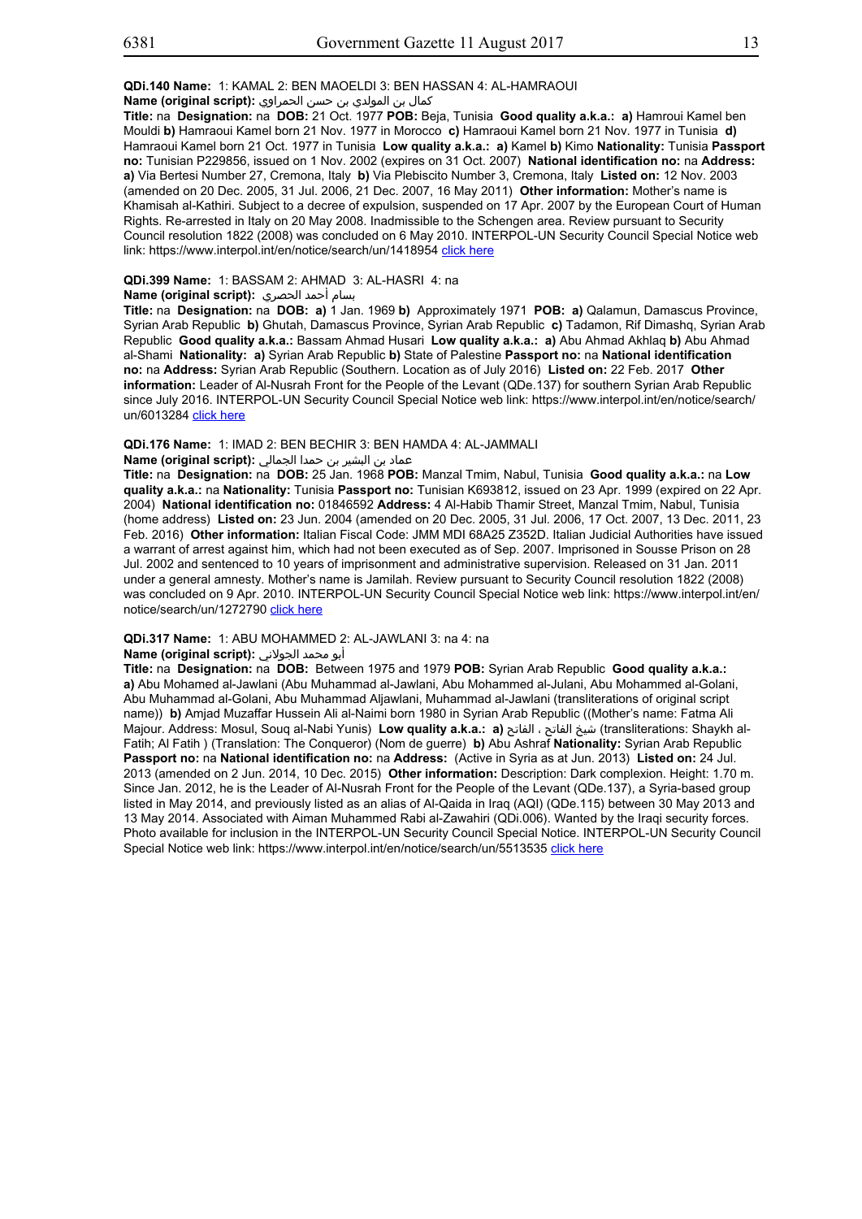**QDi.140 Name:** 1: KAMAL 2: BEN MAOELDI 3: BEN HASSAN 4: AL-HAMRAOUI

**Name (original script):** كمال بن المولدي بن حسن الحمراوي

**Title:** na **Designation:** na **DOB:** 21 Oct. 1977 **POB:** Beja, Tunisia **Good quality a.k.a.:** **a)** Hamroui Kamel ben Mouldi **b)** Hamraoui Kamel born 21 Nov. 1977 in Morocco **c)** Hamraoui Kamel born 21 Nov. 1977 in Tunisia **d)** Hamraoui Kamel born 21 Oct. 1977 in Tunisia **Low quality a.k.a.:** **a)** Kamel **b)** Kimo **Nationality:** Tunisia **Passport no:** Tunisian P229856, issued on 1 Nov. 2002 (expires on 31 Oct. 2007) **National identification no:** na **Address:** **a)** Via Bertesi Number 27, Cremona, Italy **b)** Via Plebiscito Number 3, Cremona, Italy **Listed on:** 12 Nov. 2003 (amended on 20 Dec. 2005, 31 Jul. 2006, 21 Dec. 2007, 16 May 2011) **Other information:** Mother's name is Khamisah al-Kathiri. Subject to a decree of expulsion, suspended on 17 Apr. 2007 by the European Court of Human Rights. Re-arrested in Italy on 20 May 2008. Inadmissible to the Schengen area. Review pursuant to Security Council resolution 1822 (2008) was concluded on 6 May 2010. INTERPOL-UN Security Council Special Notice web link: https://www.interpol.int/en/notice/search/un/1418954 click here

**QDi.399 Name:** 1: BASSAM 2: AHMAD 3: AL-HASRI 4: na

**Name (original script):** بسام أحمد الحصري

**Title:** na **Designation:** na **DOB:** **a)** 1 Jan. 1969 **b)** Approximately 1971 **POB:** **a)** Qalamun, Damascus Province, Syrian Arab Republic **b)** Ghutah, Damascus Province, Syrian Arab Republic **c)** Tadamon, Rif Dimashq, Syrian Arab Republic **Good quality a.k.a.:** Bassam Ahmad Husari **Low quality a.k.a.:** **a)** Abu Ahmad Akhlaq **b)** Abu Ahmad al-Shami **Nationality:** **a)** Syrian Arab Republic **b)** State of Palestine **Passport no:** na **National identification no:** na **Address:** Syrian Arab Republic (Southern. Location as of July 2016) **Listed on:** 22 Feb. 2017 **Other information:** Leader of Al-Nusrah Front for the People of the Levant (QDe.137) for southern Syrian Arab Republic since July 2016. INTERPOL-UN Security Council Special Notice web link: https://www.interpol.int/en/notice/search/un/6013284 click here

**QDi.176 Name:** 1: IMAD 2: BEN BECHIR 3: BEN HAMDA 4: AL-JAMMALI

**Name (original script):** عماد بن البشير بن حمدا الجمالي

**Title:** na **Designation:** na **DOB:** 25 Jan. 1968 **POB:** Manzal Tmim, Nabul, Tunisia **Good quality a.k.a.:** na **Low quality a.k.a.:** na **Nationality:** Tunisia **Passport no:** Tunisian K693812, issued on 23 Apr. 1999 (expired on 22 Apr. 2004) **National identification no:** 01846592 **Address:** 4 Al-Habib Thamir Street, Manzal Tmim, Nabul, Tunisia (home address) **Listed on:** 23 Jun. 2004 (amended on 20 Dec. 2005, 31 Jul. 2006, 17 Oct. 2007, 13 Dec. 2011, 23 Feb. 2016) **Other information:** Italian Fiscal Code: JMM MDI 68A25 Z352D. Italian Judicial Authorities have issued a warrant of arrest against him, which had not been executed as of Sep. 2007. Imprisoned in Sousse Prison on 28 Jul. 2002 and sentenced to 10 years of imprisonment and administrative supervision. Released on 31 Jan. 2011 under a general amnesty. Mother's name is Jamilah. Review pursuant to Security Council resolution 1822 (2008) was concluded on 9 Apr. 2010. INTERPOL-UN Security Council Special Notice web link: https://www.interpol.int/en/notice/search/un/1272790 click here

**QDi.317 Name:** 1: ABU MOHAMMED 2: AL-JAWLANI 3: na 4: na

**Name (original script):** أبو محمد الجولاني

**Title:** na **Designation:** na **DOB:** Between 1975 and 1979 **POB:** Syrian Arab Republic **Good quality a.k.a.:** **a)** Abu Mohamed al-Jawlani (Abu Muhammad al-Jawlani, Abu Mohammed al-Julani, Abu Mohammed al-Golani, Abu Muhammad al-Golani, Abu Muhammad Aljawlani, Muhammad al-Jawlani (transliterations of original script name)) **b)** Amjad Muzaffar Hussein Ali al-Naimi born 1980 in Syrian Arab Republic ((Mother's name: Fatma Ali Majour. Address: Mosul, Souq al-Nabi Yunis) **Low quality a.k.a.:** **a)** شيخ الفاتح ، الفاتح (transliterations: Shaykh al-Fatih; Al Fatih ) (Translation: The Conqueror) (Nom de guerre) **b)** Abu Ashraf **Nationality:** Syrian Arab Republic **Passport no:** na **National identification no:** na **Address:** (Active in Syria as at Jun. 2013) **Listed on:** 24 Jul. 2013 (amended on 2 Jun. 2014, 10 Dec. 2015) **Other information:** Description: Dark complexion. Height: 1.70 m. Since Jan. 2012, he is the Leader of Al-Nusrah Front for the People of the Levant (QDe.137), a Syria-based group listed in May 2014, and previously listed as an alias of Al-Qaida in Iraq (AQI) (QDe.115) between 30 May 2013 and 13 May 2014. Associated with Aiman Muhammed Rabi al-Zawahiri (QDi.006). Wanted by the Iraqi security forces. Photo available for inclusion in the INTERPOL-UN Security Council Special Notice. INTERPOL-UN Security Council Special Notice web link: https://www.interpol.int/en/notice/search/un/5513535 click here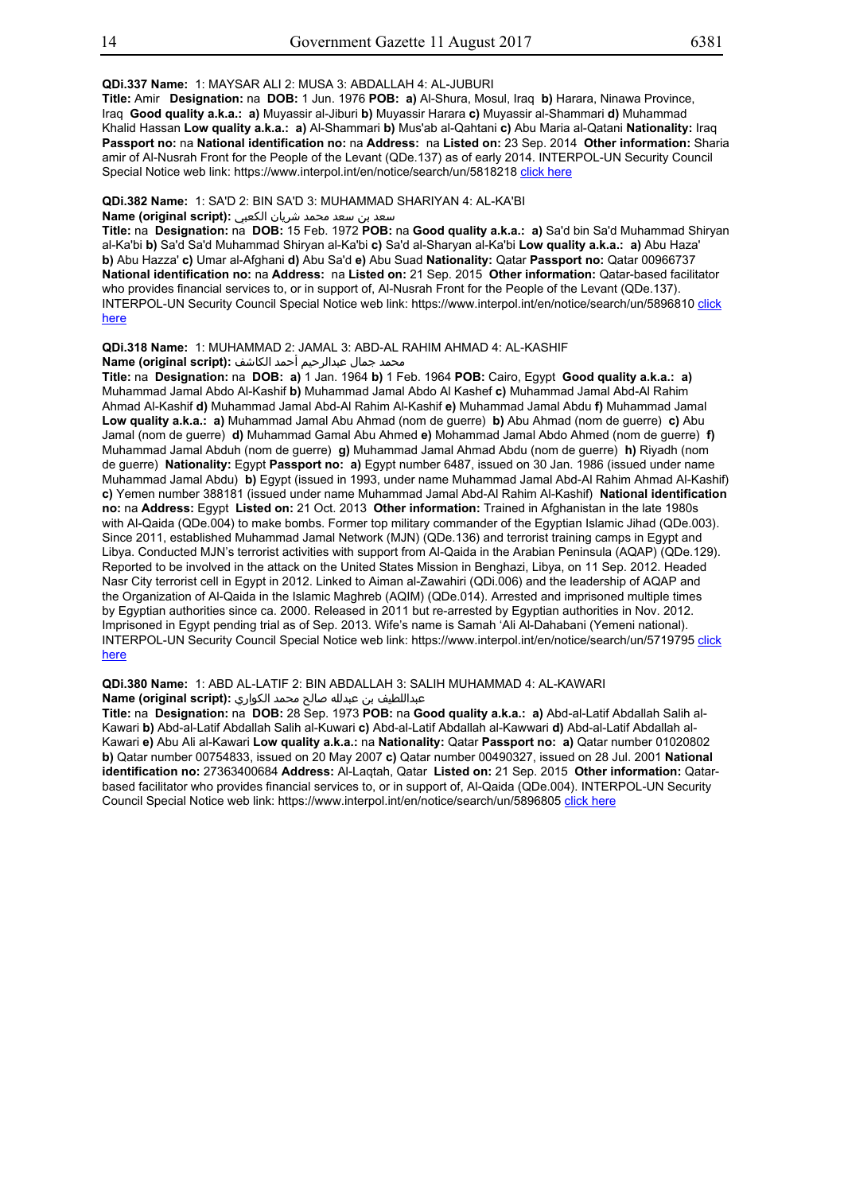**QDi.337 Name:** 1: MAYSAR ALI 2: MUSA 3: ABDALLAH 4: AL-JUBURI
**Title:** Amir **Designation:** na **DOB:** 1 Jun. 1976 **POB:** **a)** Al-Shura, Mosul, Iraq **b)** Harara, Ninawa Province, Iraq **Good quality a.k.a.:** **a)** Muyassir al-Jiburi **b)** Muyassir Harara **c)** Muyassir al-Shammari **d)** Muhammad Khalid Hassan **Low quality a.k.a.:** **a)** Al-Shammari **b)** Mus'ab al-Qahtani **c)** Abu Maria al-Qatani **Nationality:** Iraq **Passport no:** na **National identification no:** na **Address:** na **Listed on:** 23 Sep. 2014 **Other information:** Sharia amir of Al-Nusrah Front for the People of the Levant (QDe.137) as of early 2014. INTERPOL-UN Security Council Special Notice web link: https://www.interpol.int/en/notice/search/un/5818218 click here

**QDi.382 Name:** 1: SA'D 2: BIN SA'D 3: MUHAMMAD SHARIYAN 4: AL-KA'BI
**Name (original script):** سعد بن سعد محمد شريان الكعبي
**Title:** na **Designation:** na **DOB:** 15 Feb. 1972 **POB:** na **Good quality a.k.a.:** **a)** Sa'd bin Sa'd Muhammad Shiryan al-Ka'bi **b)** Sa'd Sa'd Muhammad Shiryan al-Ka'bi **c)** Sa'd al-Sharyan al-Ka'bi **Low quality a.k.a.:** **a)** Abu Haza' **b)** Abu Hazza' **c)** Umar al-Afghani **d)** Abu Sa'd **e)** Abu Suad **Nationality:** Qatar **Passport no:** Qatar 00966737 **National identification no:** na **Address:** na **Listed on:** 21 Sep. 2015 **Other information:** Qatar-based facilitator who provides financial services to, or in support of, Al-Nusrah Front for the People of the Levant (QDe.137). INTERPOL-UN Security Council Special Notice web link: https://www.interpol.int/en/notice/search/un/5896810 click here

**QDi.318 Name:** 1: MUHAMMAD 2: JAMAL 3: ABD-AL RAHIM AHMAD 4: AL-KASHIF
**Name (original script):** محمد جمال عبدالرحيم أحمد الكاشف
**Title:** na **Designation:** na **DOB:** **a)** 1 Jan. 1964 **b)** 1 Feb. 1964 **POB:** Cairo, Egypt **Good quality a.k.a.:** **a)** Muhammad Jamal Abdo Al-Kashif **b)** Muhammad Jamal Abdo Al Kashef **c)** Muhammad Jamal Abd-Al Rahim Ahmad Al-Kashif **d)** Muhammad Jamal Abd-Al Rahim Al-Kashif **e)** Muhammad Jamal Abdu **f)** Muhammad Jamal **Low quality a.k.a.:** **a)** Muhammad Jamal Abu Ahmad (nom de guerre) **b)** Abu Ahmad (nom de guerre) **c)** Abu Jamal (nom de guerre) **d)** Muhammad Gamal Abu Ahmed **e)** Mohammad Jamal Abdo Ahmed (nom de guerre) **f)** Muhammad Jamal Abduh (nom de guerre) **g)** Muhammad Jamal Ahmad Abdu (nom de guerre) **h)** Riyadh (nom de guerre) **Nationality:** Egypt **Passport no:** **a)** Egypt number 6487, issued on 30 Jan. 1986 (issued under name Muhammad Jamal Abdu) **b)** Egypt (issued in 1993, under name Muhammad Jamal Abd-Al Rahim Ahmad Al-Kashif) **c)** Yemen number 388181 (issued under name Muhammad Jamal Abd-Al Rahim Al-Kashif) **National identification no:** na **Address:** Egypt **Listed on:** 21 Oct. 2013 **Other information:** Trained in Afghanistan in the late 1980s with Al-Qaida (QDe.004) to make bombs. Former top military commander of the Egyptian Islamic Jihad (QDe.003). Since 2011, established Muhammad Jamal Network (MJN) (QDe.136) and terrorist training camps in Egypt and Libya. Conducted MJN's terrorist activities with support from Al-Qaida in the Arabian Peninsula (AQAP) (QDe.129). Reported to be involved in the attack on the United States Mission in Benghazi, Libya, on 11 Sep. 2012. Headed Nasr City terrorist cell in Egypt in 2012. Linked to Aiman al-Zawahiri (QDi.006) and the leadership of AQAP and the Organization of Al-Qaida in the Islamic Maghreb (AQIM) (QDe.014). Arrested and imprisoned multiple times by Egyptian authorities since ca. 2000. Released in 2011 but re-arrested by Egyptian authorities in Nov. 2012. Imprisoned in Egypt pending trial as of Sep. 2013. Wife's name is Samah 'Ali Al-Dahabani (Yemeni national). INTERPOL-UN Security Council Special Notice web link: https://www.interpol.int/en/notice/search/un/5719795 click here

**QDi.380 Name:** 1: ABD AL-LATIF 2: BIN ABDALLAH 3: SALIH MUHAMMAD 4: AL-KAWARI
**Name (original script):** عبداللطيف بن عبدلله صالح محمد الكواري
**Title:** na **Designation:** na **DOB:** 28 Sep. 1973 **POB:** na **Good quality a.k.a.:** **a)** Abd-al-Latif Abdallah Salih al-Kawari **b)** Abd-al-Latif Abdallah Salih al-Kuwari **c)** Abd-al-Latif Abdallah al-Kawwari **d)** Abd-al-Latif Abdallah al-Kawari **e)** Abu Ali al-Kawari **Low quality a.k.a.:** na **Nationality:** Qatar **Passport no:** **a)** Qatar number 01020802 **b)** Qatar number 00754833, issued on 20 May 2007 **c)** Qatar number 00490327, issued on 28 Jul. 2001 **National identification no:** 27363400684 **Address:** Al-Laqtah, Qatar **Listed on:** 21 Sep. 2015 **Other information:** Qatar-based facilitator who provides financial services to, or in support of, Al-Qaida (QDe.004). INTERPOL-UN Security Council Special Notice web link: https://www.interpol.int/en/notice/search/un/5896805 click here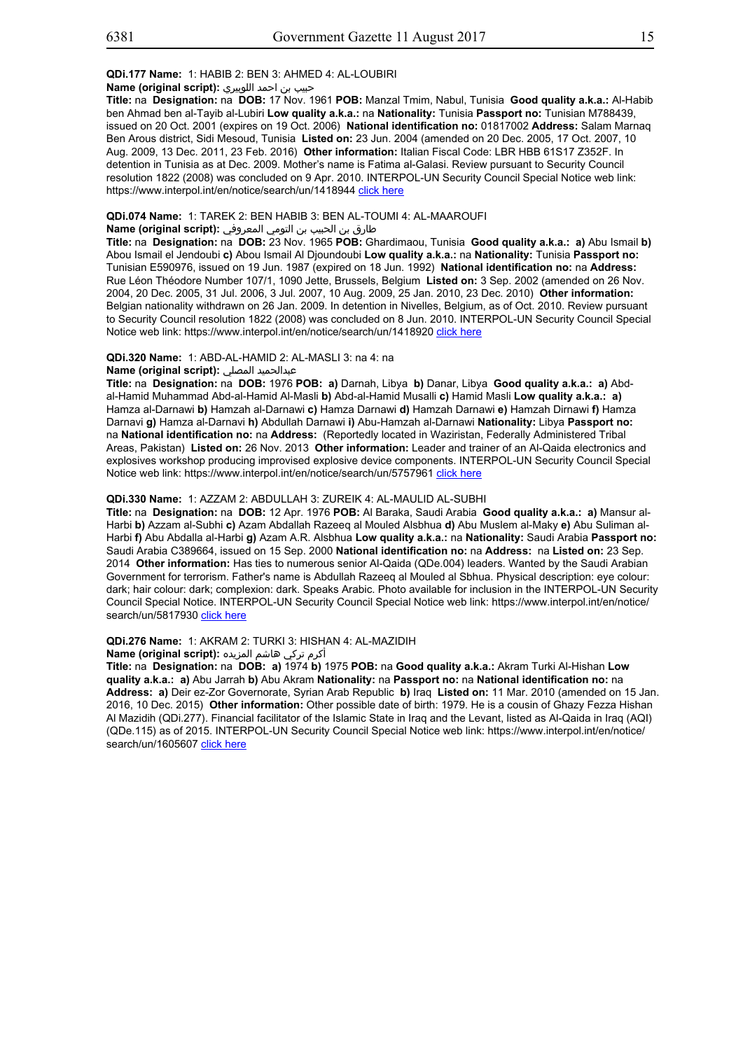**QDi.177 Name:** 1: HABIB 2: BEN 3: AHMED 4: AL-LOUBIRI

**Name (original script):** حبيب بن احمد اللويبري

**Title:** na **Designation:** na **DOB:** 17 Nov. 1961 **POB:** Manzal Tmim, Nabul, Tunisia **Good quality a.k.a.:** Al-Habib ben Ahmad ben al-Tayib al-Lubiri **Low quality a.k.a.:** na **Nationality:** Tunisia **Passport no:** Tunisian M788439, issued on 20 Oct. 2001 (expires on 19 Oct. 2006) **National identification no:** 01817002 **Address:** Salam Marnaq Ben Arous district, Sidi Mesoud, Tunisia **Listed on:** 23 Jun. 2004 (amended on 20 Dec. 2005, 17 Oct. 2007, 10 Aug. 2009, 13 Dec. 2011, 23 Feb. 2016) **Other information:** Italian Fiscal Code: LBR HBB 61S17 Z352F. In detention in Tunisia as at Dec. 2009. Mother's name is Fatima al-Galasi. Review pursuant to Security Council resolution 1822 (2008) was concluded on 9 Apr. 2010. INTERPOL-UN Security Council Special Notice web link: https://www.interpol.int/en/notice/search/un/1418944 click here

**QDi.074 Name:** 1: TAREK 2: BEN HABIB 3: BEN AL-TOUMI 4: AL-MAAROUFI

**Name (original script):** طارق بن الحبيب بن التومي المعروفي

**Title:** na **Designation:** na **DOB:** 23 Nov. 1965 **POB:** Ghardimaou, Tunisia **Good quality a.k.a.:** **a)** Abu Ismail **b)** Abou Ismail el Jendoubi **c)** Abou Ismail Al Djoundoubi **Low quality a.k.a.:** na **Nationality:** Tunisia **Passport no:** Tunisian E590976, issued on 19 Jun. 1987 (expired on 18 Jun. 1992) **National identification no:** na **Address:** Rue Léon Théodore Number 107/1, 1090 Jette, Brussels, Belgium **Listed on:** 3 Sep. 2002 (amended on 26 Nov. 2004, 20 Dec. 2005, 31 Jul. 2006, 3 Jul. 2007, 10 Aug. 2009, 25 Jan. 2010, 23 Dec. 2010) **Other information:** Belgian nationality withdrawn on 26 Jan. 2009. In detention in Nivelles, Belgium, as of Oct. 2010. Review pursuant to Security Council resolution 1822 (2008) was concluded on 8 Jun. 2010. INTERPOL-UN Security Council Special Notice web link: https://www.interpol.int/en/notice/search/un/1418920 click here

**QDi.320 Name:** 1: ABD-AL-HAMID 2: AL-MASLI 3: na 4: na

**Name (original script):** عبدالحميد المصلي

**Title:** na **Designation:** na **DOB:** 1976 **POB:** **a)** Darnah, Libya **b)** Danar, Libya **Good quality a.k.a.:** **a)** Abd-al-Hamid Muhammad Abd-al-Hamid Al-Masli **b)** Abd-al-Hamid Musalli **c)** Hamid Masli **Low quality a.k.a.:** **a)** Hamza al-Darnawi **b)** Hamzah al-Darnawi **c)** Hamza Darnawi **d)** Hamzah Darnawi **e)** Hamzah Dirnawi **f)** Hamza Darnavi **g)** Hamza al-Darnavi **h)** Abdullah Darnawi **i)** Abu-Hamzah al-Darnawi **Nationality:** Libya **Passport no:** na **National identification no:** na **Address:** (Reportedly located in Waziristan, Federally Administered Tribal Areas, Pakistan) **Listed on:** 26 Nov. 2013 **Other information:** Leader and trainer of an Al-Qaida electronics and explosives workshop producing improvised explosive device components. INTERPOL-UN Security Council Special Notice web link: https://www.interpol.int/en/notice/search/un/5757961 click here

**QDi.330 Name:** 1: AZZAM 2: ABDULLAH 3: ZUREIK 4: AL-MAULID AL-SUBHI

**Title:** na **Designation:** na **DOB:** 12 Apr. 1976 **POB:** Al Baraka, Saudi Arabia **Good quality a.k.a.:** **a)** Mansur al-Harbi **b)** Azzam al-Subhi **c)** Azam Abdallah Razeeq al Mouled Alsbhua **d)** Abu Muslem al-Maky **e)** Abu Suliman al-Harbi **f)** Abu Abdalla al-Harbi **g)** Azam A.R. Alsbhua **Low quality a.k.a.:** na **Nationality:** Saudi Arabia **Passport no:** Saudi Arabia C389664, issued on 15 Sep. 2000 **National identification no:** na **Address:** na **Listed on:** 23 Sep. 2014 **Other information:** Has ties to numerous senior Al-Qaida (QDe.004) leaders. Wanted by the Saudi Arabian Government for terrorism. Father's name is Abdullah Razeeq al Mouled al Sbhua. Physical description: eye colour: dark; hair colour: dark; complexion: dark. Speaks Arabic. Photo available for inclusion in the INTERPOL-UN Security Council Special Notice. INTERPOL-UN Security Council Special Notice web link: https://www.interpol.int/en/notice/search/un/5817930 click here

**QDi.276 Name:** 1: AKRAM 2: TURKI 3: HISHAN 4: AL-MAZIDIH

**Name (original script):** أكرم تركي هاشم المزيده

**Title:** na **Designation:** na **DOB:** **a)** 1974 **b)** 1975 **POB:** na **Good quality a.k.a.:** Akram Turki Al-Hishan **Low quality a.k.a.:** **a)** Abu Jarrah **b)** Abu Akram **Nationality:** na **Passport no:** na **National identification no:** na **Address:** **a)** Deir ez-Zor Governorate, Syrian Arab Republic **b)** Iraq **Listed on:** 11 Mar. 2010 (amended on 15 Jan. 2016, 10 Dec. 2015) **Other information:** Other possible date of birth: 1979. He is a cousin of Ghazy Fezza Hishan Al Mazidih (QDi.277). Financial facilitator of the Islamic State in Iraq and the Levant, listed as Al-Qaida in Iraq (AQI) (QDe.115) as of 2015. INTERPOL-UN Security Council Special Notice web link: https://www.interpol.int/en/notice/search/un/1605607 click here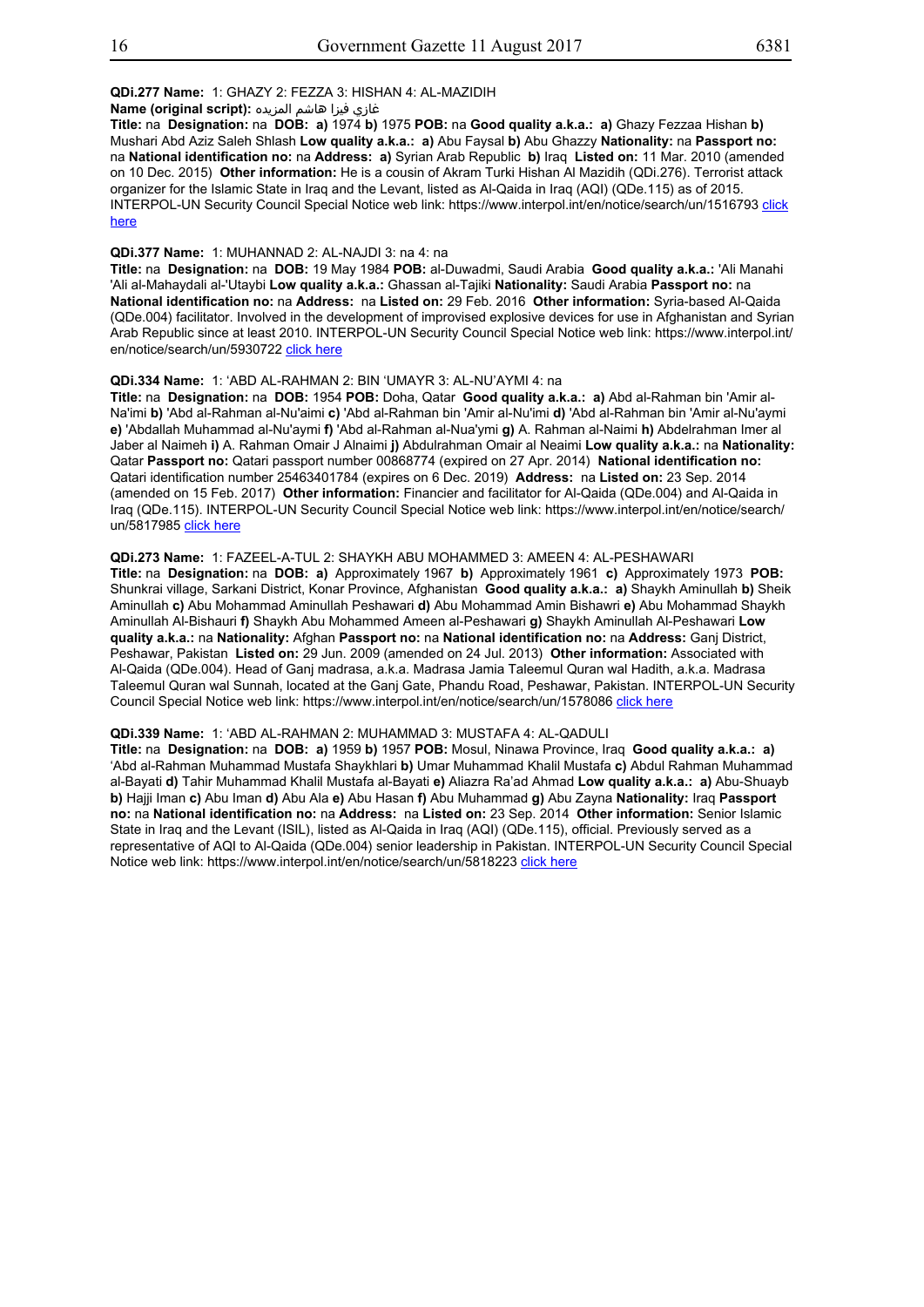**QDi.277 Name:** 1: GHAZY 2: FEZZA 3: HISHAN 4: AL-MAZIDIH

**Name (original script):** غازي فيزا هاشم المزيده

**Title:** na **Designation:** na **DOB:** **a)** 1974 **b)** 1975 **POB:** na **Good quality a.k.a.:** **a)** Ghazy Fezzaa Hishan **b)** Mushari Abd Aziz Saleh Shlash **Low quality a.k.a.:** **a)** Abu Faysal **b)** Abu Ghazzy **Nationality:** na **Passport no:** na **National identification no:** na **Address:** **a)** Syrian Arab Republic **b)** Iraq **Listed on:** 11 Mar. 2010 (amended on 10 Dec. 2015) **Other information:** He is a cousin of Akram Turki Hishan Al Mazidih (QDi.276). Terrorist attack organizer for the Islamic State in Iraq and the Levant, listed as Al-Qaida in Iraq (AQI) (QDe.115) as of 2015. INTERPOL-UN Security Council Special Notice web link: https://www.interpol.int/en/notice/search/un/1516793 click here

**QDi.377 Name:** 1: MUHANNAD 2: AL-NAJDI 3: na 4: na

**Title:** na **Designation:** na **DOB:** 19 May 1984 **POB:** al-Duwadmi, Saudi Arabia **Good quality a.k.a.:** 'Ali Manahi 'Ali al-Mahaydali al-'Utaybi **Low quality a.k.a.:** Ghassan al-Tajiki **Nationality:** Saudi Arabia **Passport no:** na **National identification no:** na **Address:** na **Listed on:** 29 Feb. 2016 **Other information:** Syria-based Al-Qaida (QDe.004) facilitator. Involved in the development of improvised explosive devices for use in Afghanistan and Syrian Arab Republic since at least 2010. INTERPOL-UN Security Council Special Notice web link: https://www.interpol.int/en/notice/search/un/5930722 click here

**QDi.334 Name:** 1: 'ABD AL-RAHMAN 2: BIN 'UMAYR 3: AL-NU'AYMI 4: na

**Title:** na **Designation:** na **DOB:** 1954 **POB:** Doha, Qatar **Good quality a.k.a.:** **a)** Abd al-Rahman bin 'Amir al-Na'imi **b)** 'Abd al-Rahman al-Nu'aimi **c)** 'Abd al-Rahman bin 'Amir al-Nu'imi **d)** 'Abd al-Rahman bin 'Amir al-Nu'aymi **e)** 'Abdallah Muhammad al-Nu'aymi **f)** 'Abd al-Rahman al-Nua'ymi **g)** A. Rahman al-Naimi **h)** Abdelrahman Imer al Jaber al Naimeh **i)** A. Rahman Omair J Alnaimi **j)** Abdulrahman Omair al Neaimi **Low quality a.k.a.:** na **Nationality:** Qatar **Passport no:** Qatari passport number 00868774 (expired on 27 Apr. 2014) **National identification no:** Qatari identification number 25463401784 (expires on 6 Dec. 2019) **Address:** na **Listed on:** 23 Sep. 2014 (amended on 15 Feb. 2017) **Other information:** Financier and facilitator for Al-Qaida (QDe.004) and Al-Qaida in Iraq (QDe.115). INTERPOL-UN Security Council Special Notice web link: https://www.interpol.int/en/notice/search/un/5817985 click here

**QDi.273 Name:** 1: FAZEEL-A-TUL 2: SHAYKH ABU MOHAMMED 3: AMEEN 4: AL-PESHAWARI

**Title:** na **Designation:** na **DOB:** **a)** Approximately 1967 **b)** Approximately 1961 **c)** Approximately 1973 **POB:** Shunkrai village, Sarkani District, Konar Province, Afghanistan **Good quality a.k.a.:** **a)** Shaykh Aminullah **b)** Sheik Aminullah **c)** Abu Mohammad Aminullah Peshawari **d)** Abu Mohammad Amin Bishawri **e)** Abu Mohammad Shaykh Aminullah Al-Bishauri **f)** Shaykh Abu Mohammed Ameen al-Peshawari **g)** Shaykh Aminullah Al-Peshawari **Low quality a.k.a.:** na **Nationality:** Afghan **Passport no:** na **National identification no:** na **Address:** Ganj District, Peshawar, Pakistan **Listed on:** 29 Jun. 2009 (amended on 24 Jul. 2013) **Other information:** Associated with Al-Qaida (QDe.004). Head of Ganj madrasa, a.k.a. Madrasa Jamia Taleemul Quran wal Hadith, a.k.a. Madrasa Taleemul Quran wal Sunnah, located at the Ganj Gate, Phandu Road, Peshawar, Pakistan. INTERPOL-UN Security Council Special Notice web link: https://www.interpol.int/en/notice/search/un/1578086 click here

**QDi.339 Name:** 1: 'ABD AL-RAHMAN 2: MUHAMMAD 3: MUSTAFA 4: AL-QADULI

**Title:** na **Designation:** na **DOB:** **a)** 1959 **b)** 1957 **POB:** Mosul, Ninawa Province, Iraq **Good quality a.k.a.:** **a)** 'Abd al-Rahman Muhammad Mustafa Shaykhlari **b)** Umar Muhammad Khalil Mustafa **c)** Abdul Rahman Muhammad al-Bayati **d)** Tahir Muhammad Khalil Mustafa al-Bayati **e)** Aliazra Ra'ad Ahmad **Low quality a.k.a.:** **a)** Abu-Shuayb **b)** Hajji Iman **c)** Abu Iman **d)** Abu Ala **e)** Abu Hasan **f)** Abu Muhammad **g)** Abu Zayna **Nationality:** Iraq **Passport no:** na **National identification no:** na **Address:** na **Listed on:** 23 Sep. 2014 **Other information:** Senior Islamic State in Iraq and the Levant (ISIL), listed as Al-Qaida in Iraq (AQI) (QDe.115), official. Previously served as a representative of AQI to Al-Qaida (QDe.004) senior leadership in Pakistan. INTERPOL-UN Security Council Special Notice web link: https://www.interpol.int/en/notice/search/un/5818223 click here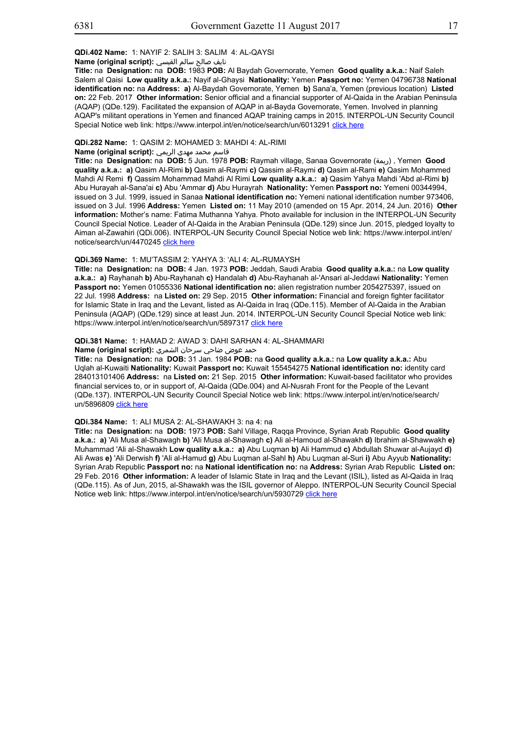**QDi.402 Name:** 1: NAYIF 2: SALIH 3: SALIM 4: AL-QAYSI

**Name (original script):** نايف صالح سالم القيسي

**Title:** na **Designation:** na **DOB:** 1983 **POB:** Al Baydah Governorate, Yemen **Good quality a.k.a.:** Naif Saleh Salem al Qaisi **Low quality a.k.a.:** Nayif al-Ghaysi **Nationality:** Yemen **Passport no:** Yemen 04796738 **National identification no:** na **Address:** **a)** Al-Baydah Governorate, Yemen **b)** Sana'a, Yemen (previous location) **Listed on:** 22 Feb. 2017 **Other information:** Senior official and a financial supporter of Al-Qaida in the Arabian Peninsula (AQAP) (QDe.129). Facilitated the expansion of AQAP in al-Bayda Governorate, Yemen. Involved in planning AQAP's militant operations in Yemen and financed AQAP training camps in 2015. INTERPOL-UN Security Council Special Notice web link: https://www.interpol.int/en/notice/search/un/6013291 click here

**QDi.282 Name:** 1: QASIM 2: MOHAMED 3: MAHDI 4: AL-RIMI

**Name (original script):** قاسم محمد مهدي الريمي

**Title:** na **Designation:** na **DOB:** 5 Jun. 1978 **POB:** Raymah village, Sanaa Governorate (ريمة) , Yemen **Good quality a.k.a.:** **a)** Qasim Al-Rimi **b)** Qasim al-Raymi **c)** Qassim al-Raymi **d)** Qasim al-Rami **e)** Qasim Mohammed Mahdi Al Remi **f)** Qassim Mohammad Mahdi Al Rimi **Low quality a.k.a.:** **a)** Qasim Yahya Mahdi 'Abd al-Rimi **b)** Abu Hurayah al-Sana'ai **c)** Abu 'Ammar **d)** Abu Hurayrah **Nationality:** Yemen **Passport no:** Yemeni 00344994, issued on 3 Jul. 1999, issued in Sanaa **National identification no:** Yemeni national identification number 973406, issued on 3 Jul. 1996 **Address:** Yemen **Listed on:** 11 May 2010 (amended on 15 Apr. 2014, 24 Jun. 2016) **Other information:** Mother's name: Fatima Muthanna Yahya. Photo available for inclusion in the INTERPOL-UN Security Council Special Notice. Leader of Al-Qaida in the Arabian Peninsula (QDe.129) since Jun. 2015, pledged loyalty to Aiman al-Zawahiri (QDi.006). INTERPOL-UN Security Council Special Notice web link: https://www.interpol.int/en/notice/search/un/4470245 click here

**QDi.369 Name:** 1: MU'TASSIM 2: YAHYA 3: 'ALI 4: AL-RUMAYSH

**Title:** na **Designation:** na **DOB:** 4 Jan. 1973 **POB:** Jeddah, Saudi Arabia **Good quality a.k.a.:** na **Low quality a.k.a.:** **a)** Rayhanah **b)** Abu-Rayhanah **c)** Handalah **d)** Abu-Rayhanah al-'Ansari al-Jeddawi **Nationality:** Yemen **Passport no:** Yemen 01055336 **National identification no:** alien registration number 2054275397, issued on 22 Jul. 1998 **Address:** na **Listed on:** 29 Sep. 2015 **Other information:** Financial and foreign fighter facilitator for Islamic State in Iraq and the Levant, listed as Al-Qaida in Iraq (QDe.115). Member of Al-Qaida in the Arabian Peninsula (AQAP) (QDe.129) since at least Jun. 2014. INTERPOL-UN Security Council Special Notice web link: https://www.interpol.int/en/notice/search/un/5897317 click here

**QDi.381 Name:** 1: HAMAD 2: AWAD 3: DAHI SARHAN 4: AL-SHAMMARI

**Name (original script):** حمد عوض ضاحي سرحان الشمري

**Title:** na **Designation:** na **DOB:** 31 Jan. 1984 **POB:** na **Good quality a.k.a.:** na **Low quality a.k.a.:** Abu Uqlah al-Kuwaiti **Nationality:** Kuwait **Passport no:** Kuwait 155454275 **National identification no:** identity card 284013101406 **Address:** na **Listed on:** 21 Sep. 2015 **Other information:** Kuwait-based facilitator who provides financial services to, or in support of, Al-Qaida (QDe.004) and Al-Nusrah Front for the People of the Levant (QDe.137). INTERPOL-UN Security Council Special Notice web link: https://www.interpol.int/en/notice/search/un/5896809 click here

**QDi.384 Name:** 1: ALI MUSA 2: AL-SHAWAKH 3: na 4: na

**Title:** na **Designation:** na **DOB:** 1973 **POB:** Sahl Village, Raqqa Province, Syrian Arab Republic **Good quality a.k.a.:** **a)** 'Ali Musa al-Shawagh **b)** 'Ali Musa al-Shawagh **c)** Ali al-Hamoud al-Shawakh **d)** Ibrahim al-Shawwakh **e)** Muhammad 'Ali al-Shawakh **Low quality a.k.a.:** **a)** Abu Luqman **b)** Ali Hammud **c)** Abdullah Shuwar al-Aujayd **d)** Ali Awas **e)** 'Ali Derwish **f)** 'Ali al-Hamud **g)** Abu Luqman al-Sahl **h)** Abu Luqman al-Suri **i)** Abu Ayyub **Nationality:** Syrian Arab Republic **Passport no:** na **National identification no:** na **Address:** Syrian Arab Republic **Listed on:** 29 Feb. 2016 **Other information:** A leader of Islamic State in Iraq and the Levant (ISIL), listed as Al-Qaida in Iraq (QDe.115). As of Jun, 2015, al-Shawakh was the ISIL governor of Aleppo. INTERPOL-UN Security Council Special Notice web link: https://www.interpol.int/en/notice/search/un/5930729 click here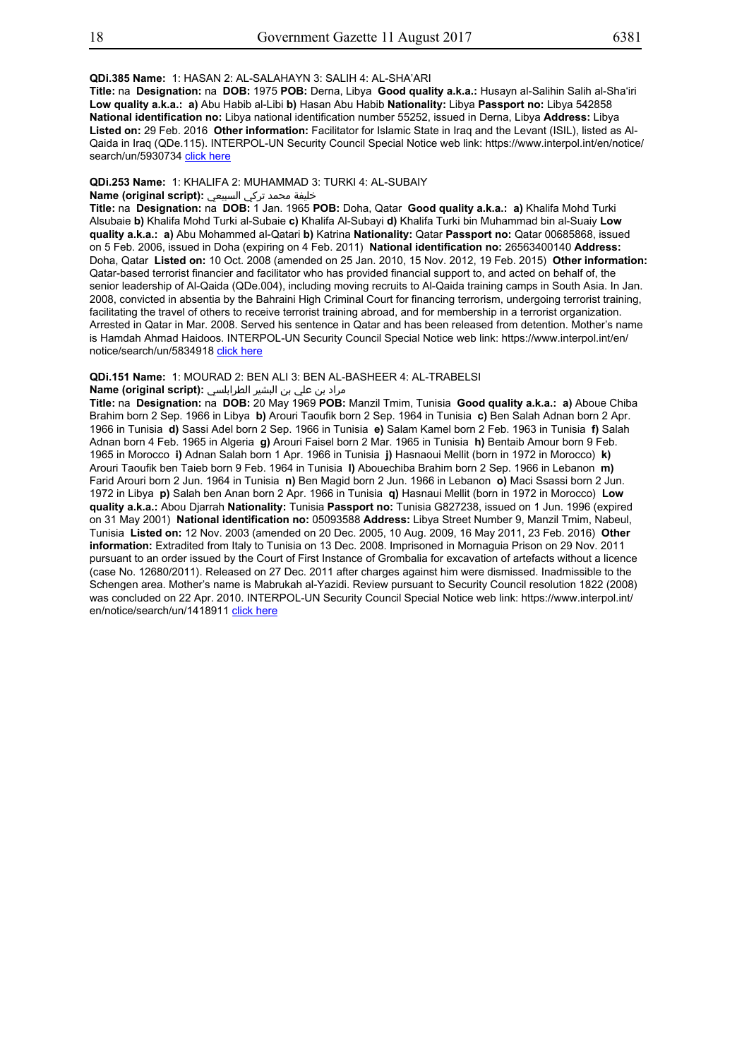**QDi.385 Name:** 1: HASAN 2: AL-SALAHAYN 3: SALIH 4: AL-SHA'ARI
**Title:** na **Designation:** na **DOB:** 1975 **POB:** Derna, Libya **Good quality a.k.a.:** Husayn al-Salihin Salih al-Sha'iri **Low quality a.k.a.:** **a)** Abu Habib al-Libi **b)** Hasan Abu Habib **Nationality:** Libya **Passport no:** Libya 542858 **National identification no:** Libya national identification number 55252, issued in Derna, Libya **Address:** Libya **Listed on:** 29 Feb. 2016 **Other information:** Facilitator for Islamic State in Iraq and the Levant (ISIL), listed as Al-Qaida in Iraq (QDe.115). INTERPOL-UN Security Council Special Notice web link: https://www.interpol.int/en/notice/search/un/5930734 click here

**QDi.253 Name:** 1: KHALIFA 2: MUHAMMAD 3: TURKI 4: AL-SUBAIY
**Name (original script):** خليفة محمد تركي السبيعي
**Title:** na **Designation:** na **DOB:** 1 Jan. 1965 **POB:** Doha, Qatar **Good quality a.k.a.:** **a)** Khalifa Mohd Turki Alsubaie **b)** Khalifa Mohd Turki al-Subaie **c)** Khalifa Al-Subayi **d)** Khalifa Turki bin Muhammad bin al-Suaiy **Low quality a.k.a.:** **a)** Abu Mohammed al-Qatari **b)** Katrina **Nationality:** Qatar **Passport no:** Qatar 00685868, issued on 5 Feb. 2006, issued in Doha (expiring on 4 Feb. 2011) **National identification no:** 26563400140 **Address:** Doha, Qatar **Listed on:** 10 Oct. 2008 (amended on 25 Jan. 2010, 15 Nov. 2012, 19 Feb. 2015) **Other information:** Qatar-based terrorist financier and facilitator who has provided financial support to, and acted on behalf of, the senior leadership of Al-Qaida (QDe.004), including moving recruits to Al-Qaida training camps in South Asia. In Jan. 2008, convicted in absentia by the Bahraini High Criminal Court for financing terrorism, undergoing terrorist training, facilitating the travel of others to receive terrorist training abroad, and for membership in a terrorist organization. Arrested in Qatar in Mar. 2008. Served his sentence in Qatar and has been released from detention. Mother's name is Hamdah Ahmad Haidoos. INTERPOL-UN Security Council Special Notice web link: https://www.interpol.int/en/notice/search/un/5834918 click here

**QDi.151 Name:** 1: MOURAD 2: BEN ALI 3: BEN AL-BASHEER 4: AL-TRABELSI
**Name (original script):** مراد بن علي بن البشير الطرابلسي
**Title:** na **Designation:** na **DOB:** 20 May 1969 **POB:** Manzil Tmim, Tunisia **Good quality a.k.a.:** **a)** Aboue Chiba Brahim born 2 Sep. 1966 in Libya **b)** Arouri Taoufik born 2 Sep. 1964 in Tunisia **c)** Ben Salah Adnan born 2 Apr. 1966 in Tunisia **d)** Sassi Adel born 2 Sep. 1966 in Tunisia **e)** Salam Kamel born 2 Feb. 1963 in Tunisia **f)** Salah Adnan born 4 Feb. 1965 in Algeria **g)** Arouri Faisel born 2 Mar. 1965 in Tunisia **h)** Bentaib Amour born 9 Feb. 1965 in Morocco **i)** Adnan Salah born 1 Apr. 1966 in Tunisia **j)** Hasnaoui Mellit (born in 1972 in Morocco) **k)** Arouri Taoufik ben Taieb born 9 Feb. 1964 in Tunisia **l)** Abouechiba Brahim born 2 Sep. 1966 in Lebanon **m)** Farid Arouri born 2 Jun. 1964 in Tunisia **n)** Ben Magid born 2 Jun. 1966 in Lebanon **o)** Maci Ssassi born 2 Jun. 1972 in Libya **p)** Salah ben Anan born 2 Apr. 1966 in Tunisia **q)** Hasnaui Mellit (born in 1972 in Morocco) **Low quality a.k.a.:** Abou Djarrah **Nationality:** Tunisia **Passport no:** Tunisia G827238, issued on 1 Jun. 1996 (expired on 31 May 2001) **National identification no:** 05093588 **Address:** Libya Street Number 9, Manzil Tmim, Nabeul, Tunisia **Listed on:** 12 Nov. 2003 (amended on 20 Dec. 2005, 10 Aug. 2009, 16 May 2011, 23 Feb. 2016) **Other information:** Extradited from Italy to Tunisia on 13 Dec. 2008. Imprisoned in Mornaguia Prison on 29 Nov. 2011 pursuant to an order issued by the Court of First Instance of Grombalia for excavation of artefacts without a licence (case No. 12680/2011). Released on 27 Dec. 2011 after charges against him were dismissed. Inadmissible to the Schengen area. Mother's name is Mabrukah al-Yazidi. Review pursuant to Security Council resolution 1822 (2008) was concluded on 22 Apr. 2010. INTERPOL-UN Security Council Special Notice web link: https://www.interpol.int/en/notice/search/un/1418911 click here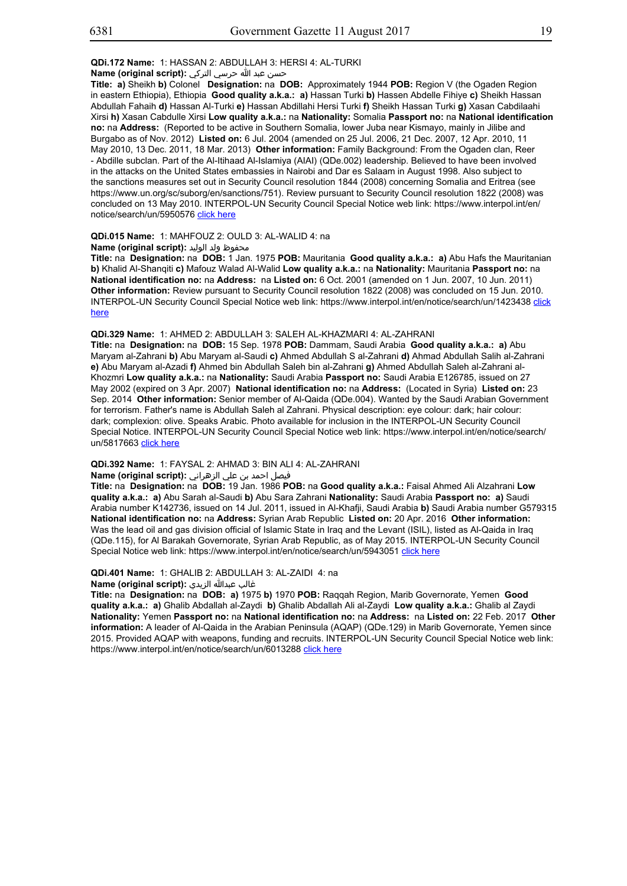**QDi.172 Name:** 1: HASSAN 2: ABDULLAH 3: HERSI 4: AL-TURKI
**Name (original script):** حسن عبد الله حرسي التركي
**Title:** **a)** Sheikh **b)** Colonel **Designation:** na **DOB:** Approximately 1944 **POB:** Region V (the Ogaden Region in eastern Ethiopia), Ethiopia **Good quality a.k.a.:** **a)** Hassan Turki **b)** Hassen Abdelle Fihiye **c)** Sheikh Hassan Abdullah Fahaih **d)** Hassan Al-Turki **e)** Hassan Abdillahi Hersi Turki **f)** Sheikh Hassan Turki **g)** Xasan Cabdilaahi Xirsi **h)** Xasan Cabdulle Xirsi **Low quality a.k.a.:** na **Nationality:** Somalia **Passport no:** na **National identification no:** na **Address:** (Reported to be active in Southern Somalia, lower Juba near Kismayo, mainly in Jilibe and Burgabo as of Nov. 2012) **Listed on:** 6 Jul. 2004 (amended on 25 Jul. 2006, 21 Dec. 2007, 12 Apr. 2010, 11 May 2010, 13 Dec. 2011, 18 Mar. 2013) **Other information:** Family Background: From the Ogaden clan, Reer - Abdille subclan. Part of the Al-Itihaad Al-Islamiya (AIAI) (QDe.002) leadership. Believed to have been involved in the attacks on the United States embassies in Nairobi and Dar es Salaam in August 1998. Also subject to the sanctions measures set out in Security Council resolution 1844 (2008) concerning Somalia and Eritrea (see https://www.un.org/sc/suborg/en/sanctions/751). Review pursuant to Security Council resolution 1822 (2008) was concluded on 13 May 2010. INTERPOL-UN Security Council Special Notice web link: https://www.interpol.int/en/notice/search/un/5950576 click here

**QDi.015 Name:** 1: MAHFOUZ 2: OULD 3: AL-WALID 4: na
**Name (original script):** محفوظ ولد الوليد
**Title:** na **Designation:** na **DOB:** 1 Jan. 1975 **POB:** Mauritania **Good quality a.k.a.:** **a)** Abu Hafs the Mauritanian **b)** Khalid Al-Shanqiti **c)** Mafouz Walad Al-Walid **Low quality a.k.a.:** na **Nationality:** Mauritania **Passport no:** na **National identification no:** na **Address:** na **Listed on:** 6 Oct. 2001 (amended on 1 Jun. 2007, 10 Jun. 2011) **Other information:** Review pursuant to Security Council resolution 1822 (2008) was concluded on 15 Jun. 2010. INTERPOL-UN Security Council Special Notice web link: https://www.interpol.int/en/notice/search/un/1423438 click here

**QDi.329 Name:** 1: AHMED 2: ABDULLAH 3: SALEH AL-KHAZMARI 4: AL-ZAHRANI
**Title:** na **Designation:** na **DOB:** 15 Sep. 1978 **POB:** Dammam, Saudi Arabia **Good quality a.k.a.:** **a)** Abu Maryam al-Zahrani **b)** Abu Maryam al-Saudi **c)** Ahmed Abdullah S al-Zahrani **d)** Ahmad Abdullah Salih al-Zahrani **e)** Abu Maryam al-Azadi **f)** Ahmed bin Abdullah Saleh bin al-Zahrani **g)** Ahmed Abdullah Saleh al-Zahrani al-Khozmri **Low quality a.k.a.:** na **Nationality:** Saudi Arabia **Passport no:** Saudi Arabia E126785, issued on 27 May 2002 (expired on 3 Apr. 2007) **National identification no:** na **Address:** (Located in Syria) **Listed on:** 23 Sep. 2014 **Other information:** Senior member of Al-Qaida (QDe.004). Wanted by the Saudi Arabian Government for terrorism. Father's name is Abdullah Saleh al Zahrani. Physical description: eye colour: dark; hair colour: dark; complexion: olive. Speaks Arabic. Photo available for inclusion in the INTERPOL-UN Security Council Special Notice. INTERPOL-UN Security Council Special Notice web link: https://www.interpol.int/en/notice/search/un/5817663 click here

**QDi.392 Name:** 1: FAYSAL 2: AHMAD 3: BIN ALI 4: AL-ZAHRANI
**Name (original script):** فيصل احمد بن علي الزهراني
**Title:** na **Designation:** na **DOB:** 19 Jan. 1986 **POB:** na **Good quality a.k.a.:** Faisal Ahmed Ali Alzahrani **Low quality a.k.a.:** **a)** Abu Sarah al-Saudi **b)** Abu Sara Zahrani **Nationality:** Saudi Arabia **Passport no:** **a)** Saudi Arabia number K142736, issued on 14 Jul. 2011, issued in Al-Khafji, Saudi Arabia **b)** Saudi Arabia number G579315 **National identification no:** na **Address:** Syrian Arab Republic **Listed on:** 20 Apr. 2016 **Other information:** Was the lead oil and gas division official of Islamic State in Iraq and the Levant (ISIL), listed as Al-Qaida in Iraq (QDe.115), for Al Barakah Governorate, Syrian Arab Republic, as of May 2015. INTERPOL-UN Security Council Special Notice web link: https://www.interpol.int/en/notice/search/un/5943051 click here

**QDi.401 Name:** 1: GHALIB 2: ABDULLAH 3: AL-ZAIDI 4: na
**Name (original script):** غالب عبدالله الزيدي
**Title:** na **Designation:** na **DOB:** **a)** 1975 **b)** 1970 **POB:** Raqqah Region, Marib Governorate, Yemen **Good quality a.k.a.:** **a)** Ghalib Abdallah al-Zaydi **b)** Ghalib Abdallah Ali al-Zaydi **Low quality a.k.a.:** Ghalib al Zaydi **Nationality:** Yemen **Passport no:** na **National identification no:** na **Address:** na **Listed on:** 22 Feb. 2017 **Other information:** A leader of Al-Qaida in the Arabian Peninsula (AQAP) (QDe.129) in Marib Governorate, Yemen since 2015. Provided AQAP with weapons, funding and recruits. INTERPOL-UN Security Council Special Notice web link: https://www.interpol.int/en/notice/search/un/6013288 click here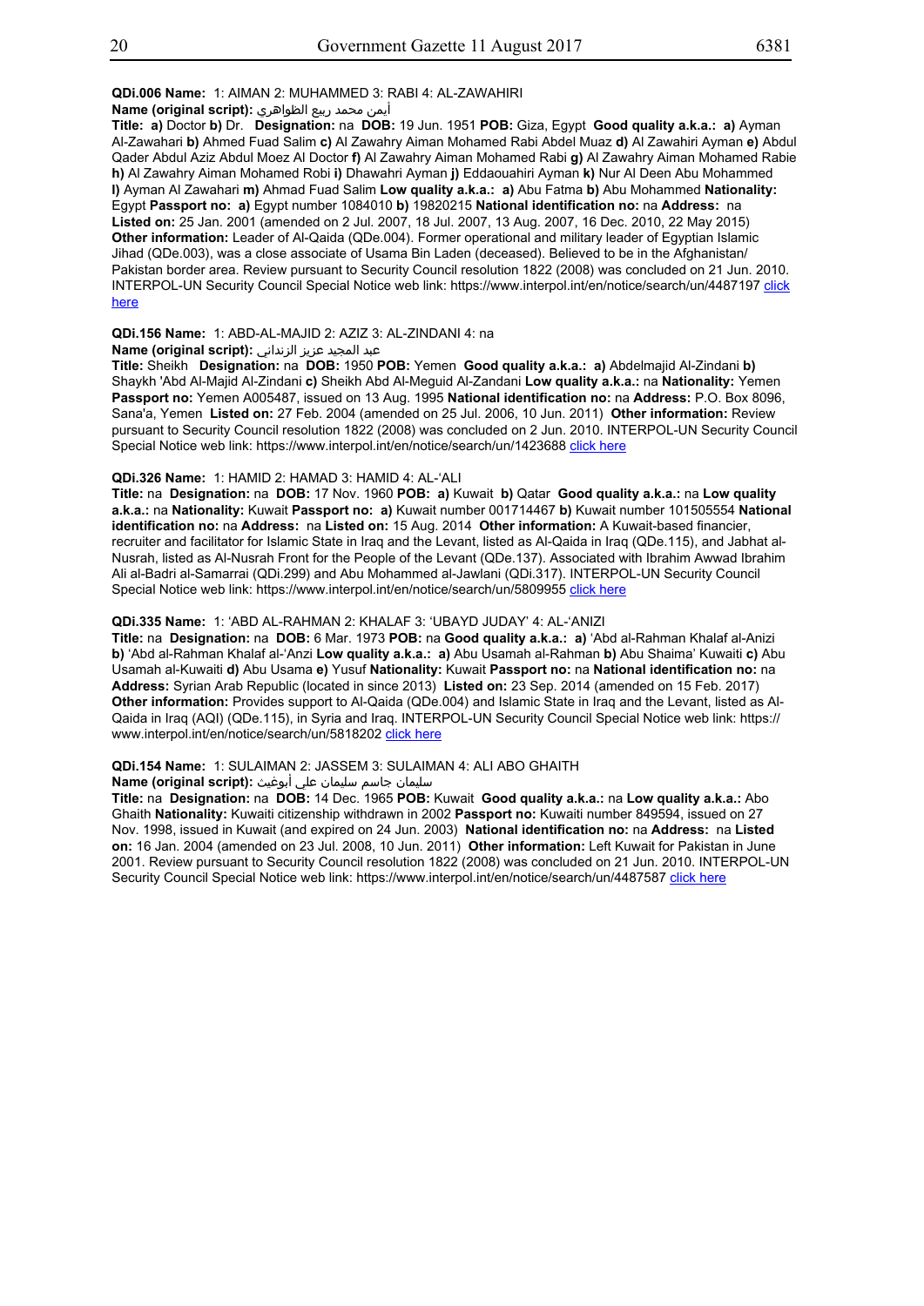**QDi.006 Name:** 1: AIMAN 2: MUHAMMED 3: RABI 4: AL-ZAWAHIRI

**Name (original script):** أيمن محمد ربيع الظواهري

**Title:** **a)** Doctor **b)** Dr. **Designation:** na **DOB:** 19 Jun. 1951 **POB:** Giza, Egypt **Good quality a.k.a.:** **a)** Ayman Al-Zawahari **b)** Ahmed Fuad Salim **c)** Al Zawahry Aiman Mohamed Rabi Abdel Muaz **d)** Al Zawahiri Ayman **e)** Abdul Qader Abdul Aziz Abdul Moez Al Doctor **f)** Al Zawahry Aiman Mohamed Rabi **g)** Al Zawahry Aiman Mohamed Rabie **h)** Al Zawahry Aiman Mohamed Robi **i)** Dhawahri Ayman **j)** Eddaouahiri Ayman **k)** Nur Al Deen Abu Mohammed **l)** Ayman Al Zawahari **m)** Ahmad Fuad Salim **Low quality a.k.a.:** **a)** Abu Fatma **b)** Abu Mohammed **Nationality:** Egypt **Passport no:** **a)** Egypt number 1084010 **b)** 19820215 **National identification no:** na **Address:** na **Listed on:** 25 Jan. 2001 (amended on 2 Jul. 2007, 18 Jul. 2007, 13 Aug. 2007, 16 Dec. 2010, 22 May 2015) **Other information:** Leader of Al-Qaida (QDe.004). Former operational and military leader of Egyptian Islamic Jihad (QDe.003), was a close associate of Usama Bin Laden (deceased). Believed to be in the Afghanistan/Pakistan border area. Review pursuant to Security Council resolution 1822 (2008) was concluded on 21 Jun. 2010. INTERPOL-UN Security Council Special Notice web link: https://www.interpol.int/en/notice/search/un/4487197 click here

**QDi.156 Name:** 1: ABD-AL-MAJID 2: AZIZ 3: AL-ZINDANI 4: na

**Name (original script):** عبد المجيد عزيز الزنداني

**Title:** Sheikh **Designation:** na **DOB:** 1950 **POB:** Yemen **Good quality a.k.a.:** **a)** Abdelmajid Al-Zindani **b)** Shaykh 'Abd Al-Majid Al-Zindani **c)** Sheikh Abd Al-Meguid Al-Zandani **Low quality a.k.a.:** na **Nationality:** Yemen **Passport no:** Yemen A005487, issued on 13 Aug. 1995 **National identification no:** na **Address:** P.O. Box 8096, Sana'a, Yemen **Listed on:** 27 Feb. 2004 (amended on 25 Jul. 2006, 10 Jun. 2011) **Other information:** Review pursuant to Security Council resolution 1822 (2008) was concluded on 2 Jun. 2010. INTERPOL-UN Security Council Special Notice web link: https://www.interpol.int/en/notice/search/un/1423688 click here

**QDi.326 Name:** 1: HAMID 2: HAMAD 3: HAMID 4: AL-'ALI

**Title:** na **Designation:** na **DOB:** 17 Nov. 1960 **POB:** **a)** Kuwait **b)** Qatar **Good quality a.k.a.:** na **Low quality a.k.a.:** na **Nationality:** Kuwait **Passport no:** **a)** Kuwait number 001714467 **b)** Kuwait number 101505554 **National identification no:** na **Address:** na **Listed on:** 15 Aug. 2014 **Other information:** A Kuwait-based financier, recruiter and facilitator for Islamic State in Iraq and the Levant, listed as Al-Qaida in Iraq (QDe.115), and Jabhat al-Nusrah, listed as Al-Nusrah Front for the People of the Levant (QDe.137). Associated with Ibrahim Awwad Ibrahim Ali al-Badri al-Samarrai (QDi.299) and Abu Mohammed al-Jawlani (QDi.317). INTERPOL-UN Security Council Special Notice web link: https://www.interpol.int/en/notice/search/un/5809955 click here

**QDi.335 Name:** 1: 'ABD AL-RAHMAN 2: KHALAF 3: 'UBAYD JUDAY' 4: AL-'ANIZI

**Title:** na **Designation:** na **DOB:** 6 Mar. 1973 **POB:** na **Good quality a.k.a.:** **a)** 'Abd al-Rahman Khalaf al-Anizi **b)** 'Abd al-Rahman Khalaf al-'Anzi **Low quality a.k.a.:** **a)** Abu Usamah al-Rahman **b)** Abu Shaima' Kuwaiti **c)** Abu Usamah al-Kuwaiti **d)** Abu Usama **e)** Yusuf **Nationality:** Kuwait **Passport no:** na **National identification no:** na **Address:** Syrian Arab Republic (located in since 2013) **Listed on:** 23 Sep. 2014 (amended on 15 Feb. 2017) **Other information:** Provides support to Al-Qaida (QDe.004) and Islamic State in Iraq and the Levant, listed as Al-Qaida in Iraq (AQI) (QDe.115), in Syria and Iraq. INTERPOL-UN Security Council Special Notice web link: https://www.interpol.int/en/notice/search/un/5818202 click here

**QDi.154 Name:** 1: SULAIMAN 2: JASSEM 3: SULAIMAN 4: ALI ABO GHAITH

**Name (original script):** سليمان جاسم سليمان علي أبوغيث

**Title:** na **Designation:** na **DOB:** 14 Dec. 1965 **POB:** Kuwait **Good quality a.k.a.:** na **Low quality a.k.a.:** Abo Ghaith **Nationality:** Kuwaiti citizenship withdrawn in 2002 **Passport no:** Kuwaiti number 849594, issued on 27 Nov. 1998, issued in Kuwait (and expired on 24 Jun. 2003) **National identification no:** na **Address:** na **Listed on:** 16 Jan. 2004 (amended on 23 Jul. 2008, 10 Jun. 2011) **Other information:** Left Kuwait for Pakistan in June 2001. Review pursuant to Security Council resolution 1822 (2008) was concluded on 21 Jun. 2010. INTERPOL-UN Security Council Special Notice web link: https://www.interpol.int/en/notice/search/un/4487587 click here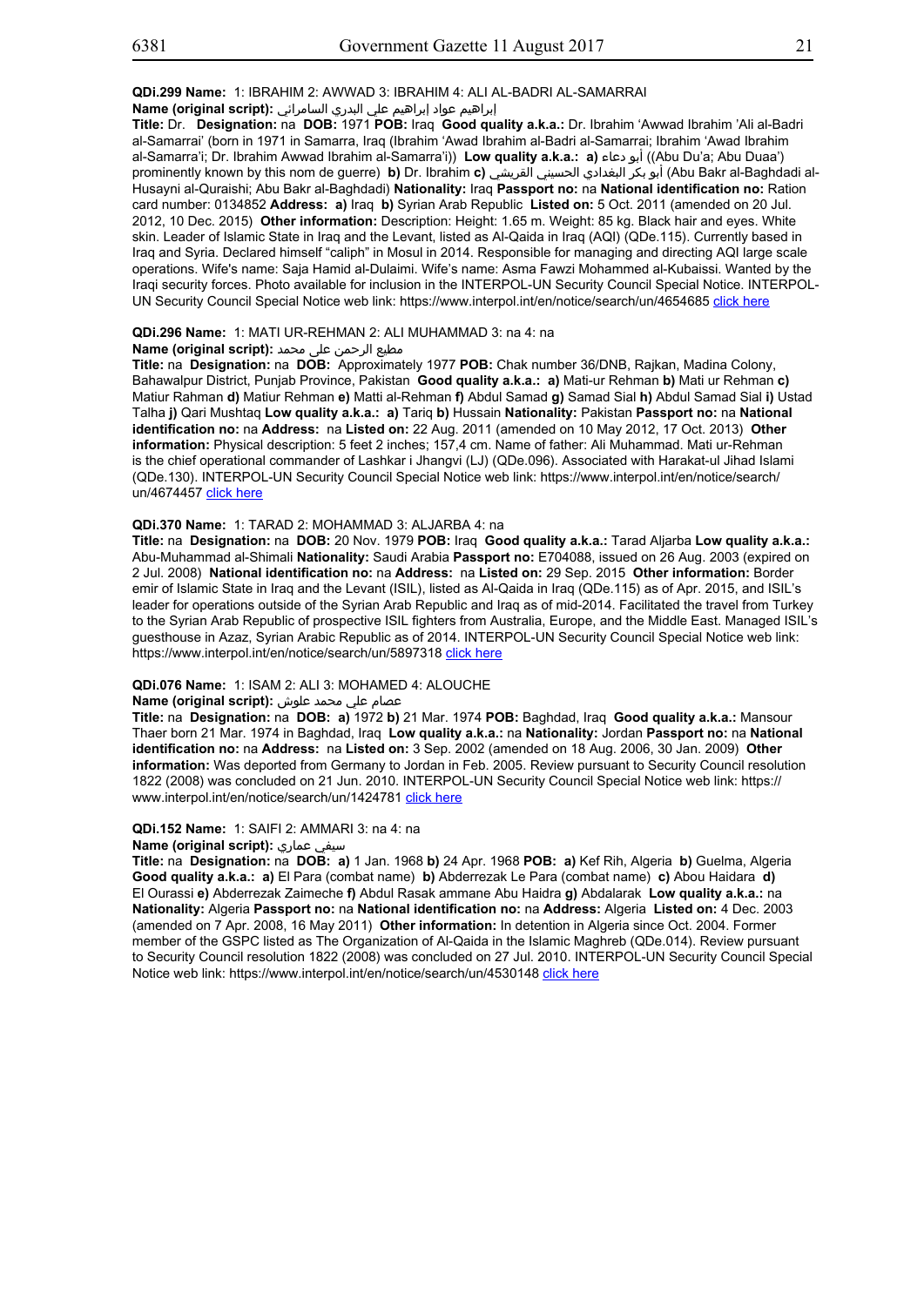**QDi.299 Name:** 1: IBRAHIM 2: AWWAD 3: IBRAHIM 4: ALI AL-BADRI AL-SAMARRAI

**Name (original script):** إبراهيم عواد إبراهيم علي البدري السامرائي

**Title:** Dr. **Designation:** na **DOB:** 1971 **POB:** Iraq **Good quality a.k.a.:** Dr. Ibrahim 'Awwad Ibrahim 'Ali al-Badri al-Samarrai' (born in 1971 in Samarra, Iraq (Ibrahim 'Awad Ibrahim al-Badri al-Samarrai; Ibrahim 'Awad Ibrahim al-Samarra'i; Dr. Ibrahim Awwad Ibrahim al-Samarra'i)) **Low quality a.k.a.:** **a)** أبو دعاء ((Abu Du'a; Abu Duaa') prominently known by this nom de guerre) **b)** Dr. Ibrahim **c)** أبو بكر البغدادي الحسيني القريشي (Abu Bakr al-Baghdadi al-Husayni al-Quraishi; Abu Bakr al-Baghdadi) **Nationality:** Iraq **Passport no:** na **National identification no:** Ration card number: 0134852 **Address:** **a)** Iraq **b)** Syrian Arab Republic **Listed on:** 5 Oct. 2011 (amended on 20 Jul. 2012, 10 Dec. 2015) **Other information:** Description: Height: 1.65 m. Weight: 85 kg. Black hair and eyes. White skin. Leader of Islamic State in Iraq and the Levant, listed as Al-Qaida in Iraq (AQI) (QDe.115). Currently based in Iraq and Syria. Declared himself "caliph" in Mosul in 2014. Responsible for managing and directing AQI large scale operations. Wife's name: Saja Hamid al-Dulaimi. Wife's name: Asma Fawzi Mohammed al-Kubaissi. Wanted by the Iraqi security forces. Photo available for inclusion in the INTERPOL-UN Security Council Special Notice. INTERPOL-UN Security Council Special Notice web link: https://www.interpol.int/en/notice/search/un/4654685 click here

**QDi.296 Name:** 1: MATI UR-REHMAN 2: ALI MUHAMMAD 3: na 4: na

**Name (original script):** مطيع الرحمن علی محمد

**Title:** na **Designation:** na **DOB:** Approximately 1977 **POB:** Chak number 36/DNB, Rajkan, Madina Colony, Bahawalpur District, Punjab Province, Pakistan **Good quality a.k.a.:** **a)** Mati-ur Rehman **b)** Mati ur Rehman **c)** Matiur Rahman **d)** Matiur Rehman **e)** Matti al-Rehman **f)** Abdul Samad **g)** Samad Sial **h)** Abdul Samad Sial **i)** Ustad Talha **j)** Qari Mushtaq **Low quality a.k.a.:** **a)** Tariq **b)** Hussain **Nationality:** Pakistan **Passport no:** na **National identification no:** na **Address:** na **Listed on:** 22 Aug. 2011 (amended on 10 May 2012, 17 Oct. 2013) **Other information:** Physical description: 5 feet 2 inches; 157,4 cm. Name of father: Ali Muhammad. Mati ur-Rehman is the chief operational commander of Lashkar i Jhangvi (LJ) (QDe.096). Associated with Harakat-ul Jihad Islami (QDe.130). INTERPOL-UN Security Council Special Notice web link: https://www.interpol.int/en/notice/search/un/4674457 click here

**QDi.370 Name:** 1: TARAD 2: MOHAMMAD 3: ALJARBA 4: na

**Title:** na **Designation:** na **DOB:** 20 Nov. 1979 **POB:** Iraq **Good quality a.k.a.:** Tarad Aljarba **Low quality a.k.a.:** Abu-Muhammad al-Shimali **Nationality:** Saudi Arabia **Passport no:** E704088, issued on 26 Aug. 2003 (expired on 2 Jul. 2008) **National identification no:** na **Address:** na **Listed on:** 29 Sep. 2015 **Other information:** Border emir of Islamic State in Iraq and the Levant (ISIL), listed as Al-Qaida in Iraq (QDe.115) as of Apr. 2015, and ISIL's leader for operations outside of the Syrian Arab Republic and Iraq as of mid-2014. Facilitated the travel from Turkey to the Syrian Arab Republic of prospective ISIL fighters from Australia, Europe, and the Middle East. Managed ISIL's guesthouse in Azaz, Syrian Arabic Republic as of 2014. INTERPOL-UN Security Council Special Notice web link: https://www.interpol.int/en/notice/search/un/5897318 click here

**QDi.076 Name:** 1: ISAM 2: ALI 3: MOHAMED 4: ALOUCHE

**Name (original script):** عصام علي محمد علوش

**Title:** na **Designation:** na **DOB:** **a)** 1972 **b)** 21 Mar. 1974 **POB:** Baghdad, Iraq **Good quality a.k.a.:** Mansour Thaer born 21 Mar. 1974 in Baghdad, Iraq **Low quality a.k.a.:** na **Nationality:** Jordan **Passport no:** na **National identification no:** na **Address:** na **Listed on:** 3 Sep. 2002 (amended on 18 Aug. 2006, 30 Jan. 2009) **Other information:** Was deported from Germany to Jordan in Feb. 2005. Review pursuant to Security Council resolution 1822 (2008) was concluded on 21 Jun. 2010. INTERPOL-UN Security Council Special Notice web link: https://www.interpol.int/en/notice/search/un/1424781 click here

**QDi.152 Name:** 1: SAIFI 2: AMMARI 3: na 4: na

**Name (original script):** سيفي عماري

**Title:** na **Designation:** na **DOB:** **a)** 1 Jan. 1968 **b)** 24 Apr. 1968 **POB:** **a)** Kef Rih, Algeria **b)** Guelma, Algeria **Good quality a.k.a.:** **a)** El Para (combat name) **b)** Abderrezak Le Para (combat name) **c)** Abou Haidara **d)** El Ourassi **e)** Abderrezak Zaimeche **f)** Abdul Rasak ammane Abu Haidra **g)** Abdalarak **Low quality a.k.a.:** na **Nationality:** Algeria **Passport no:** na **National identification no:** na **Address:** Algeria **Listed on:** 4 Dec. 2003 (amended on 7 Apr. 2008, 16 May 2011) **Other information:** In detention in Algeria since Oct. 2004. Former member of the GSPC listed as The Organization of Al-Qaida in the Islamic Maghreb (QDe.014). Review pursuant to Security Council resolution 1822 (2008) was concluded on 27 Jul. 2010. INTERPOL-UN Security Council Special Notice web link: https://www.interpol.int/en/notice/search/un/4530148 click here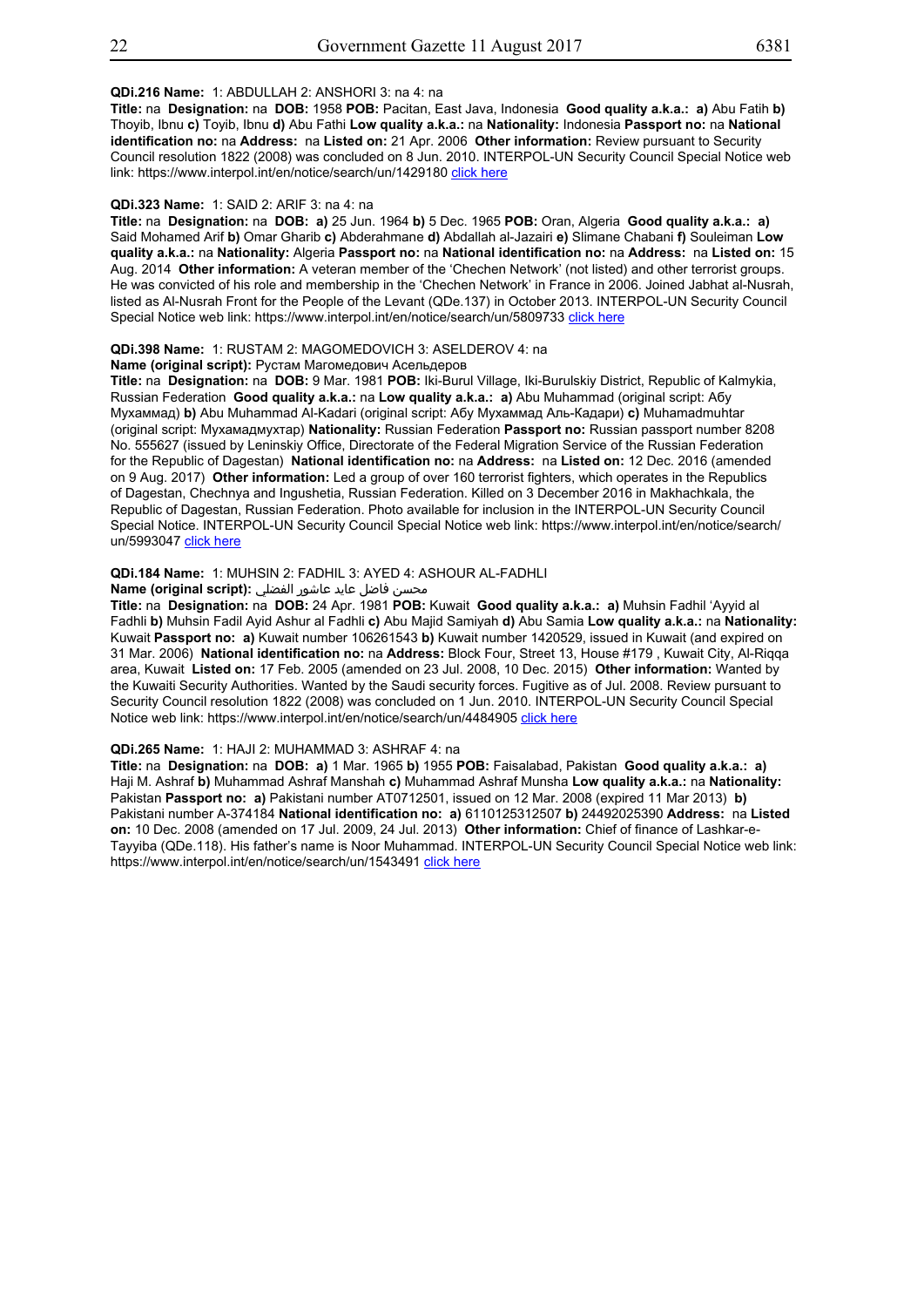**QDi.216 Name:** 1: ABDULLAH 2: ANSHORI 3: na 4: na

**Title:** na **Designation:** na **DOB:** 1958 **POB:** Pacitan, East Java, Indonesia **Good quality a.k.a.:** **a)** Abu Fatih **b)** Thoyib, Ibnu **c)** Toyib, Ibnu **d)** Abu Fathi **Low quality a.k.a.:** na **Nationality:** Indonesia **Passport no:** na **National identification no:** na **Address:** na **Listed on:** 21 Apr. 2006 **Other information:** Review pursuant to Security Council resolution 1822 (2008) was concluded on 8 Jun. 2010. INTERPOL-UN Security Council Special Notice web link: https://www.interpol.int/en/notice/search/un/1429180 click here

**QDi.323 Name:** 1: SAID 2: ARIF 3: na 4: na

**Title:** na **Designation:** na **DOB:** **a)** 25 Jun. 1964 **b)** 5 Dec. 1965 **POB:** Oran, Algeria **Good quality a.k.a.:** **a)** Said Mohamed Arif **b)** Omar Gharib **c)** Abderahmane **d)** Abdallah al-Jazairi **e)** Slimane Chabani **f)** Souleiman **Low quality a.k.a.:** na **Nationality:** Algeria **Passport no:** na **National identification no:** na **Address:** na **Listed on:** 15 Aug. 2014 **Other information:** A veteran member of the 'Chechen Network' (not listed) and other terrorist groups. He was convicted of his role and membership in the 'Chechen Network' in France in 2006. Joined Jabhat al-Nusrah, listed as Al-Nusrah Front for the People of the Levant (QDe.137) in October 2013. INTERPOL-UN Security Council Special Notice web link: https://www.interpol.int/en/notice/search/un/5809733 click here

**QDi.398 Name:** 1: RUSTAM 2: MAGOMEDOVICH 3: ASELDEROV 4: na

**Name (original script):** Рустам Магомедович Асельдеров

**Title:** na **Designation:** na **DOB:** 9 Mar. 1981 **POB:** Iki-Burul Village, Iki-Burulskiy District, Republic of Kalmykia, Russian Federation **Good quality a.k.a.:** na **Low quality a.k.a.:** **a)** Abu Muhammad (original script: Абу Мухаммад) **b)** Abu Muhammad Al-Kadari (original script: Абу Мухаммад Аль-Кадари) **c)** Muhamadmuhtar (original script: Мухамадмухтар) **Nationality:** Russian Federation **Passport no:** Russian passport number 8208 No. 555627 (issued by Leninskiy Office, Directorate of the Federal Migration Service of the Russian Federation for the Republic of Dagestan) **National identification no:** na **Address:** na **Listed on:** 12 Dec. 2016 (amended on 9 Aug. 2017) **Other information:** Led a group of over 160 terrorist fighters, which operates in the Republics of Dagestan, Chechnya and Ingushetia, Russian Federation. Killed on 3 December 2016 in Makhachkala, the Republic of Dagestan, Russian Federation. Photo available for inclusion in the INTERPOL-UN Security Council Special Notice. INTERPOL-UN Security Council Special Notice web link: https://www.interpol.int/en/notice/search/un/5993047 click here

**QDi.184 Name:** 1: MUHSIN 2: FADHIL 3: AYED 4: ASHOUR AL-FADHLI

**Name (original script):** محسن فاضل عايد عاشور الفضلي

**Title:** na **Designation:** na **DOB:** 24 Apr. 1981 **POB:** Kuwait **Good quality a.k.a.:** **a)** Muhsin Fadhil 'Ayyid al Fadhli **b)** Muhsin Fadil Ayid Ashur al Fadhli **c)** Abu Majid Samiyah **d)** Abu Samia **Low quality a.k.a.:** na **Nationality:** Kuwait **Passport no:** **a)** Kuwait number 106261543 **b)** Kuwait number 1420529, issued in Kuwait (and expired on 31 Mar. 2006) **National identification no:** na **Address:** Block Four, Street 13, House #179 , Kuwait City, Al-Riqqa area, Kuwait **Listed on:** 17 Feb. 2005 (amended on 23 Jul. 2008, 10 Dec. 2015) **Other information:** Wanted by the Kuwaiti Security Authorities. Wanted by the Saudi security forces. Fugitive as of Jul. 2008. Review pursuant to Security Council resolution 1822 (2008) was concluded on 1 Jun. 2010. INTERPOL-UN Security Council Special Notice web link: https://www.interpol.int/en/notice/search/un/4484905 click here

**QDi.265 Name:** 1: HAJI 2: MUHAMMAD 3: ASHRAF 4: na

**Title:** na **Designation:** na **DOB:** **a)** 1 Mar. 1965 **b)** 1955 **POB:** Faisalabad, Pakistan **Good quality a.k.a.:** **a)** Haji M. Ashraf **b)** Muhammad Ashraf Manshah **c)** Muhammad Ashraf Munsha **Low quality a.k.a.:** na **Nationality:** Pakistan **Passport no:** **a)** Pakistani number AT0712501, issued on 12 Mar. 2008 (expired 11 Mar 2013) **b)** Pakistani number A-374184 **National identification no:** **a)** 6110125312507 **b)** 24492025390 **Address:** na **Listed on:** 10 Dec. 2008 (amended on 17 Jul. 2009, 24 Jul. 2013) **Other information:** Chief of finance of Lashkar-e-Tayyiba (QDe.118). His father's name is Noor Muhammad. INTERPOL-UN Security Council Special Notice web link: https://www.interpol.int/en/notice/search/un/1543491 click here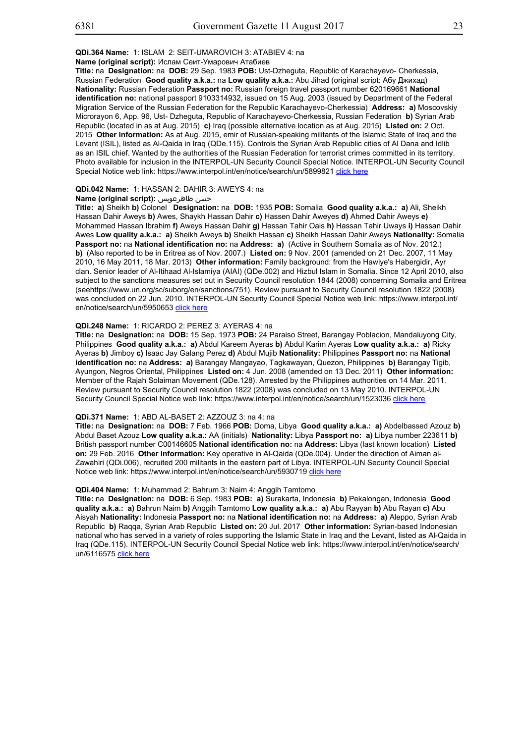**QDi.364 Name:** 1: ISLAM 2: SEIT-UMAROVICH 3: ATABIEV 4: na

**Name (original script):** Ислам Сеит-Умарович Атабиев

**Title:** na **Designation:** na **DOB:** 29 Sep. 1983 **POB:** Ust-Dzheguta, Republic of Karachayevo- Cherkessia, Russian Federation **Good quality a.k.a.:** na **Low quality a.k.a.:** Abu Jihad (original script: Абу Джихад) **Nationality:** Russian Federation **Passport no:** Russian foreign travel passport number 620169661 **National identification no:** national passport 9103314932, issued on 15 Aug. 2003 (issued by Department of the Federal Migration Service of the Russian Federation for the Republic Karachayevo-Cherkessia) **Address:** **a)** Moscovskiy Microrayon 6, App. 96, Ust- Dzheguta, Republic of Karachayevo-Cherkessia, Russian Federation **b)** Syrian Arab Republic (located in as at Aug. 2015) **c)** Iraq (possible alternative location as at Aug. 2015) **Listed on:** 2 Oct. 2015 **Other information:** As at Aug. 2015, emir of Russian-speaking militants of the Islamic State of Iraq and the Levant (ISIL), listed as Al-Qaida in Iraq (QDe.115). Controls the Syrian Arab Republic cities of Al Dana and Idlib as an ISIL chief. Wanted by the authorities of the Russian Federation for terrorist crimes committed in its territory. Photo available for inclusion in the INTERPOL-UN Security Council Special Notice. INTERPOL-UN Security Council Special Notice web link: https://www.interpol.int/en/notice/search/un/5899821 click here

**QDi.042 Name:** 1: HASSAN 2: DAHIR 3: AWEYS 4: na

**Name (original script):** حسن ظاهرعويس

**Title:** **a)** Sheikh **b)** Colonel **Designation:** na **DOB:** 1935 **POB:** Somalia **Good quality a.k.a.:** **a)** Ali, Sheikh Hassan Dahir Aweys **b)** Awes, Shaykh Hassan Dahir **c)** Hassen Dahir Aweyes **d)** Ahmed Dahir Aweys **e)** Mohammed Hassan Ibrahim **f)** Aweys Hassan Dahir **g)** Hassan Tahir Oais **h)** Hassan Tahir Uways **i)** Hassan Dahir Awes **Low quality a.k.a.:** **a)** Sheikh Aweys **b)** Sheikh Hassan **c)** Sheikh Hassan Dahir Aweys **Nationality:** Somalia **Passport no:** na **National identification no:** na **Address:** **a)** (Active in Southern Somalia as of Nov. 2012.) **b)** (Also reported to be in Eritrea as of Nov. 2007.) **Listed on:** 9 Nov. 2001 (amended on 21 Dec. 2007, 11 May 2010, 16 May 2011, 18 Mar. 2013) **Other information:** Family background: from the Hawiye's Habergidir, Ayr clan. Senior leader of Al-Itihaad Al-Islamiya (AIAI) (QDe.002) and Hizbul Islam in Somalia. Since 12 April 2010, also subject to the sanctions measures set out in Security Council resolution 1844 (2008) concerning Somalia and Eritrea (seehttps://www.un.org/sc/suborg/en/sanctions/751). Review pursuant to Security Council resolution 1822 (2008) was concluded on 22 Jun. 2010. INTERPOL-UN Security Council Special Notice web link: https://www.interpol.int/en/notice/search/un/5950653 click here

**QDi.248 Name:** 1: RICARDO 2: PEREZ 3: AYERAS 4: na

**Title:** na **Designation:** na **DOB:** 15 Sep. 1973 **POB:** 24 Paraiso Street, Barangay Poblacion, Mandaluyong City, Philippines **Good quality a.k.a.:** **a)** Abdul Kareem Ayeras **b)** Abdul Karim Ayeras **Low quality a.k.a.:** **a)** Ricky Ayeras **b)** Jimboy **c)** Isaac Jay Galang Perez **d)** Abdul Mujib **Nationality:** Philippines **Passport no:** na **National identification no:** na **Address:** **a)** Barangay Mangayao, Tagkawayan, Quezon, Philippines **b)** Barangay Tigib, Ayungon, Negros Oriental, Philippines **Listed on:** 4 Jun. 2008 (amended on 13 Dec. 2011) **Other information:** Member of the Rajah Solaiman Movement (QDe.128). Arrested by the Philippines authorities on 14 Mar. 2011. Review pursuant to Security Council resolution 1822 (2008) was concluded on 13 May 2010. INTERPOL-UN Security Council Special Notice web link: https://www.interpol.int/en/notice/search/un/1523036 click here

**QDi.371 Name:** 1: ABD AL-BASET 2: AZZOUZ 3: na 4: na

**Title:** na **Designation:** na **DOB:** 7 Feb. 1966 **POB:** Doma, Libya **Good quality a.k.a.:** **a)** Abdelbassed Azouz **b)** Abdul Baset Azouz **Low quality a.k.a.:** AA (initials) **Nationality:** Libya **Passport no:** **a)** Libya number 223611 **b)** British passport number C00146605 **National identification no:** na **Address:** Libya (last known location) **Listed on:** 29 Feb. 2016 **Other information:** Key operative in Al-Qaida (QDe.004). Under the direction of Aiman al-Zawahiri (QDi.006), recruited 200 militants in the eastern part of Libya. INTERPOL-UN Security Council Special Notice web link: https://www.interpol.int/en/notice/search/un/5930719 click here

**QDi.404 Name:** 1: Muhammad 2: Bahrum 3: Naim 4: Anggih Tamtomo

**Title:** na **Designation:** na **DOB:** 6 Sep. 1983 **POB:** **a)** Surakarta, Indonesia **b)** Pekalongan, Indonesia **Good quality a.k.a.:** **a)** Bahrun Naim **b)** Anggih Tamtomo **Low quality a.k.a.:** **a)** Abu Rayyan **b)** Abu Rayan **c)** Abu Aisyah **Nationality:** Indonesia **Passport no:** na **National identification no:** na **Address:** **a)** Aleppo, Syrian Arab Republic **b)** Raqqa, Syrian Arab Republic **Listed on:** 20 Jul. 2017 **Other information:** Syrian-based Indonesian national who has served in a variety of roles supporting the Islamic State in Iraq and the Levant, listed as Al-Qaida in Iraq (QDe.115). INTERPOL-UN Security Council Special Notice web link: https://www.interpol.int/en/notice/search/un/6116575 click here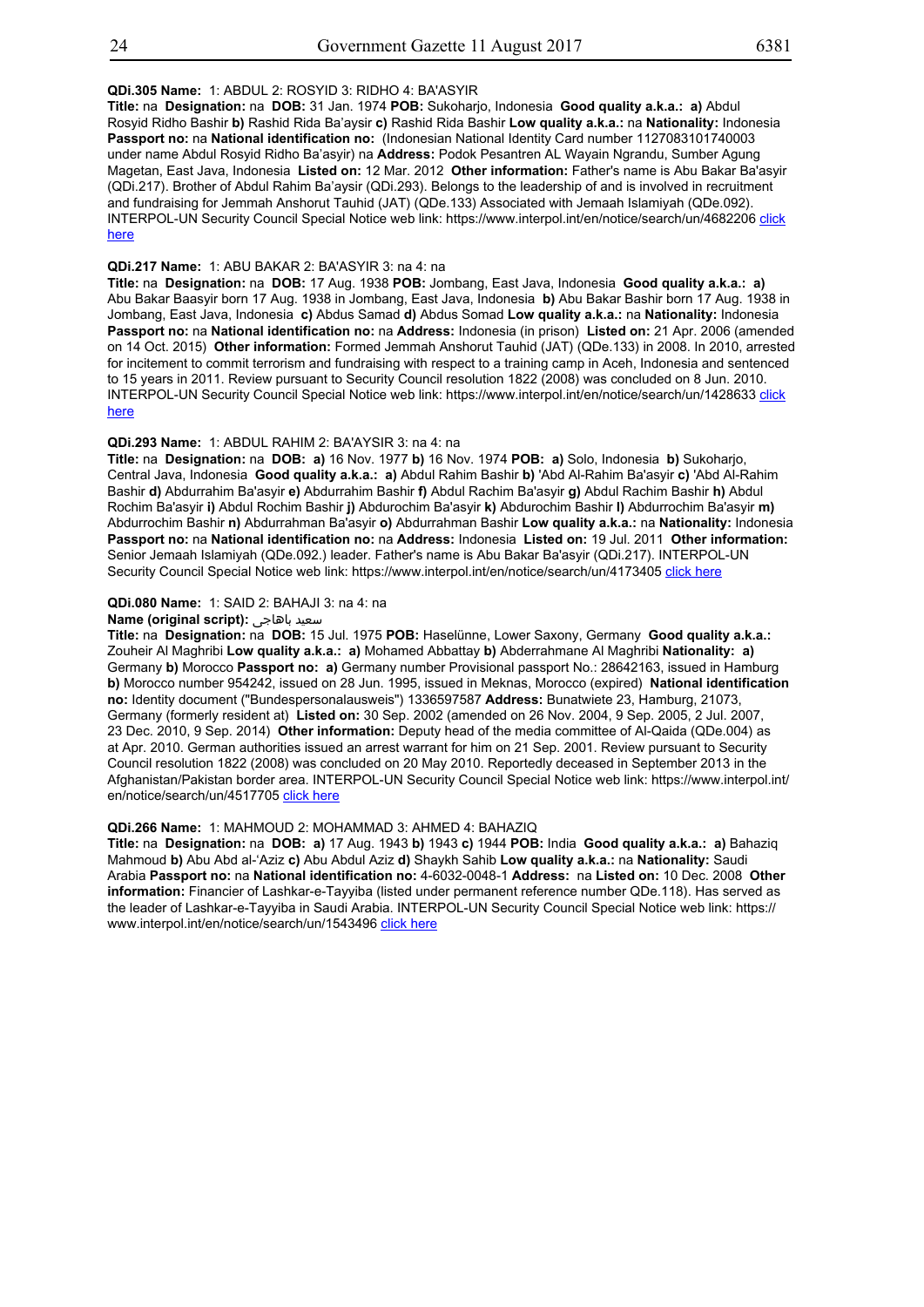**QDi.305 Name:** 1: ABDUL 2: ROSYID 3: RIDHO 4: BA'ASYIR

**Title:** na **Designation:** na **DOB:** 31 Jan. 1974 **POB:** Sukoharjo, Indonesia **Good quality a.k.a.: a)** Abdul Rosyid Ridho Bashir **b)** Rashid Rida Ba'aysir **c)** Rashid Rida Bashir **Low quality a.k.a.:** na **Nationality:** Indonesia **Passport no:** na **National identification no:** (Indonesian National Identity Card number 1127083101740003 under name Abdul Rosyid Ridho Ba'asyir) na **Address:** Podok Pesantren AL Wayain Ngrandu, Sumber Agung Magetan, East Java, Indonesia **Listed on:** 12 Mar. 2012 **Other information:** Father's name is Abu Bakar Ba'asyir (QDi.217). Brother of Abdul Rahim Ba'aysir (QDi.293). Belongs to the leadership of and is involved in recruitment and fundraising for Jemmah Anshorut Tauhid (JAT) (QDe.133) Associated with Jemaah Islamiyah (QDe.092). INTERPOL-UN Security Council Special Notice web link: https://www.interpol.int/en/notice/search/un/4682206 click here

**QDi.217 Name:** 1: ABU BAKAR 2: BA'ASYIR 3: na 4: na

**Title:** na **Designation:** na **DOB:** 17 Aug. 1938 **POB:** Jombang, East Java, Indonesia **Good quality a.k.a.: a)** Abu Bakar Baasyir born 17 Aug. 1938 in Jombang, East Java, Indonesia **b)** Abu Bakar Bashir born 17 Aug. 1938 in Jombang, East Java, Indonesia **c)** Abdus Samad **d)** Abdus Somad **Low quality a.k.a.:** na **Nationality:** Indonesia **Passport no:** na **National identification no:** na **Address:** Indonesia (in prison) **Listed on:** 21 Apr. 2006 (amended on 14 Oct. 2015) **Other information:** Formed Jemmah Anshorut Tauhid (JAT) (QDe.133) in 2008. In 2010, arrested for incitement to commit terrorism and fundraising with respect to a training camp in Aceh, Indonesia and sentenced to 15 years in 2011. Review pursuant to Security Council resolution 1822 (2008) was concluded on 8 Jun. 2010. INTERPOL-UN Security Council Special Notice web link: https://www.interpol.int/en/notice/search/un/1428633 click here

**QDi.293 Name:** 1: ABDUL RAHIM 2: BA'AYSIR 3: na 4: na

**Title:** na **Designation:** na **DOB: a)** 16 Nov. 1977 **b)** 16 Nov. 1974 **POB: a)** Solo, Indonesia **b)** Sukoharjo, Central Java, Indonesia **Good quality a.k.a.: a)** Abdul Rahim Bashir **b)** 'Abd Al-Rahim Ba'asyir **c)** 'Abd Al-Rahim Bashir **d)** Abdurrahim Ba'asyir **e)** Abdurrahim Bashir **f)** Abdul Rachim Ba'asyir **g)** Abdul Rachim Bashir **h)** Abdul Rochim Ba'asyir **i)** Abdul Rochim Bashir **j)** Abdurochim Ba'asyir **k)** Abdurochim Bashir **l)** Abdurrochim Ba'asyir **m)** Abdurrochim Bashir **n)** Abdurrahman Ba'asyir **o)** Abdurrahman Bashir **Low quality a.k.a.:** na **Nationality:** Indonesia **Passport no:** na **National identification no:** na **Address:** Indonesia **Listed on:** 19 Jul. 2011 **Other information:** Senior Jemaah Islamiyah (QDe.092.) leader. Father's name is Abu Bakar Ba'asyir (QDi.217). INTERPOL-UN Security Council Special Notice web link: https://www.interpol.int/en/notice/search/un/4173405 click here

**QDi.080 Name:** 1: SAID 2: BAHAJI 3: na 4: na

**Name (original script):** سعيد باهاجى

**Title:** na **Designation:** na **DOB:** 15 Jul. 1975 **POB:** Haselünne, Lower Saxony, Germany **Good quality a.k.a.:** Zouheir Al Maghribi **Low quality a.k.a.: a)** Mohamed Abbattay **b)** Abderrahmane Al Maghribi **Nationality: a)** Germany **b)** Morocco **Passport no: a)** Germany number Provisional passport No.: 28642163, issued in Hamburg **b)** Morocco number 954242, issued on 28 Jun. 1995, issued in Meknas, Morocco (expired) **National identification no:** Identity document ("Bundespersonalausweis") 1336597587 **Address:** Bunatwiete 23, Hamburg, 21073, Germany (formerly resident at) **Listed on:** 30 Sep. 2002 (amended on 26 Nov. 2004, 9 Sep. 2005, 2 Jul. 2007, 23 Dec. 2010, 9 Sep. 2014) **Other information:** Deputy head of the media committee of Al-Qaida (QDe.004) as at Apr. 2010. German authorities issued an arrest warrant for him on 21 Sep. 2001. Review pursuant to Security Council resolution 1822 (2008) was concluded on 20 May 2010. Reportedly deceased in September 2013 in the Afghanistan/Pakistan border area. INTERPOL-UN Security Council Special Notice web link: https://www.interpol.int/en/notice/search/un/4517705 click here

**QDi.266 Name:** 1: MAHMOUD 2: MOHAMMAD 3: AHMED 4: BAHAZIQ

**Title:** na **Designation:** na **DOB: a)** 17 Aug. 1943 **b)** 1943 **c)** 1944 **POB:** India **Good quality a.k.a.: a)** Bahaziq Mahmoud **b)** Abu Abd al-'Aziz **c)** Abu Abdul Aziz **d)** Shaykh Sahib **Low quality a.k.a.:** na **Nationality:** Saudi Arabia **Passport no:** na **National identification no:** 4-6032-0048-1 **Address:** na **Listed on:** 10 Dec. 2008 **Other information:** Financier of Lashkar-e-Tayyiba (listed under permanent reference number QDe.118). Has served as the leader of Lashkar-e-Tayyiba in Saudi Arabia. INTERPOL-UN Security Council Special Notice web link: https://www.interpol.int/en/notice/search/un/1543496 click here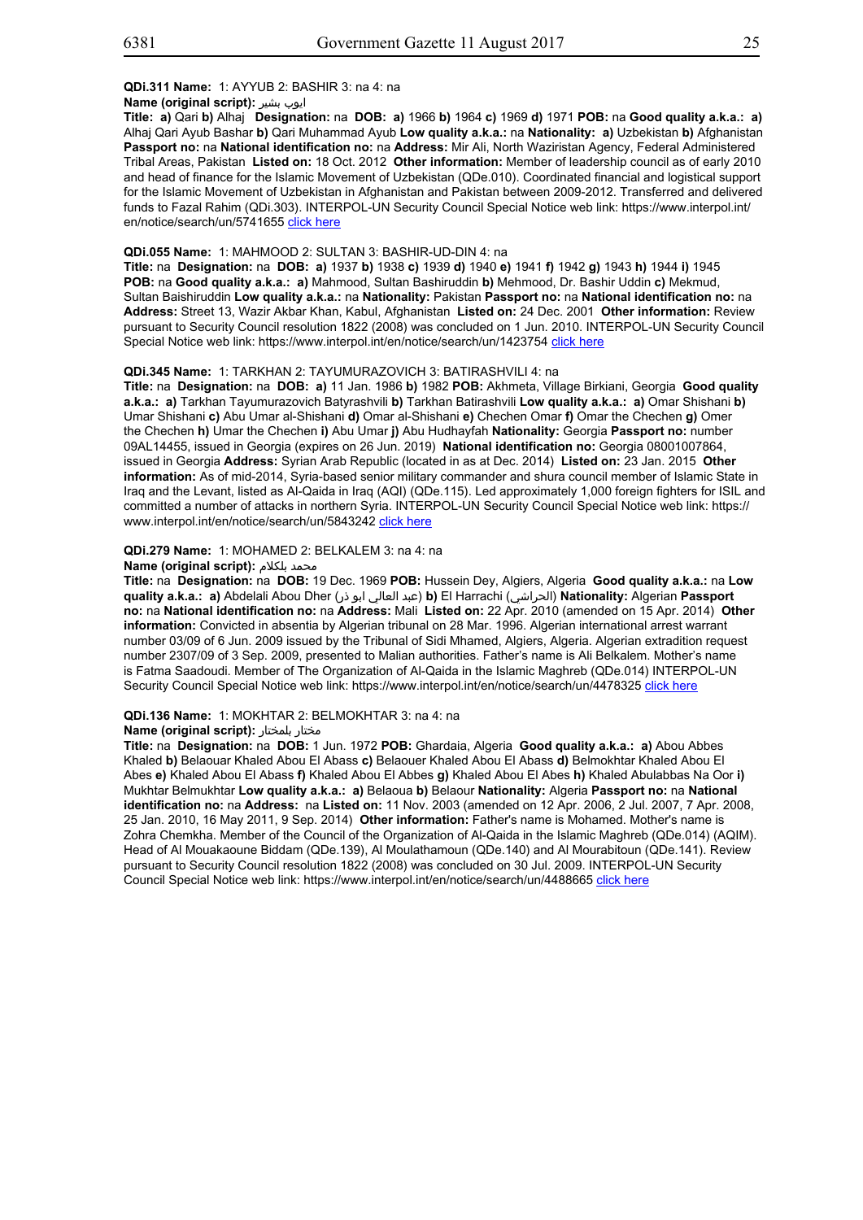**QDi.311 Name:** 1: AYYUB 2: BASHIR 3: na 4: na

**Name (original script):** ايوب بشير

**Title:** **a)** Qari **b)** Alhaj **Designation:** na **DOB:** **a)** 1966 **b)** 1964 **c)** 1969 **d)** 1971 **POB:** na **Good quality a.k.a.:** **a)** Alhaj Qari Ayub Bashar **b)** Qari Muhammad Ayub **Low quality a.k.a.:** na **Nationality:** **a)** Uzbekistan **b)** Afghanistan **Passport no:** na **National identification no:** na **Address:** Mir Ali, North Waziristan Agency, Federal Administered Tribal Areas, Pakistan **Listed on:** 18 Oct. 2012 **Other information:** Member of leadership council as of early 2010 and head of finance for the Islamic Movement of Uzbekistan (QDe.010). Coordinated financial and logistical support for the Islamic Movement of Uzbekistan in Afghanistan and Pakistan between 2009-2012. Transferred and delivered funds to Fazal Rahim (QDi.303). INTERPOL-UN Security Council Special Notice web link: https://www.interpol.int/en/notice/search/un/5741655 click here

**QDi.055 Name:** 1: MAHMOOD 2: SULTAN 3: BASHIR-UD-DIN 4: na

**Title:** na **Designation:** na **DOB:** **a)** 1937 **b)** 1938 **c)** 1939 **d)** 1940 **e)** 1941 **f)** 1942 **g)** 1943 **h)** 1944 **i)** 1945 **POB:** na **Good quality a.k.a.:** **a)** Mahmood, Sultan Bashiruddin **b)** Mehmood, Dr. Bashir Uddin **c)** Mekmud, Sultan Baishiruddin **Low quality a.k.a.:** na **Nationality:** Pakistan **Passport no:** na **National identification no:** na **Address:** Street 13, Wazir Akbar Khan, Kabul, Afghanistan **Listed on:** 24 Dec. 2001 **Other information:** Review pursuant to Security Council resolution 1822 (2008) was concluded on 1 Jun. 2010. INTERPOL-UN Security Council Special Notice web link: https://www.interpol.int/en/notice/search/un/1423754 click here

**QDi.345 Name:** 1: TARKHAN 2: TAYUMURAZOVICH 3: BATIRASHVILI 4: na

**Title:** na **Designation:** na **DOB:** **a)** 11 Jan. 1986 **b)** 1982 **POB:** Akhmeta, Village Birkiani, Georgia **Good quality a.k.a.:** **a)** Tarkhan Tayumurazovich Batyrashvili **b)** Tarkhan Batirashvili **Low quality a.k.a.:** **a)** Omar Shishani **b)** Umar Shishani **c)** Abu Umar al-Shishani **d)** Omar al-Shishani **e)** Chechen Omar **f)** Omar the Chechen **g)** Omer the Chechen **h)** Umar the Chechen **i)** Abu Umar **j)** Abu Hudhayfah **Nationality:** Georgia **Passport no:** number 09AL14455, issued in Georgia (expires on 26 Jun. 2019) **National identification no:** Georgia 08001007864, issued in Georgia **Address:** Syrian Arab Republic (located in as at Dec. 2014) **Listed on:** 23 Jan. 2015 **Other information:** As of mid-2014, Syria-based senior military commander and shura council member of Islamic State in Iraq and the Levant, listed as Al-Qaida in Iraq (AQI) (QDe.115). Led approximately 1,000 foreign fighters for ISIL and committed a number of attacks in northern Syria. INTERPOL-UN Security Council Special Notice web link: https://www.interpol.int/en/notice/search/un/5843242 click here

**QDi.279 Name:** 1: MOHAMED 2: BELKALEM 3: na 4: na

**Name (original script):** محمد بلكلام

**Title:** na **Designation:** na **DOB:** 19 Dec. 1969 **POB:** Hussein Dey, Algiers, Algeria **Good quality a.k.a.:** na **Low quality a.k.a.:** **a)** Abdelali Abou Dher (عبد العالي ابو ذر) **b)** El Harrachi (الحراشي) **Nationality:** Algerian **Passport no:** na **National identification no:** na **Address:** Mali **Listed on:** 22 Apr. 2010 (amended on 15 Apr. 2014) **Other information:** Convicted in absentia by Algerian tribunal on 28 Mar. 1996. Algerian international arrest warrant number 03/09 of 6 Jun. 2009 issued by the Tribunal of Sidi Mhamed, Algiers, Algeria. Algerian extradition request number 2307/09 of 3 Sep. 2009, presented to Malian authorities. Father's name is Ali Belkalem. Mother's name is Fatma Saadoudi. Member of The Organization of Al-Qaida in the Islamic Maghreb (QDe.014) INTERPOL-UN Security Council Special Notice web link: https://www.interpol.int/en/notice/search/un/4478325 click here

**QDi.136 Name:** 1: MOKHTAR 2: BELMOKHTAR 3: na 4: na

**Name (original script):** مختار بلمختار

**Title:** na **Designation:** na **DOB:** 1 Jun. 1972 **POB:** Ghardaia, Algeria **Good quality a.k.a.:** **a)** Abou Abbes Khaled **b)** Belaouar Khaled Abou El Abass **c)** Belaouer Khaled Abou El Abass **d)** Belmokhtar Khaled Abou El Abes **e)** Khaled Abou El Abass **f)** Khaled Abou El Abbes **g)** Khaled Abou El Abes **h)** Khaled Abulabbas Na Oor **i)** Mukhtar Belmukhtar **Low quality a.k.a.:** **a)** Belaoua **b)** Belaour **Nationality:** Algeria **Passport no:** na **National identification no:** na **Address:** na **Listed on:** 11 Nov. 2003 (amended on 12 Apr. 2006, 2 Jul. 2007, 7 Apr. 2008, 25 Jan. 2010, 16 May 2011, 9 Sep. 2014) **Other information:** Father's name is Mohamed. Mother's name is Zohra Chemkha. Member of the Council of the Organization of Al-Qaida in the Islamic Maghreb (QDe.014) (AQIM). Head of Al Mouakaoune Biddam (QDe.139), Al Moulathamoun (QDe.140) and Al Mourabitoun (QDe.141). Review pursuant to Security Council resolution 1822 (2008) was concluded on 30 Jul. 2009. INTERPOL-UN Security Council Special Notice web link: https://www.interpol.int/en/notice/search/un/4488665 click here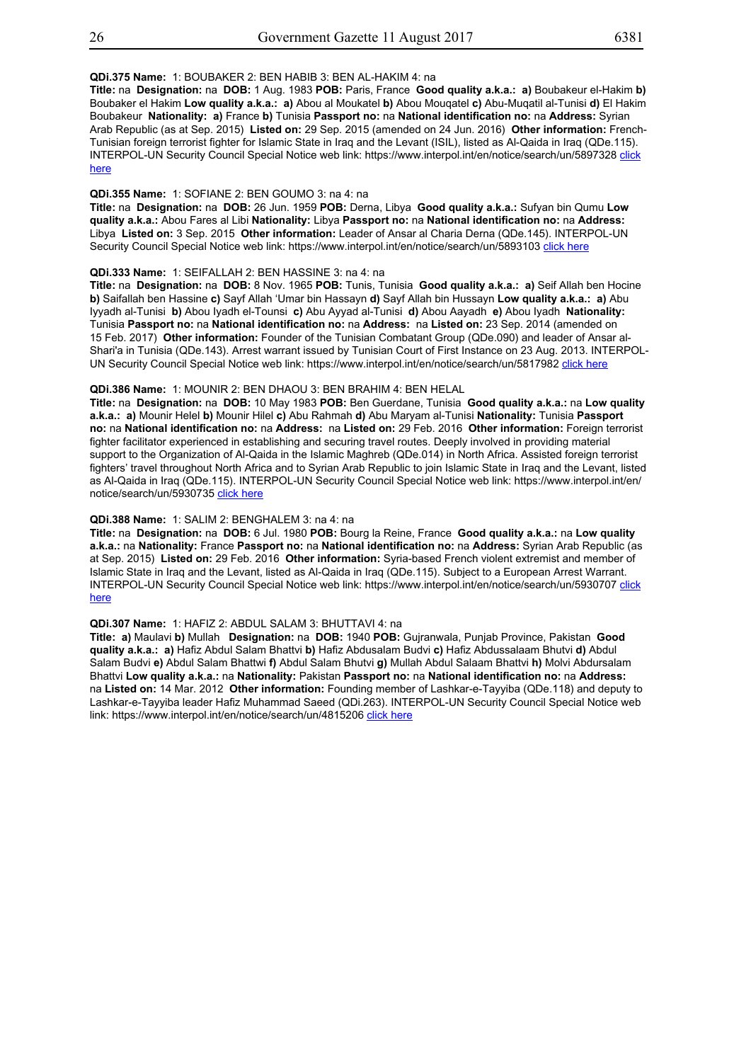**QDi.375 Name:** 1: BOUBAKER 2: BEN HABIB 3: BEN AL-HAKIM 4: na
**Title:** na **Designation:** na **DOB:** 1 Aug. 1983 **POB:** Paris, France **Good quality a.k.a.:** **a)** Boubakeur el-Hakim **b)** Boubaker el Hakim **Low quality a.k.a.:** **a)** Abou al Moukatel **b)** Abou Mouqatel **c)** Abu-Muqatil al-Tunisi **d)** El Hakim Boubakeur **Nationality:** **a)** France **b)** Tunisia **Passport no:** na **National identification no:** na **Address:** Syrian Arab Republic (as at Sep. 2015) **Listed on:** 29 Sep. 2015 (amended on 24 Jun. 2016) **Other information:** French-Tunisian foreign terrorist fighter for Islamic State in Iraq and the Levant (ISIL), listed as Al-Qaida in Iraq (QDe.115). INTERPOL-UN Security Council Special Notice web link: https://www.interpol.int/en/notice/search/un/5897328 click here

**QDi.355 Name:** 1: SOFIANE 2: BEN GOUMO 3: na 4: na
**Title:** na **Designation:** na **DOB:** 26 Jun. 1959 **POB:** Derna, Libya **Good quality a.k.a.:** Sufyan bin Qumu **Low quality a.k.a.:** Abou Fares al Libi **Nationality:** Libya **Passport no:** na **National identification no:** na **Address:** Libya **Listed on:** 3 Sep. 2015 **Other information:** Leader of Ansar al Charia Derna (QDe.145). INTERPOL-UN Security Council Special Notice web link: https://www.interpol.int/en/notice/search/un/5893103 click here

**QDi.333 Name:** 1: SEIFALLAH 2: BEN HASSINE 3: na 4: na
**Title:** na **Designation:** na **DOB:** 8 Nov. 1965 **POB:** Tunis, Tunisia **Good quality a.k.a.:** **a)** Seif Allah ben Hocine **b)** Saifallah ben Hassine **c)** Sayf Allah 'Umar bin Hassayn **d)** Sayf Allah bin Hussayn **Low quality a.k.a.:** **a)** Abu Iyyadh al-Tunisi **b)** Abou Iyadh el-Tounsi **c)** Abu Ayyad al-Tunisi **d)** Abou Aayadh **e)** Abou Iyadh **Nationality:** Tunisia **Passport no:** na **National identification no:** na **Address:** na **Listed on:** 23 Sep. 2014 (amended on 15 Feb. 2017) **Other information:** Founder of the Tunisian Combatant Group (QDe.090) and leader of Ansar al-Shari'a in Tunisia (QDe.143). Arrest warrant issued by Tunisian Court of First Instance on 23 Aug. 2013. INTERPOL-UN Security Council Special Notice web link: https://www.interpol.int/en/notice/search/un/5817982 click here

**QDi.386 Name:** 1: MOUNIR 2: BEN DHAOU 3: BEN BRAHIM 4: BEN HELAL
**Title:** na **Designation:** na **DOB:** 10 May 1983 **POB:** Ben Guerdane, Tunisia **Good quality a.k.a.:** na **Low quality a.k.a.:** **a)** Mounir Helel **b)** Mounir Hilel **c)** Abu Rahmah **d)** Abu Maryam al-Tunisi **Nationality:** Tunisia **Passport no:** na **National identification no:** na **Address:** na **Listed on:** 29 Feb. 2016 **Other information:** Foreign terrorist fighter facilitator experienced in establishing and securing travel routes. Deeply involved in providing material support to the Organization of Al-Qaida in the Islamic Maghreb (QDe.014) in North Africa. Assisted foreign terrorist fighters' travel throughout North Africa and to Syrian Arab Republic to join Islamic State in Iraq and the Levant, listed as Al-Qaida in Iraq (QDe.115). INTERPOL-UN Security Council Special Notice web link: https://www.interpol.int/en/notice/search/un/5930735 click here

**QDi.388 Name:** 1: SALIM 2: BENGHALEM 3: na 4: na
**Title:** na **Designation:** na **DOB:** 6 Jul. 1980 **POB:** Bourg la Reine, France **Good quality a.k.a.:** na **Low quality a.k.a.:** na **Nationality:** France **Passport no:** na **National identification no:** na **Address:** Syrian Arab Republic (as at Sep. 2015) **Listed on:** 29 Feb. 2016 **Other information:** Syria-based French violent extremist and member of Islamic State in Iraq and the Levant, listed as Al-Qaida in Iraq (QDe.115). Subject to a European Arrest Warrant. INTERPOL-UN Security Council Special Notice web link: https://www.interpol.int/en/notice/search/un/5930707 click here

**QDi.307 Name:** 1: HAFIZ 2: ABDUL SALAM 3: BHUTTAVI 4: na
**Title:** **a)** Maulavi **b)** Mullah **Designation:** na **DOB:** 1940 **POB:** Gujranwala, Punjab Province, Pakistan **Good quality a.k.a.:** **a)** Hafiz Abdul Salam Bhattvi **b)** Hafiz Abdusalam Budvi **c)** Hafiz Abdussalaam Bhutvi **d)** Abdul Salam Budvi **e)** Abdul Salam Bhattwi **f)** Abdul Salam Bhutvi **g)** Mullah Abdul Salaam Bhattvi **h)** Molvi Abdursalam Bhattvi **Low quality a.k.a.:** na **Nationality:** Pakistan **Passport no:** na **National identification no:** na **Address:** na **Listed on:** 14 Mar. 2012 **Other information:** Founding member of Lashkar-e-Tayyiba (QDe.118) and deputy to Lashkar-e-Tayyiba leader Hafiz Muhammad Saeed (QDi.263). INTERPOL-UN Security Council Special Notice web link: https://www.interpol.int/en/notice/search/un/4815206 click here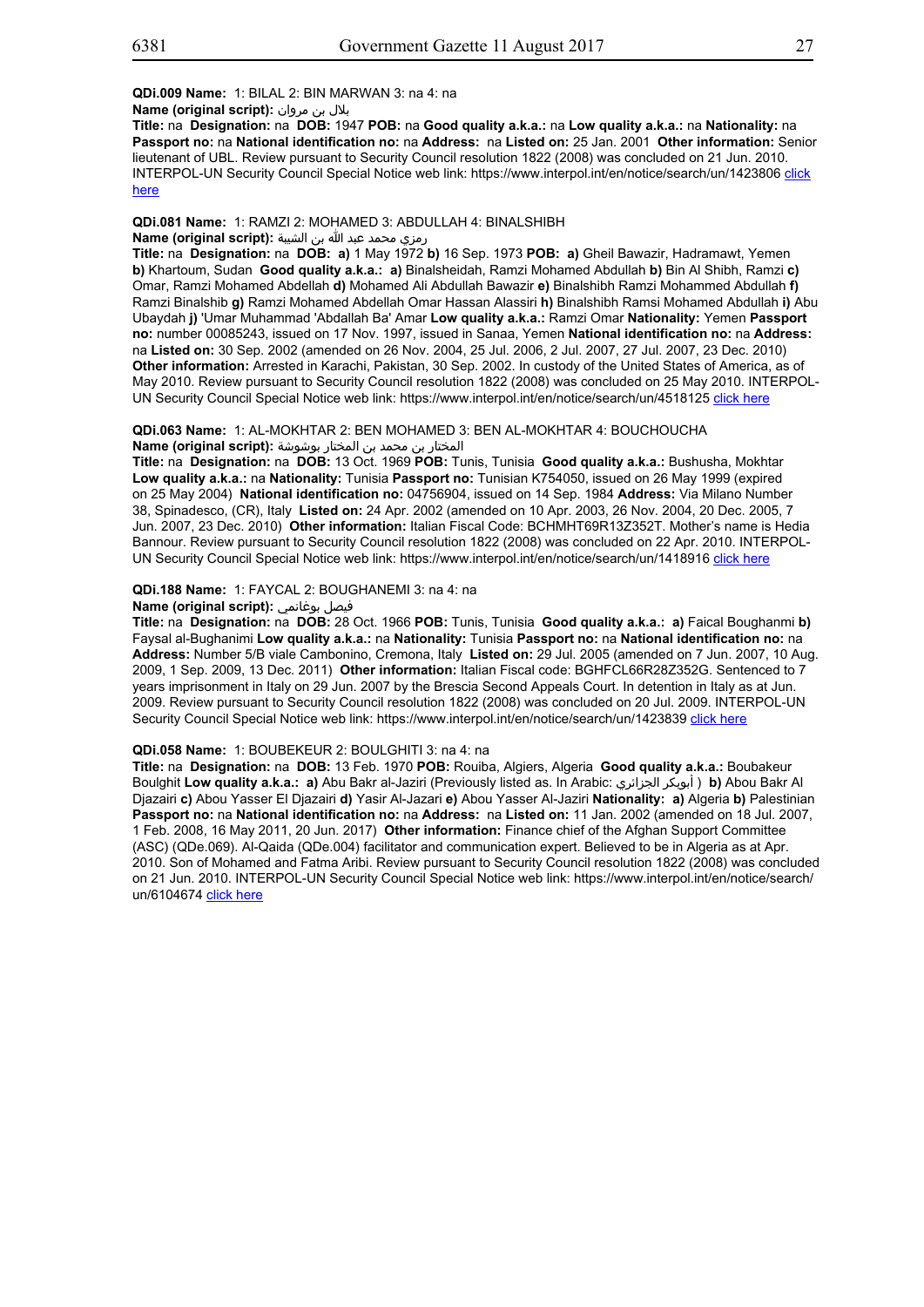**QDi.009 Name:** 1: BILAL 2: BIN MARWAN 3: na 4: na

**Name (original script):** بلال بن مروان

**Title:** na **Designation:** na **DOB:** 1947 **POB:** na **Good quality a.k.a.:** na **Low quality a.k.a.:** na **Nationality:** na **Passport no:** na **National identification no:** na **Address:** na **Listed on:** 25 Jan. 2001 **Other information:** Senior lieutenant of UBL. Review pursuant to Security Council resolution 1822 (2008) was concluded on 21 Jun. 2010. INTERPOL-UN Security Council Special Notice web link: https://www.interpol.int/en/notice/search/un/1423806 click here

**QDi.081 Name:** 1: RAMZI 2: MOHAMED 3: ABDULLAH 4: BINALSHIBH

**Name (original script):** رمزي محمد عبد الله بن الشيبة

**Title:** na **Designation:** na **DOB:** **a)** 1 May 1972 **b)** 16 Sep. 1973 **POB:** **a)** Gheil Bawazir, Hadramawt, Yemen **b)** Khartoum, Sudan **Good quality a.k.a.:** **a)** Binalsheidah, Ramzi Mohamed Abdullah **b)** Bin Al Shibh, Ramzi **c)** Omar, Ramzi Mohamed Abdellah **d)** Mohamed Ali Abdullah Bawazir **e)** Binalshibh Ramzi Mohammed Abdullah **f)** Ramzi Binalshib **g)** Ramzi Mohamed Abdellah Omar Hassan Alassiri **h)** Binalshibh Ramsi Mohamed Abdullah **i)** Abu Ubaydah **j)** 'Umar Muhammad 'Abdallah Ba' Amar **Low quality a.k.a.:** Ramzi Omar **Nationality:** Yemen **Passport no:** number 00085243, issued on 17 Nov. 1997, issued in Sanaa, Yemen **National identification no:** na **Address:** na **Listed on:** 30 Sep. 2002 (amended on 26 Nov. 2004, 25 Jul. 2006, 2 Jul. 2007, 27 Jul. 2007, 23 Dec. 2010) **Other information:** Arrested in Karachi, Pakistan, 30 Sep. 2002. In custody of the United States of America, as of May 2010. Review pursuant to Security Council resolution 1822 (2008) was concluded on 25 May 2010. INTERPOL-UN Security Council Special Notice web link: https://www.interpol.int/en/notice/search/un/4518125 click here

**QDi.063 Name:** 1: AL-MOKHTAR 2: BEN MOHAMED 3: BEN AL-MOKHTAR 4: BOUCHOUCHA

**Name (original script):** المختار بن محمد بن المختار بوشوشة

**Title:** na **Designation:** na **DOB:** 13 Oct. 1969 **POB:** Tunis, Tunisia **Good quality a.k.a.:** Bushusha, Mokhtar **Low quality a.k.a.:** na **Nationality:** Tunisia **Passport no:** Tunisian K754050, issued on 26 May 1999 (expired on 25 May 2004) **National identification no:** 04756904, issued on 14 Sep. 1984 **Address:** Via Milano Number 38, Spinadesco, (CR), Italy **Listed on:** 24 Apr. 2002 (amended on 10 Apr. 2003, 26 Nov. 2004, 20 Dec. 2005, 7 Jun. 2007, 23 Dec. 2010) **Other information:** Italian Fiscal Code: BCHMHT69R13Z352T. Mother's name is Hedia Bannour. Review pursuant to Security Council resolution 1822 (2008) was concluded on 22 Apr. 2010. INTERPOL-UN Security Council Special Notice web link: https://www.interpol.int/en/notice/search/un/1418916 click here

**QDi.188 Name:** 1: FAYCAL 2: BOUGHANEMI 3: na 4: na

**Name (original script):** فيصل بوغانمي

**Title:** na **Designation:** na **DOB:** 28 Oct. 1966 **POB:** Tunis, Tunisia **Good quality a.k.a.:** **a)** Faical Boughanmi **b)** Faysal al-Bughanimi **Low quality a.k.a.:** na **Nationality:** Tunisia **Passport no:** na **National identification no:** na **Address:** Number 5/B viale Cambonino, Cremona, Italy **Listed on:** 29 Jul. 2005 (amended on 7 Jun. 2007, 10 Aug. 2009, 1 Sep. 2009, 13 Dec. 2011) **Other information:** Italian Fiscal code: BGHFCL66R28Z352G. Sentenced to 7 years imprisonment in Italy on 29 Jun. 2007 by the Brescia Second Appeals Court. In detention in Italy as at Jun. 2009. Review pursuant to Security Council resolution 1822 (2008) was concluded on 20 Jul. 2009. INTERPOL-UN Security Council Special Notice web link: https://www.interpol.int/en/notice/search/un/1423839 click here

**QDi.058 Name:** 1: BOUBEKEUR 2: BOULGHITI 3: na 4: na

**Title:** na **Designation:** na **DOB:** 13 Feb. 1970 **POB:** Rouiba, Algiers, Algeria **Good quality a.k.a.:** Boubakeur Boulghit **Low quality a.k.a.:** **a)** Abu Bakr al-Jaziri (Previously listed as. In Arabic: أبوبكر الجزائري ) **b)** Abou Bakr Al Djazairi **c)** Abou Yasser El Djazairi **d)** Yasir Al-Jazari **e)** Abou Yasser Al-Jaziri **Nationality:** **a)** Algeria **b)** Palestinian **Passport no:** na **National identification no:** na **Address:** na **Listed on:** 11 Jan. 2002 (amended on 18 Jul. 2007, 1 Feb. 2008, 16 May 2011, 20 Jun. 2017) **Other information:** Finance chief of the Afghan Support Committee (ASC) (QDe.069). Al-Qaida (QDe.004) facilitator and communication expert. Believed to be in Algeria as at Apr. 2010. Son of Mohamed and Fatma Aribi. Review pursuant to Security Council resolution 1822 (2008) was concluded on 21 Jun. 2010. INTERPOL-UN Security Council Special Notice web link: https://www.interpol.int/en/notice/search/un/6104674 click here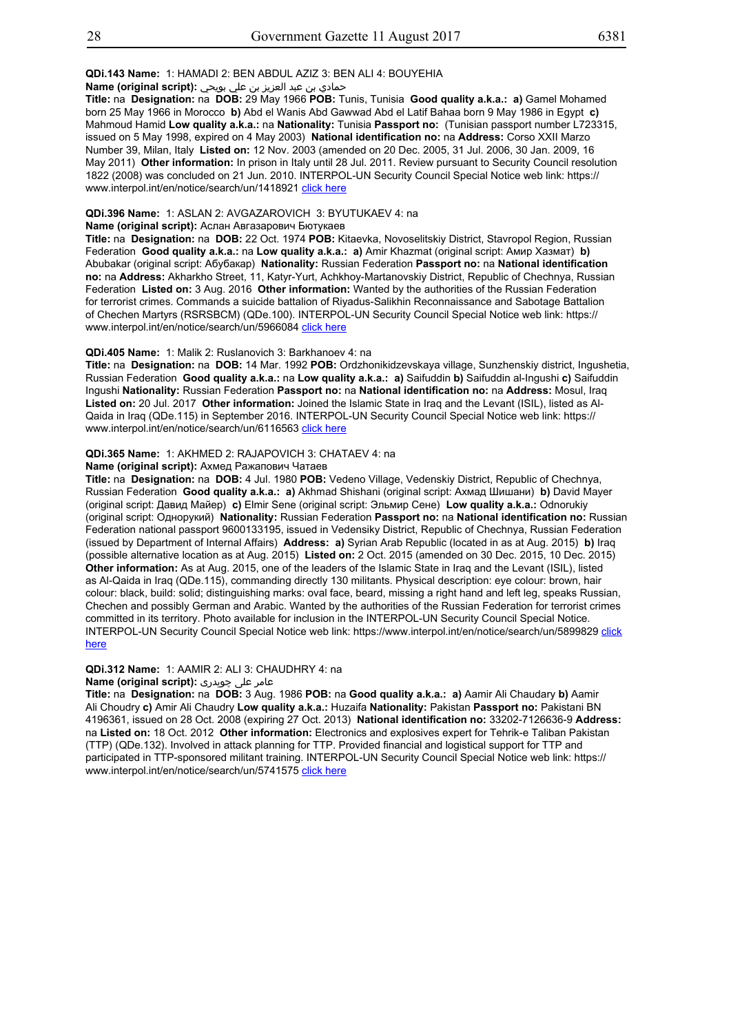**QDi.143 Name:** 1: HAMADI 2: BEN ABDUL AZIZ 3: BEN ALI 4: BOUYEHIA

**Name (original script):** حمادي بن عبد العزيز بن علي بويحي

**Title:** na **Designation:** na **DOB:** 29 May 1966 **POB:** Tunis, Tunisia **Good quality a.k.a.:** **a)** Gamel Mohamed born 25 May 1966 in Morocco **b)** Abd el Wanis Abd Gawwad Abd el Latif Bahaa born 9 May 1986 in Egypt **c)** Mahmoud Hamid **Low quality a.k.a.:** na **Nationality:** Tunisia **Passport no:** (Tunisian passport number L723315, issued on 5 May 1998, expired on 4 May 2003) **National identification no:** na **Address:** Corso XXII Marzo Number 39, Milan, Italy **Listed on:** 12 Nov. 2003 (amended on 20 Dec. 2005, 31 Jul. 2006, 30 Jan. 2009, 16 May 2011) **Other information:** In prison in Italy until 28 Jul. 2011. Review pursuant to Security Council resolution 1822 (2008) was concluded on 21 Jun. 2010. INTERPOL-UN Security Council Special Notice web link: https://www.interpol.int/en/notice/search/un/1418921 click here

**QDi.396 Name:** 1: ASLAN 2: AVGAZAROVICH 3: BYUTUKAEV 4: na

**Name (original script):** Аслан Авгазарович Бютукаев

**Title:** na **Designation:** na **DOB:** 22 Oct. 1974 **POB:** Kitaevka, Novoselitskiy District, Stavropol Region, Russian Federation **Good quality a.k.a.:** na **Low quality a.k.a.:** **a)** Amir Khazmat (original script: Амир Хазмат) **b)** Abubakar (original script: Абубакар) **Nationality:** Russian Federation **Passport no:** na **National identification no:** na **Address:** Akharkho Street, 11, Katyr-Yurt, Achkhoy-Martanovskiy District, Republic of Chechnya, Russian Federation **Listed on:** 3 Aug. 2016 **Other information:** Wanted by the authorities of the Russian Federation for terrorist crimes. Commands a suicide battalion of Riyadus-Salikhin Reconnaissance and Sabotage Battalion of Chechen Martyrs (RSRSBCM) (QDe.100). INTERPOL-UN Security Council Special Notice web link: https://www.interpol.int/en/notice/search/un/5966084 click here

**QDi.405 Name:** 1: Malik 2: Ruslanovich 3: Barkhanoev 4: na

**Title:** na **Designation:** na **DOB:** 14 Mar. 1992 **POB:** Ordzhonikidzevskaya village, Sunzhenskiy district, Ingushetia, Russian Federation **Good quality a.k.a.:** na **Low quality a.k.a.:** **a)** Saifuddin **b)** Saifuddin al-Ingushi **c)** Saifuddin Ingushi **Nationality:** Russian Federation **Passport no:** na **National identification no:** na **Address:** Mosul, Iraq **Listed on:** 20 Jul. 2017 **Other information:** Joined the Islamic State in Iraq and the Levant (ISIL), listed as Al-Qaida in Iraq (QDe.115) in September 2016. INTERPOL-UN Security Council Special Notice web link: https://www.interpol.int/en/notice/search/un/6116563 click here

**QDi.365 Name:** 1: AKHMED 2: RAJAPOVICH 3: CHATAEV 4: na

**Name (original script):** Ахмед Ражапович Чатаев

**Title:** na **Designation:** na **DOB:** 4 Jul. 1980 **POB:** Vedeno Village, Vedenskiy District, Republic of Chechnya, Russian Federation **Good quality a.k.a.:** **a)** Akhmad Shishani (original script: Ахмад Шишани) **b)** David Mayer (original script: Давид Майер) **c)** Elmir Sene (original script: Эльмир Сене) **Low quality a.k.a.:** Odnorukiy (original script: Однорукий) **Nationality:** Russian Federation **Passport no:** na **National identification no:** Russian Federation national passport 9600133195, issued in Vedensiky District, Republic of Chechnya, Russian Federation (issued by Department of Internal Affairs) **Address:** **a)** Syrian Arab Republic (located in as at Aug. 2015) **b)** Iraq (possible alternative location as at Aug. 2015) **Listed on:** 2 Oct. 2015 (amended on 30 Dec. 2015, 10 Dec. 2015) **Other information:** As at Aug. 2015, one of the leaders of the Islamic State in Iraq and the Levant (ISIL), listed as Al-Qaida in Iraq (QDe.115), commanding directly 130 militants. Physical description: eye colour: brown, hair colour: black, build: solid; distinguishing marks: oval face, beard, missing a right hand and left leg, speaks Russian, Chechen and possibly German and Arabic. Wanted by the authorities of the Russian Federation for terrorist crimes committed in its territory. Photo available for inclusion in the INTERPOL-UN Security Council Special Notice. INTERPOL-UN Security Council Special Notice web link: https://www.interpol.int/en/notice/search/un/5899829 click here

**QDi.312 Name:** 1: AAMIR 2: ALI 3: CHAUDHRY 4: na

**Name (original script):** عامر علی چوہدری

**Title:** na **Designation:** na **DOB:** 3 Aug. 1986 **POB:** na **Good quality a.k.a.:** **a)** Aamir Ali Chaudary **b)** Aamir Ali Choudry **c)** Amir Ali Chaudry **Low quality a.k.a.:** Huzaifa **Nationality:** Pakistan **Passport no:** Pakistani BN 4196361, issued on 28 Oct. 2008 (expiring 27 Oct. 2013) **National identification no:** 33202-7126636-9 **Address:** na **Listed on:** 18 Oct. 2012 **Other information:** Electronics and explosives expert for Tehrik-e Taliban Pakistan (TTP) (QDe.132). Involved in attack planning for TTP. Provided financial and logistical support for TTP and participated in TTP-sponsored militant training. INTERPOL-UN Security Council Special Notice web link: https://www.interpol.int/en/notice/search/un/5741575 click here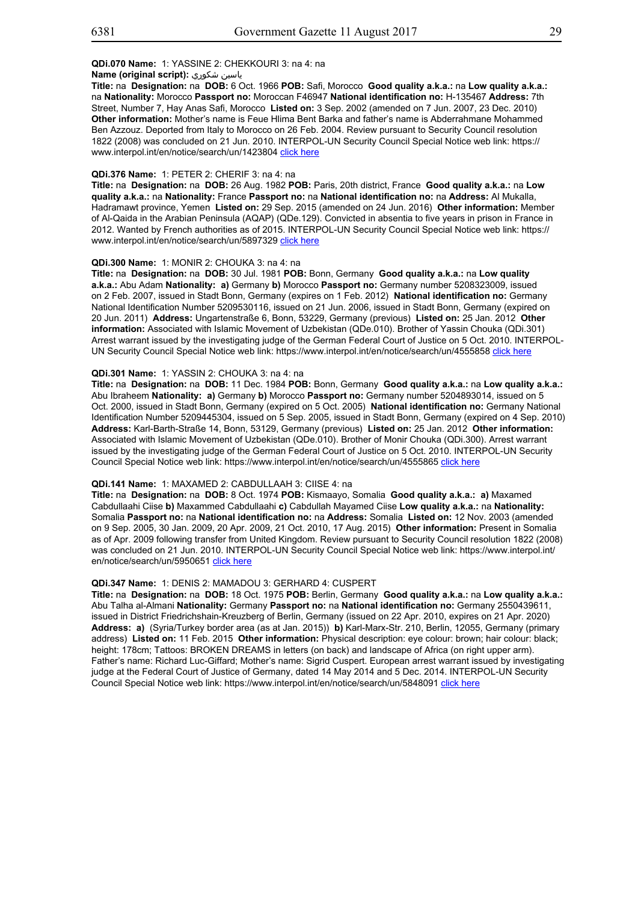**QDi.070 Name:** 1: YASSINE 2: CHEKKOURI 3: na 4: na
**Name (original script):** ياسين شكوري
**Title:** na **Designation:** na **DOB:** 6 Oct. 1966 **POB:** Safi, Morocco **Good quality a.k.a.:** na **Low quality a.k.a.:** na **Nationality:** Morocco **Passport no:** Moroccan F46947 **National identification no:** H-135467 **Address:** 7th Street, Number 7, Hay Anas Safi, Morocco **Listed on:** 3 Sep. 2002 (amended on 7 Jun. 2007, 23 Dec. 2010) **Other information:** Mother's name is Feue Hlima Bent Barka and father's name is Abderrahmane Mohammed Ben Azzouz. Deported from Italy to Morocco on 26 Feb. 2004. Review pursuant to Security Council resolution 1822 (2008) was concluded on 21 Jun. 2010. INTERPOL-UN Security Council Special Notice web link: https://www.interpol.int/en/notice/search/un/1423804 click here

**QDi.376 Name:** 1: PETER 2: CHERIF 3: na 4: na
**Title:** na **Designation:** na **DOB:** 26 Aug. 1982 **POB:** Paris, 20th district, France **Good quality a.k.a.:** na **Low quality a.k.a.:** na **Nationality:** France **Passport no:** na **National identification no:** na **Address:** Al Mukalla, Hadramawt province, Yemen **Listed on:** 29 Sep. 2015 (amended on 24 Jun. 2016) **Other information:** Member of Al-Qaida in the Arabian Peninsula (AQAP) (QDe.129). Convicted in absentia to five years in prison in France in 2012. Wanted by French authorities as of 2015. INTERPOL-UN Security Council Special Notice web link: https://www.interpol.int/en/notice/search/un/5897329 click here

**QDi.300 Name:** 1: MONIR 2: CHOUKA 3: na 4: na
**Title:** na **Designation:** na **DOB:** 30 Jul. 1981 **POB:** Bonn, Germany **Good quality a.k.a.:** na **Low quality a.k.a.:** Abu Adam **Nationality:** **a)** Germany **b)** Morocco **Passport no:** Germany number 5208323009, issued on 2 Feb. 2007, issued in Stadt Bonn, Germany (expires on 1 Feb. 2012) **National identification no:** Germany National Identification Number 5209530116, issued on 21 Jun. 2006, issued in Stadt Bonn, Germany (expired on 20 Jun. 2011) **Address:** Ungartenstraße 6, Bonn, 53229, Germany (previous) **Listed on:** 25 Jan. 2012 **Other information:** Associated with Islamic Movement of Uzbekistan (QDe.010). Brother of Yassin Chouka (QDi.301) Arrest warrant issued by the investigating judge of the German Federal Court of Justice on 5 Oct. 2010. INTERPOL-UN Security Council Special Notice web link: https://www.interpol.int/en/notice/search/un/4555858 click here

**QDi.301 Name:** 1: YASSIN 2: CHOUKA 3: na 4: na
**Title:** na **Designation:** na **DOB:** 11 Dec. 1984 **POB:** Bonn, Germany **Good quality a.k.a.:** na **Low quality a.k.a.:** Abu Ibraheem **Nationality:** **a)** Germany **b)** Morocco **Passport no:** Germany number 5204893014, issued on 5 Oct. 2000, issued in Stadt Bonn, Germany (expired on 5 Oct. 2005) **National identification no:** Germany National Identification Number 5209445304, issued on 5 Sep. 2005, issued in Stadt Bonn, Germany (expired on 4 Sep. 2010) **Address:** Karl-Barth-Straße 14, Bonn, 53129, Germany (previous) **Listed on:** 25 Jan. 2012 **Other information:** Associated with Islamic Movement of Uzbekistan (QDe.010). Brother of Monir Chouka (QDi.300). Arrest warrant issued by the investigating judge of the German Federal Court of Justice on 5 Oct. 2010. INTERPOL-UN Security Council Special Notice web link: https://www.interpol.int/en/notice/search/un/4555865 click here

**QDi.141 Name:** 1: MAXAMED 2: CABDULLAAH 3: CIISE 4: na
**Title:** na **Designation:** na **DOB:** 8 Oct. 1974 **POB:** Kismaayo, Somalia **Good quality a.k.a.:** **a)** Maxamed Cabdullaahi Ciise **b)** Maxammed Cabdullaahi **c)** Cabdullah Mayamed Ciise **Low quality a.k.a.:** na **Nationality:** Somalia **Passport no:** na **National identification no:** na **Address:** Somalia **Listed on:** 12 Nov. 2003 (amended on 9 Sep. 2005, 30 Jan. 2009, 20 Apr. 2009, 21 Oct. 2010, 17 Aug. 2015) **Other information:** Present in Somalia as of Apr. 2009 following transfer from United Kingdom. Review pursuant to Security Council resolution 1822 (2008) was concluded on 21 Jun. 2010. INTERPOL-UN Security Council Special Notice web link: https://www.interpol.int/en/notice/search/un/5950651 click here

**QDi.347 Name:** 1: DENIS 2: MAMADOU 3: GERHARD 4: CUSPERT
**Title:** na **Designation:** na **DOB:** 18 Oct. 1975 **POB:** Berlin, Germany **Good quality a.k.a.:** na **Low quality a.k.a.:** Abu Talha al-Almani **Nationality:** Germany **Passport no:** na **National identification no:** Germany 2550439611, issued in District Friedrichshain-Kreuzberg of Berlin, Germany (issued on 22 Apr. 2010, expires on 21 Apr. 2020) **Address:** **a)** (Syria/Turkey border area (as at Jan. 2015)) **b)** Karl-Marx-Str. 210, Berlin, 12055, Germany (primary address) **Listed on:** 11 Feb. 2015 **Other information:** Physical description: eye colour: brown; hair colour: black; height: 178cm; Tattoos: BROKEN DREAMS in letters (on back) and landscape of Africa (on right upper arm). Father's name: Richard Luc-Giffard; Mother's name: Sigrid Cuspert. European arrest warrant issued by investigating judge at the Federal Court of Justice of Germany, dated 14 May 2014 and 5 Dec. 2014. INTERPOL-UN Security Council Special Notice web link: https://www.interpol.int/en/notice/search/un/5848091 click here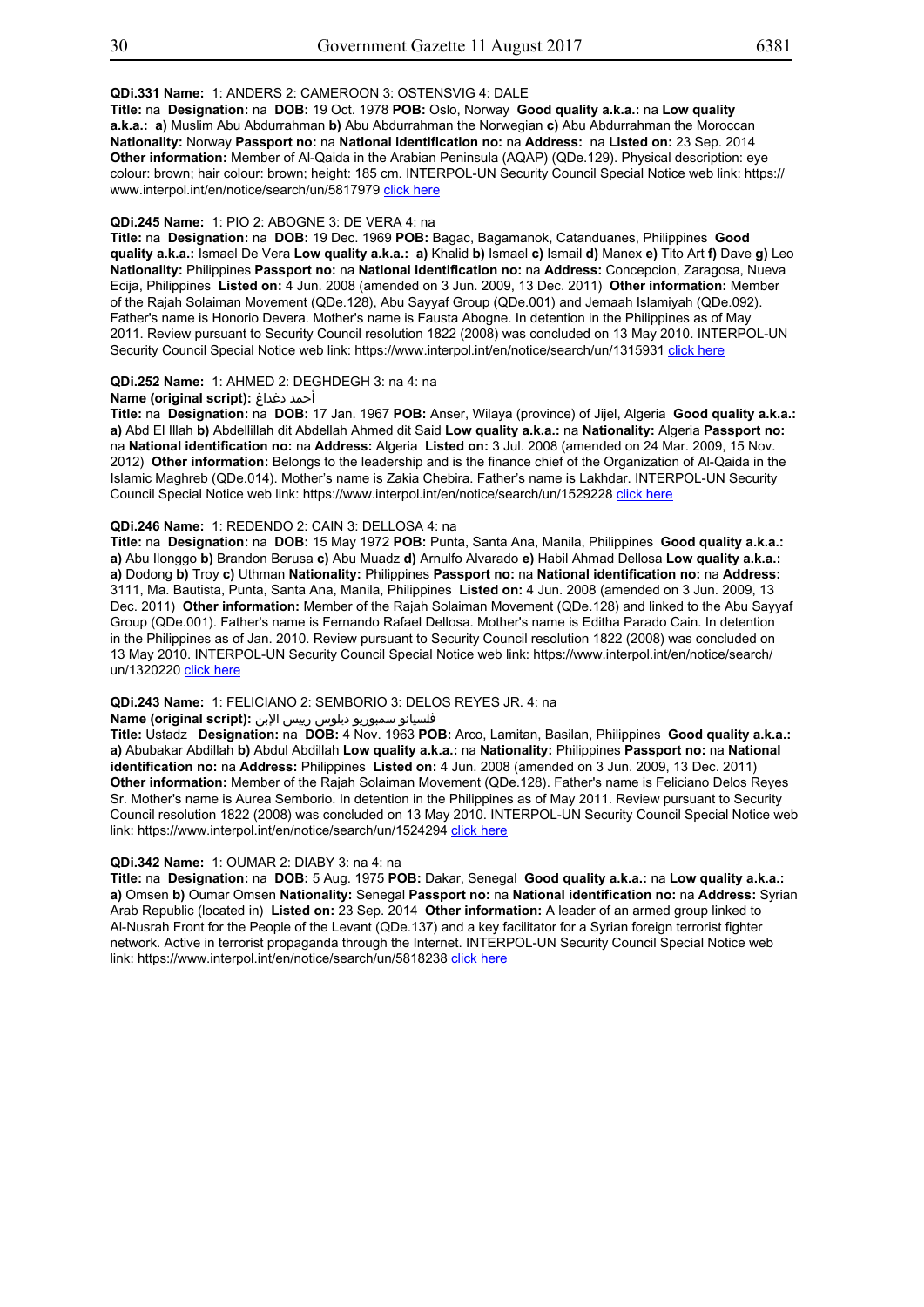**QDi.331 Name:** 1: ANDERS 2: CAMEROON 3: OSTENSVIG 4: DALE
**Title:** na **Designation:** na **DOB:** 19 Oct. 1978 **POB:** Oslo, Norway **Good quality a.k.a.:** na **Low quality a.k.a.:** **a)** Muslim Abu Abdurrahman **b)** Abu Abdurrahman the Norwegian **c)** Abu Abdurrahman the Moroccan **Nationality:** Norway **Passport no:** na **National identification no:** na **Address:** na **Listed on:** 23 Sep. 2014 **Other information:** Member of Al-Qaida in the Arabian Peninsula (AQAP) (QDe.129). Physical description: eye colour: brown; hair colour: brown; height: 185 cm. INTERPOL-UN Security Council Special Notice web link: https://www.interpol.int/en/notice/search/un/5817979 click here

**QDi.245 Name:** 1: PIO 2: ABOGNE 3: DE VERA 4: na
**Title:** na **Designation:** na **DOB:** 19 Dec. 1969 **POB:** Bagac, Bagamanok, Catanduanes, Philippines **Good quality a.k.a.:** Ismael De Vera **Low quality a.k.a.:** **a)** Khalid **b)** Ismael **c)** Ismail **d)** Manex **e)** Tito Art **f)** Dave **g)** Leo **Nationality:** Philippines **Passport no:** na **National identification no:** na **Address:** Concepcion, Zaragosa, Nueva Ecija, Philippines **Listed on:** 4 Jun. 2008 (amended on 3 Jun. 2009, 13 Dec. 2011) **Other information:** Member of the Rajah Solaiman Movement (QDe.128), Abu Sayyaf Group (QDe.001) and Jemaah Islamiyah (QDe.092). Father's name is Honorio Devera. Mother's name is Fausta Abogne. In detention in the Philippines as of May 2011. Review pursuant to Security Council resolution 1822 (2008) was concluded on 13 May 2010. INTERPOL-UN Security Council Special Notice web link: https://www.interpol.int/en/notice/search/un/1315931 click here

**QDi.252 Name:** 1: AHMED 2: DEGHDEGH 3: na 4: na
**Name (original script):** أحمد دغداغ
**Title:** na **Designation:** na **DOB:** 17 Jan. 1967 **POB:** Anser, Wilaya (province) of Jijel, Algeria **Good quality a.k.a.:** **a)** Abd El Illah **b)** Abdellillah dit Abdellah Ahmed dit Said **Low quality a.k.a.:** na **Nationality:** Algeria **Passport no:** na **National identification no:** na **Address:** Algeria **Listed on:** 3 Jul. 2008 (amended on 24 Mar. 2009, 15 Nov. 2012) **Other information:** Belongs to the leadership and is the finance chief of the Organization of Al-Qaida in the Islamic Maghreb (QDe.014). Mother's name is Zakia Chebira. Father's name is Lakhdar. INTERPOL-UN Security Council Special Notice web link: https://www.interpol.int/en/notice/search/un/1529228 click here

**QDi.246 Name:** 1: REDENDO 2: CAIN 3: DELLOSA 4: na
**Title:** na **Designation:** na **DOB:** 15 May 1972 **POB:** Punta, Santa Ana, Manila, Philippines **Good quality a.k.a.:** **a)** Abu Ilonggo **b)** Brandon Berusa **c)** Abu Muadz **d)** Arnulfo Alvarado **e)** Habil Ahmad Dellosa **Low quality a.k.a.:** **a)** Dodong **b)** Troy **c)** Uthman **Nationality:** Philippines **Passport no:** na **National identification no:** na **Address:** 3111, Ma. Bautista, Punta, Santa Ana, Manila, Philippines **Listed on:** 4 Jun. 2008 (amended on 3 Jun. 2009, 13 Dec. 2011) **Other information:** Member of the Rajah Solaiman Movement (QDe.128) and linked to the Abu Sayyaf Group (QDe.001). Father's name is Fernando Rafael Dellosa. Mother's name is Editha Parado Cain. In detention in the Philippines as of Jan. 2010. Review pursuant to Security Council resolution 1822 (2008) was concluded on 13 May 2010. INTERPOL-UN Security Council Special Notice web link: https://www.interpol.int/en/notice/search/un/1320220 click here

**QDi.243 Name:** 1: FELICIANO 2: SEMBORIO 3: DELOS REYES JR. 4: na
**Name (original script):** فلسيانو سمبوريو ديلوس رييس الإبن
**Title:** Ustadz **Designation:** na **DOB:** 4 Nov. 1963 **POB:** Arco, Lamitan, Basilan, Philippines **Good quality a.k.a.:** **a)** Abubakar Abdillah **b)** Abdul Abdillah **Low quality a.k.a.:** na **Nationality:** Philippines **Passport no:** na **National identification no:** na **Address:** Philippines **Listed on:** 4 Jun. 2008 (amended on 3 Jun. 2009, 13 Dec. 2011) **Other information:** Member of the Rajah Solaiman Movement (QDe.128). Father's name is Feliciano Delos Reyes Sr. Mother's name is Aurea Semborio. In detention in the Philippines as of May 2011. Review pursuant to Security Council resolution 1822 (2008) was concluded on 13 May 2010. INTERPOL-UN Security Council Special Notice web link: https://www.interpol.int/en/notice/search/un/1524294 click here

**QDi.342 Name:** 1: OUMAR 2: DIABY 3: na 4: na
**Title:** na **Designation:** na **DOB:** 5 Aug. 1975 **POB:** Dakar, Senegal **Good quality a.k.a.:** na **Low quality a.k.a.:** **a)** Omsen **b)** Oumar Omsen **Nationality:** Senegal **Passport no:** na **National identification no:** na **Address:** Syrian Arab Republic (located in) **Listed on:** 23 Sep. 2014 **Other information:** A leader of an armed group linked to Al-Nusrah Front for the People of the Levant (QDe.137) and a key facilitator for a Syrian foreign terrorist fighter network. Active in terrorist propaganda through the Internet. INTERPOL-UN Security Council Special Notice web link: https://www.interpol.int/en/notice/search/un/5818238 click here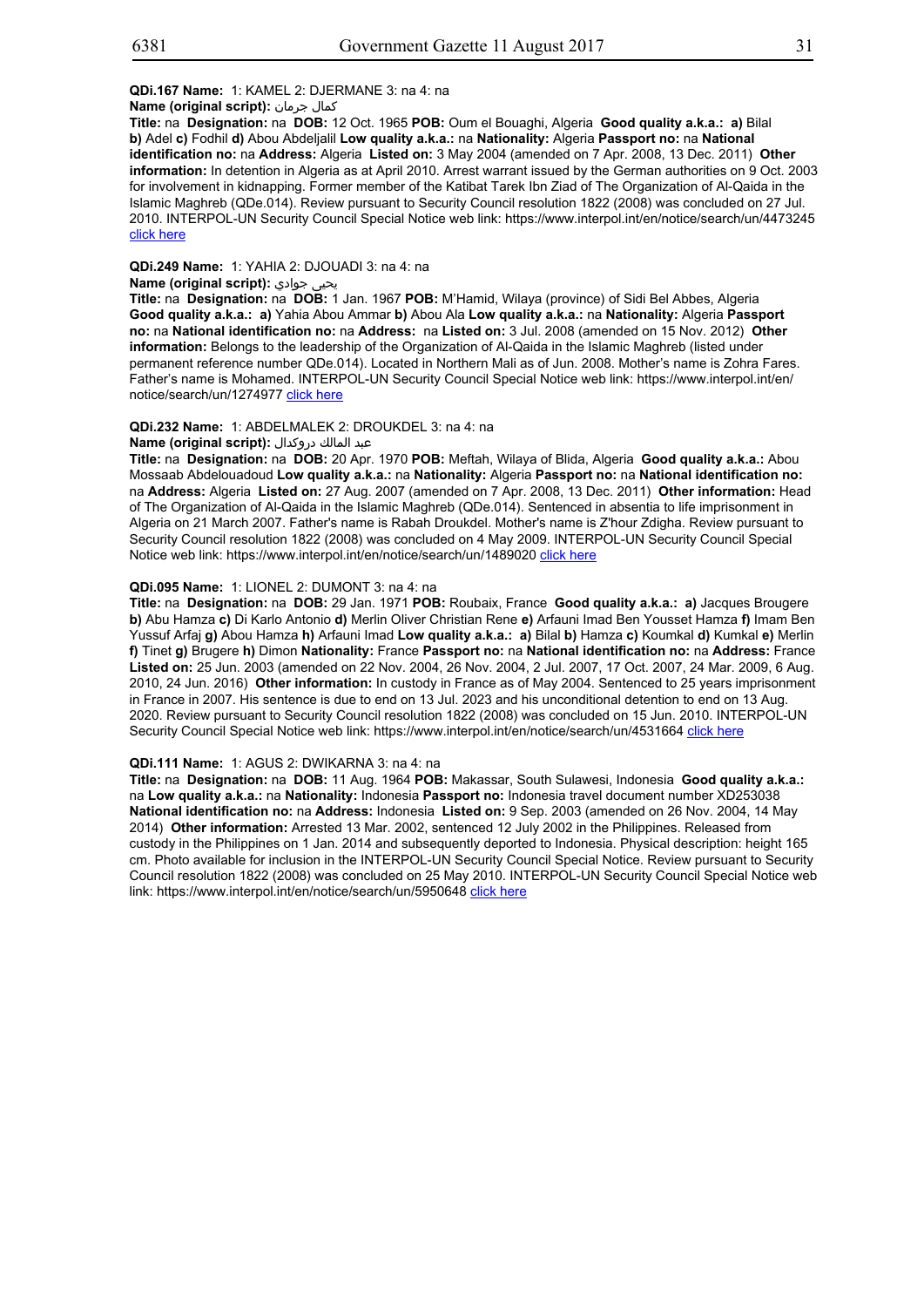**QDi.167 Name:** 1: KAMEL 2: DJERMANE 3: na 4: na

**Name (original script):** كمال جرمان

**Title:** na **Designation:** na **DOB:** 12 Oct. 1965 **POB:** Oum el Bouaghi, Algeria **Good quality a.k.a.: a)** Bilal **b)** Adel **c)** Fodhil **d)** Abou Abdeljalil **Low quality a.k.a.:** na **Nationality:** Algeria **Passport no:** na **National identification no:** na **Address:** Algeria **Listed on:** 3 May 2004 (amended on 7 Apr. 2008, 13 Dec. 2011) **Other information:** In detention in Algeria as at April 2010. Arrest warrant issued by the German authorities on 9 Oct. 2003 for involvement in kidnapping. Former member of the Katibat Tarek Ibn Ziad of The Organization of Al-Qaida in the Islamic Maghreb (QDe.014). Review pursuant to Security Council resolution 1822 (2008) was concluded on 27 Jul. 2010. INTERPOL-UN Security Council Special Notice web link: https://www.interpol.int/en/notice/search/un/4473245 click here

**QDi.249 Name:** 1: YAHIA 2: DJOUADI 3: na 4: na

**Name (original script):** يحيى جوادي

**Title:** na **Designation:** na **DOB:** 1 Jan. 1967 **POB:** M'Hamid, Wilaya (province) of Sidi Bel Abbes, Algeria **Good quality a.k.a.: a)** Yahia Abou Ammar **b)** Abou Ala **Low quality a.k.a.:** na **Nationality:** Algeria **Passport no:** na **National identification no:** na **Address:** na **Listed on:** 3 Jul. 2008 (amended on 15 Nov. 2012) **Other information:** Belongs to the leadership of the Organization of Al-Qaida in the Islamic Maghreb (listed under permanent reference number QDe.014). Located in Northern Mali as of Jun. 2008. Mother's name is Zohra Fares. Father's name is Mohamed. INTERPOL-UN Security Council Special Notice web link: https://www.interpol.int/en/notice/search/un/1274977 click here

**QDi.232 Name:** 1: ABDELMALEK 2: DROUKDEL 3: na 4: na

**Name (original script):** عبد المالك دروكدال

**Title:** na **Designation:** na **DOB:** 20 Apr. 1970 **POB:** Meftah, Wilaya of Blida, Algeria **Good quality a.k.a.:** Abou Mossaab Abdelouadoud **Low quality a.k.a.:** na **Nationality:** Algeria **Passport no:** na **National identification no:** na **Address:** Algeria **Listed on:** 27 Aug. 2007 (amended on 7 Apr. 2008, 13 Dec. 2011) **Other information:** Head of The Organization of Al-Qaida in the Islamic Maghreb (QDe.014). Sentenced in absentia to life imprisonment in Algeria on 21 March 2007. Father's name is Rabah Droukdel. Mother's name is Z'hour Zdigha. Review pursuant to Security Council resolution 1822 (2008) was concluded on 4 May 2009. INTERPOL-UN Security Council Special Notice web link: https://www.interpol.int/en/notice/search/un/1489020 click here

**QDi.095 Name:** 1: LIONEL 2: DUMONT 3: na 4: na

**Title:** na **Designation:** na **DOB:** 29 Jan. 1971 **POB:** Roubaix, France **Good quality a.k.a.: a)** Jacques Brougere **b)** Abu Hamza **c)** Di Karlo Antonio **d)** Merlin Oliver Christian Rene **e)** Arfauni Imad Ben Yousset Hamza **f)** Imam Ben Yussuf Arfaj **g)** Abou Hamza **h)** Arfauni Imad **Low quality a.k.a.: a)** Bilal **b)** Hamza **c)** Koumkal **d)** Kumkal **e)** Merlin **f)** Tinet **g)** Brugere **h)** Dimon **Nationality:** France **Passport no:** na **National identification no:** na **Address:** France **Listed on:** 25 Jun. 2003 (amended on 22 Nov. 2004, 26 Nov. 2004, 2 Jul. 2007, 17 Oct. 2007, 24 Mar. 2009, 6 Aug. 2010, 24 Jun. 2016) **Other information:** In custody in France as of May 2004. Sentenced to 25 years imprisonment in France in 2007. His sentence is due to end on 13 Jul. 2023 and his unconditional detention to end on 13 Aug. 2020. Review pursuant to Security Council resolution 1822 (2008) was concluded on 15 Jun. 2010. INTERPOL-UN Security Council Special Notice web link: https://www.interpol.int/en/notice/search/un/4531664 click here

**QDi.111 Name:** 1: AGUS 2: DWIKARNA 3: na 4: na

**Title:** na **Designation:** na **DOB:** 11 Aug. 1964 **POB:** Makassar, South Sulawesi, Indonesia **Good quality a.k.a.:** na **Low quality a.k.a.:** na **Nationality:** Indonesia **Passport no:** Indonesia travel document number XD253038 **National identification no:** na **Address:** Indonesia **Listed on:** 9 Sep. 2003 (amended on 26 Nov. 2004, 14 May 2014) **Other information:** Arrested 13 Mar. 2002, sentenced 12 July 2002 in the Philippines. Released from custody in the Philippines on 1 Jan. 2014 and subsequently deported to Indonesia. Physical description: height 165 cm. Photo available for inclusion in the INTERPOL-UN Security Council Special Notice. Review pursuant to Security Council resolution 1822 (2008) was concluded on 25 May 2010. INTERPOL-UN Security Council Special Notice web link: https://www.interpol.int/en/notice/search/un/5950648 click here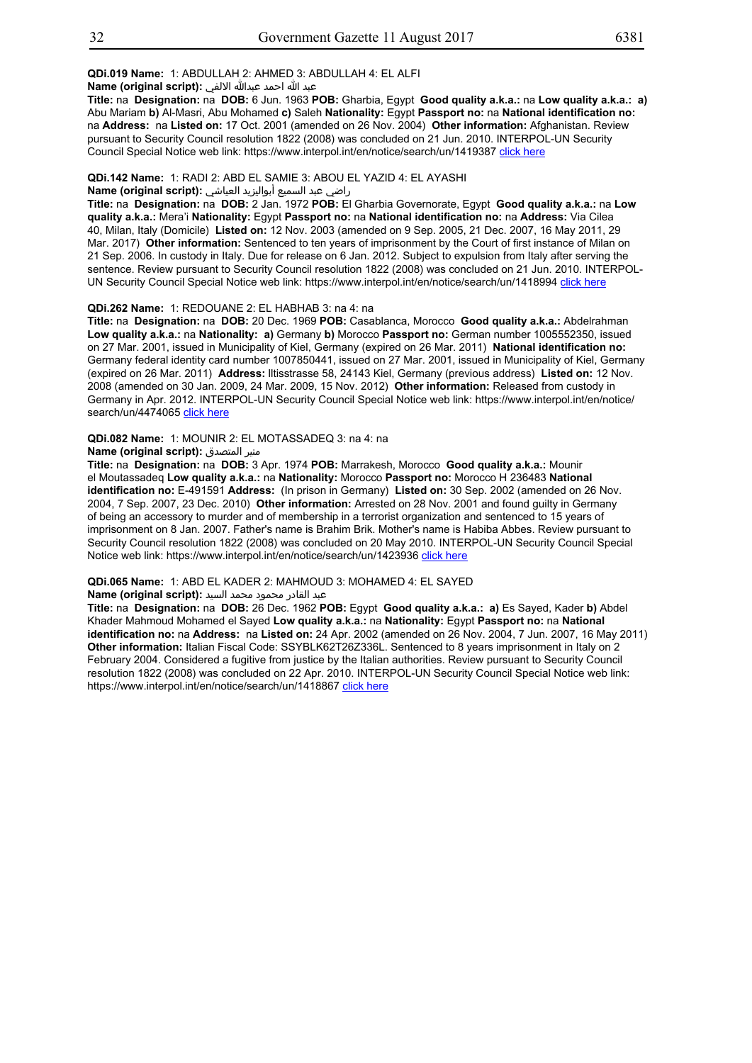**QDi.019 Name:** 1: ABDULLAH 2: AHMED 3: ABDULLAH 4: EL ALFI
**Name (original script):** عبد الله احمد عبدالله الالفي
**Title:** na **Designation:** na **DOB:** 6 Jun. 1963 **POB:** Gharbia, Egypt **Good quality a.k.a.:** na **Low quality a.k.a.:** **a)** Abu Mariam **b)** Al-Masri, Abu Mohamed **c)** Saleh **Nationality:** Egypt **Passport no:** na **National identification no:** na **Address:** na **Listed on:** 17 Oct. 2001 (amended on 26 Nov. 2004) **Other information:** Afghanistan. Review pursuant to Security Council resolution 1822 (2008) was concluded on 21 Jun. 2010. INTERPOL-UN Security Council Special Notice web link: https://www.interpol.int/en/notice/search/un/1419387 click here

**QDi.142 Name:** 1: RADI 2: ABD EL SAMIE 3: ABOU EL YAZID 4: EL AYASHI
**Name (original script):** راضي عبد السميع أبواليزيد العياشي
**Title:** na **Designation:** na **DOB:** 2 Jan. 1972 **POB:** El Gharbia Governorate, Egypt **Good quality a.k.a.:** na **Low quality a.k.a.:** Mera'i **Nationality:** Egypt **Passport no:** na **National identification no:** na **Address:** Via Cilea 40, Milan, Italy (Domicile) **Listed on:** 12 Nov. 2003 (amended on 9 Sep. 2005, 21 Dec. 2007, 16 May 2011, 29 Mar. 2017) **Other information:** Sentenced to ten years of imprisonment by the Court of first instance of Milan on 21 Sep. 2006. In custody in Italy. Due for release on 6 Jan. 2012. Subject to expulsion from Italy after serving the sentence. Review pursuant to Security Council resolution 1822 (2008) was concluded on 21 Jun. 2010. INTERPOL-UN Security Council Special Notice web link: https://www.interpol.int/en/notice/search/un/1418994 click here

**QDi.262 Name:** 1: REDOUANE 2: EL HABHAB 3: na 4: na
**Title:** na **Designation:** na **DOB:** 20 Dec. 1969 **POB:** Casablanca, Morocco **Good quality a.k.a.:** Abdelrahman **Low quality a.k.a.:** na **Nationality:** **a)** Germany **b)** Morocco **Passport no:** German number 1005552350, issued on 27 Mar. 2001, issued in Municipality of Kiel, Germany (expired on 26 Mar. 2011) **National identification no:** Germany federal identity card number 1007850441, issued on 27 Mar. 2001, issued in Municipality of Kiel, Germany (expired on 26 Mar. 2011) **Address:** Iltisstrasse 58, 24143 Kiel, Germany (previous address) **Listed on:** 12 Nov. 2008 (amended on 30 Jan. 2009, 24 Mar. 2009, 15 Nov. 2012) **Other information:** Released from custody in Germany in Apr. 2012. INTERPOL-UN Security Council Special Notice web link: https://www.interpol.int/en/notice/search/un/4474065 click here

**QDi.082 Name:** 1: MOUNIR 2: EL MOTASSADEQ 3: na 4: na
**Name (original script):** منير المتصدق
**Title:** na **Designation:** na **DOB:** 3 Apr. 1974 **POB:** Marrakesh, Morocco **Good quality a.k.a.:** Mounir el Moutassadeq **Low quality a.k.a.:** na **Nationality:** Morocco **Passport no:** Morocco H 236483 **National identification no:** E-491591 **Address:** (In prison in Germany) **Listed on:** 30 Sep. 2002 (amended on 26 Nov. 2004, 7 Sep. 2007, 23 Dec. 2010) **Other information:** Arrested on 28 Nov. 2001 and found guilty in Germany of being an accessory to murder and of membership in a terrorist organization and sentenced to 15 years of imprisonment on 8 Jan. 2007. Father's name is Brahim Brik. Mother's name is Habiba Abbes. Review pursuant to Security Council resolution 1822 (2008) was concluded on 20 May 2010. INTERPOL-UN Security Council Special Notice web link: https://www.interpol.int/en/notice/search/un/1423936 click here

**QDi.065 Name:** 1: ABD EL KADER 2: MAHMOUD 3: MOHAMED 4: EL SAYED
**Name (original script):** عبد القادر محمود محمد السيد
**Title:** na **Designation:** na **DOB:** 26 Dec. 1962 **POB:** Egypt **Good quality a.k.a.:** **a)** Es Sayed, Kader **b)** Abdel Khader Mahmoud Mohamed el Sayed **Low quality a.k.a.:** na **Nationality:** Egypt **Passport no:** na **National identification no:** na **Address:** na **Listed on:** 24 Apr. 2002 (amended on 26 Nov. 2004, 7 Jun. 2007, 16 May 2011) **Other information:** Italian Fiscal Code: SSYBLK62T26Z336L. Sentenced to 8 years imprisonment in Italy on 2 February 2004. Considered a fugitive from justice by the Italian authorities. Review pursuant to Security Council resolution 1822 (2008) was concluded on 22 Apr. 2010. INTERPOL-UN Security Council Special Notice web link: https://www.interpol.int/en/notice/search/un/1418867 click here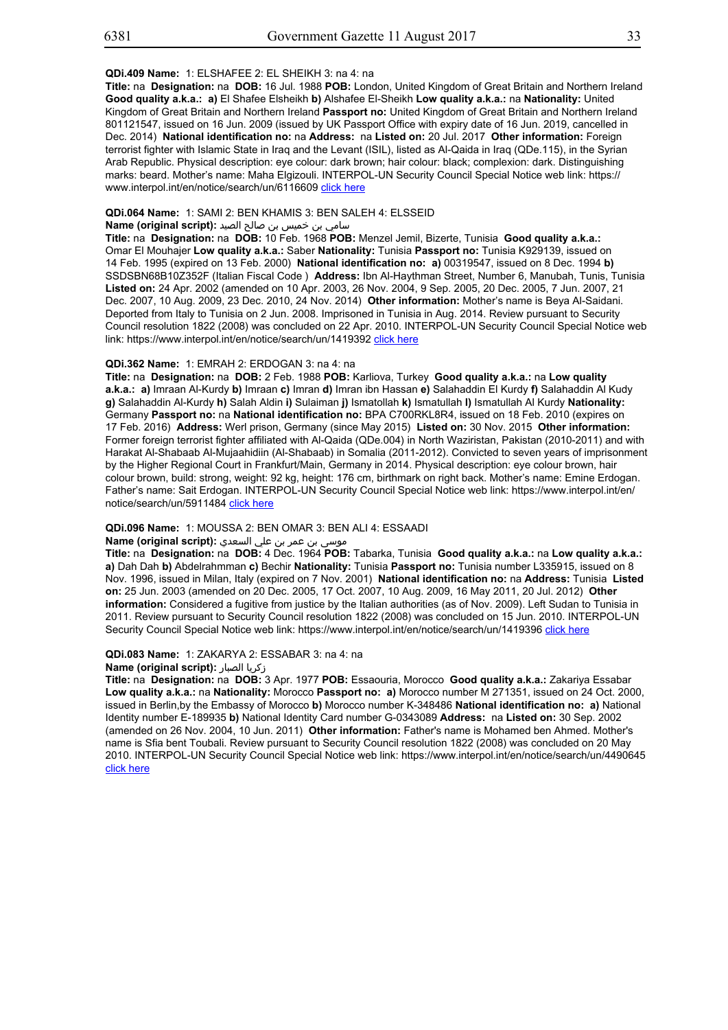**QDi.409 Name:** 1: ELSHAFEE 2: EL SHEIKH 3: na 4: na
**Title:** na **Designation:** na **DOB:** 16 Jul. 1988 **POB:** London, United Kingdom of Great Britain and Northern Ireland **Good quality a.k.a.:** **a)** El Shafee Elsheikh **b)** Alshafee El-Sheikh **Low quality a.k.a.:** na **Nationality:** United Kingdom of Great Britain and Northern Ireland **Passport no:** United Kingdom of Great Britain and Northern Ireland 801121547, issued on 16 Jun. 2009 (issued by UK Passport Office with expiry date of 16 Jun. 2019, cancelled in Dec. 2014) **National identification no:** na **Address:** na **Listed on:** 20 Jul. 2017 **Other information:** Foreign terrorist fighter with Islamic State in Iraq and the Levant (ISIL), listed as Al-Qaida in Iraq (QDe.115), in the Syrian Arab Republic. Physical description: eye colour: dark brown; hair colour: black; complexion: dark. Distinguishing marks: beard. Mother's name: Maha Elgizouli. INTERPOL-UN Security Council Special Notice web link: https://www.interpol.int/en/notice/search/un/6116609 click here

**QDi.064 Name:** 1: SAMI 2: BEN KHAMIS 3: BEN SALEH 4: ELSSEID
**Name (original script):** سامي بن خميس بن صالح الصيد
**Title:** na **Designation:** na **DOB:** 10 Feb. 1968 **POB:** Menzel Jemil, Bizerte, Tunisia **Good quality a.k.a.:** Omar El Mouhajer **Low quality a.k.a.:** Saber **Nationality:** Tunisia **Passport no:** Tunisia K929139, issued on 14 Feb. 1995 (expired on 13 Feb. 2000) **National identification no:** **a)** 00319547, issued on 8 Dec. 1994 **b)** SSDSBN68B10Z352F (Italian Fiscal Code ) **Address:** Ibn Al-Haythman Street, Number 6, Manubah, Tunis, Tunisia **Listed on:** 24 Apr. 2002 (amended on 10 Apr. 2003, 26 Nov. 2004, 9 Sep. 2005, 20 Dec. 2005, 7 Jun. 2007, 21 Dec. 2007, 10 Aug. 2009, 23 Dec. 2010, 24 Nov. 2014) **Other information:** Mother's name is Beya Al-Saidani. Deported from Italy to Tunisia on 2 Jun. 2008. Imprisoned in Tunisia in Aug. 2014. Review pursuant to Security Council resolution 1822 (2008) was concluded on 22 Apr. 2010. INTERPOL-UN Security Council Special Notice web link: https://www.interpol.int/en/notice/search/un/1419392 click here

**QDi.362 Name:** 1: EMRAH 2: ERDOGAN 3: na 4: na
**Title:** na **Designation:** na **DOB:** 2 Feb. 1988 **POB:** Karliova, Turkey **Good quality a.k.a.:** na **Low quality a.k.a.:** **a)** Imraan Al-Kurdy **b)** Imraan **c)** Imran **d)** Imran ibn Hassan **e)** Salahaddin El Kurdy **f)** Salahaddin Al Kudy **g)** Salahaddin Al-Kurdy **h)** Salah Aldin **i)** Sulaiman **j)** Ismatollah **k)** Ismatullah **l)** Ismatullah Al Kurdy **Nationality:** Germany **Passport no:** na **National identification no:** BPA C700RKL8R4, issued on 18 Feb. 2010 (expires on 17 Feb. 2016) **Address:** Werl prison, Germany (since May 2015) **Listed on:** 30 Nov. 2015 **Other information:** Former foreign terrorist fighter affiliated with Al-Qaida (QDe.004) in North Waziristan, Pakistan (2010-2011) and with Harakat Al-Shabaab Al-Mujaahidiin (Al-Shabaab) in Somalia (2011-2012). Convicted to seven years of imprisonment by the Higher Regional Court in Frankfurt/Main, Germany in 2014. Physical description: eye colour brown, hair colour brown, build: strong, weight: 92 kg, height: 176 cm, birthmark on right back. Mother's name: Emine Erdogan. Father's name: Sait Erdogan. INTERPOL-UN Security Council Special Notice web link: https://www.interpol.int/en/notice/search/un/5911484 click here

**QDi.096 Name:** 1: MOUSSA 2: BEN OMAR 3: BEN ALI 4: ESSAADI
**Name (original script):** موسى بن عمر بن علي السعدي
**Title:** na **Designation:** na **DOB:** 4 Dec. 1964 **POB:** Tabarka, Tunisia **Good quality a.k.a.:** na **Low quality a.k.a.:** **a)** Dah Dah **b)** Abdelrahmman **c)** Bechir **Nationality:** Tunisia **Passport no:** Tunisia number L335915, issued on 8 Nov. 1996, issued in Milan, Italy (expired on 7 Nov. 2001) **National identification no:** na **Address:** Tunisia **Listed on:** 25 Jun. 2003 (amended on 20 Dec. 2005, 17 Oct. 2007, 10 Aug. 2009, 16 May 2011, 20 Jul. 2012) **Other information:** Considered a fugitive from justice by the Italian authorities (as of Nov. 2009). Left Sudan to Tunisia in 2011. Review pursuant to Security Council resolution 1822 (2008) was concluded on 15 Jun. 2010. INTERPOL-UN Security Council Special Notice web link: https://www.interpol.int/en/notice/search/un/1419396 click here

**QDi.083 Name:** 1: ZAKARYA 2: ESSABAR 3: na 4: na
**Name (original script):** زكريا الصبار
**Title:** na **Designation:** na **DOB:** 3 Apr. 1977 **POB:** Essaouria, Morocco **Good quality a.k.a.:** Zakariya Essabar **Low quality a.k.a.:** na **Nationality:** Morocco **Passport no:** **a)** Morocco number M 271351, issued on 24 Oct. 2000, issued in Berlin,by the Embassy of Morocco **b)** Morocco number K-348486 **National identification no:** **a)** National Identity number E-189935 **b)** National Identity Card number G-0343089 **Address:** na **Listed on:** 30 Sep. 2002 (amended on 26 Nov. 2004, 10 Jun. 2011) **Other information:** Father's name is Mohamed ben Ahmed. Mother's name is Sfia bent Toubali. Review pursuant to Security Council resolution 1822 (2008) was concluded on 20 May 2010. INTERPOL-UN Security Council Special Notice web link: https://www.interpol.int/en/notice/search/un/4490645 click here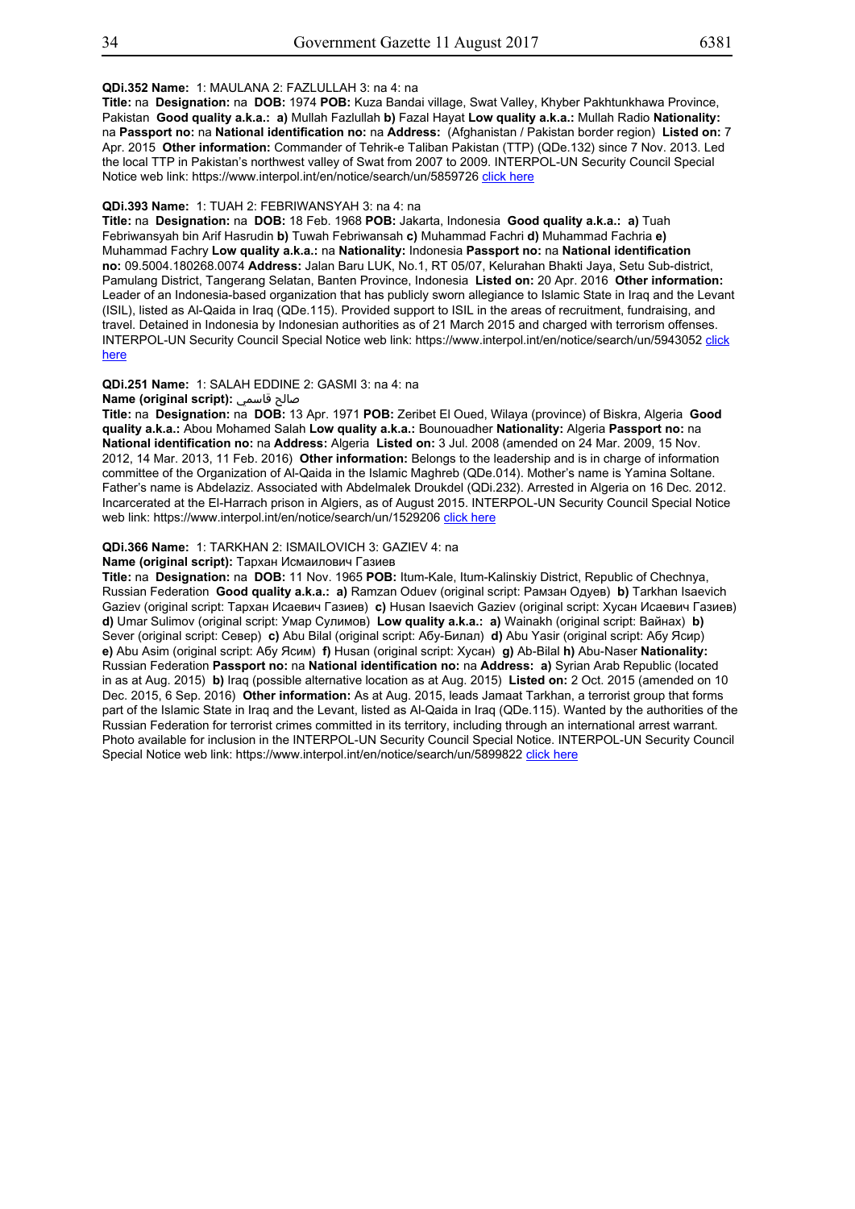**QDi.352 Name:** 1: MAULANA 2: FAZLULLAH 3: na 4: na

**Title:** na **Designation:** na **DOB:** 1974 **POB:** Kuza Bandai village, Swat Valley, Khyber Pakhtunkhawa Province, Pakistan **Good quality a.k.a.:** **a)** Mullah Fazlullah **b)** Fazal Hayat **Low quality a.k.a.:** Mullah Radio **Nationality:** na **Passport no:** na **National identification no:** na **Address:** (Afghanistan / Pakistan border region) **Listed on:** 7 Apr. 2015 **Other information:** Commander of Tehrik-e Taliban Pakistan (TTP) (QDe.132) since 7 Nov. 2013. Led the local TTP in Pakistan's northwest valley of Swat from 2007 to 2009. INTERPOL-UN Security Council Special Notice web link: https://www.interpol.int/en/notice/search/un/5859726 click here

**QDi.393 Name:** 1: TUAH 2: FEBRIWANSYAH 3: na 4: na

**Title:** na **Designation:** na **DOB:** 18 Feb. 1968 **POB:** Jakarta, Indonesia **Good quality a.k.a.:** **a)** Tuah Febriwansyah bin Arif Hasrudin **b)** Tuwah Febriwansah **c)** Muhammad Fachri **d)** Muhammad Fachria **e)** Muhammad Fachry **Low quality a.k.a.:** na **Nationality:** Indonesia **Passport no:** na **National identification no:** 09.5004.180268.0074 **Address:** Jalan Baru LUK, No.1, RT 05/07, Kelurahan Bhakti Jaya, Setu Sub-district, Pamulang District, Tangerang Selatan, Banten Province, Indonesia **Listed on:** 20 Apr. 2016 **Other information:** Leader of an Indonesia-based organization that has publicly sworn allegiance to Islamic State in Iraq and the Levant (ISIL), listed as Al-Qaida in Iraq (QDe.115). Provided support to ISIL in the areas of recruitment, fundraising, and travel. Detained in Indonesia by Indonesian authorities as of 21 March 2015 and charged with terrorism offenses. INTERPOL-UN Security Council Special Notice web link: https://www.interpol.int/en/notice/search/un/5943052 click here

**QDi.251 Name:** 1: SALAH EDDINE 2: GASMI 3: na 4: na

**Name (original script):** صالح قاسمي

**Title:** na **Designation:** na **DOB:** 13 Apr. 1971 **POB:** Zeribet El Oued, Wilaya (province) of Biskra, Algeria **Good quality a.k.a.:** Abou Mohamed Salah **Low quality a.k.a.:** Bounouadher **Nationality:** Algeria **Passport no:** na **National identification no:** na **Address:** Algeria **Listed on:** 3 Jul. 2008 (amended on 24 Mar. 2009, 15 Nov. 2012, 14 Mar. 2013, 11 Feb. 2016) **Other information:** Belongs to the leadership and is in charge of information committee of the Organization of Al-Qaida in the Islamic Maghreb (QDe.014). Mother's name is Yamina Soltane. Father's name is Abdelaziz. Associated with Abdelmalek Droukdel (QDi.232). Arrested in Algeria on 16 Dec. 2012. Incarcerated at the El-Harrach prison in Algiers, as of August 2015. INTERPOL-UN Security Council Special Notice web link: https://www.interpol.int/en/notice/search/un/1529206 click here

**QDi.366 Name:** 1: TARKHAN 2: ISMAILOVICH 3: GAZIEV 4: na

**Name (original script):** Тархан Исмаилович Газиев

**Title:** na **Designation:** na **DOB:** 11 Nov. 1965 **POB:** Itum-Kale, Itum-Kalinskiy District, Republic of Chechnya, Russian Federation **Good quality a.k.a.:** **a)** Ramzan Oduev (original script: Рамзан Одуев) **b)** Tarkhan Isaevich Gaziev (original script: Тархан Исаевич Газиев) **c)** Husan Isaevich Gaziev (original script: Хусан Исаевич Газиев) **d)** Umar Sulimov (original script: Умар Сулимов) **Low quality a.k.a.:** **a)** Wainakh (original script: Вайнах) **b)** Sever (original script: Север) **c)** Abu Bilal (original script: Абу-Билал) **d)** Abu Yasir (original script: Абу Ясир) **e)** Abu Asim (original script: Абу Ясим) **f)** Husan (original script: Хусан) **g)** Ab-Bilal **h)** Abu-Naser **Nationality:** Russian Federation **Passport no:** na **National identification no:** na **Address:** **a)** Syrian Arab Republic (located in as at Aug. 2015) **b)** Iraq (possible alternative location as at Aug. 2015) **Listed on:** 2 Oct. 2015 (amended on 10 Dec. 2015, 6 Sep. 2016) **Other information:** As at Aug. 2015, leads Jamaat Tarkhan, a terrorist group that forms part of the Islamic State in Iraq and the Levant, listed as Al-Qaida in Iraq (QDe.115). Wanted by the authorities of the Russian Federation for terrorist crimes committed in its territory, including through an international arrest warrant. Photo available for inclusion in the INTERPOL-UN Security Council Special Notice. INTERPOL-UN Security Council Special Notice web link: https://www.interpol.int/en/notice/search/un/5899822 click here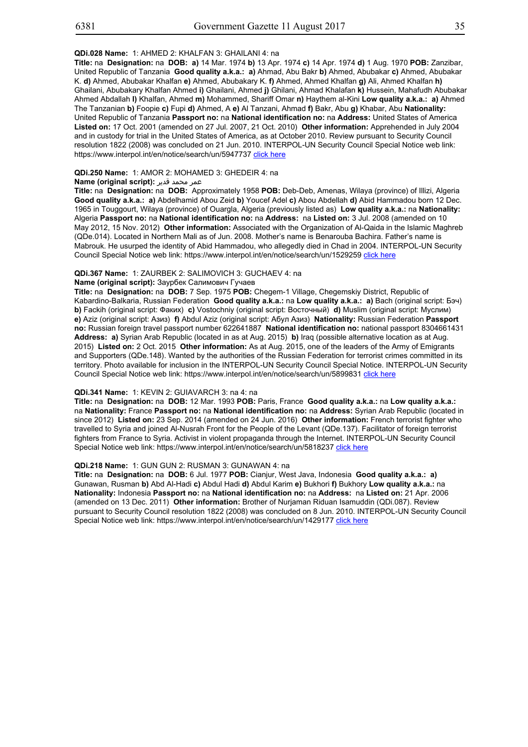**QDi.028 Name:** 1: AHMED 2: KHALFAN 3: GHAILANI 4: na

**Title:** na **Designation:** na **DOB:** **a)** 14 Mar. 1974 **b)** 13 Apr. 1974 **c)** 14 Apr. 1974 **d)** 1 Aug. 1970 **POB:** Zanzibar, United Republic of Tanzania **Good quality a.k.a.:** **a)** Ahmad, Abu Bakr **b)** Ahmed, Abubakar **c)** Ahmed, Abubakar K. **d)** Ahmed, Abubakar Khalfan **e)** Ahmed, Abubakary K. **f)** Ahmed, Ahmed Khalfan **g)** Ali, Ahmed Khalfan **h)** Ghailani, Abubakary Khalfan Ahmed **i)** Ghailani, Ahmed **j)** Ghilani, Ahmad Khalafan **k)** Hussein, Mahafudh Abubakar Ahmed Abdallah **l)** Khalfan, Ahmed **m)** Mohammed, Shariff Omar **n)** Haythem al-Kini **Low quality a.k.a.:** **a)** Ahmed The Tanzanian **b)** Foopie **c)** Fupi **d)** Ahmed, A **e)** Al Tanzani, Ahmad **f)** Bakr, Abu **g)** Khabar, Abu **Nationality:** United Republic of Tanzania **Passport no:** na **National identification no:** na **Address:** United States of America **Listed on:** 17 Oct. 2001 (amended on 27 Jul. 2007, 21 Oct. 2010) **Other information:** Apprehended in July 2004 and in custody for trial in the United States of America, as at October 2010. Review pursuant to Security Council resolution 1822 (2008) was concluded on 21 Jun. 2010. INTERPOL-UN Security Council Special Notice web link: https://www.interpol.int/en/notice/search/un/5947737 click here

**QDi.250 Name:** 1: AMOR 2: MOHAMED 3: GHEDEIR 4: na

**Name (original script):** عمر محمد قدير

**Title:** na **Designation:** na **DOB:** Approximately 1958 **POB:** Deb-Deb, Amenas, Wilaya (province) of Illizi, Algeria **Good quality a.k.a.:** **a)** Abdelhamid Abou Zeid **b)** Youcef Adel **c)** Abou Abdellah **d)** Abid Hammadou born 12 Dec. 1965 in Touggourt, Wilaya (province) of Ouargla, Algeria (previously listed as) **Low quality a.k.a.:** na **Nationality:** Algeria **Passport no:** na **National identification no:** na **Address:** na **Listed on:** 3 Jul. 2008 (amended on 10 May 2012, 15 Nov. 2012) **Other information:** Associated with the Organization of Al-Qaida in the Islamic Maghreb (QDe.014). Located in Northern Mali as of Jun. 2008. Mother's name is Benarouba Bachira. Father's name is Mabrouk. He usurped the identity of Abid Hammadou, who allegedly died in Chad in 2004. INTERPOL-UN Security Council Special Notice web link: https://www.interpol.int/en/notice/search/un/1529259 click here

**QDi.367 Name:** 1: ZAURBEK 2: SALIMOVICH 3: GUCHAEV 4: na

**Name (original script):** Заурбек Салимович Гучаев

**Title:** na **Designation:** na **DOB:** 7 Sep. 1975 **POB:** Chegem-1 Village, Chegemskiy District, Republic of Kabardino-Balkaria, Russian Federation **Good quality a.k.a.:** na **Low quality a.k.a.:** **a)** Bach (original script: Бэч) **b)** Fackih (original script: Факих) **c)** Vostochniy (original script: Восточный) **d)** Muslim (original script: Муслим) **e)** Aziz (original script: Азиз) **f)** Abdul Aziz (original script: Абул Азиз) **Nationality:** Russian Federation **Passport no:** Russian foreign travel passport number 622641887 **National identification no:** national passport 8304661431 **Address:** **a)** Syrian Arab Republic (located in as at Aug. 2015) **b)** Iraq (possible alternative location as at Aug. 2015) **Listed on:** 2 Oct. 2015 **Other information:** As at Aug. 2015, one of the leaders of the Army of Emigrants and Supporters (QDe.148). Wanted by the authorities of the Russian Federation for terrorist crimes committed in its territory. Photo available for inclusion in the INTERPOL-UN Security Council Special Notice. INTERPOL-UN Security Council Special Notice web link: https://www.interpol.int/en/notice/search/un/5899831 click here

**QDi.341 Name:** 1: KEVIN 2: GUIAVARCH 3: na 4: na

**Title:** na **Designation:** na **DOB:** 12 Mar. 1993 **POB:** Paris, France **Good quality a.k.a.:** na **Low quality a.k.a.:** na **Nationality:** France **Passport no:** na **National identification no:** na **Address:** Syrian Arab Republic (located in since 2012) **Listed on:** 23 Sep. 2014 (amended on 24 Jun. 2016) **Other information:** French terrorist fighter who travelled to Syria and joined Al-Nusrah Front for the People of the Levant (QDe.137). Facilitator of foreign terrorist fighters from France to Syria. Activist in violent propaganda through the Internet. INTERPOL-UN Security Council Special Notice web link: https://www.interpol.int/en/notice/search/un/5818237 click here

**QDi.218 Name:** 1: GUN GUN 2: RUSMAN 3: GUNAWAN 4: na

**Title:** na **Designation:** na **DOB:** 6 Jul. 1977 **POB:** Cianjur, West Java, Indonesia **Good quality a.k.a.:** **a)** Gunawan, Rusman **b)** Abd Al-Hadi **c)** Abdul Hadi **d)** Abdul Karim **e)** Bukhori **f)** Bukhory **Low quality a.k.a.:** na **Nationality:** Indonesia **Passport no:** na **National identification no:** na **Address:** na **Listed on:** 21 Apr. 2006 (amended on 13 Dec. 2011) **Other information:** Brother of Nurjaman Riduan Isamuddin (QDi.087). Review pursuant to Security Council resolution 1822 (2008) was concluded on 8 Jun. 2010. INTERPOL-UN Security Council Special Notice web link: https://www.interpol.int/en/notice/search/un/1429177 click here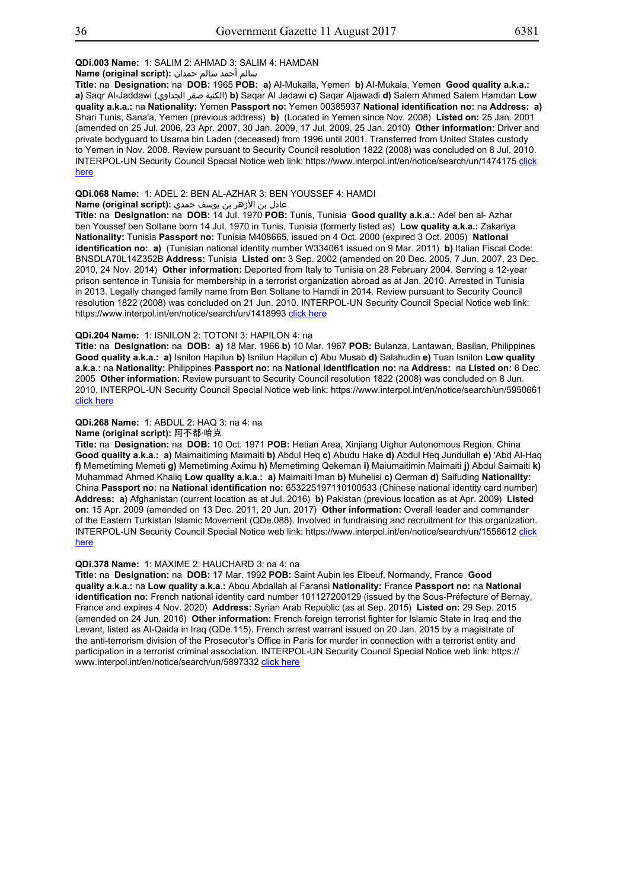**QDi.003 Name:** 1: SALIM 2: AHMAD 3: SALIM 4: HAMDAN

**Name (original script):** سالم أحمد سالم حمدان

**Title:** na **Designation:** na **DOB:** 1965 **POB:** **a)** Al-Mukalla, Yemen **b)** Al-Mukala, Yemen **Good quality a.k.a.:** **a)** Saqr Al-Jaddawi (الكنية صقر الجداوي) **b)** Saqar Al Jadawi **c)** Saqar Aljawadi **d)** Salem Ahmed Salem Hamdan **Low quality a.k.a.:** na **Nationality:** Yemen **Passport no:** Yemen 00385937 **National identification no:** na **Address:** **a)** Shari Tunis, Sana'a, Yemen (previous address) **b)** (Located in Yemen since Nov. 2008) **Listed on:** 25 Jan. 2001 (amended on 25 Jul. 2006, 23 Apr. 2007, 30 Jan. 2009, 17 Jul. 2009, 25 Jan. 2010) **Other information:** Driver and private bodyguard to Usama bin Laden (deceased) from 1996 until 2001. Transferred from United States custody to Yemen in Nov. 2008. Review pursuant to Security Council resolution 1822 (2008) was concluded on 8 Jul. 2010. INTERPOL-UN Security Council Special Notice web link: https://www.interpol.int/en/notice/search/un/1474175 click here

**QDi.068 Name:** 1: ADEL 2: BEN AL-AZHAR 3: BEN YOUSSEF 4: HAMDI

**Name (original script):** عادل بن الأزهر بن يوسف حمدي

**Title:** na **Designation:** na **DOB:** 14 Jul. 1970 **POB:** Tunis, Tunisia **Good quality a.k.a.:** Adel ben al- Azhar ben Youssef ben Soltane born 14 Jul. 1970 in Tunis, Tunisia (formerly listed as) **Low quality a.k.a.:** Zakariya **Nationality:** Tunisia **Passport no:** Tunisia M408665, issued on 4 Oct. 2000 (expired 3 Oct. 2005) **National identification no:** **a)** (Tunisian national identity number W334061 issued on 9 Mar. 2011) **b)** Italian Fiscal Code: BNSDLA70L14Z352B **Address:** Tunisia **Listed on:** 3 Sep. 2002 (amended on 20 Dec. 2005, 7 Jun. 2007, 23 Dec. 2010, 24 Nov. 2014) **Other information:** Deported from Italy to Tunisia on 28 February 2004. Serving a 12-year prison sentence in Tunisia for membership in a terrorist organization abroad as at Jan. 2010. Arrested in Tunisia in 2013. Legally changed family name from Ben Soltane to Hamdi in 2014. Review pursuant to Security Council resolution 1822 (2008) was concluded on 21 Jun. 2010. INTERPOL-UN Security Council Special Notice web link: https://www.interpol.int/en/notice/search/un/1418993 click here

**QDi.204 Name:** 1: ISNILON 2: TOTONI 3: HAPILON 4: na

**Title:** na **Designation:** na **DOB:** **a)** 18 Mar. 1966 **b)** 10 Mar. 1967 **POB:** Bulanza, Lantawan, Basilan, Philippines **Good quality a.k.a.:** **a)** Isnilon Hapilun **b)** Isnilun Hapilun **c)** Abu Musab **d)** Salahudin **e)** Tuan Isnilon **Low quality a.k.a.:** na **Nationality:** Philippines **Passport no:** na **National identification no:** na **Address:** na **Listed on:** 6 Dec. 2005 **Other information:** Review pursuant to Security Council resolution 1822 (2008) was concluded on 8 Jun. 2010. INTERPOL-UN Security Council Special Notice web link: https://www.interpol.int/en/notice/search/un/5950661 click here

**QDi.268 Name:** 1: ABDUL 2: HAQ 3: na 4: na

**Name (original script):** 阿不都·哈克

**Title:** na **Designation:** na **DOB:** 10 Oct. 1971 **POB:** Hetian Area, Xinjiang Uighur Autonomous Region, China **Good quality a.k.a.:** **a)** Maimaitiming Maimaiti **b)** Abdul Heq **c)** Abudu Hake **d)** Abdul Heq Jundullah **e)** 'Abd Al-Haq **f)** Memetiming Memeti **g)** Memetiming Aximu **h)** Memetiming Qekeman **i)** Maiumaitimin Maimaiti **j)** Abdul Saimaiti **k)** Muhammad Ahmed Khaliq **Low quality a.k.a.:** **a)** Maimaiti Iman **b)** Muhelisi **c)** Qerman **d)** Saifuding **Nationality:** China **Passport no:** na **National identification no:** 653225197110100533 (Chinese national identity card number) **Address:** **a)** Afghanistan (current location as at Jul. 2016) **b)** Pakistan (previous location as at Apr. 2009) **Listed on:** 15 Apr. 2009 (amended on 13 Dec. 2011, 20 Jun. 2017) **Other information:** Overall leader and commander of the Eastern Turkistan Islamic Movement (QDe.088). Involved in fundraising and recruitment for this organization. INTERPOL-UN Security Council Special Notice web link: https://www.interpol.int/en/notice/search/un/1558612 click here

**QDi.378 Name:** 1: MAXIME 2: HAUCHARD 3: na 4: na

**Title:** na **Designation:** na **DOB:** 17 Mar. 1992 **POB:** Saint Aubin les Elbeuf, Normandy, France **Good quality a.k.a.:** na **Low quality a.k.a.:** Abou Abdallah al Faransi **Nationality:** France **Passport no:** na **National identification no:** French national identity card number 101127200129 (issued by the Sous-Préfecture of Bernay, France and expires 4 Nov. 2020) **Address:** Syrian Arab Republic (as at Sep. 2015) **Listed on:** 29 Sep. 2015 (amended on 24 Jun. 2016) **Other information:** French foreign terrorist fighter for Islamic State in Iraq and the Levant, listed as Al-Qaida in Iraq (QDe.115). French arrest warrant issued on 20 Jan. 2015 by a magistrate of the anti-terrorism division of the Prosecutor's Office in Paris for murder in connection with a terrorist entity and participation in a terrorist criminal association. INTERPOL-UN Security Council Special Notice web link: https://www.interpol.int/en/notice/search/un/5897332 click here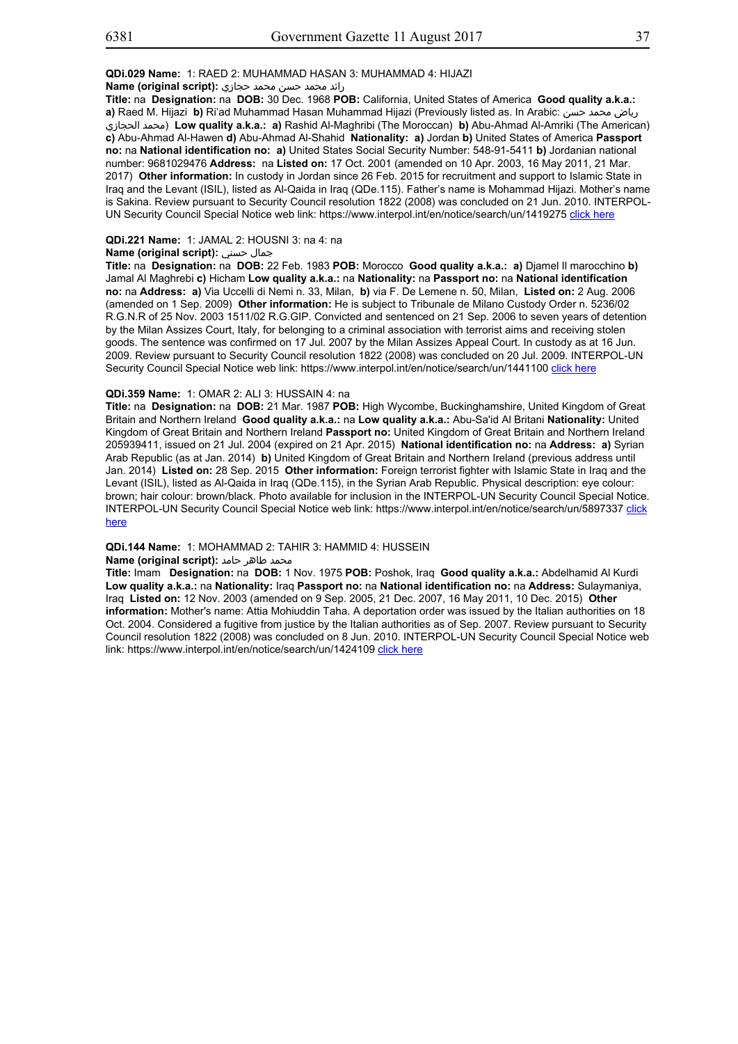**QDi.029 Name:** 1: RAED 2: MUHAMMAD HASAN 3: MUHAMMAD 4: HIJAZI

**Name (original script):** رائد محمد حسن محمد حجازي

**Title:** na **Designation:** na **DOB:** 30 Dec. 1968 **POB:** California, United States of America **Good quality a.k.a.:** **a)** Raed M. Hijazi **b)** Ri'ad Muhammad Hasan Muhammad Hijazi (Previously listed as. In Arabic: رياض محمد حسن محمد الحجازي) **Low quality a.k.a.:** **a)** Rashid Al-Maghribi (The Moroccan) **b)** Abu-Ahmad Al-Amriki (The American) **c)** Abu-Ahmad Al-Hawen **d)** Abu-Ahmad Al-Shahid **Nationality:** **a)** Jordan **b)** United States of America **Passport no:** na **National identification no:** **a)** United States Social Security Number: 548-91-5411 **b)** Jordanian national number: 9681029476 **Address:** na **Listed on:** 17 Oct. 2001 (amended on 10 Apr. 2003, 16 May 2011, 21 Mar. 2017) **Other information:** In custody in Jordan since 26 Feb. 2015 for recruitment and support to Islamic State in Iraq and the Levant (ISIL), listed as Al-Qaida in Iraq (QDe.115). Father's name is Mohammad Hijazi. Mother's name is Sakina. Review pursuant to Security Council resolution 1822 (2008) was concluded on 21 Jun. 2010. INTERPOL-UN Security Council Special Notice web link: https://www.interpol.int/en/notice/search/un/1419275 click here

**QDi.221 Name:** 1: JAMAL 2: HOUSNI 3: na 4: na

**Name (original script):** جمال حسني

**Title:** na **Designation:** na **DOB:** 22 Feb. 1983 **POB:** Morocco **Good quality a.k.a.:** **a)** Djamel Il marocchino **b)** Jamal Al Maghrebi **c)** Hicham **Low quality a.k.a.:** na **Nationality:** na **Passport no:** na **National identification no:** na **Address:** **a)** Via Uccelli di Nemi n. 33, Milan, **b)** via F. De Lemene n. 50, Milan, **Listed on:** 2 Aug. 2006 (amended on 1 Sep. 2009) **Other information:** He is subject to Tribunale de Milano Custody Order n. 5236/02 R.G.N.R of 25 Nov. 2003 1511/02 R.G.GIP. Convicted and sentenced on 21 Sep. 2006 to seven years of detention by the Milan Assizes Court, Italy, for belonging to a criminal association with terrorist aims and receiving stolen goods. The sentence was confirmed on 17 Jul. 2007 by the Milan Assizes Appeal Court. In custody as at 16 Jun. 2009. Review pursuant to Security Council resolution 1822 (2008) was concluded on 20 Jul. 2009. INTERPOL-UN Security Council Special Notice web link: https://www.interpol.int/en/notice/search/un/1441100 click here

**QDi.359 Name:** 1: OMAR 2: ALI 3: HUSSAIN 4: na

**Title:** na **Designation:** na **DOB:** 21 Mar. 1987 **POB:** High Wycombe, Buckinghamshire, United Kingdom of Great Britain and Northern Ireland **Good quality a.k.a.:** na **Low quality a.k.a.:** Abu-Sa'id Al Britani **Nationality:** United Kingdom of Great Britain and Northern Ireland **Passport no:** United Kingdom of Great Britain and Northern Ireland 205939411, issued on 21 Jul. 2004 (expired on 21 Apr. 2015) **National identification no:** na **Address:** **a)** Syrian Arab Republic (as at Jan. 2014) **b)** United Kingdom of Great Britain and Northern Ireland (previous address until Jan. 2014) **Listed on:** 28 Sep. 2015 **Other information:** Foreign terrorist fighter with Islamic State in Iraq and the Levant (ISIL), listed as Al-Qaida in Iraq (QDe.115), in the Syrian Arab Republic. Physical description: eye colour: brown; hair colour: brown/black. Photo available for inclusion in the INTERPOL-UN Security Council Special Notice. INTERPOL-UN Security Council Special Notice web link: https://www.interpol.int/en/notice/search/un/5897337 click here

**QDi.144 Name:** 1: MOHAMMAD 2: TAHIR 3: HAMMID 4: HUSSEIN

**Name (original script):** محمد طاهر حامد

**Title:** Imam **Designation:** na **DOB:** 1 Nov. 1975 **POB:** Poshok, Iraq **Good quality a.k.a.:** Abdelhamid Al Kurdi **Low quality a.k.a.:** na **Nationality:** Iraq **Passport no:** na **National identification no:** na **Address:** Sulaymaniya, Iraq **Listed on:** 12 Nov. 2003 (amended on 9 Sep. 2005, 21 Dec. 2007, 16 May 2011, 10 Dec. 2015) **Other information:** Mother's name: Attia Mohiuddin Taha. A deportation order was issued by the Italian authorities on 18 Oct. 2004. Considered a fugitive from justice by the Italian authorities as of Sep. 2007. Review pursuant to Security Council resolution 1822 (2008) was concluded on 8 Jun. 2010. INTERPOL-UN Security Council Special Notice web link: https://www.interpol.int/en/notice/search/un/1424109 click here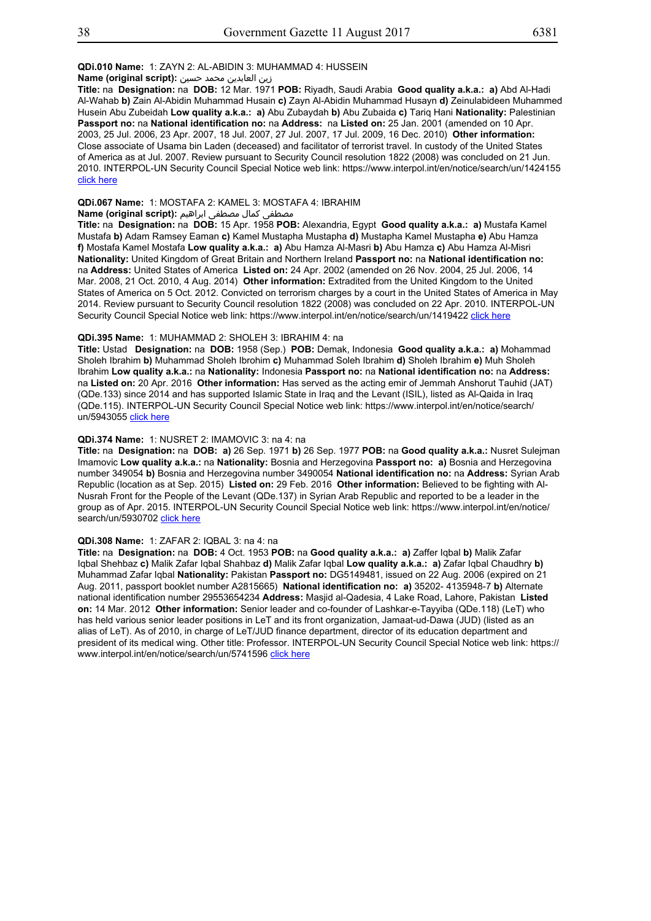**QDi.010 Name:** 1: ZAYN 2: AL-ABIDIN 3: MUHAMMAD 4: HUSSEIN

**Name (original script):** زين العابدين محمد حسين

**Title:** na **Designation:** na **DOB:** 12 Mar. 1971 **POB:** Riyadh, Saudi Arabia **Good quality a.k.a.:** **a)** Abd Al-Hadi Al-Wahab **b)** Zain Al-Abidin Muhammad Husain **c)** Zayn Al-Abidin Muhammad Husayn **d)** Zeinulabideen Muhammed Husein Abu Zubeidah **Low quality a.k.a.:** **a)** Abu Zubaydah **b)** Abu Zubaida **c)** Tariq Hani **Nationality:** Palestinian **Passport no:** na **National identification no:** na **Address:** na **Listed on:** 25 Jan. 2001 (amended on 10 Apr. 2003, 25 Jul. 2006, 23 Apr. 2007, 18 Jul. 2007, 27 Jul. 2007, 17 Jul. 2009, 16 Dec. 2010) **Other information:** Close associate of Usama bin Laden (deceased) and facilitator of terrorist travel. In custody of the United States of America as at Jul. 2007. Review pursuant to Security Council resolution 1822 (2008) was concluded on 21 Jun. 2010. INTERPOL-UN Security Council Special Notice web link: https://www.interpol.int/en/notice/search/un/1424155 click here

**QDi.067 Name:** 1: MOSTAFA 2: KAMEL 3: MOSTAFA 4: IBRAHIM

**Name (original script):** مصطفى كمال مصطفى ابراهيم

**Title:** na **Designation:** na **DOB:** 15 Apr. 1958 **POB:** Alexandria, Egypt **Good quality a.k.a.:** **a)** Mustafa Kamel Mustafa **b)** Adam Ramsey Eaman **c)** Kamel Mustapha Mustapha **d)** Mustapha Kamel Mustapha **e)** Abu Hamza **f)** Mostafa Kamel Mostafa **Low quality a.k.a.:** **a)** Abu Hamza Al-Masri **b)** Abu Hamza **c)** Abu Hamza Al-Misri **Nationality:** United Kingdom of Great Britain and Northern Ireland **Passport no:** na **National identification no:** na **Address:** United States of America **Listed on:** 24 Apr. 2002 (amended on 26 Nov. 2004, 25 Jul. 2006, 14 Mar. 2008, 21 Oct. 2010, 4 Aug. 2014) **Other information:** Extradited from the United Kingdom to the United States of America on 5 Oct. 2012. Convicted on terrorism charges by a court in the United States of America in May 2014. Review pursuant to Security Council resolution 1822 (2008) was concluded on 22 Apr. 2010. INTERPOL-UN Security Council Special Notice web link: https://www.interpol.int/en/notice/search/un/1419422 click here

**QDi.395 Name:** 1: MUHAMMAD 2: SHOLEH 3: IBRAHIM 4: na

**Title:** Ustad **Designation:** na **DOB:** 1958 (Sep.) **POB:** Demak, Indonesia **Good quality a.k.a.:** **a)** Mohammad Sholeh Ibrahim **b)** Muhammad Sholeh Ibrohim **c)** Muhammad Soleh Ibrahim **d)** Sholeh Ibrahim **e)** Muh Sholeh Ibrahim **Low quality a.k.a.:** na **Nationality:** Indonesia **Passport no:** na **National identification no:** na **Address:** na **Listed on:** 20 Apr. 2016 **Other information:** Has served as the acting emir of Jemmah Anshorut Tauhid (JAT) (QDe.133) since 2014 and has supported Islamic State in Iraq and the Levant (ISIL), listed as Al-Qaida in Iraq (QDe.115). INTERPOL-UN Security Council Special Notice web link: https://www.interpol.int/en/notice/search/un/5943055 click here

**QDi.374 Name:** 1: NUSRET 2: IMAMOVIC 3: na 4: na

**Title:** na **Designation:** na **DOB:** **a)** 26 Sep. 1971 **b)** 26 Sep. 1977 **POB:** na **Good quality a.k.a.:** Nusret Sulejman Imamovic **Low quality a.k.a.:** na **Nationality:** Bosnia and Herzegovina **Passport no:** **a)** Bosnia and Herzegovina number 349054 **b)** Bosnia and Herzegovina number 3490054 **National identification no:** na **Address:** Syrian Arab Republic (location as at Sep. 2015) **Listed on:** 29 Feb. 2016 **Other information:** Believed to be fighting with Al-Nusrah Front for the People of the Levant (QDe.137) in Syrian Arab Republic and reported to be a leader in the group as of Apr. 2015. INTERPOL-UN Security Council Special Notice web link: https://www.interpol.int/en/notice/search/un/5930702 click here

**QDi.308 Name:** 1: ZAFAR 2: IQBAL 3: na 4: na

**Title:** na **Designation:** na **DOB:** 4 Oct. 1953 **POB:** na **Good quality a.k.a.:** **a)** Zaffer Iqbal **b)** Malik Zafar Iqbal Shehbaz **c)** Malik Zafar Iqbal Shahbaz **d)** Malik Zafar Iqbal **Low quality a.k.a.:** **a)** Zafar Iqbal Chaudhry **b)** Muhammad Zafar Iqbal **Nationality:** Pakistan **Passport no:** DG5149481, issued on 22 Aug. 2006 (expired on 21 Aug. 2011, passport booklet number A2815665) **National identification no:** **a)** 35202- 4135948-7 **b)** Alternate national identification number 29553654234 **Address:** Masjid al-Qadesia, 4 Lake Road, Lahore, Pakistan **Listed on:** 14 Mar. 2012 **Other information:** Senior leader and co-founder of Lashkar-e-Tayyiba (QDe.118) (LeT) who has held various senior leader positions in LeT and its front organization, Jamaat-ud-Dawa (JUD) (listed as an alias of LeT). As of 2010, in charge of LeT/JUD finance department, director of its education department and president of its medical wing. Other title: Professor. INTERPOL-UN Security Council Special Notice web link: https://www.interpol.int/en/notice/search/un/5741596 click here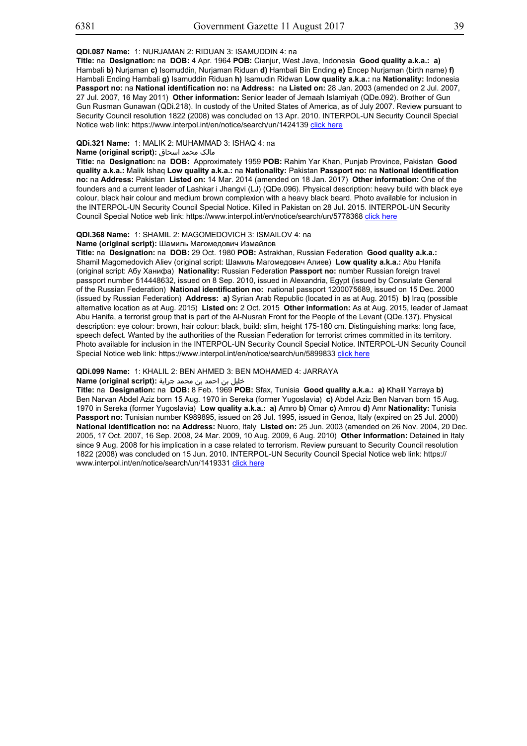**QDi.087 Name:** 1: NURJAMAN 2: RIDUAN 3: ISAMUDDIN 4: na

**Title:** na **Designation:** na **DOB:** 4 Apr. 1964 **POB:** Cianjur, West Java, Indonesia **Good quality a.k.a.: a)** Hambali **b)** Nurjaman **c)** Isomuddin, Nurjaman Riduan **d)** Hambali Bin Ending **e)** Encep Nurjaman (birth name) **f)** Hambali Ending Hambali **g)** Isamuddin Riduan **h)** Isamudin Ridwan **Low quality a.k.a.:** na **Nationality:** Indonesia **Passport no:** na **National identification no:** na **Address:** na **Listed on:** 28 Jan. 2003 (amended on 2 Jul. 2007, 27 Jul. 2007, 16 May 2011) **Other information:** Senior leader of Jemaah Islamiyah (QDe.092). Brother of Gun Gun Rusman Gunawan (QDi.218). In custody of the United States of America, as of July 2007. Review pursuant to Security Council resolution 1822 (2008) was concluded on 13 Apr. 2010. INTERPOL-UN Security Council Special Notice web link: https://www.interpol.int/en/notice/search/un/1424139 click here

**QDi.321 Name:** 1: MALIK 2: MUHAMMAD 3: ISHAQ 4: na

**Name (original script):** مالک محمد اسحاق

**Title:** na **Designation:** na **DOB:** Approximately 1959 **POB:** Rahim Yar Khan, Punjab Province, Pakistan **Good quality a.k.a.:** Malik Ishaq **Low quality a.k.a.:** na **Nationality:** Pakistan **Passport no:** na **National identification no:** na **Address:** Pakistan **Listed on:** 14 Mar. 2014 (amended on 18 Jan. 2017) **Other information:** One of the founders and a current leader of Lashkar i Jhangvi (LJ) (QDe.096). Physical description: heavy build with black eye colour, black hair colour and medium brown complexion with a heavy black beard. Photo available for inclusion in the INTERPOL-UN Security Council Special Notice. Killed in Pakistan on 28 Jul. 2015. INTERPOL-UN Security Council Special Notice web link: https://www.interpol.int/en/notice/search/un/5778368 click here

**QDi.368 Name:** 1: SHAMIL 2: MAGOMEDOVICH 3: ISMAILOV 4: na

**Name (original script):** Шамиль Магомедович Измайлов

**Title:** na **Designation:** na **DOB:** 29 Oct. 1980 **POB:** Astrakhan, Russian Federation **Good quality a.k.a.:** Shamil Magomedovich Aliev (original script: Шамиль Магомедович Алиев) **Low quality a.k.a.:** Abu Hanifa (original script: Абу Ханифа) **Nationality:** Russian Federation **Passport no:** number Russian foreign travel passport number 514448632, issued on 8 Sep. 2010, issued in Alexandria, Egypt (issued by Consulate General of the Russian Federation) **National identification no:** national passport 1200075689, issued on 15 Dec. 2000 (issued by Russian Federation) **Address: a)** Syrian Arab Republic (located in as at Aug. 2015) **b)** Iraq (possible alternative location as at Aug. 2015) **Listed on:** 2 Oct. 2015 **Other information:** As at Aug. 2015, leader of Jamaat Abu Hanifa, a terrorist group that is part of the Al-Nusrah Front for the People of the Levant (QDe.137). Physical description: eye colour: brown, hair colour: black, build: slim, height 175-180 cm. Distinguishing marks: long face, speech defect. Wanted by the authorities of the Russian Federation for terrorist crimes committed in its territory. Photo available for inclusion in the INTERPOL-UN Security Council Special Notice. INTERPOL-UN Security Council Special Notice web link: https://www.interpol.int/en/notice/search/un/5899833 click here

**QDi.099 Name:** 1: KHALIL 2: BEN AHMED 3: BEN MOHAMED 4: JARRAYA

**Name (original script):** خليل بن احمد بن محمد جراية

**Title:** na **Designation:** na **DOB:** 8 Feb. 1969 **POB:** Sfax, Tunisia **Good quality a.k.a.: a)** Khalil Yarraya **b)** Ben Narvan Abdel Aziz born 15 Aug. 1970 in Sereka (former Yugoslavia) **c)** Abdel Aziz Ben Narvan born 15 Aug. 1970 in Sereka (former Yugoslavia) **Low quality a.k.a.: a)** Amro **b)** Omar **c)** Amrou **d)** Amr **Nationality:** Tunisia **Passport no:** Tunisian number K989895, issued on 26 Jul. 1995, issued in Genoa, Italy (expired on 25 Jul. 2000) **National identification no:** na **Address:** Nuoro, Italy **Listed on:** 25 Jun. 2003 (amended on 26 Nov. 2004, 20 Dec. 2005, 17 Oct. 2007, 16 Sep. 2008, 24 Mar. 2009, 10 Aug. 2009, 6 Aug. 2010) **Other information:** Detained in Italy since 9 Aug. 2008 for his implication in a case related to terrorism. Review pursuant to Security Council resolution 1822 (2008) was concluded on 15 Jun. 2010. INTERPOL-UN Security Council Special Notice web link: https://www.interpol.int/en/notice/search/un/1419331 click here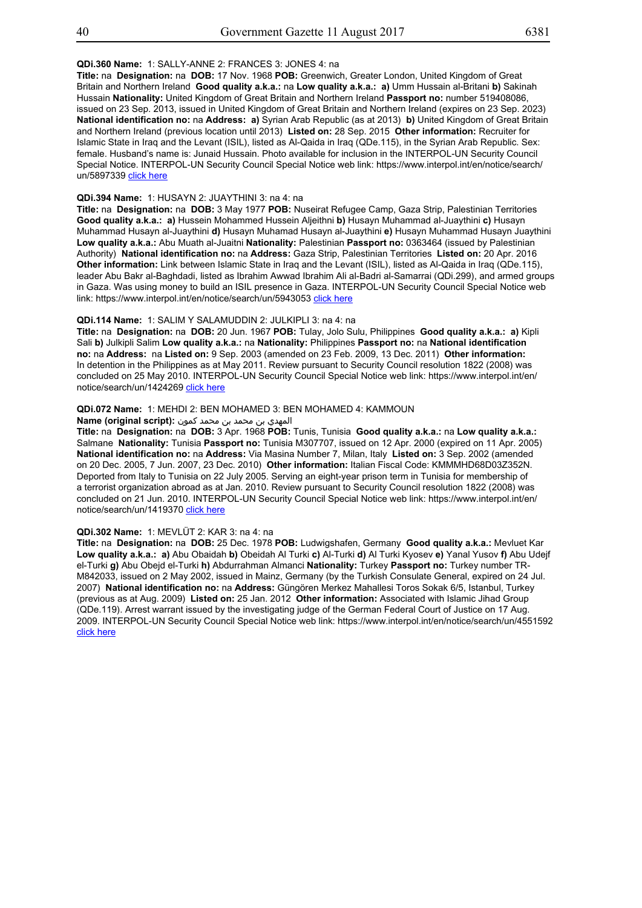**QDi.360 Name:** 1: SALLY-ANNE 2: FRANCES 3: JONES 4: na
**Title:** na **Designation:** na **DOB:** 17 Nov. 1968 **POB:** Greenwich, Greater London, United Kingdom of Great Britain and Northern Ireland **Good quality a.k.a.:** na **Low quality a.k.a.:** **a)** Umm Hussain al-Britani **b)** Sakinah Hussain **Nationality:** United Kingdom of Great Britain and Northern Ireland **Passport no:** number 519408086, issued on 23 Sep. 2013, issued in United Kingdom of Great Britain and Northern Ireland (expires on 23 Sep. 2023) **National identification no:** na **Address:** **a)** Syrian Arab Republic (as at 2013) **b)** United Kingdom of Great Britain and Northern Ireland (previous location until 2013) **Listed on:** 28 Sep. 2015 **Other information:** Recruiter for Islamic State in Iraq and the Levant (ISIL), listed as Al-Qaida in Iraq (QDe.115), in the Syrian Arab Republic. Sex: female. Husband's name is: Junaid Hussain. Photo available for inclusion in the INTERPOL-UN Security Council Special Notice. INTERPOL-UN Security Council Special Notice web link: https://www.interpol.int/en/notice/search/un/5897339 click here

**QDi.394 Name:** 1: HUSAYN 2: JUAYTHINI 3: na 4: na
**Title:** na **Designation:** na **DOB:** 3 May 1977 **POB:** Nuseirat Refugee Camp, Gaza Strip, Palestinian Territories **Good quality a.k.a.:** **a)** Hussein Mohammed Hussein Aljeithni **b)** Husayn Muhammad al-Juaythini **c)** Husayn Muhammad Husayn al-Juaythini **d)** Husayn Muhamad Husayn al-Juaythini **e)** Husayn Muhammad Husayn Juaythini **Low quality a.k.a.:** Abu Muath al-Juaitni **Nationality:** Palestinian **Passport no:** 0363464 (issued by Palestinian Authority) **National identification no:** na **Address:** Gaza Strip, Palestinian Territories **Listed on:** 20 Apr. 2016 **Other information:** Link between Islamic State in Iraq and the Levant (ISIL), listed as Al-Qaida in Iraq (QDe.115), leader Abu Bakr al-Baghdadi, listed as Ibrahim Awwad Ibrahim Ali al-Badri al-Samarrai (QDi.299), and armed groups in Gaza. Was using money to build an ISIL presence in Gaza. INTERPOL-UN Security Council Special Notice web link: https://www.interpol.int/en/notice/search/un/5943053 click here

**QDi.114 Name:** 1: SALIM Y SALAMUDDIN 2: JULKIPLI 3: na 4: na
**Title:** na **Designation:** na **DOB:** 20 Jun. 1967 **POB:** Tulay, Jolo Sulu, Philippines **Good quality a.k.a.:** **a)** Kipli Sali **b)** Julkipli Salim **Low quality a.k.a.:** na **Nationality:** Philippines **Passport no:** na **National identification no:** na **Address:** na **Listed on:** 9 Sep. 2003 (amended on 23 Feb. 2009, 13 Dec. 2011) **Other information:** In detention in the Philippines as at May 2011. Review pursuant to Security Council resolution 1822 (2008) was concluded on 25 May 2010. INTERPOL-UN Security Council Special Notice web link: https://www.interpol.int/en/notice/search/un/1424269 click here

**QDi.072 Name:** 1: MEHDI 2: BEN MOHAMED 3: BEN MOHAMED 4: KAMMOUN
**Name (original script):** المهدي بن محمد بن محمد كمون
**Title:** na **Designation:** na **DOB:** 3 Apr. 1968 **POB:** Tunis, Tunisia **Good quality a.k.a.:** na **Low quality a.k.a.:** Salmane **Nationality:** Tunisia **Passport no:** Tunisia M307707, issued on 12 Apr. 2000 (expired on 11 Apr. 2005) **National identification no:** na **Address:** Via Masina Number 7, Milan, Italy **Listed on:** 3 Sep. 2002 (amended on 20 Dec. 2005, 7 Jun. 2007, 23 Dec. 2010) **Other information:** Italian Fiscal Code: KMMMHD68D03Z352N. Deported from Italy to Tunisia on 22 July 2005. Serving an eight-year prison term in Tunisia for membership of a terrorist organization abroad as at Jan. 2010. Review pursuant to Security Council resolution 1822 (2008) was concluded on 21 Jun. 2010. INTERPOL-UN Security Council Special Notice web link: https://www.interpol.int/en/notice/search/un/1419370 click here

**QDi.302 Name:** 1: MEVLÜT 2: KAR 3: na 4: na
**Title:** na **Designation:** na **DOB:** 25 Dec. 1978 **POB:** Ludwigshafen, Germany **Good quality a.k.a.:** Mevluet Kar **Low quality a.k.a.:** **a)** Abu Obaidah **b)** Obeidah Al Turki **c)** Al-Turki **d)** Al Turki Kyosev **e)** Yanal Yusov **f)** Abu Udejf el-Turki **g)** Abu Obejd el-Turki **h)** Abdurrahman Almanci **Nationality:** Turkey **Passport no:** Turkey number TR-M842033, issued on 2 May 2002, issued in Mainz, Germany (by the Turkish Consulate General, expired on 24 Jul. 2007) **National identification no:** na **Address:** Güngören Merkez Mahallesi Toros Sokak 6/5, Istanbul, Turkey (previous as at Aug. 2009) **Listed on:** 25 Jan. 2012 **Other information:** Associated with Islamic Jihad Group (QDe.119). Arrest warrant issued by the investigating judge of the German Federal Court of Justice on 17 Aug. 2009. INTERPOL-UN Security Council Special Notice web link: https://www.interpol.int/en/notice/search/un/4551592 click here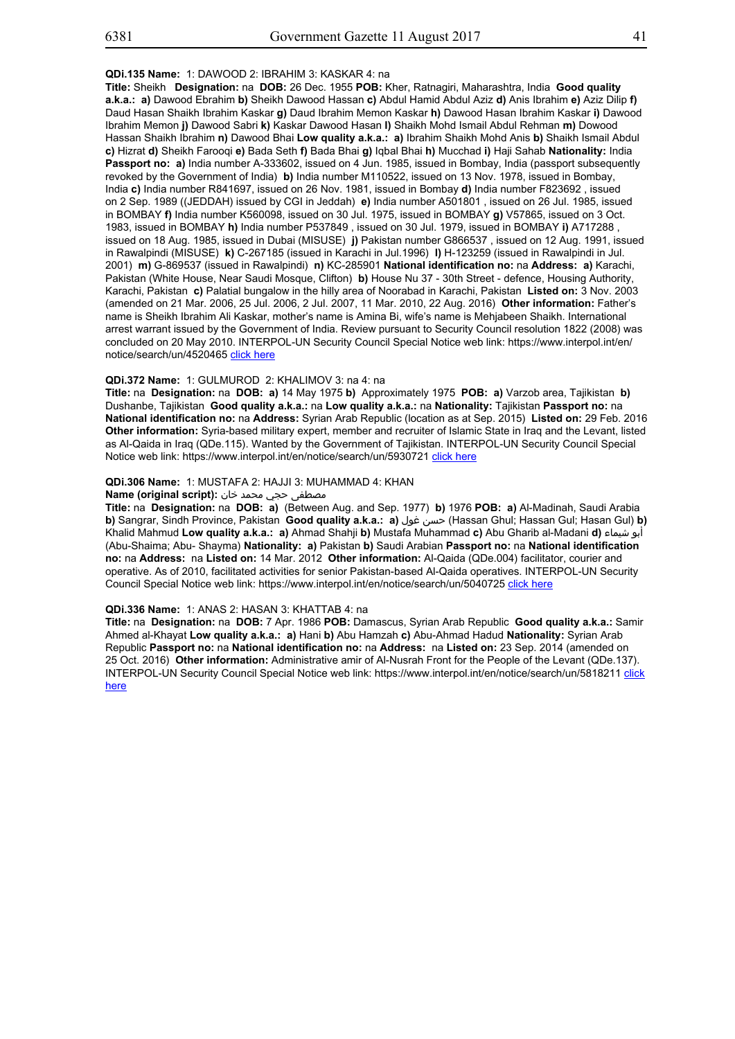**QDi.135 Name:** 1: DAWOOD 2: IBRAHIM 3: KASKAR 4: na

**Title:** Sheikh **Designation:** na **DOB:** 26 Dec. 1955 **POB:** Kher, Ratnagiri, Maharashtra, India **Good quality a.k.a.:** **a)** Dawood Ebrahim **b)** Sheikh Dawood Hassan **c)** Abdul Hamid Abdul Aziz **d)** Anis Ibrahim **e)** Aziz Dilip **f)** Daud Hasan Shaikh Ibrahim Kaskar **g)** Daud Ibrahim Memon Kaskar **h)** Dawood Hasan Ibrahim Kaskar **i)** Dawood Ibrahim Memon **j)** Dawood Sabri **k)** Kaskar Dawood Hasan **l)** Shaikh Mohd Ismail Abdul Rehman **m)** Dowood Hassan Shaikh Ibrahim **n)** Dawood Bhai **Low quality a.k.a.:** **a)** Ibrahim Shaikh Mohd Anis **b)** Shaikh Ismail Abdul **c)** Hizrat **d)** Sheikh Farooqi **e)** Bada Seth **f)** Bada Bhai **g)** Iqbal Bhai **h)** Mucchad **i)** Haji Sahab **Nationality:** India **Passport no:** **a)** India number A-333602, issued on 4 Jun. 1985, issued in Bombay, India (passport subsequently revoked by the Government of India) **b)** India number M110522, issued on 13 Nov. 1978, issued in Bombay, India **c)** India number R841697, issued on 26 Nov. 1981, issued in Bombay **d)** India number F823692 , issued on 2 Sep. 1989 ((JEDDAH) issued by CGI in Jeddah) **e)** India number A501801 , issued on 26 Jul. 1985, issued in BOMBAY **f)** India number K560098, issued on 30 Jul. 1975, issued in BOMBAY **g)** V57865, issued on 3 Oct. 1983, issued in BOMBAY **h)** India number P537849 , issued on 30 Jul. 1979, issued in BOMBAY **i)** A717288 , issued on 18 Aug. 1985, issued in Dubai (MISUSE) **j)** Pakistan number G866537 , issued on 12 Aug. 1991, issued in Rawalpindi (MISUSE) **k)** C-267185 (issued in Karachi in Jul.1996) **l)** H-123259 (issued in Rawalpindi in Jul. 2001) **m)** G-869537 (issued in Rawalpindi) **n)** KC-285901 **National identification no:** na **Address:** **a)** Karachi, Pakistan (White House, Near Saudi Mosque, Clifton) **b)** House Nu 37 - 30th Street - defence, Housing Authority, Karachi, Pakistan **c)** Palatial bungalow in the hilly area of Noorabad in Karachi, Pakistan **Listed on:** 3 Nov. 2003 (amended on 21 Mar. 2006, 25 Jul. 2006, 2 Jul. 2007, 11 Mar. 2010, 22 Aug. 2016) **Other information:** Father's name is Sheikh Ibrahim Ali Kaskar, mother's name is Amina Bi, wife's name is Mehjabeen Shaikh. International arrest warrant issued by the Government of India. Review pursuant to Security Council resolution 1822 (2008) was concluded on 20 May 2010. INTERPOL-UN Security Council Special Notice web link: https://www.interpol.int/en/notice/search/un/4520465 click here

**QDi.372 Name:** 1: GULMUROD 2: KHALIMOV 3: na 4: na

**Title:** na **Designation:** na **DOB:** **a)** 14 May 1975 **b)** Approximately 1975 **POB:** **a)** Varzob area, Tajikistan **b)** Dushanbe, Tajikistan **Good quality a.k.a.:** na **Low quality a.k.a.:** na **Nationality:** Tajikistan **Passport no:** na **National identification no:** na **Address:** Syrian Arab Republic (location as at Sep. 2015) **Listed on:** 29 Feb. 2016 **Other information:** Syria-based military expert, member and recruiter of Islamic State in Iraq and the Levant, listed as Al-Qaida in Iraq (QDe.115). Wanted by the Government of Tajikistan. INTERPOL-UN Security Council Special Notice web link: https://www.interpol.int/en/notice/search/un/5930721 click here

**QDi.306 Name:** 1: MUSTAFA 2: HAJJI 3: MUHAMMAD 4: KHAN

**Name (original script):** مصطفى حجي محمد خان

**Title:** na **Designation:** na **DOB:** **a)** (Between Aug. and Sep. 1977) **b)** 1976 **POB:** **a)** Al-Madinah, Saudi Arabia **b)** Sangrar, Sindh Province, Pakistan **Good quality a.k.a.:** **a)** حسن غول (Hassan Ghul; Hassan Gul; Hasan Gul) **b)** Khalid Mahmud **Low quality a.k.a.:** **a)** Ahmad Shahji **b)** Mustafa Muhammad **c)** Abu Gharib al-Madani **d)** أبو شيماء (Abu-Shaima; Abu- Shayma) **Nationality:** **a)** Pakistan **b)** Saudi Arabian **Passport no:** na **National identification no:** na **Address:** na **Listed on:** 14 Mar. 2012 **Other information:** Al-Qaida (QDe.004) facilitator, courier and operative. As of 2010, facilitated activities for senior Pakistan-based Al-Qaida operatives. INTERPOL-UN Security Council Special Notice web link: https://www.interpol.int/en/notice/search/un/5040725 click here

**QDi.336 Name:** 1: ANAS 2: HASAN 3: KHATTAB 4: na

**Title:** na **Designation:** na **DOB:** 7 Apr. 1986 **POB:** Damascus, Syrian Arab Republic **Good quality a.k.a.:** Samir Ahmed al-Khayat **Low quality a.k.a.:** **a)** Hani **b)** Abu Hamzah **c)** Abu-Ahmad Hadud **Nationality:** Syrian Arab Republic **Passport no:** na **National identification no:** na **Address:** na **Listed on:** 23 Sep. 2014 (amended on 25 Oct. 2016) **Other information:** Administrative amir of Al-Nusrah Front for the People of the Levant (QDe.137). INTERPOL-UN Security Council Special Notice web link: https://www.interpol.int/en/notice/search/un/5818211 click here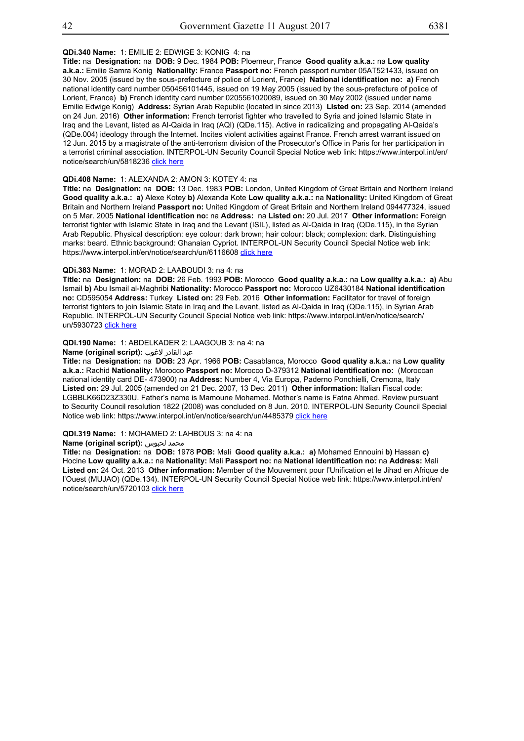**QDi.340 Name:** 1: EMILIE 2: EDWIGE 3: KONIG 4: na
**Title:** na **Designation:** na **DOB:** 9 Dec. 1984 **POB:** Ploemeur, France **Good quality a.k.a.:** na **Low quality a.k.a.:** Emilie Samra Konig **Nationality:** France **Passport no:** French passport number 05AT521433, issued on 30 Nov. 2005 (issued by the sous-prefecture of police of Lorient, France) **National identification no: a)** French national identity card number 050456101445, issued on 19 May 2005 (issued by the sous-prefecture of police of Lorient, France) **b)** French identity card number 0205561020089, issued on 30 May 2002 (issued under name Emilie Edwige Konig) **Address:** Syrian Arab Republic (located in since 2013) **Listed on:** 23 Sep. 2014 (amended on 24 Jun. 2016) **Other information:** French terrorist fighter who travelled to Syria and joined Islamic State in Iraq and the Levant, listed as Al-Qaida in Iraq (AQI) (QDe.115). Active in radicalizing and propagating Al-Qaida's (QDe.004) ideology through the Internet. Incites violent activities against France. French arrest warrant issued on 12 Jun. 2015 by a magistrate of the anti-terrorism division of the Prosecutor's Office in Paris for her participation in a terrorist criminal association. INTERPOL-UN Security Council Special Notice web link: https://www.interpol.int/en/notice/search/un/5818236 click here

**QDi.408 Name:** 1: ALEXANDA 2: AMON 3: KOTEY 4: na
**Title:** na **Designation:** na **DOB:** 13 Dec. 1983 **POB:** London, United Kingdom of Great Britain and Northern Ireland **Good quality a.k.a.: a)** Alexe Kotey **b)** Alexanda Kote **Low quality a.k.a.:** na **Nationality:** United Kingdom of Great Britain and Northern Ireland **Passport no:** United Kingdom of Great Britain and Northern Ireland 094477324, issued on 5 Mar. 2005 **National identification no:** na **Address:** na **Listed on:** 20 Jul. 2017 **Other information:** Foreign terrorist fighter with Islamic State in Iraq and the Levant (ISIL), listed as Al-Qaida in Iraq (QDe.115), in the Syrian Arab Republic. Physical description: eye colour: dark brown; hair colour: black; complexion: dark. Distinguishing marks: beard. Ethnic background: Ghanaian Cypriot. INTERPOL-UN Security Council Special Notice web link: https://www.interpol.int/en/notice/search/un/6116608 click here

**QDi.383 Name:** 1: MORAD 2: LAABOUDI 3: na 4: na
**Title:** na **Designation:** na **DOB:** 26 Feb. 1993 **POB:** Morocco **Good quality a.k.a.:** na **Low quality a.k.a.: a)** Abu Ismail **b)** Abu Ismail al-Maghribi **Nationality:** Morocco **Passport no:** Morocco UZ6430184 **National identification no:** CD595054 **Address:** Turkey **Listed on:** 29 Feb. 2016 **Other information:** Facilitator for travel of foreign terrorist fighters to join Islamic State in Iraq and the Levant, listed as Al-Qaida in Iraq (QDe.115), in Syrian Arab Republic. INTERPOL-UN Security Council Special Notice web link: https://www.interpol.int/en/notice/search/un/5930723 click here

**QDi.190 Name:** 1: ABDELKADER 2: LAAGOUB 3: na 4: na
**Name (original script):** عبد القادر لاغوب
**Title:** na **Designation:** na **DOB:** 23 Apr. 1966 **POB:** Casablanca, Morocco **Good quality a.k.a.:** na **Low quality a.k.a.:** Rachid **Nationality:** Morocco **Passport no:** Morocco D-379312 **National identification no:** (Moroccan national identity card DE- 473900) na **Address:** Number 4, Via Europa, Paderno Ponchielli, Cremona, Italy **Listed on:** 29 Jul. 2005 (amended on 21 Dec. 2007, 13 Dec. 2011) **Other information:** Italian Fiscal code: LGBBLK66D23Z330U. Father's name is Mamoune Mohamed. Mother's name is Fatna Ahmed. Review pursuant to Security Council resolution 1822 (2008) was concluded on 8 Jun. 2010. INTERPOL-UN Security Council Special Notice web link: https://www.interpol.int/en/notice/search/un/4485379 click here

**QDi.319 Name:** 1: MOHAMED 2: LAHBOUS 3: na 4: na
**Name (original script):** محمد لحبوس
**Title:** na **Designation:** na **DOB:** 1978 **POB:** Mali **Good quality a.k.a.: a)** Mohamed Ennouini **b)** Hassan **c)** Hocine **Low quality a.k.a.:** na **Nationality:** Mali **Passport no:** na **National identification no:** na **Address:** Mali **Listed on:** 24 Oct. 2013 **Other information:** Member of the Mouvement pour l'Unification et le Jihad en Afrique de l'Ouest (MUJAO) (QDe.134). INTERPOL-UN Security Council Special Notice web link: https://www.interpol.int/en/notice/search/un/5720103 click here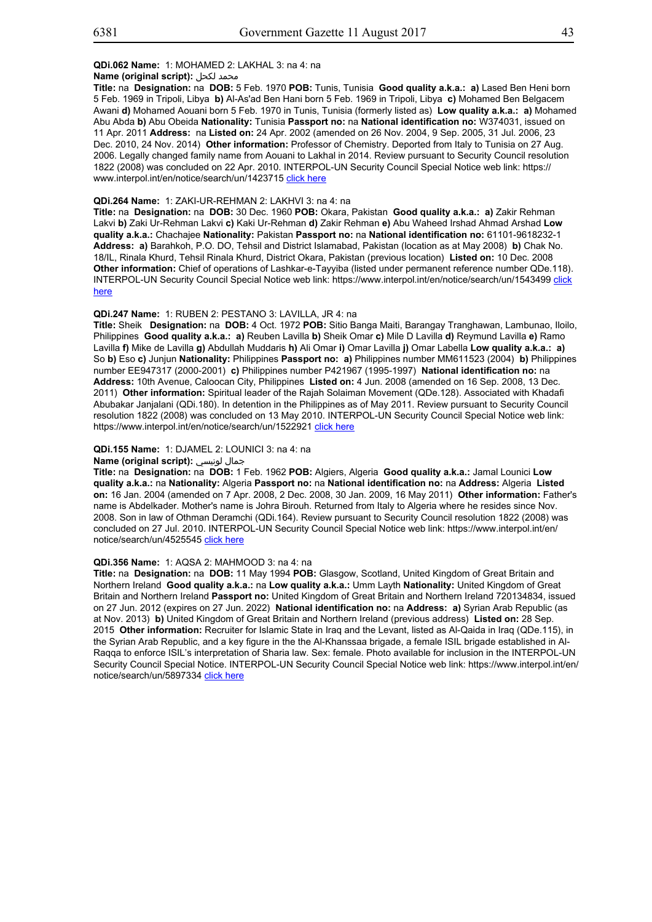**QDi.062 Name:** 1: MOHAMED 2: LAKHAL 3: na 4: na
**Name (original script):** محمد لكحل
**Title:** na **Designation:** na **DOB:** 5 Feb. 1970 **POB:** Tunis, Tunisia **Good quality a.k.a.:** **a)** Lased Ben Heni born 5 Feb. 1969 in Tripoli, Libya **b)** Al-As'ad Ben Hani born 5 Feb. 1969 in Tripoli, Libya **c)** Mohamed Ben Belgacem Awani **d)** Mohamed Aouani born 5 Feb. 1970 in Tunis, Tunisia (formerly listed as) **Low quality a.k.a.:** **a)** Mohamed Abu Abda **b)** Abu Obeida **Nationality:** Tunisia **Passport no:** na **National identification no:** W374031, issued on 11 Apr. 2011 **Address:** na **Listed on:** 24 Apr. 2002 (amended on 26 Nov. 2004, 9 Sep. 2005, 31 Jul. 2006, 23 Dec. 2010, 24 Nov. 2014) **Other information:** Professor of Chemistry. Deported from Italy to Tunisia on 27 Aug. 2006. Legally changed family name from Aouani to Lakhal in 2014. Review pursuant to Security Council resolution 1822 (2008) was concluded on 22 Apr. 2010. INTERPOL-UN Security Council Special Notice web link: https://www.interpol.int/en/notice/search/un/1423715 click here

**QDi.264 Name:** 1: ZAKI-UR-REHMAN 2: LAKHVI 3: na 4: na
**Title:** na **Designation:** na **DOB:** 30 Dec. 1960 **POB:** Okara, Pakistan **Good quality a.k.a.:** **a)** Zakir Rehman Lakvi **b)** Zaki Ur-Rehman Lakvi **c)** Kaki Ur-Rehman **d)** Zakir Rehman **e)** Abu Waheed Irshad Ahmad Arshad **Low quality a.k.a.:** Chachajee **Nationality:** Pakistan **Passport no:** na **National identification no:** 61101-9618232-1 **Address:** **a)** Barahkoh, P.O. DO, Tehsil and District Islamabad, Pakistan (location as at May 2008) **b)** Chak No. 18/IL, Rinala Khurd, Tehsil Rinala Khurd, District Okara, Pakistan (previous location) **Listed on:** 10 Dec. 2008 **Other information:** Chief of operations of Lashkar-e-Tayyiba (listed under permanent reference number QDe.118). INTERPOL-UN Security Council Special Notice web link: https://www.interpol.int/en/notice/search/un/1543499 click here

**QDi.247 Name:** 1: RUBEN 2: PESTANO 3: LAVILLA, JR 4: na
**Title:** Sheik **Designation:** na **DOB:** 4 Oct. 1972 **POB:** Sitio Banga Maiti, Barangay Tranghawan, Lambunao, Iloilo, Philippines **Good quality a.k.a.:** **a)** Reuben Lavilla **b)** Sheik Omar **c)** Mile D Lavilla **d)** Reymund Lavilla **e)** Ramo Lavilla **f)** Mike de Lavilla **g)** Abdullah Muddaris **h)** Ali Omar **i)** Omar Lavilla **j)** Omar Labella **Low quality a.k.a.:** **a)** So **b)** Eso **c)** Junjun **Nationality:** Philippines **Passport no:** **a)** Philippines number MM611523 (2004) **b)** Philippines number EE947317 (2000-2001) **c)** Philippines number P421967 (1995-1997) **National identification no:** na **Address:** 10th Avenue, Caloocan City, Philippines **Listed on:** 4 Jun. 2008 (amended on 16 Sep. 2008, 13 Dec. 2011) **Other information:** Spiritual leader of the Rajah Solaiman Movement (QDe.128). Associated with Khadafi Abubakar Janjalani (QDi.180). In detention in the Philippines as of May 2011. Review pursuant to Security Council resolution 1822 (2008) was concluded on 13 May 2010. INTERPOL-UN Security Council Special Notice web link: https://www.interpol.int/en/notice/search/un/1522921 click here

**QDi.155 Name:** 1: DJAMEL 2: LOUNICI 3: na 4: na
**Name (original script):** جمال لونيسي
**Title:** na **Designation:** na **DOB:** 1 Feb. 1962 **POB:** Algiers, Algeria **Good quality a.k.a.:** Jamal Lounici **Low quality a.k.a.:** na **Nationality:** Algeria **Passport no:** na **National identification no:** na **Address:** Algeria **Listed on:** 16 Jan. 2004 (amended on 7 Apr. 2008, 2 Dec. 2008, 30 Jan. 2009, 16 May 2011) **Other information:** Father's name is Abdelkader. Mother's name is Johra Birouh. Returned from Italy to Algeria where he resides since Nov. 2008. Son in law of Othman Deramchi (QDi.164). Review pursuant to Security Council resolution 1822 (2008) was concluded on 27 Jul. 2010. INTERPOL-UN Security Council Special Notice web link: https://www.interpol.int/en/notice/search/un/4525545 click here

**QDi.356 Name:** 1: AQSA 2: MAHMOOD 3: na 4: na
**Title:** na **Designation:** na **DOB:** 11 May 1994 **POB:** Glasgow, Scotland, United Kingdom of Great Britain and Northern Ireland **Good quality a.k.a.:** na **Low quality a.k.a.:** Umm Layth **Nationality:** United Kingdom of Great Britain and Northern Ireland **Passport no:** United Kingdom of Great Britain and Northern Ireland 720134834, issued on 27 Jun. 2012 (expires on 27 Jun. 2022) **National identification no:** na **Address:** **a)** Syrian Arab Republic (as at Nov. 2013) **b)** United Kingdom of Great Britain and Northern Ireland (previous address) **Listed on:** 28 Sep. 2015 **Other information:** Recruiter for Islamic State in Iraq and the Levant, listed as Al-Qaida in Iraq (QDe.115), in the Syrian Arab Republic, and a key figure in the Al-Khanssaa brigade, a female ISIL brigade established in Al-Raqqa to enforce ISIL's interpretation of Sharia law. Sex: female. Photo available for inclusion in the INTERPOL-UN Security Council Special Notice. INTERPOL-UN Security Council Special Notice web link: https://www.interpol.int/en/notice/search/un/5897334 click here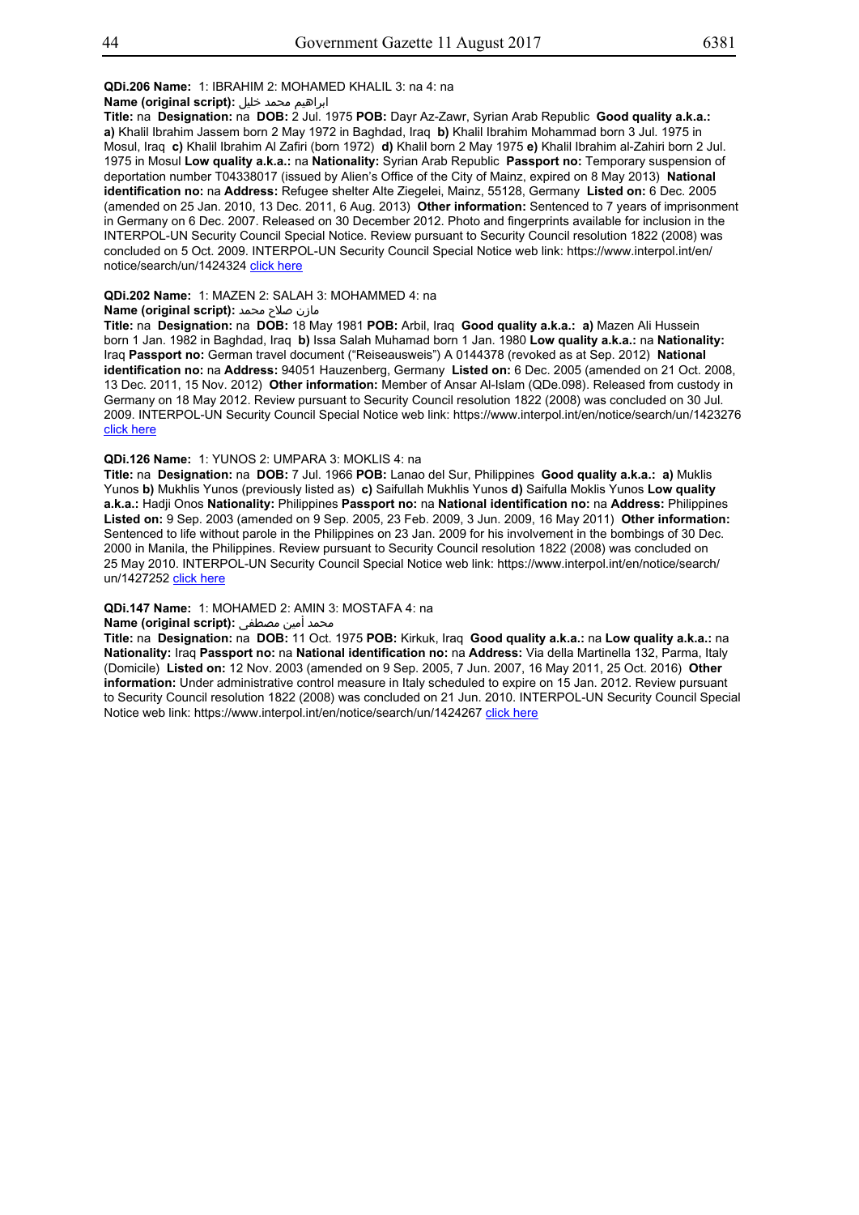**QDi.206 Name:** 1: IBRAHIM 2: MOHAMED KHALIL 3: na 4: na

**Name (original script):** ابراهيم محمد خليل

**Title:** na **Designation:** na **DOB:** 2 Jul. 1975 **POB:** Dayr Az-Zawr, Syrian Arab Republic **Good quality a.k.a.:** **a)** Khalil Ibrahim Jassem born 2 May 1972 in Baghdad, Iraq **b)** Khalil Ibrahim Mohammad born 3 Jul. 1975 in Mosul, Iraq **c)** Khalil Ibrahim Al Zafiri (born 1972) **d)** Khalil born 2 May 1975 **e)** Khalil Ibrahim al-Zahiri born 2 Jul. 1975 in Mosul **Low quality a.k.a.:** na **Nationality:** Syrian Arab Republic **Passport no:** Temporary suspension of deportation number T04338017 (issued by Alien's Office of the City of Mainz, expired on 8 May 2013) **National identification no:** na **Address:** Refugee shelter Alte Ziegelei, Mainz, 55128, Germany **Listed on:** 6 Dec. 2005 (amended on 25 Jan. 2010, 13 Dec. 2011, 6 Aug. 2013) **Other information:** Sentenced to 7 years of imprisonment in Germany on 6 Dec. 2007. Released on 30 December 2012. Photo and fingerprints available for inclusion in the INTERPOL-UN Security Council Special Notice. Review pursuant to Security Council resolution 1822 (2008) was concluded on 5 Oct. 2009. INTERPOL-UN Security Council Special Notice web link: https://www.interpol.int/en/notice/search/un/1424324 click here

**QDi.202 Name:** 1: MAZEN 2: SALAH 3: MOHAMMED 4: na

**Name (original script):** مازن صلاح محمد

**Title:** na **Designation:** na **DOB:** 18 May 1981 **POB:** Arbil, Iraq **Good quality a.k.a.:** **a)** Mazen Ali Hussein born 1 Jan. 1982 in Baghdad, Iraq **b)** Issa Salah Muhamad born 1 Jan. 1980 **Low quality a.k.a.:** na **Nationality:** Iraq **Passport no:** German travel document ("Reiseausweis") A 0144378 (revoked as at Sep. 2012) **National identification no:** na **Address:** 94051 Hauzenberg, Germany **Listed on:** 6 Dec. 2005 (amended on 21 Oct. 2008, 13 Dec. 2011, 15 Nov. 2012) **Other information:** Member of Ansar Al-Islam (QDe.098). Released from custody in Germany on 18 May 2012. Review pursuant to Security Council resolution 1822 (2008) was concluded on 30 Jul. 2009. INTERPOL-UN Security Council Special Notice web link: https://www.interpol.int/en/notice/search/un/1423276 click here

**QDi.126 Name:** 1: YUNOS 2: UMPARA 3: MOKLIS 4: na

**Title:** na **Designation:** na **DOB:** 7 Jul. 1966 **POB:** Lanao del Sur, Philippines **Good quality a.k.a.:** **a)** Muklis Yunos **b)** Mukhlis Yunos (previously listed as) **c)** Saifullah Mukhlis Yunos **d)** Saifulla Moklis Yunos **Low quality a.k.a.:** Hadji Onos **Nationality:** Philippines **Passport no:** na **National identification no:** na **Address:** Philippines **Listed on:** 9 Sep. 2003 (amended on 9 Sep. 2005, 23 Feb. 2009, 3 Jun. 2009, 16 May 2011) **Other information:** Sentenced to life without parole in the Philippines on 23 Jan. 2009 for his involvement in the bombings of 30 Dec. 2000 in Manila, the Philippines. Review pursuant to Security Council resolution 1822 (2008) was concluded on 25 May 2010. INTERPOL-UN Security Council Special Notice web link: https://www.interpol.int/en/notice/search/un/1427252 click here

**QDi.147 Name:** 1: MOHAMED 2: AMIN 3: MOSTAFA 4: na

**Name (original script):** محمد أمين مصطفى

**Title:** na **Designation:** na **DOB:** 11 Oct. 1975 **POB:** Kirkuk, Iraq **Good quality a.k.a.:** na **Low quality a.k.a.:** na **Nationality:** Iraq **Passport no:** na **National identification no:** na **Address:** Via della Martinella 132, Parma, Italy (Domicile) **Listed on:** 12 Nov. 2003 (amended on 9 Sep. 2005, 7 Jun. 2007, 16 May 2011, 25 Oct. 2016) **Other information:** Under administrative control measure in Italy scheduled to expire on 15 Jan. 2012. Review pursuant to Security Council resolution 1822 (2008) was concluded on 21 Jun. 2010. INTERPOL-UN Security Council Special Notice web link: https://www.interpol.int/en/notice/search/un/1424267 click here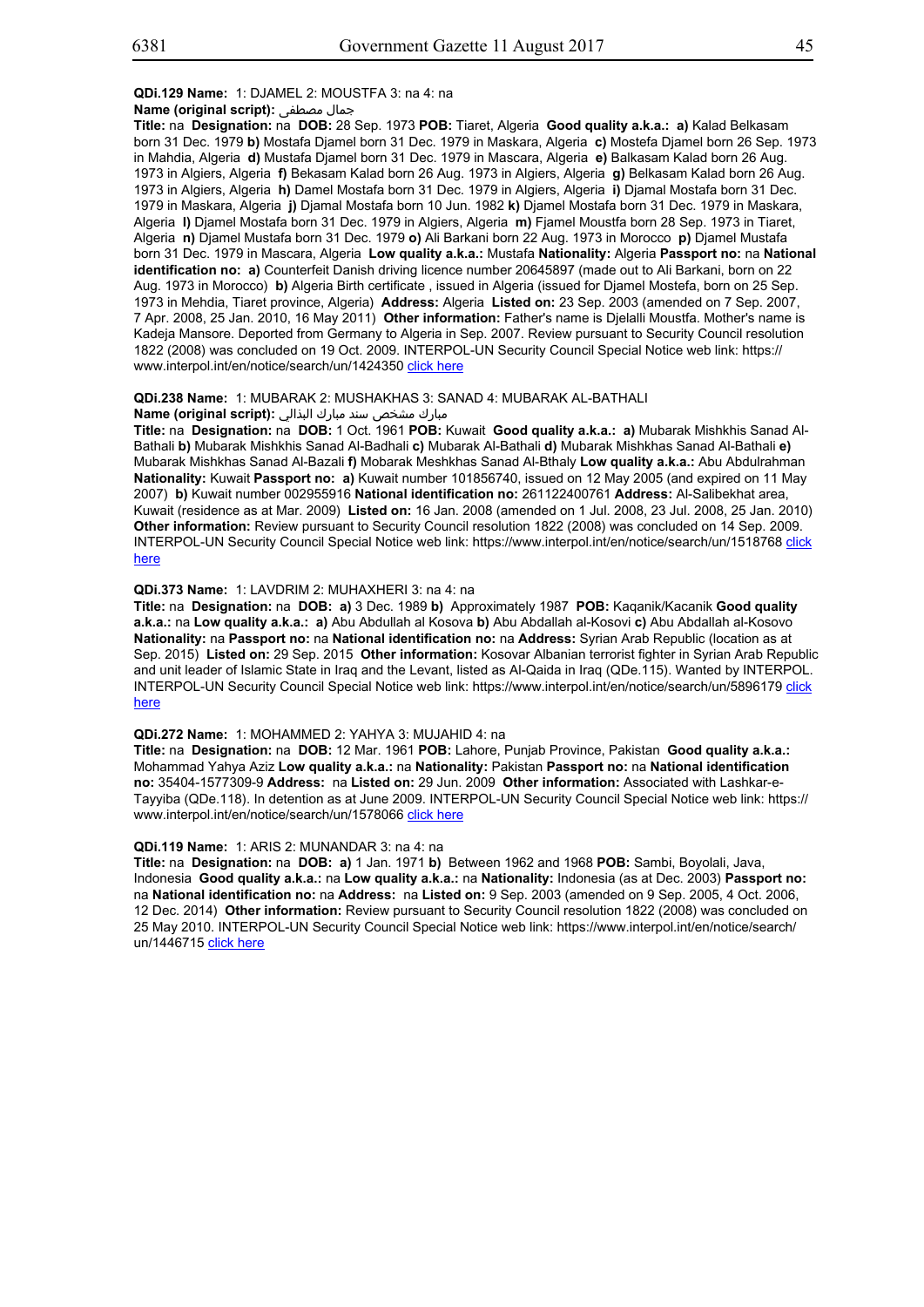**QDi.129 Name:** 1: DJAMEL 2: MOUSTFA 3: na 4: na

**Name (original script):** جمال مصطفى

**Title:** na **Designation:** na **DOB:** 28 Sep. 1973 **POB:** Tiaret, Algeria **Good quality a.k.a.: a)** Kalad Belkasam born 31 Dec. 1979 **b)** Mostafa Djamel born 31 Dec. 1979 in Maskara, Algeria **c)** Mostefa Djamel born 26 Sep. 1973 in Mahdia, Algeria **d)** Mustafa Djamel born 31 Dec. 1979 in Mascara, Algeria **e)** Balkasam Kalad born 26 Aug. 1973 in Algiers, Algeria **f)** Bekasam Kalad born 26 Aug. 1973 in Algiers, Algeria **g)** Belkasam Kalad born 26 Aug. 1973 in Algiers, Algeria **h)** Damel Mostafa born 31 Dec. 1979 in Algiers, Algeria **i)** Djamal Mostafa born 31 Dec. 1979 in Maskara, Algeria **j)** Djamal Mostafa born 10 Jun. 1982 **k)** Djamel Mostafa born 31 Dec. 1979 in Maskara, Algeria **l)** Djamel Mostafa born 31 Dec. 1979 in Algiers, Algeria **m)** Fjamel Moustfa born 28 Sep. 1973 in Tiaret, Algeria **n)** Djamel Mustafa born 31 Dec. 1979 **o)** Ali Barkani born 22 Aug. 1973 in Morocco **p)** Djamel Mustafa born 31 Dec. 1979 in Mascara, Algeria **Low quality a.k.a.:** Mustafa **Nationality:** Algeria **Passport no:** na **National identification no: a)** Counterfeit Danish driving licence number 20645897 (made out to Ali Barkani, born on 22 Aug. 1973 in Morocco) **b)** Algeria Birth certificate , issued in Algeria (issued for Djamel Mostefa, born on 25 Sep. 1973 in Mehdia, Tiaret province, Algeria) **Address:** Algeria **Listed on:** 23 Sep. 2003 (amended on 7 Sep. 2007, 7 Apr. 2008, 25 Jan. 2010, 16 May 2011) **Other information:** Father's name is Djelalli Moustfa. Mother's name is Kadeja Mansore. Deported from Germany to Algeria in Sep. 2007. Review pursuant to Security Council resolution 1822 (2008) was concluded on 19 Oct. 2009. INTERPOL-UN Security Council Special Notice web link: https://www.interpol.int/en/notice/search/un/1424350 click here

**QDi.238 Name:** 1: MUBARAK 2: MUSHAKHAS 3: SANAD 4: MUBARAK AL-BATHALI

**Name (original script):** مبارك مشخص سند مبارك البذالي

**Title:** na **Designation:** na **DOB:** 1 Oct. 1961 **POB:** Kuwait **Good quality a.k.a.: a)** Mubarak Mishkhis Sanad Al-Bathali **b)** Mubarak Mishkhis Sanad Al-Badhali **c)** Mubarak Al-Bathali **d)** Mubarak Mishkhas Sanad Al-Bathali **e)** Mubarak Mishkhas Sanad Al-Bazali **f)** Mobarak Meshkhas Sanad Al-Bthaly **Low quality a.k.a.:** Abu Abdulrahman **Nationality:** Kuwait **Passport no: a)** Kuwait number 101856740, issued on 12 May 2005 (and expired on 11 May 2007) **b)** Kuwait number 002955916 **National identification no:** 261122400761 **Address:** Al-Salibekhat area, Kuwait (residence as at Mar. 2009) **Listed on:** 16 Jan. 2008 (amended on 1 Jul. 2008, 23 Jul. 2008, 25 Jan. 2010) **Other information:** Review pursuant to Security Council resolution 1822 (2008) was concluded on 14 Sep. 2009. INTERPOL-UN Security Council Special Notice web link: https://www.interpol.int/en/notice/search/un/1518768 click here

**QDi.373 Name:** 1: LAVDRIM 2: MUHAXHERI 3: na 4: na

**Title:** na **Designation:** na **DOB: a)** 3 Dec. 1989 **b)** Approximately 1987 **POB:** Kaqanik/Kacanik **Good quality a.k.a.:** na **Low quality a.k.a.: a)** Abu Abdullah al Kosova **b)** Abu Abdallah al-Kosovi **c)** Abu Abdallah al-Kosovo **Nationality:** na **Passport no:** na **National identification no:** na **Address:** Syrian Arab Republic (location as at Sep. 2015) **Listed on:** 29 Sep. 2015 **Other information:** Kosovar Albanian terrorist fighter in Syrian Arab Republic and unit leader of Islamic State in Iraq and the Levant, listed as Al-Qaida in Iraq (QDe.115). Wanted by INTERPOL. INTERPOL-UN Security Council Special Notice web link: https://www.interpol.int/en/notice/search/un/5896179 click here

**QDi.272 Name:** 1: MOHAMMED 2: YAHYA 3: MUJAHID 4: na

**Title:** na **Designation:** na **DOB:** 12 Mar. 1961 **POB:** Lahore, Punjab Province, Pakistan **Good quality a.k.a.:** Mohammad Yahya Aziz **Low quality a.k.a.:** na **Nationality:** Pakistan **Passport no:** na **National identification no:** 35404-1577309-9 **Address:** na **Listed on:** 29 Jun. 2009 **Other information:** Associated with Lashkar-e-Tayyiba (QDe.118). In detention as at June 2009. INTERPOL-UN Security Council Special Notice web link: https://www.interpol.int/en/notice/search/un/1578066 click here

**QDi.119 Name:** 1: ARIS 2: MUNANDAR 3: na 4: na

**Title:** na **Designation:** na **DOB: a)** 1 Jan. 1971 **b)** Between 1962 and 1968 **POB:** Sambi, Boyolali, Java, Indonesia **Good quality a.k.a.:** na **Low quality a.k.a.:** na **Nationality:** Indonesia (as at Dec. 2003) **Passport no:** na **National identification no:** na **Address:** na **Listed on:** 9 Sep. 2003 (amended on 9 Sep. 2005, 4 Oct. 2006, 12 Dec. 2014) **Other information:** Review pursuant to Security Council resolution 1822 (2008) was concluded on 25 May 2010. INTERPOL-UN Security Council Special Notice web link: https://www.interpol.int/en/notice/search/un/1446715 click here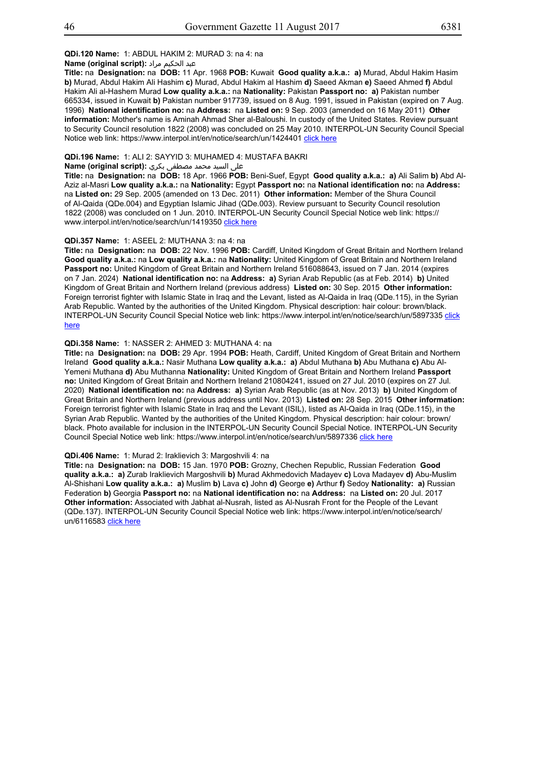**QDi.120 Name:** 1: ABDUL HAKIM 2: MURAD 3: na 4: na
**Name (original script):** عبد الحكيم مراد
**Title:** na **Designation:** na **DOB:** 11 Apr. 1968 **POB:** Kuwait **Good quality a.k.a.:** **a)** Murad, Abdul Hakim Hasim **b)** Murad, Abdul Hakim Ali Hashim **c)** Murad, Abdul Hakim al Hashim **d)** Saeed Akman **e)** Saeed Ahmed **f)** Abdul Hakim Ali al-Hashem Murad **Low quality a.k.a.:** na **Nationality:** Pakistan **Passport no:** **a)** Pakistan number 665334, issued in Kuwait **b)** Pakistan number 917739, issued on 8 Aug. 1991, issued in Pakistan (expired on 7 Aug. 1996) **National identification no:** na **Address:** na **Listed on:** 9 Sep. 2003 (amended on 16 May 2011) **Other information:** Mother's name is Aminah Ahmad Sher al-Baloushi. In custody of the United States. Review pursuant to Security Council resolution 1822 (2008) was concluded on 25 May 2010. INTERPOL-UN Security Council Special Notice web link: https://www.interpol.int/en/notice/search/un/1424401 click here

**QDi.196 Name:** 1: ALI 2: SAYYID 3: MUHAMED 4: MUSTAFA BAKRI
**Name (original script):** على السيد محمد مصطفى بكري
**Title:** na **Designation:** na **DOB:** 18 Apr. 1966 **POB:** Beni-Suef, Egypt **Good quality a.k.a.:** **a)** Ali Salim **b)** Abd Al-Aziz al-Masri **Low quality a.k.a.:** na **Nationality:** Egypt **Passport no:** na **National identification no:** na **Address:** na **Listed on:** 29 Sep. 2005 (amended on 13 Dec. 2011) **Other information:** Member of the Shura Council of Al-Qaida (QDe.004) and Egyptian Islamic Jihad (QDe.003). Review pursuant to Security Council resolution 1822 (2008) was concluded on 1 Jun. 2010. INTERPOL-UN Security Council Special Notice web link: https://www.interpol.int/en/notice/search/un/1419350 click here

**QDi.357 Name:** 1: ASEEL 2: MUTHANA 3: na 4: na
**Title:** na **Designation:** na **DOB:** 22 Nov. 1996 **POB:** Cardiff, United Kingdom of Great Britain and Northern Ireland **Good quality a.k.a.:** na **Low quality a.k.a.:** na **Nationality:** United Kingdom of Great Britain and Northern Ireland **Passport no:** United Kingdom of Great Britain and Northern Ireland 516088643, issued on 7 Jan. 2014 (expires on 7 Jan. 2024) **National identification no:** na **Address:** **a)** Syrian Arab Republic (as at Feb. 2014) **b)** United Kingdom of Great Britain and Northern Ireland (previous address) **Listed on:** 30 Sep. 2015 **Other information:** Foreign terrorist fighter with Islamic State in Iraq and the Levant, listed as Al-Qaida in Iraq (QDe.115), in the Syrian Arab Republic. Wanted by the authorities of the United Kingdom. Physical description: hair colour: brown/black. INTERPOL-UN Security Council Special Notice web link: https://www.interpol.int/en/notice/search/un/5897335 click here

**QDi.358 Name:** 1: NASSER 2: AHMED 3: MUTHANA 4: na
**Title:** na **Designation:** na **DOB:** 29 Apr. 1994 **POB:** Heath, Cardiff, United Kingdom of Great Britain and Northern Ireland **Good quality a.k.a.:** Nasir Muthana **Low quality a.k.a.:** **a)** Abdul Muthana **b)** Abu Muthana **c)** Abu Al-Yemeni Muthana **d)** Abu Muthanna **Nationality:** United Kingdom of Great Britain and Northern Ireland **Passport no:** United Kingdom of Great Britain and Northern Ireland 210804241, issued on 27 Jul. 2010 (expires on 27 Jul. 2020) **National identification no:** na **Address:** **a)** Syrian Arab Republic (as at Nov. 2013) **b)** United Kingdom of Great Britain and Northern Ireland (previous address until Nov. 2013) **Listed on:** 28 Sep. 2015 **Other information:** Foreign terrorist fighter with Islamic State in Iraq and the Levant (ISIL), listed as Al-Qaida in Iraq (QDe.115), in the Syrian Arab Republic. Wanted by the authorities of the United Kingdom. Physical description: hair colour: brown/black. Photo available for inclusion in the INTERPOL-UN Security Council Special Notice. INTERPOL-UN Security Council Special Notice web link: https://www.interpol.int/en/notice/search/un/5897336 click here

**QDi.406 Name:** 1: Murad 2: Iraklievich 3: Margoshvili 4: na
**Title:** na **Designation:** na **DOB:** 15 Jan. 1970 **POB:** Grozny, Chechen Republic, Russian Federation **Good quality a.k.a.:** **a)** Zurab Iraklievich Margoshvili **b)** Murad Akhmedovich Madayev **c)** Lova Madayev **d)** Abu-Muslim Al-Shishani **Low quality a.k.a.:** **a)** Muslim **b)** Lava **c)** John **d)** George **e)** Arthur **f)** Sedoy **Nationality:** **a)** Russian Federation **b)** Georgia **Passport no:** na **National identification no:** na **Address:** na **Listed on:** 20 Jul. 2017 **Other information:** Associated with Jabhat al-Nusrah, listed as Al-Nusrah Front for the People of the Levant (QDe.137). INTERPOL-UN Security Council Special Notice web link: https://www.interpol.int/en/notice/search/un/6116583 click here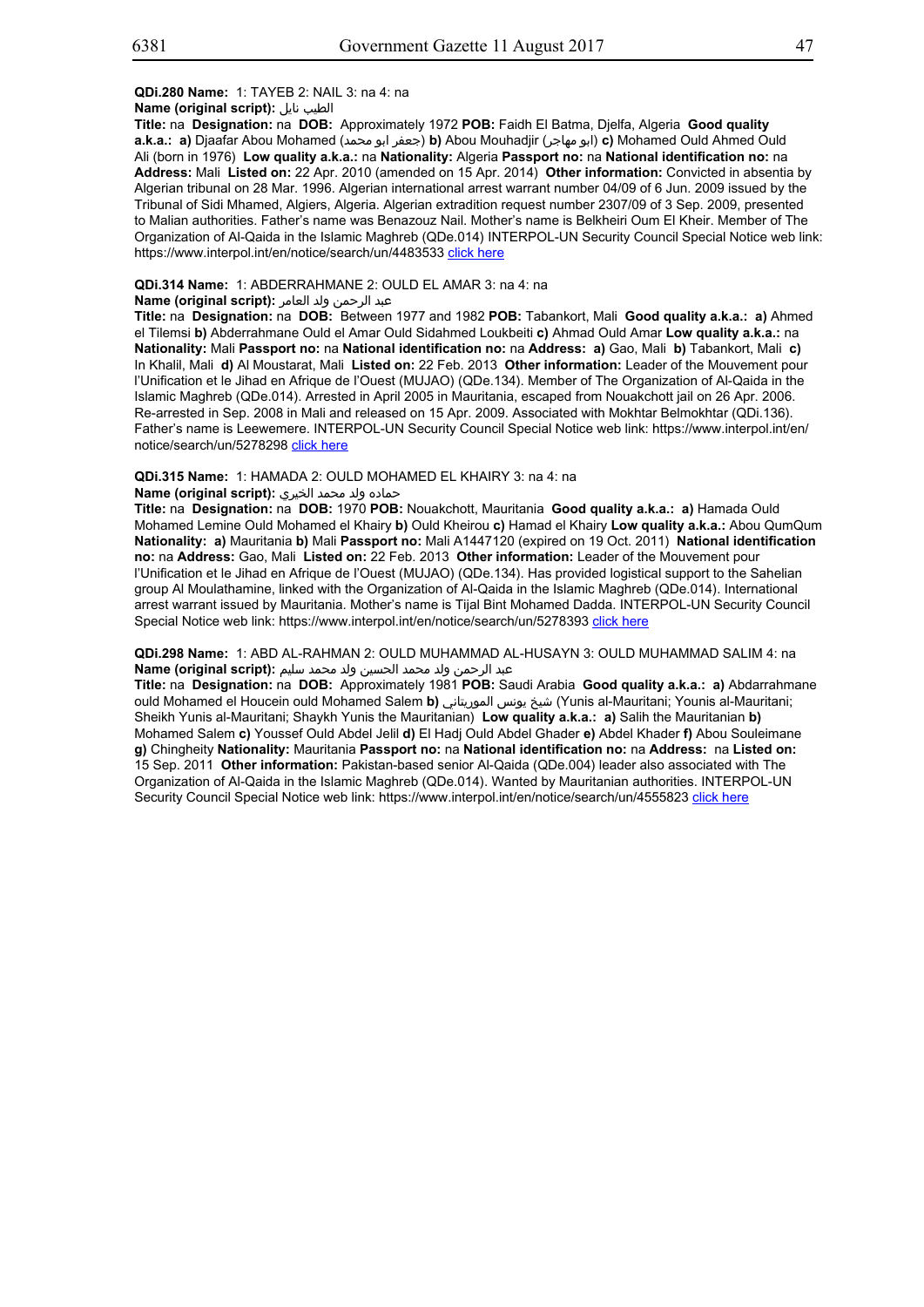**QDi.280 Name:** 1: TAYEB 2: NAIL 3: na 4: na

**Name (original script):** الطيب نايل

**Title:** na **Designation:** na **DOB:** Approximately 1972 **POB:** Faidh El Batma, Djelfa, Algeria **Good quality a.k.a.:** **a)** Djaafar Abou Mohamed (جعفر ابو محمد) **b)** Abou Mouhadjir (ابو مهاجر) **c)** Mohamed Ould Ahmed Ould Ali (born in 1976) **Low quality a.k.a.:** na **Nationality:** Algeria **Passport no:** na **National identification no:** na **Address:** Mali **Listed on:** 22 Apr. 2010 (amended on 15 Apr. 2014) **Other information:** Convicted in absentia by Algerian tribunal on 28 Mar. 1996. Algerian international arrest warrant number 04/09 of 6 Jun. 2009 issued by the Tribunal of Sidi Mhamed, Algiers, Algeria. Algerian extradition request number 2307/09 of 3 Sep. 2009, presented to Malian authorities. Father's name was Benazouz Nail. Mother's name is Belkheiri Oum El Kheir. Member of The Organization of Al-Qaida in the Islamic Maghreb (QDe.014) INTERPOL-UN Security Council Special Notice web link: https://www.interpol.int/en/notice/search/un/4483533 click here

**QDi.314 Name:** 1: ABDERRAHMANE 2: OULD EL AMAR 3: na 4: na

**Name (original script):** عبد الرحمن ولد العامر

**Title:** na **Designation:** na **DOB:** Between 1977 and 1982 **POB:** Tabankort, Mali **Good quality a.k.a.:** **a)** Ahmed el Tilemsi **b)** Abderrahmane Ould el Amar Ould Sidahmed Loukbeiti **c)** Ahmad Ould Amar **Low quality a.k.a.:** na **Nationality:** Mali **Passport no:** na **National identification no:** na **Address:** **a)** Gao, Mali **b)** Tabankort, Mali **c)** In Khalil, Mali **d)** Al Moustarat, Mali **Listed on:** 22 Feb. 2013 **Other information:** Leader of the Mouvement pour l'Unification et le Jihad en Afrique de l'Ouest (MUJAO) (QDe.134). Member of The Organization of Al-Qaida in the Islamic Maghreb (QDe.014). Arrested in April 2005 in Mauritania, escaped from Nouakchott jail on 26 Apr. 2006. Re-arrested in Sep. 2008 in Mali and released on 15 Apr. 2009. Associated with Mokhtar Belmokhtar (QDi.136). Father's name is Leewemere. INTERPOL-UN Security Council Special Notice web link: https://www.interpol.int/en/notice/search/un/5278298 click here

**QDi.315 Name:** 1: HAMADA 2: OULD MOHAMED EL KHAIRY 3: na 4: na

**Name (original script):** حماده ولد محمد الخيري

**Title:** na **Designation:** na **DOB:** 1970 **POB:** Nouakchott, Mauritania **Good quality a.k.a.:** **a)** Hamada Ould Mohamed Lemine Ould Mohamed el Khairy **b)** Ould Kheirou **c)** Hamad el Khairy **Low quality a.k.a.:** Abou QumQum **Nationality:** **a)** Mauritania **b)** Mali **Passport no:** Mali A1447120 (expired on 19 Oct. 2011) **National identification no:** na **Address:** Gao, Mali **Listed on:** 22 Feb. 2013 **Other information:** Leader of the Mouvement pour l'Unification et le Jihad en Afrique de l'Ouest (MUJAO) (QDe.134). Has provided logistical support to the Sahelian group Al Moulathamine, linked with the Organization of Al-Qaida in the Islamic Maghreb (QDe.014). International arrest warrant issued by Mauritania. Mother's name is Tijal Bint Mohamed Dadda. INTERPOL-UN Security Council Special Notice web link: https://www.interpol.int/en/notice/search/un/5278393 click here

**QDi.298 Name:** 1: ABD AL-RAHMAN 2: OULD MUHAMMAD AL-HUSAYN 3: OULD MUHAMMAD SALIM 4: na

**Name (original script):** عبد الرحمن ولد محمد الحسين ولد محمد سليم

**Title:** na **Designation:** na **DOB:** Approximately 1981 **POB:** Saudi Arabia **Good quality a.k.a.:** **a)** Abdarrahmane ould Mohamed el Houcein ould Mohamed Salem **b)** شيخ يونس الموريتاني (Yunis al-Mauritani; Younis al-Mauritani; Sheikh Yunis al-Mauritani; Shaykh Yunis the Mauritanian) **Low quality a.k.a.:** **a)** Salih the Mauritanian **b)** Mohamed Salem **c)** Youssef Ould Abdel Jelil **d)** El Hadj Ould Abdel Ghader **e)** Abdel Khader **f)** Abou Souleimane **g)** Chingheity **Nationality:** Mauritania **Passport no:** na **National identification no:** na **Address:** na **Listed on:** 15 Sep. 2011 **Other information:** Pakistan-based senior Al-Qaida (QDe.004) leader also associated with The Organization of Al-Qaida in the Islamic Maghreb (QDe.014). Wanted by Mauritanian authorities. INTERPOL-UN Security Council Special Notice web link: https://www.interpol.int/en/notice/search/un/4555823 click here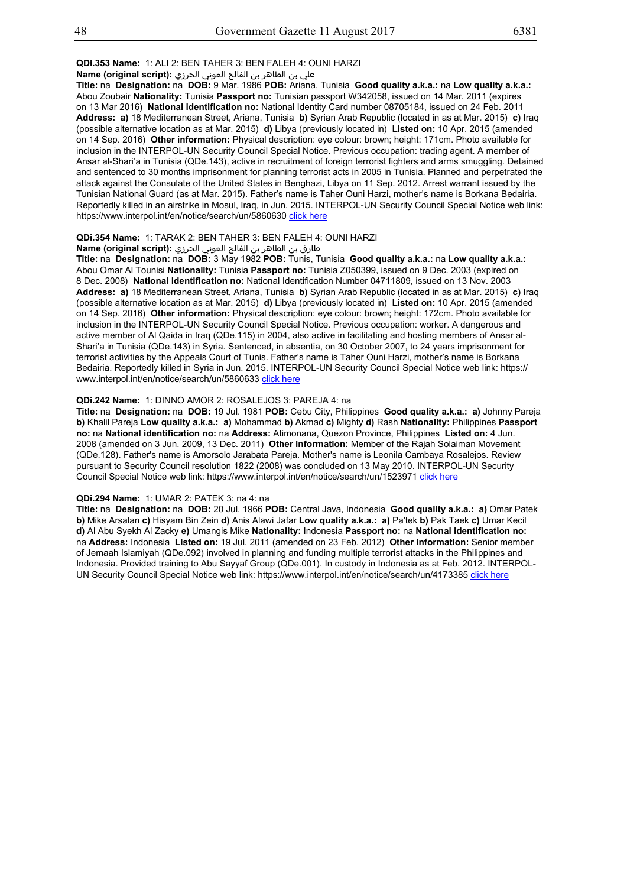**QDi.353 Name:** 1: ALI 2: BEN TAHER 3: BEN FALEH 4: OUNI HARZI

**Name (original script):** علي بن الطاهر بن الفالح العوني الحرزي

**Title:** na **Designation:** na **DOB:** 9 Mar. 1986 **POB:** Ariana, Tunisia **Good quality a.k.a.:** na **Low quality a.k.a.:** Abou Zoubair **Nationality:** Tunisia **Passport no:** Tunisian passport W342058, issued on 14 Mar. 2011 (expires on 13 Mar 2016) **National identification no:** National Identity Card number 08705184, issued on 24 Feb. 2011 **Address:** **a)** 18 Mediterranean Street, Ariana, Tunisia **b)** Syrian Arab Republic (located in as at Mar. 2015) **c)** Iraq (possible alternative location as at Mar. 2015) **d)** Libya (previously located in) **Listed on:** 10 Apr. 2015 (amended on 14 Sep. 2016) **Other information:** Physical description: eye colour: brown; height: 171cm. Photo available for inclusion in the INTERPOL-UN Security Council Special Notice. Previous occupation: trading agent. A member of Ansar al-Shari'a in Tunisia (QDe.143), active in recruitment of foreign terrorist fighters and arms smuggling. Detained and sentenced to 30 months imprisonment for planning terrorist acts in 2005 in Tunisia. Planned and perpetrated the attack against the Consulate of the United States in Benghazi, Libya on 11 Sep. 2012. Arrest warrant issued by the Tunisian National Guard (as at Mar. 2015). Father's name is Taher Ouni Harzi, mother's name is Borkana Bedairia. Reportedly killed in an airstrike in Mosul, Iraq, in Jun. 2015. INTERPOL-UN Security Council Special Notice web link: https://www.interpol.int/en/notice/search/un/5860630 click here

**QDi.354 Name:** 1: TARAK 2: BEN TAHER 3: BEN FALEH 4: OUNI HARZI

**Name (original script):** طارق بن الطاهر بن الفالح العوني الحرزي

**Title:** na **Designation:** na **DOB:** 3 May 1982 **POB:** Tunis, Tunisia **Good quality a.k.a.:** na **Low quality a.k.a.:** Abou Omar Al Tounisi **Nationality:** Tunisia **Passport no:** Tunisia Z050399, issued on 9 Dec. 2003 (expired on 8 Dec. 2008) **National identification no:** National Identification Number 04711809, issued on 13 Nov. 2003 **Address:** **a)** 18 Mediterranean Street, Ariana, Tunisia **b)** Syrian Arab Republic (located in as at Mar. 2015) **c)** Iraq (possible alternative location as at Mar. 2015) **d)** Libya (previously located in) **Listed on:** 10 Apr. 2015 (amended on 14 Sep. 2016) **Other information:** Physical description: eye colour: brown; height: 172cm. Photo available for inclusion in the INTERPOL-UN Security Council Special Notice. Previous occupation: worker. A dangerous and active member of Al Qaida in Iraq (QDe.115) in 2004, also active in facilitating and hosting members of Ansar al-Shari'a in Tunisia (QDe.143) in Syria. Sentenced, in absentia, on 30 October 2007, to 24 years imprisonment for terrorist activities by the Appeals Court of Tunis. Father's name is Taher Ouni Harzi, mother's name is Borkana Bedairia. Reportedly killed in Syria in Jun. 2015. INTERPOL-UN Security Council Special Notice web link: https://www.interpol.int/en/notice/search/un/5860633 click here

**QDi.242 Name:** 1: DINNO AMOR 2: ROSALEJOS 3: PAREJA 4: na

**Title:** na **Designation:** na **DOB:** 19 Jul. 1981 **POB:** Cebu City, Philippines **Good quality a.k.a.:** **a)** Johnny Pareja **b)** Khalil Pareja **Low quality a.k.a.:** **a)** Mohammad **b)** Akmad **c)** Mighty **d)** Rash **Nationality:** Philippines **Passport no:** na **National identification no:** na **Address:** Atimonana, Quezon Province, Philippines **Listed on:** 4 Jun. 2008 (amended on 3 Jun. 2009, 13 Dec. 2011) **Other information:** Member of the Rajah Solaiman Movement (QDe.128). Father's name is Amorsolo Jarabata Pareja. Mother's name is Leonila Cambaya Rosalejos. Review pursuant to Security Council resolution 1822 (2008) was concluded on 13 May 2010. INTERPOL-UN Security Council Special Notice web link: https://www.interpol.int/en/notice/search/un/1523971 click here

**QDi.294 Name:** 1: UMAR 2: PATEK 3: na 4: na

**Title:** na **Designation:** na **DOB:** 20 Jul. 1966 **POB:** Central Java, Indonesia **Good quality a.k.a.:** **a)** Omar Patek **b)** Mike Arsalan **c)** Hisyam Bin Zein **d)** Anis Alawi Jafar **Low quality a.k.a.:** **a)** Pa'tek **b)** Pak Taek **c)** Umar Kecil **d)** Al Abu Syekh Al Zacky **e)** Umangis Mike **Nationality:** Indonesia **Passport no:** na **National identification no:** na **Address:** Indonesia **Listed on:** 19 Jul. 2011 (amended on 23 Feb. 2012) **Other information:** Senior member of Jemaah Islamiyah (QDe.092) involved in planning and funding multiple terrorist attacks in the Philippines and Indonesia. Provided training to Abu Sayyaf Group (QDe.001). In custody in Indonesia as at Feb. 2012. INTERPOL-UN Security Council Special Notice web link: https://www.interpol.int/en/notice/search/un/4173385 click here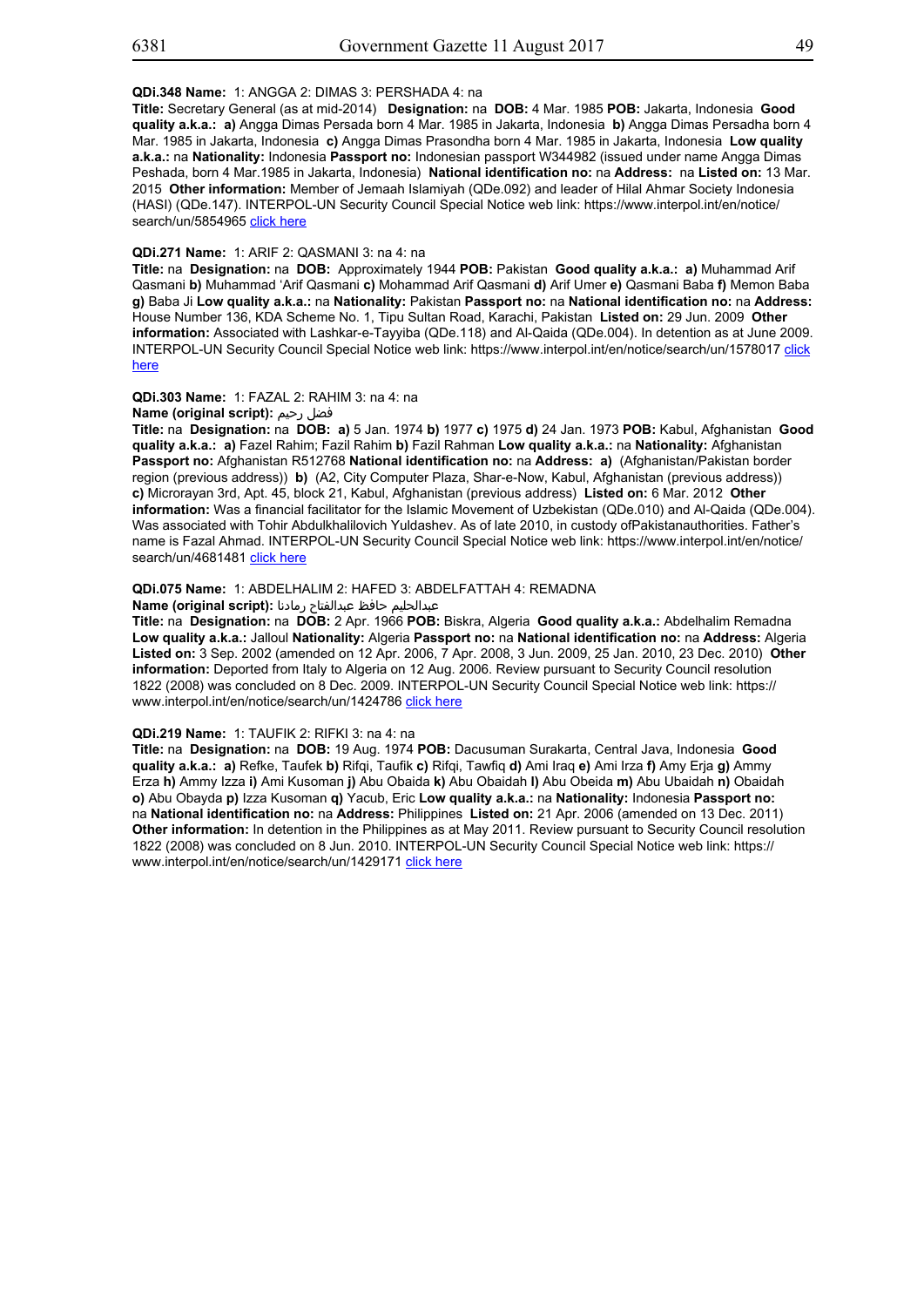**QDi.348 Name:** 1: ANGGA 2: DIMAS 3: PERSHADA 4: na

**Title:** Secretary General (as at mid-2014) **Designation:** na **DOB:** 4 Mar. 1985 **POB:** Jakarta, Indonesia **Good quality a.k.a.:** **a)** Angga Dimas Persada born 4 Mar. 1985 in Jakarta, Indonesia **b)** Angga Dimas Persadha born 4 Mar. 1985 in Jakarta, Indonesia **c)** Angga Dimas Prasondha born 4 Mar. 1985 in Jakarta, Indonesia **Low quality a.k.a.:** na **Nationality:** Indonesia **Passport no:** Indonesian passport W344982 (issued under name Angga Dimas Peshada, born 4 Mar.1985 in Jakarta, Indonesia) **National identification no:** na **Address:** na **Listed on:** 13 Mar. 2015 **Other information:** Member of Jemaah Islamiyah (QDe.092) and leader of Hilal Ahmar Society Indonesia (HASI) (QDe.147). INTERPOL-UN Security Council Special Notice web link: https://www.interpol.int/en/notice/search/un/5854965 click here

**QDi.271 Name:** 1: ARIF 2: QASMANI 3: na 4: na

**Title:** na **Designation:** na **DOB:** Approximately 1944 **POB:** Pakistan **Good quality a.k.a.:** **a)** Muhammad Arif Qasmani **b)** Muhammad 'Arif Qasmani **c)** Mohammad Arif Qasmani **d)** Arif Umer **e)** Qasmani Baba **f)** Memon Baba **g)** Baba Ji **Low quality a.k.a.:** na **Nationality:** Pakistan **Passport no:** na **National identification no:** na **Address:** House Number 136, KDA Scheme No. 1, Tipu Sultan Road, Karachi, Pakistan **Listed on:** 29 Jun. 2009 **Other information:** Associated with Lashkar-e-Tayyiba (QDe.118) and Al-Qaida (QDe.004). In detention as at June 2009. INTERPOL-UN Security Council Special Notice web link: https://www.interpol.int/en/notice/search/un/1578017 click here

**QDi.303 Name:** 1: FAZAL 2: RAHIM 3: na 4: na

**Name (original script):** فضل رحيم

**Title:** na **Designation:** na **DOB:** **a)** 5 Jan. 1974 **b)** 1977 **c)** 1975 **d)** 24 Jan. 1973 **POB:** Kabul, Afghanistan **Good quality a.k.a.:** **a)** Fazel Rahim; Fazil Rahim **b)** Fazil Rahman **Low quality a.k.a.:** na **Nationality:** Afghanistan **Passport no:** Afghanistan R512768 **National identification no:** na **Address:** **a)** (Afghanistan/Pakistan border region (previous address)) **b)** (A2, City Computer Plaza, Shar-e-Now, Kabul, Afghanistan (previous address)) **c)** Microrayan 3rd, Apt. 45, block 21, Kabul, Afghanistan (previous address) **Listed on:** 6 Mar. 2012 **Other information:** Was a financial facilitator for the Islamic Movement of Uzbekistan (QDe.010) and Al-Qaida (QDe.004). Was associated with Tohir Abdulkhalilovich Yuldashev. As of late 2010, in custody ofPakistanauthorities. Father's name is Fazal Ahmad. INTERPOL-UN Security Council Special Notice web link: https://www.interpol.int/en/notice/search/un/4681481 click here

**QDi.075 Name:** 1: ABDELHALIM 2: HAFED 3: ABDELFATTAH 4: REMADNA

**Name (original script):** عبدالحليم حافظ عبدالفتاح رمادنا

**Title:** na **Designation:** na **DOB:** 2 Apr. 1966 **POB:** Biskra, Algeria **Good quality a.k.a.:** Abdelhalim Remadna **Low quality a.k.a.:** Jalloul **Nationality:** Algeria **Passport no:** na **National identification no:** na **Address:** Algeria **Listed on:** 3 Sep. 2002 (amended on 12 Apr. 2006, 7 Apr. 2008, 3 Jun. 2009, 25 Jan. 2010, 23 Dec. 2010) **Other information:** Deported from Italy to Algeria on 12 Aug. 2006. Review pursuant to Security Council resolution 1822 (2008) was concluded on 8 Dec. 2009. INTERPOL-UN Security Council Special Notice web link: https://www.interpol.int/en/notice/search/un/1424786 click here

**QDi.219 Name:** 1: TAUFIK 2: RIFKI 3: na 4: na

**Title:** na **Designation:** na **DOB:** 19 Aug. 1974 **POB:** Dacusuman Surakarta, Central Java, Indonesia **Good quality a.k.a.:** **a)** Refke, Taufek **b)** Rifqi, Taufik **c)** Rifqi, Tawfiq **d)** Ami Iraq **e)** Ami Irza **f)** Amy Erja **g)** Ammy Erza **h)** Ammy Izza **i)** Ami Kusoman **j)** Abu Obaida **k)** Abu Obaidah **l)** Abu Obeida **m)** Abu Ubaidah **n)** Obaidah **o)** Abu Obayda **p)** Izza Kusoman **q)** Yacub, Eric **Low quality a.k.a.:** na **Nationality:** Indonesia **Passport no:** na **National identification no:** na **Address:** Philippines **Listed on:** 21 Apr. 2006 (amended on 13 Dec. 2011) **Other information:** In detention in the Philippines as at May 2011. Review pursuant to Security Council resolution 1822 (2008) was concluded on 8 Jun. 2010. INTERPOL-UN Security Council Special Notice web link: https://www.interpol.int/en/notice/search/un/1429171 click here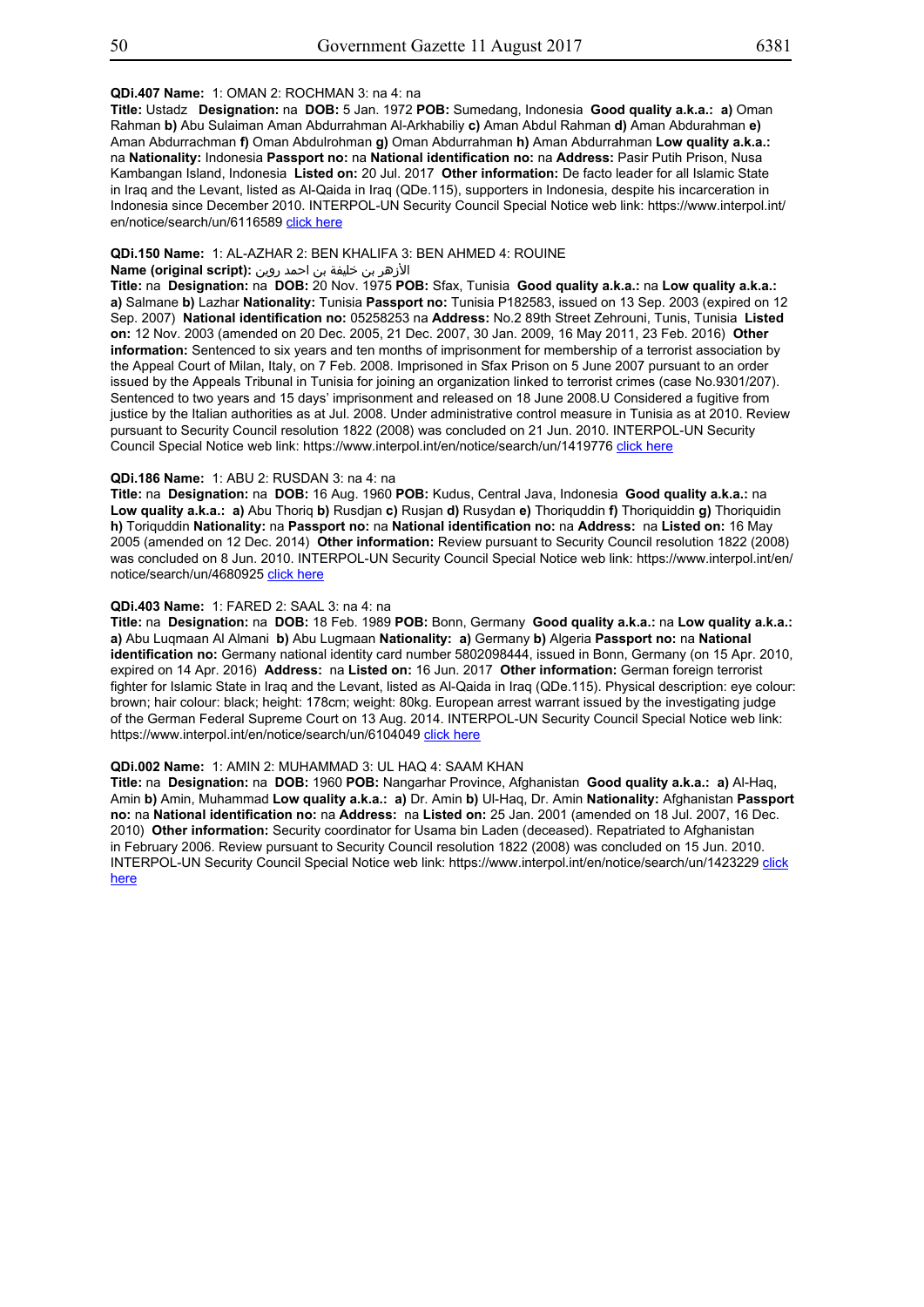**QDi.407 Name:** 1: OMAN 2: ROCHMAN 3: na 4: na

**Title:** Ustadz **Designation:** na **DOB:** 5 Jan. 1972 **POB:** Sumedang, Indonesia **Good quality a.k.a.:** **a)** Oman Rahman **b)** Abu Sulaiman Aman Abdurrahman Al-Arkhabiliy **c)** Aman Abdul Rahman **d)** Aman Abdurahman **e)** Aman Abdurrachman **f)** Oman Abdulrohman **g)** Oman Abdurrahman **h)** Aman Abdurrahman **Low quality a.k.a.:** na **Nationality:** Indonesia **Passport no:** na **National identification no:** na **Address:** Pasir Putih Prison, Nusa Kambangan Island, Indonesia **Listed on:** 20 Jul. 2017 **Other information:** De facto leader for all Islamic State in Iraq and the Levant, listed as Al-Qaida in Iraq (QDe.115), supporters in Indonesia, despite his incarceration in Indonesia since December 2010. INTERPOL-UN Security Council Special Notice web link: https://www.interpol.int/en/notice/search/un/6116589 click here

**QDi.150 Name:** 1: AL-AZHAR 2: BEN KHALIFA 3: BEN AHMED 4: ROUINE

**Name (original script):** الأزهر بن خليفة بن احمد روين

**Title:** na **Designation:** na **DOB:** 20 Nov. 1975 **POB:** Sfax, Tunisia **Good quality a.k.a.:** na **Low quality a.k.a.:** **a)** Salmane **b)** Lazhar **Nationality:** Tunisia **Passport no:** Tunisia P182583, issued on 13 Sep. 2003 (expired on 12 Sep. 2007) **National identification no:** 05258253 na **Address:** No.2 89th Street Zehrouni, Tunis, Tunisia **Listed on:** 12 Nov. 2003 (amended on 20 Dec. 2005, 21 Dec. 2007, 30 Jan. 2009, 16 May 2011, 23 Feb. 2016) **Other information:** Sentenced to six years and ten months of imprisonment for membership of a terrorist association by the Appeal Court of Milan, Italy, on 7 Feb. 2008. Imprisoned in Sfax Prison on 5 June 2007 pursuant to an order issued by the Appeals Tribunal in Tunisia for joining an organization linked to terrorist crimes (case No.9301/207). Sentenced to two years and 15 days' imprisonment and released on 18 June 2008.U Considered a fugitive from justice by the Italian authorities as at Jul. 2008. Under administrative control measure in Tunisia as at 2010. Review pursuant to Security Council resolution 1822 (2008) was concluded on 21 Jun. 2010. INTERPOL-UN Security Council Special Notice web link: https://www.interpol.int/en/notice/search/un/1419776 click here

**QDi.186 Name:** 1: ABU 2: RUSDAN 3: na 4: na

**Title:** na **Designation:** na **DOB:** 16 Aug. 1960 **POB:** Kudus, Central Java, Indonesia **Good quality a.k.a.:** na **Low quality a.k.a.:** **a)** Abu Thoriq **b)** Rusdjan **c)** Rusjan **d)** Rusydan **e)** Thoriquddin **f)** Thoriquiddin **g)** Thoriquidin **h)** Toriquddin **Nationality:** na **Passport no:** na **National identification no:** na **Address:** na **Listed on:** 16 May 2005 (amended on 12 Dec. 2014) **Other information:** Review pursuant to Security Council resolution 1822 (2008) was concluded on 8 Jun. 2010. INTERPOL-UN Security Council Special Notice web link: https://www.interpol.int/en/notice/search/un/4680925 click here

**QDi.403 Name:** 1: FARED 2: SAAL 3: na 4: na

**Title:** na **Designation:** na **DOB:** 18 Feb. 1989 **POB:** Bonn, Germany **Good quality a.k.a.:** na **Low quality a.k.a.:** **a)** Abu Luqmaan Al Almani **b)** Abu Lugmaan **Nationality:** **a)** Germany **b)** Algeria **Passport no:** na **National identification no:** Germany national identity card number 5802098444, issued in Bonn, Germany (on 15 Apr. 2010, expired on 14 Apr. 2016) **Address:** na **Listed on:** 16 Jun. 2017 **Other information:** German foreign terrorist fighter for Islamic State in Iraq and the Levant, listed as Al-Qaida in Iraq (QDe.115). Physical description: eye colour: brown; hair colour: black; height: 178cm; weight: 80kg. European arrest warrant issued by the investigating judge of the German Federal Supreme Court on 13 Aug. 2014. INTERPOL-UN Security Council Special Notice web link: https://www.interpol.int/en/notice/search/un/6104049 click here

**QDi.002 Name:** 1: AMIN 2: MUHAMMAD 3: UL HAQ 4: SAAM KHAN

**Title:** na **Designation:** na **DOB:** 1960 **POB:** Nangarhar Province, Afghanistan **Good quality a.k.a.:** **a)** Al-Haq, Amin **b)** Amin, Muhammad **Low quality a.k.a.:** **a)** Dr. Amin **b)** Ul-Haq, Dr. Amin **Nationality:** Afghanistan **Passport no:** na **National identification no:** na **Address:** na **Listed on:** 25 Jan. 2001 (amended on 18 Jul. 2007, 16 Dec. 2010) **Other information:** Security coordinator for Usama bin Laden (deceased). Repatriated to Afghanistan in February 2006. Review pursuant to Security Council resolution 1822 (2008) was concluded on 15 Jun. 2010. INTERPOL-UN Security Council Special Notice web link: https://www.interpol.int/en/notice/search/un/1423229 click here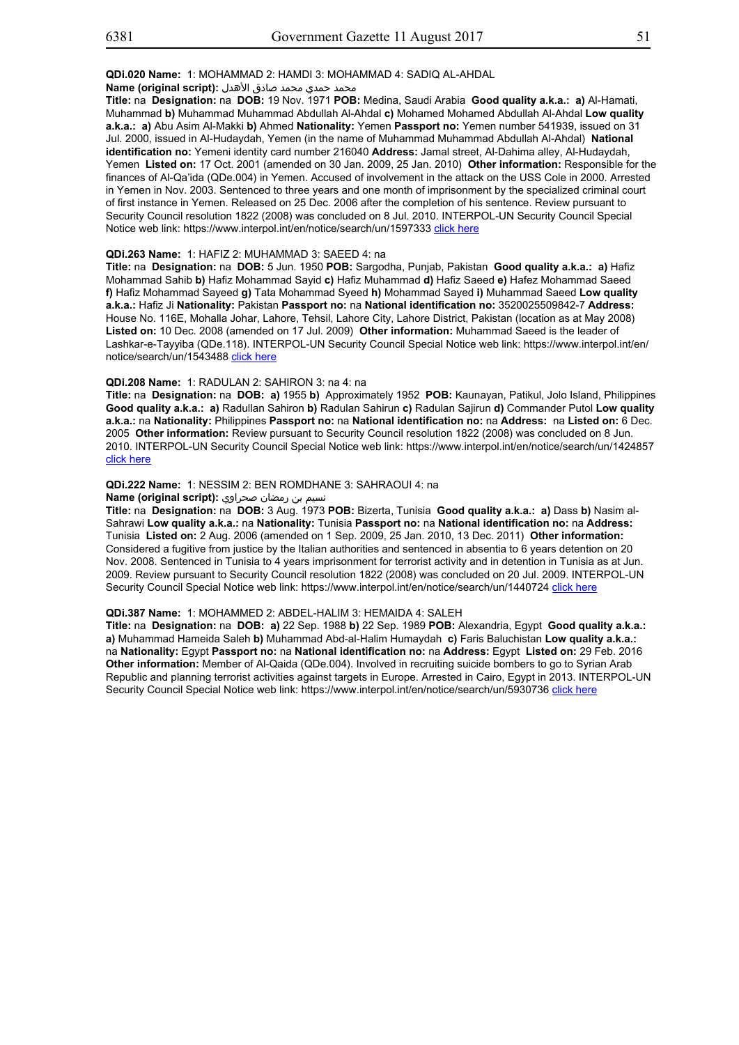**QDi.020 Name:** 1: MOHAMMAD 2: HAMDI 3: MOHAMMAD 4: SADIQ AL-AHDAL
**Name (original script):** محمد حمدي محمد صادق الأهدل
**Title:** na **Designation:** na **DOB:** 19 Nov. 1971 **POB:** Medina, Saudi Arabia **Good quality a.k.a.:** **a)** Al-Hamati, Muhammad **b)** Muhammad Muhammad Abdullah Al-Ahdal **c)** Mohamed Mohamed Abdullah Al-Ahdal **Low quality a.k.a.:** **a)** Abu Asim Al-Makki **b)** Ahmed **Nationality:** Yemen **Passport no:** Yemen number 541939, issued on 31 Jul. 2000, issued in Al-Hudaydah, Yemen (in the name of Muhammad Muhammad Abdullah Al-Ahdal) **National identification no:** Yemeni identity card number 216040 **Address:** Jamal street, Al-Dahima alley, Al-Hudaydah, Yemen **Listed on:** 17 Oct. 2001 (amended on 30 Jan. 2009, 25 Jan. 2010) **Other information:** Responsible for the finances of Al-Qa'ida (QDe.004) in Yemen. Accused of involvement in the attack on the USS Cole in 2000. Arrested in Yemen in Nov. 2003. Sentenced to three years and one month of imprisonment by the specialized criminal court of first instance in Yemen. Released on 25 Dec. 2006 after the completion of his sentence. Review pursuant to Security Council resolution 1822 (2008) was concluded on 8 Jul. 2010. INTERPOL-UN Security Council Special Notice web link: https://www.interpol.int/en/notice/search/un/1597333 click here

**QDi.263 Name:** 1: HAFIZ 2: MUHAMMAD 3: SAEED 4: na
**Title:** na **Designation:** na **DOB:** 5 Jun. 1950 **POB:** Sargodha, Punjab, Pakistan **Good quality a.k.a.:** **a)** Hafiz Mohammad Sahib **b)** Hafiz Mohammad Sayid **c)** Hafiz Muhammad **d)** Hafiz Saeed **e)** Hafez Mohammad Saeed **f)** Hafiz Mohammad Sayeed **g)** Tata Mohammad Syeed **h)** Mohammad Sayed **i)** Muhammad Saeed **Low quality a.k.a.:** Hafiz Ji **Nationality:** Pakistan **Passport no:** na **National identification no:** 3520025509842-7 **Address:** House No. 116E, Mohalla Johar, Lahore, Tehsil, Lahore City, Lahore District, Pakistan (location as at May 2008) **Listed on:** 10 Dec. 2008 (amended on 17 Jul. 2009) **Other information:** Muhammad Saeed is the leader of Lashkar-e-Tayyiba (QDe.118). INTERPOL-UN Security Council Special Notice web link: https://www.interpol.int/en/notice/search/un/1543488 click here

**QDi.208 Name:** 1: RADULAN 2: SAHIRON 3: na 4: na
**Title:** na **Designation:** na **DOB:** **a)** 1955 **b)** Approximately 1952 **POB:** Kaunayan, Patikul, Jolo Island, Philippines **Good quality a.k.a.:** **a)** Radullan Sahiron **b)** Radulan Sahirun **c)** Radulan Sajirun **d)** Commander Putol **Low quality a.k.a.:** na **Nationality:** Philippines **Passport no:** na **National identification no:** na **Address:** na **Listed on:** 6 Dec. 2005 **Other information:** Review pursuant to Security Council resolution 1822 (2008) was concluded on 8 Jun. 2010. INTERPOL-UN Security Council Special Notice web link: https://www.interpol.int/en/notice/search/un/1424857 click here

**QDi.222 Name:** 1: NESSIM 2: BEN ROMDHANE 3: SAHRAOUI 4: na
**Name (original script):** نسيم بن رمضان صحراوي
**Title:** na **Designation:** na **DOB:** 3 Aug. 1973 **POB:** Bizerta, Tunisia **Good quality a.k.a.:** **a)** Dass **b)** Nasim al-Sahrawi **Low quality a.k.a.:** na **Nationality:** Tunisia **Passport no:** na **National identification no:** na **Address:** Tunisia **Listed on:** 2 Aug. 2006 (amended on 1 Sep. 2009, 25 Jan. 2010, 13 Dec. 2011) **Other information:** Considered a fugitive from justice by the Italian authorities and sentenced in absentia to 6 years detention on 20 Nov. 2008. Sentenced in Tunisia to 4 years imprisonment for terrorist activity and in detention in Tunisia as at Jun. 2009. Review pursuant to Security Council resolution 1822 (2008) was concluded on 20 Jul. 2009. INTERPOL-UN Security Council Special Notice web link: https://www.interpol.int/en/notice/search/un/1440724 click here

**QDi.387 Name:** 1: MOHAMMED 2: ABDEL-HALIM 3: HEMAIDA 4: SALEH
**Title:** na **Designation:** na **DOB:** **a)** 22 Sep. 1988 **b)** 22 Sep. 1989 **POB:** Alexandria, Egypt **Good quality a.k.a.:** **a)** Muhammad Hameida Saleh **b)** Muhammad Abd-al-Halim Humaydah **c)** Faris Baluchistan **Low quality a.k.a.:** na **Nationality:** Egypt **Passport no:** na **National identification no:** na **Address:** Egypt **Listed on:** 29 Feb. 2016 **Other information:** Member of Al-Qaida (QDe.004). Involved in recruiting suicide bombers to go to Syrian Arab Republic and planning terrorist activities against targets in Europe. Arrested in Cairo, Egypt in 2013. INTERPOL-UN Security Council Special Notice web link: https://www.interpol.int/en/notice/search/un/5930736 click here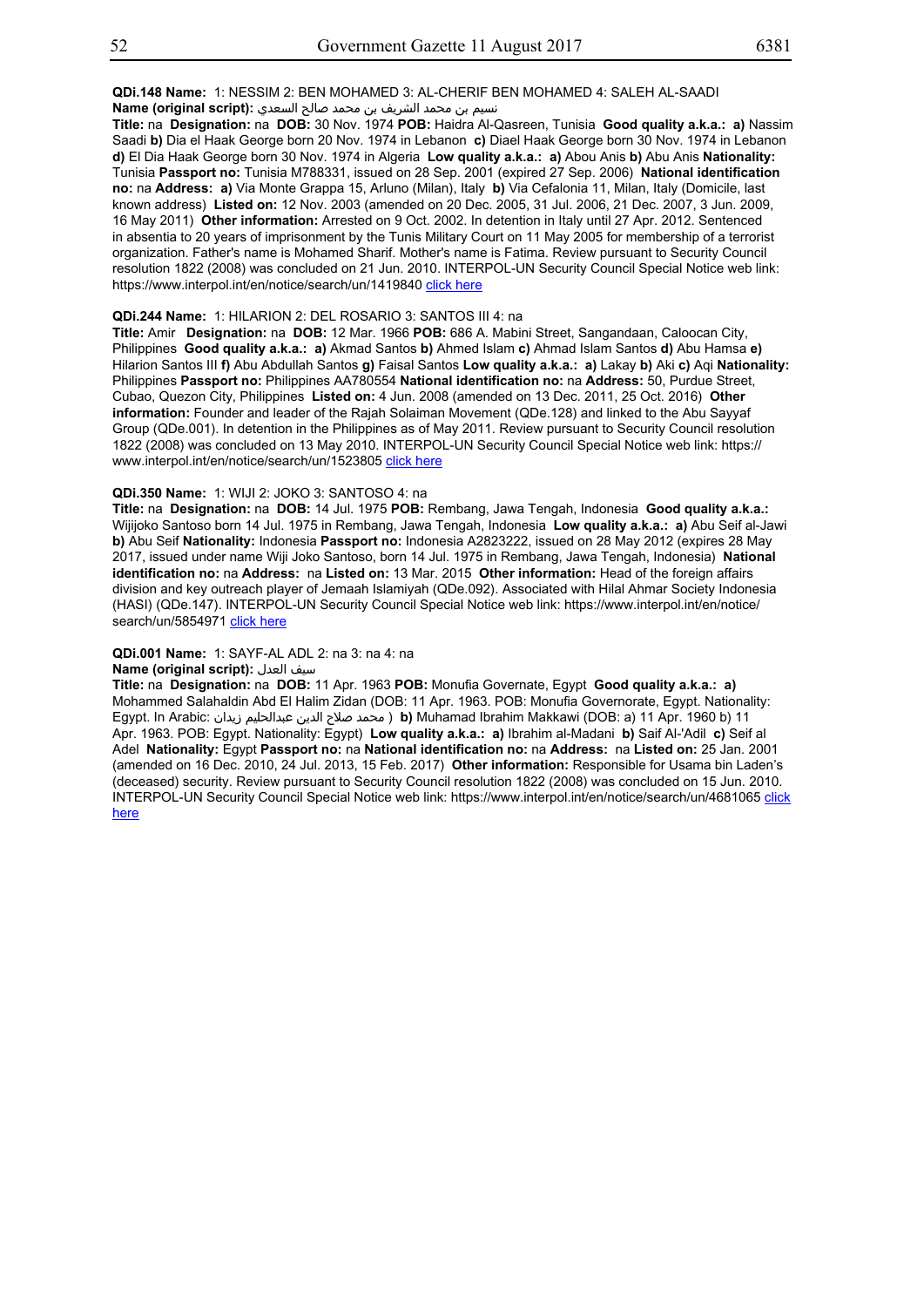**QDi.148 Name:** 1: NESSIM 2: BEN MOHAMED 3: AL-CHERIF BEN MOHAMED 4: SALEH AL-SAADI
**Name (original script):** نسيم بن محمد الشريف بن محمد صالح السعدي
**Title:** na **Designation:** na **DOB:** 30 Nov. 1974 **POB:** Haidra Al-Qasreen, Tunisia **Good quality a.k.a.: a)** Nassim Saadi **b)** Dia el Haak George born 20 Nov. 1974 in Lebanon **c)** Diael Haak George born 30 Nov. 1974 in Lebanon **d)** El Dia Haak George born 30 Nov. 1974 in Algeria **Low quality a.k.a.: a)** Abou Anis **b)** Abu Anis **Nationality:** Tunisia **Passport no:** Tunisia M788331, issued on 28 Sep. 2001 (expired 27 Sep. 2006) **National identification no:** na **Address: a)** Via Monte Grappa 15, Arluno (Milan), Italy **b)** Via Cefalonia 11, Milan, Italy (Domicile, last known address) **Listed on:** 12 Nov. 2003 (amended on 20 Dec. 2005, 31 Jul. 2006, 21 Dec. 2007, 3 Jun. 2009, 16 May 2011) **Other information:** Arrested on 9 Oct. 2002. In detention in Italy until 27 Apr. 2012. Sentenced in absentia to 20 years of imprisonment by the Tunis Military Court on 11 May 2005 for membership of a terrorist organization. Father's name is Mohamed Sharif. Mother's name is Fatima. Review pursuant to Security Council resolution 1822 (2008) was concluded on 21 Jun. 2010. INTERPOL-UN Security Council Special Notice web link: https://www.interpol.int/en/notice/search/un/1419840 click here

**QDi.244 Name:** 1: HILARION 2: DEL ROSARIO 3: SANTOS III 4: na
**Title:** Amir **Designation:** na **DOB:** 12 Mar. 1966 **POB:** 686 A. Mabini Street, Sangandaan, Caloocan City, Philippines **Good quality a.k.a.: a)** Akmad Santos **b)** Ahmed Islam **c)** Ahmad Islam Santos **d)** Abu Hamsa **e)** Hilarion Santos III **f)** Abu Abdullah Santos **g)** Faisal Santos **Low quality a.k.a.: a)** Lakay **b)** Aki **c)** Aqi **Nationality:** Philippines **Passport no:** Philippines AA780554 **National identification no:** na **Address:** 50, Purdue Street, Cubao, Quezon City, Philippines **Listed on:** 4 Jun. 2008 (amended on 13 Dec. 2011, 25 Oct. 2016) **Other information:** Founder and leader of the Rajah Solaiman Movement (QDe.128) and linked to the Abu Sayyaf Group (QDe.001). In detention in the Philippines as of May 2011. Review pursuant to Security Council resolution 1822 (2008) was concluded on 13 May 2010. INTERPOL-UN Security Council Special Notice web link: https://www.interpol.int/en/notice/search/un/1523805 click here

**QDi.350 Name:** 1: WIJI 2: JOKO 3: SANTOSO 4: na
**Title:** na **Designation:** na **DOB:** 14 Jul. 1975 **POB:** Rembang, Jawa Tengah, Indonesia **Good quality a.k.a.:** Wijijoko Santoso born 14 Jul. 1975 in Rembang, Jawa Tengah, Indonesia **Low quality a.k.a.: a)** Abu Seif al-Jawi **b)** Abu Seif **Nationality:** Indonesia **Passport no:** Indonesia A2823222, issued on 28 May 2012 (expires 28 May 2017, issued under name Wiji Joko Santoso, born 14 Jul. 1975 in Rembang, Jawa Tengah, Indonesia) **National identification no:** na **Address:** na **Listed on:** 13 Mar. 2015 **Other information:** Head of the foreign affairs division and key outreach player of Jemaah Islamiyah (QDe.092). Associated with Hilal Ahmar Society Indonesia (HASI) (QDe.147). INTERPOL-UN Security Council Special Notice web link: https://www.interpol.int/en/notice/search/un/5854971 click here

**QDi.001 Name:** 1: SAYF-AL ADL 2: na 3: na 4: na
**Name (original script):** سيف العدل
**Title:** na **Designation:** na **DOB:** 11 Apr. 1963 **POB:** Monufia Governate, Egypt **Good quality a.k.a.: a)** Mohammed Salahaldin Abd El Halim Zidan (DOB: 11 Apr. 1963. POB: Monufia Governorate, Egypt. Nationality: Egypt. In Arabic: محمد صلاح الدين عبدالحليم زيدان ) **b)** Muhamad Ibrahim Makkawi (DOB: a) 11 Apr. 1960 b) 11 Apr. 1963. POB: Egypt. Nationality: Egypt) **Low quality a.k.a.: a)** Ibrahim al-Madani **b)** Saif Al-'Adil **c)** Seif al Adel **Nationality:** Egypt **Passport no:** na **National identification no:** na **Address:** na **Listed on:** 25 Jan. 2001 (amended on 16 Dec. 2010, 24 Jul. 2013, 15 Feb. 2017) **Other information:** Responsible for Usama bin Laden's (deceased) security. Review pursuant to Security Council resolution 1822 (2008) was concluded on 15 Jun. 2010. INTERPOL-UN Security Council Special Notice web link: https://www.interpol.int/en/notice/search/un/4681065 click here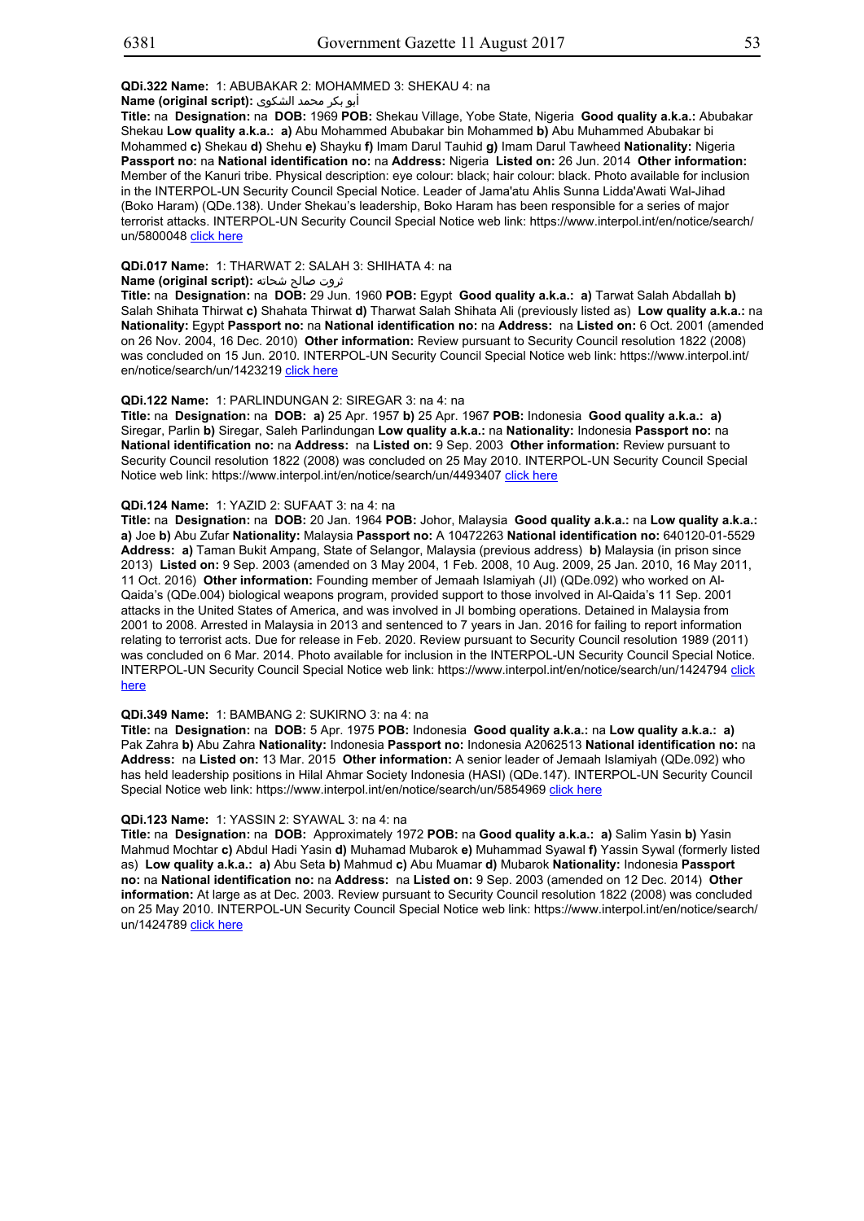**QDi.322 Name:** 1: ABUBAKAR 2: MOHAMMED 3: SHEKAU 4: na
**Name (original script):** أبو بكر محمد الشكوى
**Title:** na **Designation:** na **DOB:** 1969 **POB:** Shekau Village, Yobe State, Nigeria **Good quality a.k.a.:** Abubakar Shekau **Low quality a.k.a.: a)** Abu Mohammed Abubakar bin Mohammed **b)** Abu Muhammed Abubakar bi Mohammed **c)** Shekau **d)** Shehu **e)** Shayku **f)** Imam Darul Tauhid **g)** Imam Darul Tawheed **Nationality:** Nigeria **Passport no:** na **National identification no:** na **Address:** Nigeria **Listed on:** 26 Jun. 2014 **Other information:** Member of the Kanuri tribe. Physical description: eye colour: black; hair colour: black. Photo available for inclusion in the INTERPOL-UN Security Council Special Notice. Leader of Jama'atu Ahlis Sunna Lidda'Awati Wal-Jihad (Boko Haram) (QDe.138). Under Shekau's leadership, Boko Haram has been responsible for a series of major terrorist attacks. INTERPOL-UN Security Council Special Notice web link: https://www.interpol.int/en/notice/search/un/5800048 click here

**QDi.017 Name:** 1: THARWAT 2: SALAH 3: SHIHATA 4: na
**Name (original script):** ثروت صالح شحاته
**Title:** na **Designation:** na **DOB:** 29 Jun. 1960 **POB:** Egypt **Good quality a.k.a.: a)** Tarwat Salah Abdallah **b)** Salah Shihata Thirwat **c)** Shahata Thirwat **d)** Tharwat Salah Shihata Ali (previously listed as) **Low quality a.k.a.:** na **Nationality:** Egypt **Passport no:** na **National identification no:** na **Address:** na **Listed on:** 6 Oct. 2001 (amended on 26 Nov. 2004, 16 Dec. 2010) **Other information:** Review pursuant to Security Council resolution 1822 (2008) was concluded on 15 Jun. 2010. INTERPOL-UN Security Council Special Notice web link: https://www.interpol.int/en/notice/search/un/1423219 click here

**QDi.122 Name:** 1: PARLINDUNGAN 2: SIREGAR 3: na 4: na
**Title:** na **Designation:** na **DOB: a)** 25 Apr. 1957 **b)** 25 Apr. 1967 **POB:** Indonesia **Good quality a.k.a.: a)** Siregar, Parlin **b)** Siregar, Saleh Parlindungan **Low quality a.k.a.:** na **Nationality:** Indonesia **Passport no:** na **National identification no:** na **Address:** na **Listed on:** 9 Sep. 2003 **Other information:** Review pursuant to Security Council resolution 1822 (2008) was concluded on 25 May 2010. INTERPOL-UN Security Council Special Notice web link: https://www.interpol.int/en/notice/search/un/4493407 click here

**QDi.124 Name:** 1: YAZID 2: SUFAAT 3: na 4: na
**Title:** na **Designation:** na **DOB:** 20 Jan. 1964 **POB:** Johor, Malaysia **Good quality a.k.a.:** na **Low quality a.k.a.: a)** Joe **b)** Abu Zufar **Nationality:** Malaysia **Passport no:** A 10472263 **National identification no:** 640120-01-5529 **Address: a)** Taman Bukit Ampang, State of Selangor, Malaysia (previous address) **b)** Malaysia (in prison since 2013) **Listed on:** 9 Sep. 2003 (amended on 3 May 2004, 1 Feb. 2008, 10 Aug. 2009, 25 Jan. 2010, 16 May 2011, 11 Oct. 2016) **Other information:** Founding member of Jemaah Islamiyah (JI) (QDe.092) who worked on Al-Qaida's (QDe.004) biological weapons program, provided support to those involved in Al-Qaida's 11 Sep. 2001 attacks in the United States of America, and was involved in JI bombing operations. Detained in Malaysia from 2001 to 2008. Arrested in Malaysia in 2013 and sentenced to 7 years in Jan. 2016 for failing to report information relating to terrorist acts. Due for release in Feb. 2020. Review pursuant to Security Council resolution 1989 (2011) was concluded on 6 Mar. 2014. Photo available for inclusion in the INTERPOL-UN Security Council Special Notice. INTERPOL-UN Security Council Special Notice web link: https://www.interpol.int/en/notice/search/un/1424794 click here

**QDi.349 Name:** 1: BAMBANG 2: SUKIRNO 3: na 4: na
**Title:** na **Designation:** na **DOB:** 5 Apr. 1975 **POB:** Indonesia **Good quality a.k.a.:** na **Low quality a.k.a.: a)** Pak Zahra **b)** Abu Zahra **Nationality:** Indonesia **Passport no:** Indonesia A2062513 **National identification no:** na **Address:** na **Listed on:** 13 Mar. 2015 **Other information:** A senior leader of Jemaah Islamiyah (QDe.092) who has held leadership positions in Hilal Ahmar Society Indonesia (HASI) (QDe.147). INTERPOL-UN Security Council Special Notice web link: https://www.interpol.int/en/notice/search/un/5854969 click here

**QDi.123 Name:** 1: YASSIN 2: SYAWAL 3: na 4: na
**Title:** na **Designation:** na **DOB:** Approximately 1972 **POB:** na **Good quality a.k.a.: a)** Salim Yasin **b)** Yasin Mahmud Mochtar **c)** Abdul Hadi Yasin **d)** Muhamad Mubarok **e)** Muhammad Syawal **f)** Yassin Sywal (formerly listed as) **Low quality a.k.a.: a)** Abu Seta **b)** Mahmud **c)** Abu Muamar **d)** Mubarok **Nationality:** Indonesia **Passport no:** na **National identification no:** na **Address:** na **Listed on:** 9 Sep. 2003 (amended on 12 Dec. 2014) **Other information:** At large as at Dec. 2003. Review pursuant to Security Council resolution 1822 (2008) was concluded on 25 May 2010. INTERPOL-UN Security Council Special Notice web link: https://www.interpol.int/en/notice/search/un/1424789 click here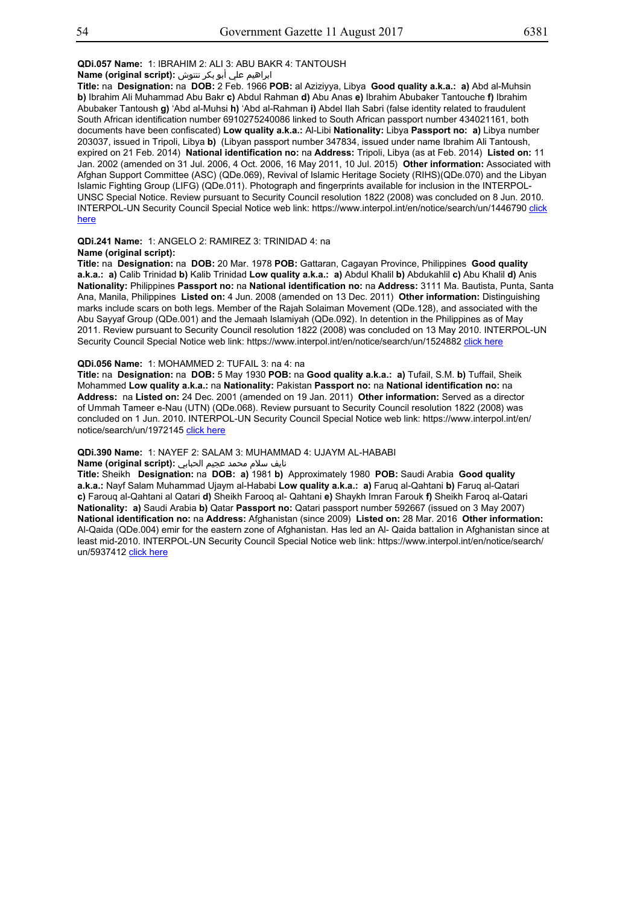**QDi.057 Name:** 1: IBRAHIM 2: ALI 3: ABU BAKR 4: TANTOUSH

**Name (original script):** ابراهيم علي أبو بكر تنتوش

**Title:** na **Designation:** na **DOB:** 2 Feb. 1966 **POB:** al Aziziyya, Libya **Good quality a.k.a.: a)** Abd al-Muhsin **b)** Ibrahim Ali Muhammad Abu Bakr **c)** Abdul Rahman **d)** Abu Anas **e)** Ibrahim Abubaker Tantouche **f)** Ibrahim Abubaker Tantoush **g)** 'Abd al-Muhsi **h)** 'Abd al-Rahman **i)** Abdel Ilah Sabri (false identity related to fraudulent South African identification number 6910275240086 linked to South African passport number 434021161, both documents have been confiscated) **Low quality a.k.a.:** Al-Libi **Nationality:** Libya **Passport no: a)** Libya number 203037, issued in Tripoli, Libya **b)** (Libyan passport number 347834, issued under name Ibrahim Ali Tantoush, expired on 21 Feb. 2014) **National identification no:** na **Address:** Tripoli, Libya (as at Feb. 2014) **Listed on:** 11 Jan. 2002 (amended on 31 Jul. 2006, 4 Oct. 2006, 16 May 2011, 10 Jul. 2015) **Other information:** Associated with Afghan Support Committee (ASC) (QDe.069), Revival of Islamic Heritage Society (RIHS)(QDe.070) and the Libyan Islamic Fighting Group (LIFG) (QDe.011). Photograph and fingerprints available for inclusion in the INTERPOL-UNSC Special Notice. Review pursuant to Security Council resolution 1822 (2008) was concluded on 8 Jun. 2010. INTERPOL-UN Security Council Special Notice web link: https://www.interpol.int/en/notice/search/un/1446790 click here

**QDi.241 Name:** 1: ANGELO 2: RAMIREZ 3: TRINIDAD 4: na

**Name (original script):**

**Title:** na **Designation:** na **DOB:** 20 Mar. 1978 **POB:** Gattaran, Cagayan Province, Philippines **Good quality a.k.a.: a)** Calib Trinidad **b)** Kalib Trinidad **Low quality a.k.a.: a)** Abdul Khalil **b)** Abdukahlil **c)** Abu Khalil **d)** Anis **Nationality:** Philippines **Passport no:** na **National identification no:** na **Address:** 3111 Ma. Bautista, Punta, Santa Ana, Manila, Philippines **Listed on:** 4 Jun. 2008 (amended on 13 Dec. 2011) **Other information:** Distinguishing marks include scars on both legs. Member of the Rajah Solaiman Movement (QDe.128), and associated with the Abu Sayyaf Group (QDe.001) and the Jemaah Islamiyah (QDe.092). In detention in the Philippines as of May 2011. Review pursuant to Security Council resolution 1822 (2008) was concluded on 13 May 2010. INTERPOL-UN Security Council Special Notice web link: https://www.interpol.int/en/notice/search/un/1524882 click here

**QDi.056 Name:** 1: MOHAMMED 2: TUFAIL 3: na 4: na

**Title:** na **Designation:** na **DOB:** 5 May 1930 **POB:** na **Good quality a.k.a.: a)** Tufail, S.M. **b)** Tuffail, Sheik Mohammed **Low quality a.k.a.:** na **Nationality:** Pakistan **Passport no:** na **National identification no:** na **Address:** na **Listed on:** 24 Dec. 2001 (amended on 19 Jan. 2011) **Other information:** Served as a director of Ummah Tameer e-Nau (UTN) (QDe.068). Review pursuant to Security Council resolution 1822 (2008) was concluded on 1 Jun. 2010. INTERPOL-UN Security Council Special Notice web link: https://www.interpol.int/en/notice/search/un/1972145 click here

**QDi.390 Name:** 1: NAYEF 2: SALAM 3: MUHAMMAD 4: UJAYM AL-HABABI

**Name (original script):** نايف سلام محمد عجيم الحبابي

**Title:** Sheikh **Designation:** na **DOB: a)** 1981 **b)** Approximately 1980 **POB:** Saudi Arabia **Good quality a.k.a.:** Nayf Salam Muhammad Ujaym al-Hababi **Low quality a.k.a.: a)** Faruq al-Qahtani **b)** Faruq al-Qatari **c)** Farouq al-Qahtani al Qatari **d)** Sheikh Farooq al- Qahtani **e)** Shaykh Imran Farouk **f)** Sheikh Faroq al-Qatari **Nationality: a)** Saudi Arabia **b)** Qatar **Passport no:** Qatari passport number 592667 (issued on 3 May 2007) **National identification no:** na **Address:** Afghanistan (since 2009) **Listed on:** 28 Mar. 2016 **Other information:** Al-Qaida (QDe.004) emir for the eastern zone of Afghanistan. Has led an Al- Qaida battalion in Afghanistan since at least mid-2010. INTERPOL-UN Security Council Special Notice web link: https://www.interpol.int/en/notice/search/un/5937412 click here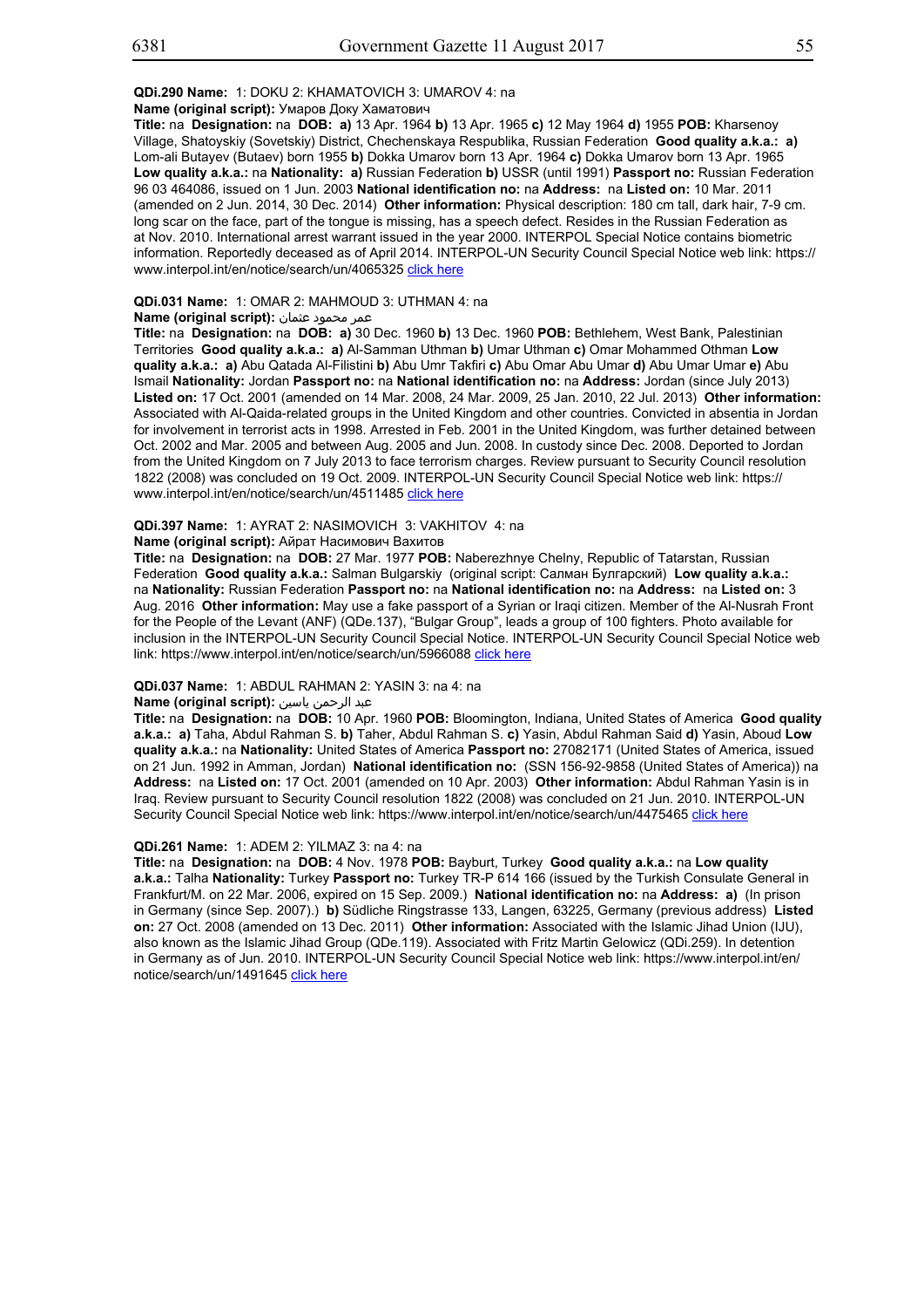**QDi.290 Name:** 1: DOKU 2: KHAMATOVICH 3: UMAROV 4: na

**Name (original script):** Умаров Доку Хаматович

**Title:** na **Designation:** na **DOB:** **a)** 13 Apr. 1964 **b)** 13 Apr. 1965 **c)** 12 May 1964 **d)** 1955 **POB:** Kharsenoy Village, Shatoyskiy (Sovetskiy) District, Chechenskaya Respublika, Russian Federation **Good quality a.k.a.:** **a)** Lom-ali Butayev (Butaev) born 1955 **b)** Dokka Umarov born 13 Apr. 1964 **c)** Dokka Umarov born 13 Apr. 1965 **Low quality a.k.a.:** na **Nationality:** **a)** Russian Federation **b)** USSR (until 1991) **Passport no:** Russian Federation 96 03 464086, issued on 1 Jun. 2003 **National identification no:** na **Address:** na **Listed on:** 10 Mar. 2011 (amended on 2 Jun. 2014, 30 Dec. 2014) **Other information:** Physical description: 180 cm tall, dark hair, 7-9 cm. long scar on the face, part of the tongue is missing, has a speech defect. Resides in the Russian Federation as at Nov. 2010. International arrest warrant issued in the year 2000. INTERPOL Special Notice contains biometric information. Reportedly deceased as of April 2014. INTERPOL-UN Security Council Special Notice web link: https://www.interpol.int/en/notice/search/un/4065325 click here

**QDi.031 Name:** 1: OMAR 2: MAHMOUD 3: UTHMAN 4: na

**Name (original script):** عمر محمود عثمان

**Title:** na **Designation:** na **DOB:** **a)** 30 Dec. 1960 **b)** 13 Dec. 1960 **POB:** Bethlehem, West Bank, Palestinian Territories **Good quality a.k.a.:** **a)** Al-Samman Uthman **b)** Umar Uthman **c)** Omar Mohammed Othman **Low quality a.k.a.:** **a)** Abu Qatada Al-Filistini **b)** Abu Umr Takfiri **c)** Abu Omar Abu Umar **d)** Abu Umar Umar **e)** Abu Ismail **Nationality:** Jordan **Passport no:** na **National identification no:** na **Address:** Jordan (since July 2013) **Listed on:** 17 Oct. 2001 (amended on 14 Mar. 2008, 24 Mar. 2009, 25 Jan. 2010, 22 Jul. 2013) **Other information:** Associated with Al-Qaida-related groups in the United Kingdom and other countries. Convicted in absentia in Jordan for involvement in terrorist acts in 1998. Arrested in Feb. 2001 in the United Kingdom, was further detained between Oct. 2002 and Mar. 2005 and between Aug. 2005 and Jun. 2008. In custody since Dec. 2008. Deported to Jordan from the United Kingdom on 7 July 2013 to face terrorism charges. Review pursuant to Security Council resolution 1822 (2008) was concluded on 19 Oct. 2009. INTERPOL-UN Security Council Special Notice web link: https://www.interpol.int/en/notice/search/un/4511485 click here

**QDi.397 Name:** 1: AYRAT 2: NASIMOVICH 3: VAKHITOV 4: na

**Name (original script):** Айрат Насимович Вахитов

**Title:** na **Designation:** na **DOB:** 27 Mar. 1977 **POB:** Naberezhnye Chelny, Republic of Tatarstan, Russian Federation **Good quality a.k.a.:** Salman Bulgarskiy (original script: Салман Булгарский) **Low quality a.k.a.:** na **Nationality:** Russian Federation **Passport no:** na **National identification no:** na **Address:** na **Listed on:** 3 Aug. 2016 **Other information:** May use a fake passport of a Syrian or Iraqi citizen. Member of the Al-Nusrah Front for the People of the Levant (ANF) (QDe.137), "Bulgar Group", leads a group of 100 fighters. Photo available for inclusion in the INTERPOL-UN Security Council Special Notice. INTERPOL-UN Security Council Special Notice web link: https://www.interpol.int/en/notice/search/un/5966088 click here

**QDi.037 Name:** 1: ABDUL RAHMAN 2: YASIN 3: na 4: na

**Name (original script):** عبد الرحمن ياسين

**Title:** na **Designation:** na **DOB:** 10 Apr. 1960 **POB:** Bloomington, Indiana, United States of America **Good quality a.k.a.:** **a)** Taha, Abdul Rahman S. **b)** Taher, Abdul Rahman S. **c)** Yasin, Abdul Rahman Said **d)** Yasin, Aboud **Low quality a.k.a.:** na **Nationality:** United States of America **Passport no:** 27082171 (United States of America, issued on 21 Jun. 1992 in Amman, Jordan) **National identification no:** (SSN 156-92-9858 (United States of America)) na **Address:** na **Listed on:** 17 Oct. 2001 (amended on 10 Apr. 2003) **Other information:** Abdul Rahman Yasin is in Iraq. Review pursuant to Security Council resolution 1822 (2008) was concluded on 21 Jun. 2010. INTERPOL-UN Security Council Special Notice web link: https://www.interpol.int/en/notice/search/un/4475465 click here

**QDi.261 Name:** 1: ADEM 2: YILMAZ 3: na 4: na

**Title:** na **Designation:** na **DOB:** 4 Nov. 1978 **POB:** Bayburt, Turkey **Good quality a.k.a.:** na **Low quality a.k.a.:** Talha **Nationality:** Turkey **Passport no:** Turkey TR-P 614 166 (issued by the Turkish Consulate General in Frankfurt/M. on 22 Mar. 2006, expired on 15 Sep. 2009.) **National identification no:** na **Address:** **a)** (In prison in Germany (since Sep. 2007).) **b)** Südliche Ringstrasse 133, Langen, 63225, Germany (previous address) **Listed on:** 27 Oct. 2008 (amended on 13 Dec. 2011) **Other information:** Associated with the Islamic Jihad Union (IJU), also known as the Islamic Jihad Group (QDe.119). Associated with Fritz Martin Gelowicz (QDi.259). In detention in Germany as of Jun. 2010. INTERPOL-UN Security Council Special Notice web link: https://www.interpol.int/en/notice/search/un/1491645 click here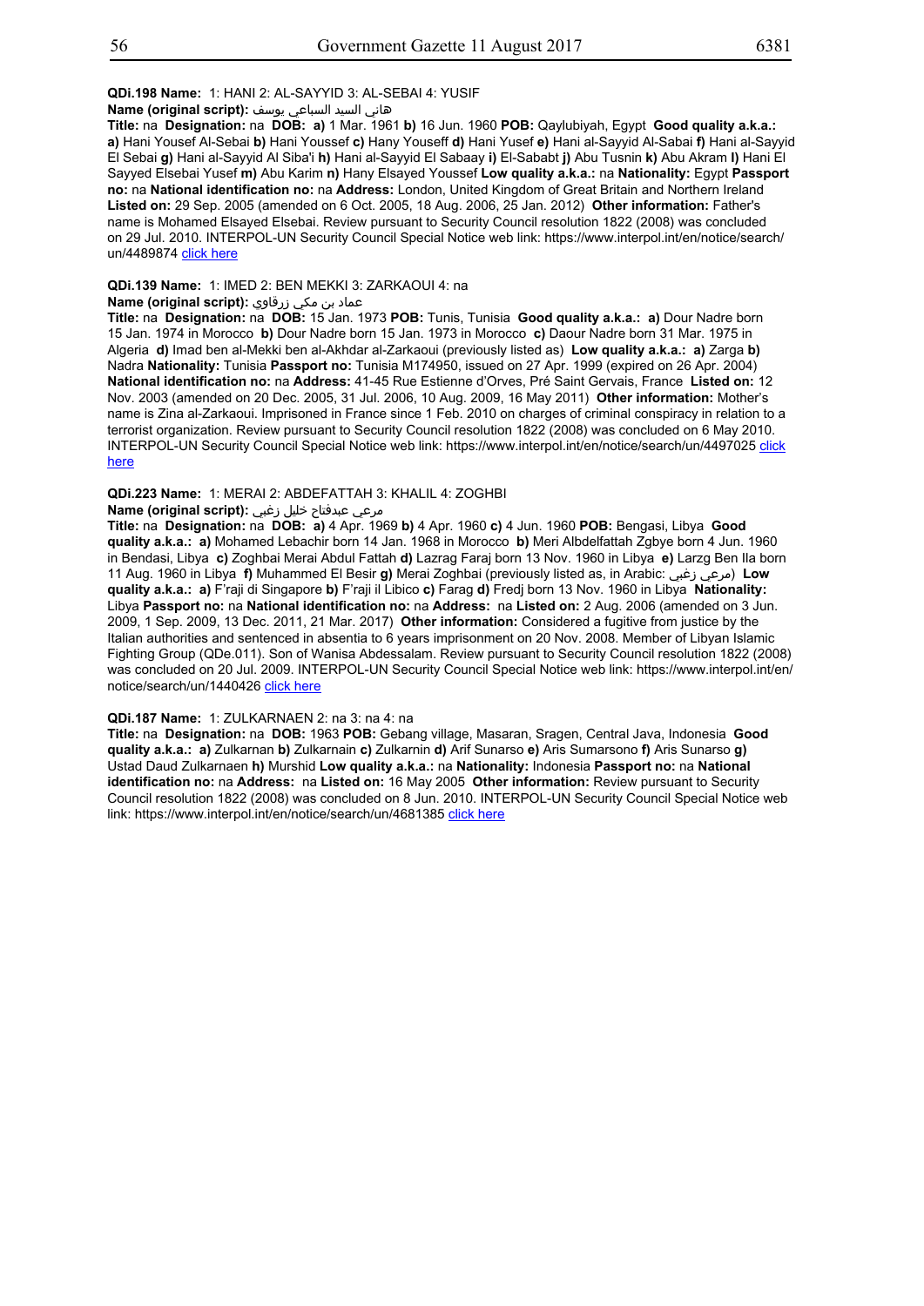**QDi.198 Name:** 1: HANI 2: AL-SAYYID 3: AL-SEBAI 4: YUSIF

**Name (original script):** هاني السيد السباعي يوسف

**Title:** na **Designation:** na **DOB:** **a)** 1 Mar. 1961 **b)** 16 Jun. 1960 **POB:** Qaylubiyah, Egypt **Good quality a.k.a.:** **a)** Hani Yousef Al-Sebai **b)** Hani Youssef **c)** Hany Youseff **d)** Hani Yusef **e)** Hani al-Sayyid Al-Sabai **f)** Hani al-Sayyid El Sebai **g)** Hani al-Sayyid Al Siba'i **h)** Hani al-Sayyid El Sabaay **i)** El-Sababt **j)** Abu Tusnin **k)** Abu Akram **l)** Hani El Sayyed Elsebai Yusef **m)** Abu Karim **n)** Hany Elsayed Youssef **Low quality a.k.a.:** na **Nationality:** Egypt **Passport no:** na **National identification no:** na **Address:** London, United Kingdom of Great Britain and Northern Ireland **Listed on:** 29 Sep. 2005 (amended on 6 Oct. 2005, 18 Aug. 2006, 25 Jan. 2012) **Other information:** Father's name is Mohamed Elsayed Elsebai. Review pursuant to Security Council resolution 1822 (2008) was concluded on 29 Jul. 2010. INTERPOL-UN Security Council Special Notice web link: https://www.interpol.int/en/notice/search/un/4489874 click here

**QDi.139 Name:** 1: IMED 2: BEN MEKKI 3: ZARKAOUI 4: na

**Name (original script):** عماد بن مكي زرقاوي

**Title:** na **Designation:** na **DOB:** 15 Jan. 1973 **POB:** Tunis, Tunisia **Good quality a.k.a.:** **a)** Dour Nadre born 15 Jan. 1974 in Morocco **b)** Dour Nadre born 15 Jan. 1973 in Morocco **c)** Daour Nadre born 31 Mar. 1975 in Algeria **d)** Imad ben al-Mekki ben al-Akhdar al-Zarkaoui (previously listed as) **Low quality a.k.a.:** **a)** Zarga **b)** Nadra **Nationality:** Tunisia **Passport no:** Tunisia M174950, issued on 27 Apr. 1999 (expired on 26 Apr. 2004) **National identification no:** na **Address:** 41-45 Rue Estienne d'Orves, Pré Saint Gervais, France **Listed on:** 12 Nov. 2003 (amended on 20 Dec. 2005, 31 Jul. 2006, 10 Aug. 2009, 16 May 2011) **Other information:** Mother's name is Zina al-Zarkaoui. Imprisoned in France since 1 Feb. 2010 on charges of criminal conspiracy in relation to a terrorist organization. Review pursuant to Security Council resolution 1822 (2008) was concluded on 6 May 2010. INTERPOL-UN Security Council Special Notice web link: https://www.interpol.int/en/notice/search/un/4497025 click here

**QDi.223 Name:** 1: MERAI 2: ABDEFATTAH 3: KHALIL 4: ZOGHBI

**Name (original script):** مرعي عبدفتاح خليل زغبي

**Title:** na **Designation:** na **DOB:** **a)** 4 Apr. 1969 **b)** 4 Apr. 1960 **c)** 4 Jun. 1960 **POB:** Bengasi, Libya **Good quality a.k.a.:** **a)** Mohamed Lebachir born 14 Jan. 1968 in Morocco **b)** Meri Albdelfattah Zgbye born 4 Jun. 1960 in Bendasi, Libya **c)** Zoghbai Merai Abdul Fattah **d)** Lazrag Faraj born 13 Nov. 1960 in Libya **e)** Larzg Ben Ila born 11 Aug. 1960 in Libya **f)** Muhammed El Besir **g)** Merai Zoghbai (previously listed as, in Arabic: مرعي زغبي) **Low quality a.k.a.:** **a)** F'raji di Singapore **b)** F'raji il Libico **c)** Farag **d)** Fredj born 13 Nov. 1960 in Libya **Nationality:** Libya **Passport no:** na **National identification no:** na **Address:** na **Listed on:** 2 Aug. 2006 (amended on 3 Jun. 2009, 1 Sep. 2009, 13 Dec. 2011, 21 Mar. 2017) **Other information:** Considered a fugitive from justice by the Italian authorities and sentenced in absentia to 6 years imprisonment on 20 Nov. 2008. Member of Libyan Islamic Fighting Group (QDe.011). Son of Wanisa Abdessalam. Review pursuant to Security Council resolution 1822 (2008) was concluded on 20 Jul. 2009. INTERPOL-UN Security Council Special Notice web link: https://www.interpol.int/en/notice/search/un/1440426 click here

**QDi.187 Name:** 1: ZULKARNAEN 2: na 3: na 4: na

**Title:** na **Designation:** na **DOB:** 1963 **POB:** Gebang village, Masaran, Sragen, Central Java, Indonesia **Good quality a.k.a.:** **a)** Zulkarnan **b)** Zulkarnain **c)** Zulkarnin **d)** Arif Sunarso **e)** Aris Sumarsono **f)** Aris Sunarso **g)** Ustad Daud Zulkarnaen **h)** Murshid **Low quality a.k.a.:** na **Nationality:** Indonesia **Passport no:** na **National identification no:** na **Address:** na **Listed on:** 16 May 2005 **Other information:** Review pursuant to Security Council resolution 1822 (2008) was concluded on 8 Jun. 2010. INTERPOL-UN Security Council Special Notice web link: https://www.interpol.int/en/notice/search/un/4681385 click here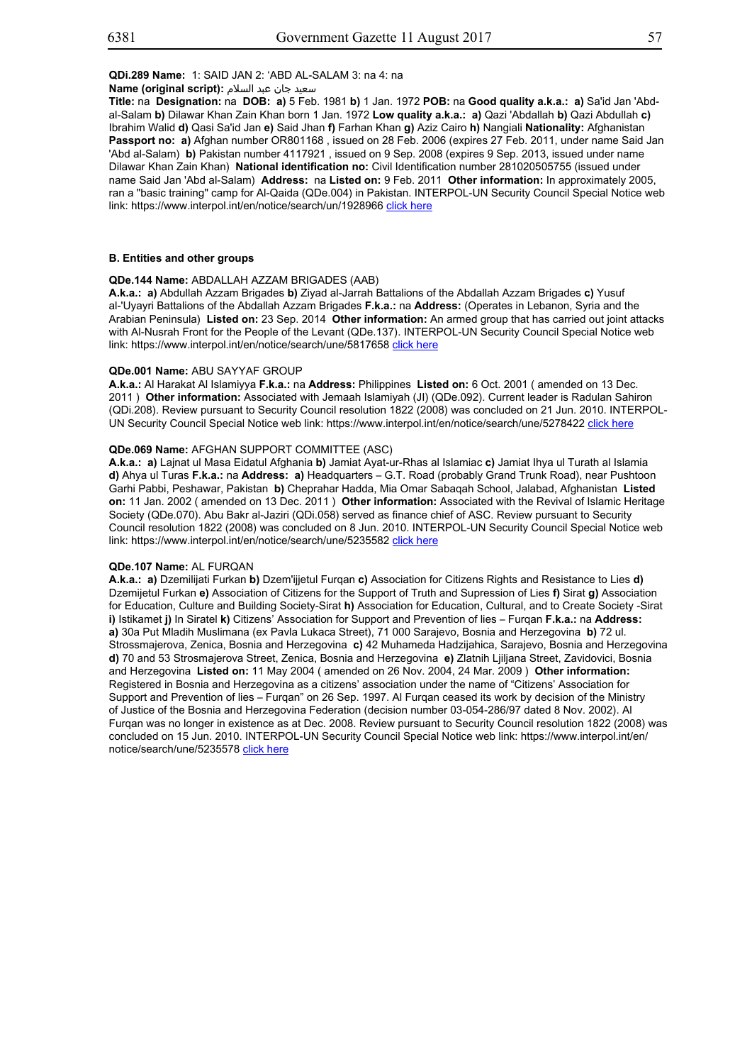**QDi.289 Name:** 1: SAID JAN 2: 'ABD AL-SALAM 3: na 4: na

**Name (original script):** سعيد جان عبد السلام

**Title:** na **Designation:** na **DOB:** **a)** 5 Feb. 1981 **b)** 1 Jan. 1972 **POB:** na **Good quality a.k.a.:** **a)** Sa'id Jan 'Abd-al-Salam **b)** Dilawar Khan Zain Khan born 1 Jan. 1972 **Low quality a.k.a.:** **a)** Qazi 'Abdallah **b)** Qazi Abdullah **c)** Ibrahim Walid **d)** Qasi Sa'id Jan **e)** Said Jhan **f)** Farhan Khan **g)** Aziz Cairo **h)** Nangiali **Nationality:** Afghanistan **Passport no:** **a)** Afghan number OR801168 , issued on 28 Feb. 2006 (expires 27 Feb. 2011, under name Said Jan 'Abd al-Salam) **b)** Pakistan number 4117921 , issued on 9 Sep. 2008 (expires 9 Sep. 2013, issued under name Dilawar Khan Zain Khan) **National identification no:** Civil Identification number 281020505755 (issued under name Said Jan 'Abd al-Salam) **Address:** na **Listed on:** 9 Feb. 2011 **Other information:** In approximately 2005, ran a "basic training" camp for Al-Qaida (QDe.004) in Pakistan. INTERPOL-UN Security Council Special Notice web link: https://www.interpol.int/en/notice/search/un/1928966 click here

### B. Entities and other groups

**QDe.144 Name:** ABDALLAH AZZAM BRIGADES (AAB)

**A.k.a.:** **a)** Abdullah Azzam Brigades **b)** Ziyad al-Jarrah Battalions of the Abdallah Azzam Brigades **c)** Yusuf al-'Uyayri Battalions of the Abdallah Azzam Brigades **F.k.a.:** na **Address:** (Operates in Lebanon, Syria and the Arabian Peninsula) **Listed on:** 23 Sep. 2014 **Other information:** An armed group that has carried out joint attacks with Al-Nusrah Front for the People of the Levant (QDe.137). INTERPOL-UN Security Council Special Notice web link: https://www.interpol.int/en/notice/search/une/5817658 click here

**QDe.001 Name:** ABU SAYYAF GROUP

**A.k.a.:** Al Harakat Al Islamiyya **F.k.a.:** na **Address:** Philippines **Listed on:** 6 Oct. 2001 ( amended on 13 Dec. 2011 ) **Other information:** Associated with Jemaah Islamiyah (JI) (QDe.092). Current leader is Radulan Sahiron (QDi.208). Review pursuant to Security Council resolution 1822 (2008) was concluded on 21 Jun. 2010. INTERPOL-UN Security Council Special Notice web link: https://www.interpol.int/en/notice/search/une/5278422 click here

**QDe.069 Name:** AFGHAN SUPPORT COMMITTEE (ASC)

**A.k.a.:** **a)** Lajnat ul Masa Eidatul Afghania **b)** Jamiat Ayat-ur-Rhas al Islamiac **c)** Jamiat Ihya ul Turath al Islamia **d)** Ahya ul Turas **F.k.a.:** na **Address:** **a)** Headquarters – G.T. Road (probably Grand Trunk Road), near Pushtoon Garhi Pabbi, Peshawar, Pakistan **b)** Cheprahar Hadda, Mia Omar Sabaqah School, Jalabad, Afghanistan **Listed on:** 11 Jan. 2002 ( amended on 13 Dec. 2011 ) **Other information:** Associated with the Revival of Islamic Heritage Society (QDe.070). Abu Bakr al-Jaziri (QDi.058) served as finance chief of ASC. Review pursuant to Security Council resolution 1822 (2008) was concluded on 8 Jun. 2010. INTERPOL-UN Security Council Special Notice web link: https://www.interpol.int/en/notice/search/une/5235582 click here

**QDe.107 Name:** AL FURQAN

**A.k.a.:** **a)** Dzemilijati Furkan **b)** Dzem'ijjetul Furqan **c)** Association for Citizens Rights and Resistance to Lies **d)** Dzemijetul Furkan **e)** Association of Citizens for the Support of Truth and Supression of Lies **f)** Sirat **g)** Association for Education, Culture and Building Society-Sirat **h)** Association for Education, Cultural, and to Create Society -Sirat **i)** Istikamet **j)** In Siratel **k)** Citizens' Association for Support and Prevention of lies – Furqan **F.k.a.:** na **Address:** **a)** 30a Put Mladih Muslimana (ex Pavla Lukaca Street), 71 000 Sarajevo, Bosnia and Herzegovina **b)** 72 ul. Strossmajerova, Zenica, Bosnia and Herzegovina **c)** 42 Muhameda Hadzijahica, Sarajevo, Bosnia and Herzegovina **d)** 70 and 53 Strosmajerova Street, Zenica, Bosnia and Herzegovina **e)** Zlatnih Ljiljana Street, Zavidovici, Bosnia and Herzegovina **Listed on:** 11 May 2004 ( amended on 26 Nov. 2004, 24 Mar. 2009 ) **Other information:** Registered in Bosnia and Herzegovina as a citizens' association under the name of "Citizens' Association for Support and Prevention of lies – Furqan" on 26 Sep. 1997. Al Furqan ceased its work by decision of the Ministry of Justice of the Bosnia and Herzegovina Federation (decision number 03-054-286/97 dated 8 Nov. 2002). Al Furqan was no longer in existence as at Dec. 2008. Review pursuant to Security Council resolution 1822 (2008) was concluded on 15 Jun. 2010. INTERPOL-UN Security Council Special Notice web link: https://www.interpol.int/en/notice/search/une/5235578 click here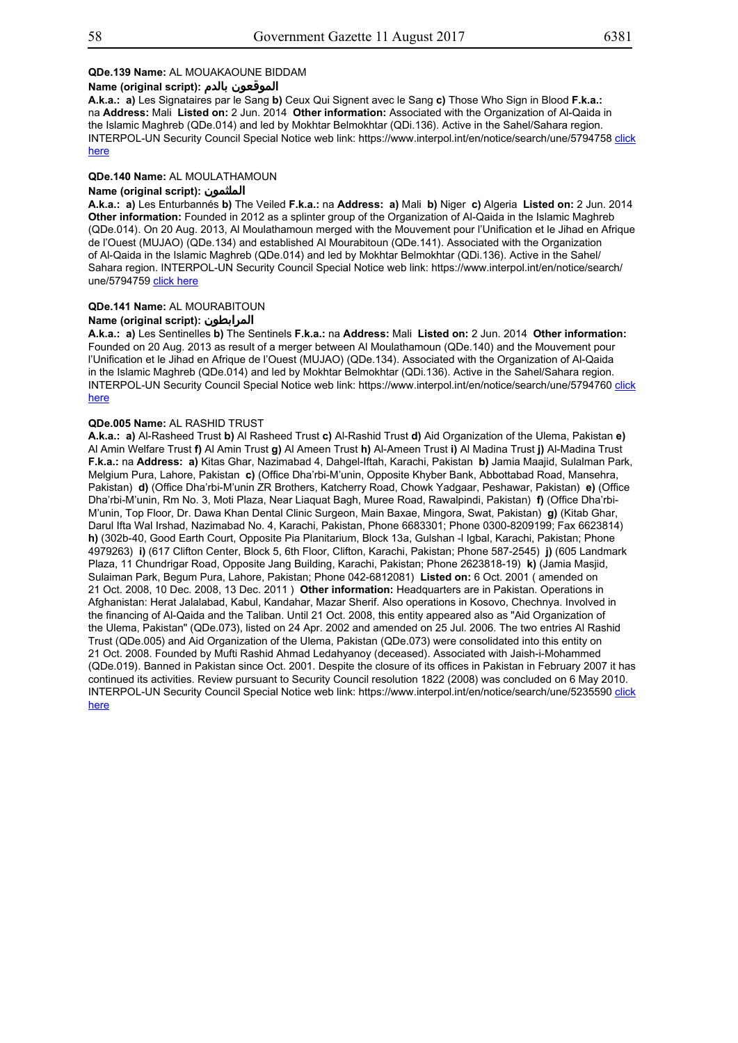**QDe.139 Name:** AL MOUAKAOUNE BIDDAM

**Name (original script):** الموقعون بالدم

**A.k.a.:** **a)** Les Signataires par le Sang **b)** Ceux Qui Signent avec le Sang **c)** Those Who Sign in Blood **F.k.a.:** na **Address:** Mali **Listed on:** 2 Jun. 2014 **Other information:** Associated with the Organization of Al-Qaida in the Islamic Maghreb (QDe.014) and led by Mokhtar Belmokhtar (QDi.136). Active in the Sahel/Sahara region. INTERPOL-UN Security Council Special Notice web link: https://www.interpol.int/en/notice/search/une/5794758 click here

**QDe.140 Name:** AL MOULATHAMOUN

**Name (original script):** الملثمون

**A.k.a.:** **a)** Les Enturbannés **b)** The Veiled **F.k.a.:** na **Address:** **a)** Mali **b)** Niger **c)** Algeria **Listed on:** 2 Jun. 2014 **Other information:** Founded in 2012 as a splinter group of the Organization of Al-Qaida in the Islamic Maghreb (QDe.014). On 20 Aug. 2013, Al Moulathamoun merged with the Mouvement pour l'Unification et le Jihad en Afrique de l'Ouest (MUJAO) (QDe.134) and established Al Mourabitoun (QDe.141). Associated with the Organization of Al-Qaida in the Islamic Maghreb (QDe.014) and led by Mokhtar Belmokhtar (QDi.136). Active in the Sahel/Sahara region. INTERPOL-UN Security Council Special Notice web link: https://www.interpol.int/en/notice/search/une/5794759 click here

**QDe.141 Name:** AL MOURABITOUN

**Name (original script):** المرابطون

**A.k.a.:** **a)** Les Sentinelles **b)** The Sentinels **F.k.a.:** na **Address:** Mali **Listed on:** 2 Jun. 2014 **Other information:** Founded on 20 Aug. 2013 as result of a merger between Al Moulathamoun (QDe.140) and the Mouvement pour l'Unification et le Jihad en Afrique de l'Ouest (MUJAO) (QDe.134). Associated with the Organization of Al-Qaida in the Islamic Maghreb (QDe.014) and led by Mokhtar Belmokhtar (QDi.136). Active in the Sahel/Sahara region. INTERPOL-UN Security Council Special Notice web link: https://www.interpol.int/en/notice/search/une/5794760 click here

**QDe.005 Name:** AL RASHID TRUST

**A.k.a.:** **a)** Al-Rasheed Trust **b)** Al Rasheed Trust **c)** Al-Rashid Trust **d)** Aid Organization of the Ulema, Pakistan **e)** Al Amin Welfare Trust **f)** Al Amin Trust **g)** Al Ameen Trust **h)** Al-Ameen Trust **i)** Al Madina Trust **j)** Al-Madina Trust **F.k.a.:** na **Address:** **a)** Kitas Ghar, Nazimabad 4, Dahgel-Iftah, Karachi, Pakistan **b)** Jamia Maajid, Sulalman Park, Melgium Pura, Lahore, Pakistan **c)** (Office Dha'rbi-M'unin, Opposite Khyber Bank, Abbottabad Road, Mansehra, Pakistan) **d)** (Office Dha'rbi-M'unin ZR Brothers, Katcherry Road, Chowk Yadgaar, Peshawar, Pakistan) **e)** (Office Dha'rbi-M'unin, Rm No. 3, Moti Plaza, Near Liaquat Bagh, Muree Road, Rawalpindi, Pakistan) **f)** (Office Dha'rbi-M'unin, Top Floor, Dr. Dawa Khan Dental Clinic Surgeon, Main Baxae, Mingora, Swat, Pakistan) **g)** (Kitab Ghar, Darul Ifta Wal Irshad, Nazimabad No. 4, Karachi, Pakistan, Phone 6683301; Phone 0300-8209199; Fax 6623814) **h)** (302b-40, Good Earth Court, Opposite Pia Planitarium, Block 13a, Gulshan -l Igbal, Karachi, Pakistan; Phone 4979263) **i)** (617 Clifton Center, Block 5, 6th Floor, Clifton, Karachi, Pakistan; Phone 587-2545) **j)** (605 Landmark Plaza, 11 Chundrigar Road, Opposite Jang Building, Karachi, Pakistan; Phone 2623818-19) **k)** (Jamia Masjid, Sulaiman Park, Begum Pura, Lahore, Pakistan; Phone 042-6812081) **Listed on:** 6 Oct. 2001 ( amended on 21 Oct. 2008, 10 Dec. 2008, 13 Dec. 2011 ) **Other information:** Headquarters are in Pakistan. Operations in Afghanistan: Herat Jalalabad, Kabul, Kandahar, Mazar Sherif. Also operations in Kosovo, Chechnya. Involved in the financing of Al-Qaida and the Taliban. Until 21 Oct. 2008, this entity appeared also as "Aid Organization of the Ulema, Pakistan" (QDe.073), listed on 24 Apr. 2002 and amended on 25 Jul. 2006. The two entries Al Rashid Trust (QDe.005) and Aid Organization of the Ulema, Pakistan (QDe.073) were consolidated into this entity on 21 Oct. 2008. Founded by Mufti Rashid Ahmad Ledahyanoy (deceased). Associated with Jaish-i-Mohammed (QDe.019). Banned in Pakistan since Oct. 2001. Despite the closure of its offices in Pakistan in February 2007 it has continued its activities. Review pursuant to Security Council resolution 1822 (2008) was concluded on 6 May 2010. INTERPOL-UN Security Council Special Notice web link: https://www.interpol.int/en/notice/search/une/5235590 click here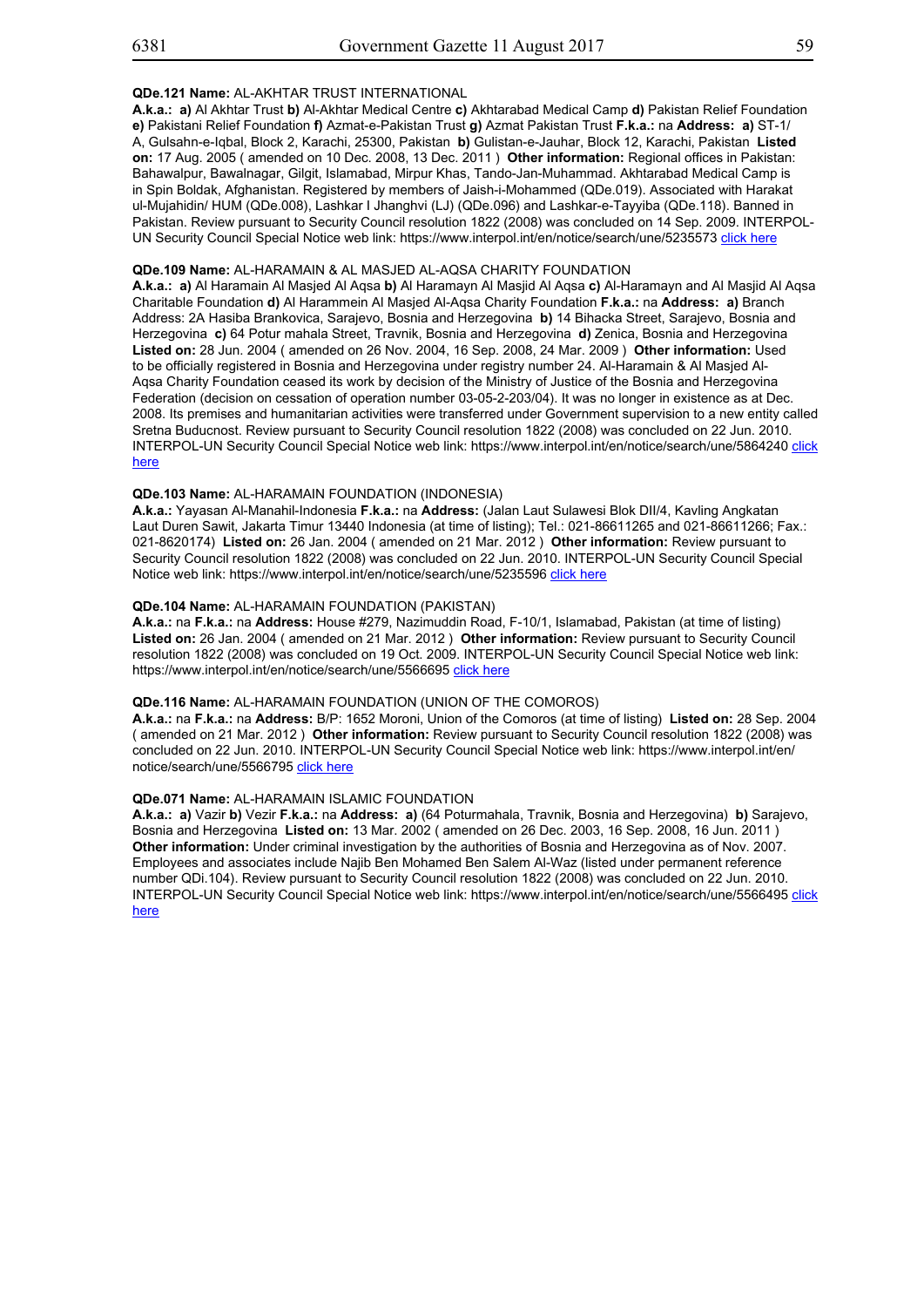**QDe.121 Name:** AL-AKHTAR TRUST INTERNATIONAL
**A.k.a.: a)** Al Akhtar Trust **b)** Al-Akhtar Medical Centre **c)** Akhtarabad Medical Camp **d)** Pakistan Relief Foundation **e)** Pakistani Relief Foundation **f)** Azmat-e-Pakistan Trust **g)** Azmat Pakistan Trust **F.k.a.:** na **Address: a)** ST-1/ A, Gulsahn-e-Iqbal, Block 2, Karachi, 25300, Pakistan **b)** Gulistan-e-Jauhar, Block 12, Karachi, Pakistan **Listed on:** 17 Aug. 2005 ( amended on 10 Dec. 2008, 13 Dec. 2011 ) **Other information:** Regional offices in Pakistan: Bahawalpur, Bawalnagar, Gilgit, Islamabad, Mirpur Khas, Tando-Jan-Muhammad. Akhtarabad Medical Camp is in Spin Boldak, Afghanistan. Registered by members of Jaish-i-Mohammed (QDe.019). Associated with Harakat ul-Mujahidin/ HUM (QDe.008), Lashkar I Jhanghvi (LJ) (QDe.096) and Lashkar-e-Tayyiba (QDe.118). Banned in Pakistan. Review pursuant to Security Council resolution 1822 (2008) was concluded on 14 Sep. 2009. INTERPOL-UN Security Council Special Notice web link: https://www.interpol.int/en/notice/search/une/5235573 click here

**QDe.109 Name:** AL-HARAMAIN & AL MASJED AL-AQSA CHARITY FOUNDATION
**A.k.a.: a)** Al Haramain Al Masjed Al Aqsa **b)** Al Haramayn Al Masjid Al Aqsa **c)** Al-Haramayn and Al Masjid Al Aqsa Charitable Foundation **d)** Al Harammein Al Masjed Al-Aqsa Charity Foundation **F.k.a.:** na **Address: a)** Branch Address: 2A Hasiba Brankovica, Sarajevo, Bosnia and Herzegovina **b)** 14 Bihacka Street, Sarajevo, Bosnia and Herzegovina **c)** 64 Potur mahala Street, Travnik, Bosnia and Herzegovina **d)** Zenica, Bosnia and Herzegovina **Listed on:** 28 Jun. 2004 ( amended on 26 Nov. 2004, 16 Sep. 2008, 24 Mar. 2009 ) **Other information:** Used to be officially registered in Bosnia and Herzegovina under registry number 24. Al-Haramain & Al Masjed Al-Aqsa Charity Foundation ceased its work by decision of the Ministry of Justice of the Bosnia and Herzegovina Federation (decision on cessation of operation number 03-05-2-203/04). It was no longer in existence as at Dec. 2008. Its premises and humanitarian activities were transferred under Government supervision to a new entity called Sretna Buducnost. Review pursuant to Security Council resolution 1822 (2008) was concluded on 22 Jun. 2010. INTERPOL-UN Security Council Special Notice web link: https://www.interpol.int/en/notice/search/une/5864240 click here

**QDe.103 Name:** AL-HARAMAIN FOUNDATION (INDONESIA)
**A.k.a.:** Yayasan Al-Manahil-Indonesia **F.k.a.:** na **Address:** (Jalan Laut Sulawesi Blok DII/4, Kavling Angkatan Laut Duren Sawit, Jakarta Timur 13440 Indonesia (at time of listing); Tel.: 021-86611265 and 021-86611266; Fax.: 021-8620174) **Listed on:** 26 Jan. 2004 ( amended on 21 Mar. 2012 ) **Other information:** Review pursuant to Security Council resolution 1822 (2008) was concluded on 22 Jun. 2010. INTERPOL-UN Security Council Special Notice web link: https://www.interpol.int/en/notice/search/une/5235596 click here

**QDe.104 Name:** AL-HARAMAIN FOUNDATION (PAKISTAN)
**A.k.a.:** na **F.k.a.:** na **Address:** House #279, Nazimuddin Road, F-10/1, Islamabad, Pakistan (at time of listing) **Listed on:** 26 Jan. 2004 ( amended on 21 Mar. 2012 ) **Other information:** Review pursuant to Security Council resolution 1822 (2008) was concluded on 19 Oct. 2009. INTERPOL-UN Security Council Special Notice web link: https://www.interpol.int/en/notice/search/une/5566695 click here

**QDe.116 Name:** AL-HARAMAIN FOUNDATION (UNION OF THE COMOROS)
**A.k.a.:** na **F.k.a.:** na **Address:** B/P: 1652 Moroni, Union of the Comoros (at time of listing) **Listed on:** 28 Sep. 2004 ( amended on 21 Mar. 2012 ) **Other information:** Review pursuant to Security Council resolution 1822 (2008) was concluded on 22 Jun. 2010. INTERPOL-UN Security Council Special Notice web link: https://www.interpol.int/en/notice/search/une/5566795 click here

**QDe.071 Name:** AL-HARAMAIN ISLAMIC FOUNDATION
**A.k.a.: a)** Vazir **b)** Vezir **F.k.a.:** na **Address: a)** (64 Poturmahala, Travnik, Bosnia and Herzegovina) **b)** Sarajevo, Bosnia and Herzegovina **Listed on:** 13 Mar. 2002 ( amended on 26 Dec. 2003, 16 Sep. 2008, 16 Jun. 2011 ) **Other information:** Under criminal investigation by the authorities of Bosnia and Herzegovina as of Nov. 2007. Employees and associates include Najib Ben Mohamed Ben Salem Al-Waz (listed under permanent reference number QDi.104). Review pursuant to Security Council resolution 1822 (2008) was concluded on 22 Jun. 2010. INTERPOL-UN Security Council Special Notice web link: https://www.interpol.int/en/notice/search/une/5566495 click here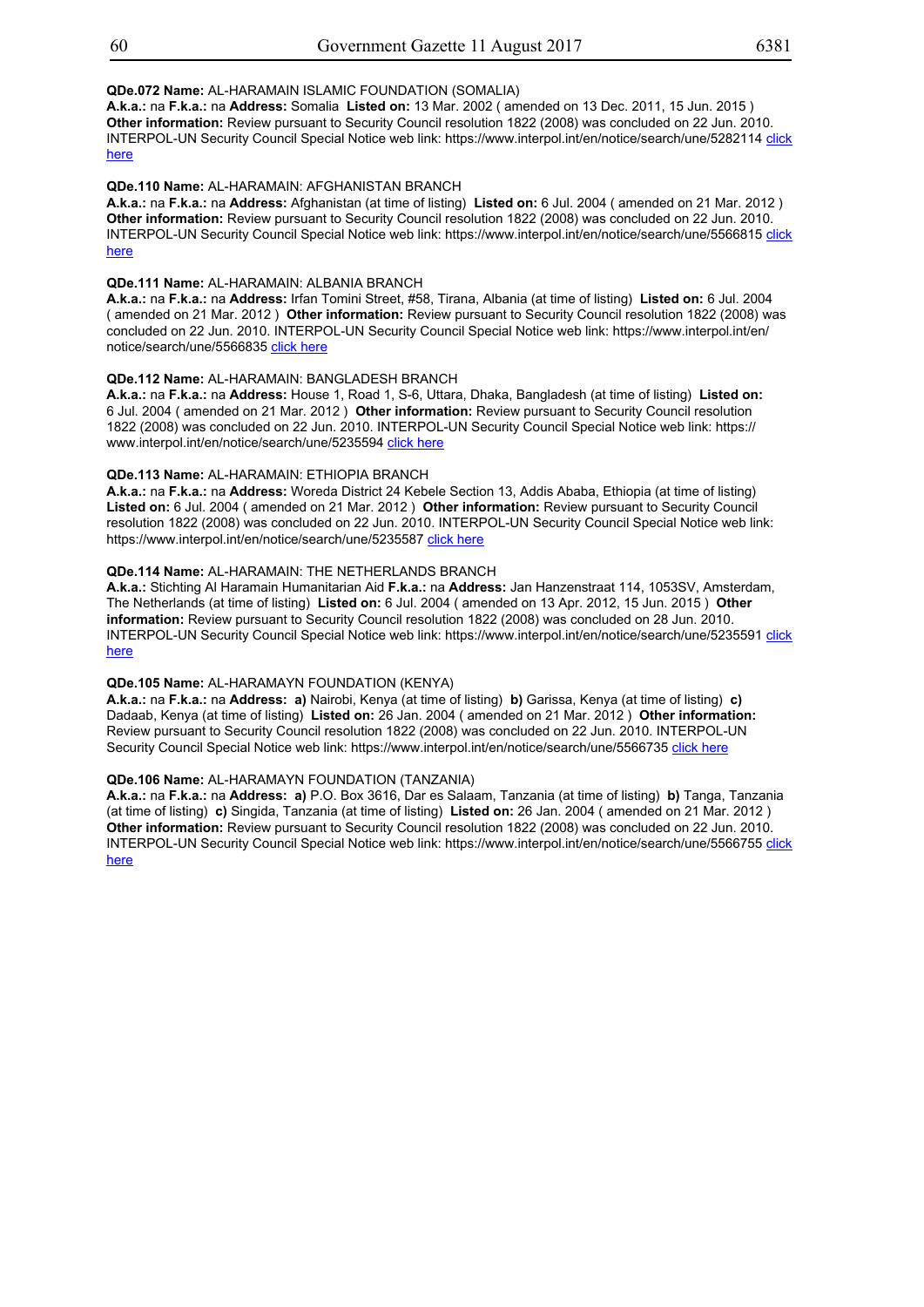**QDe.072 Name:** AL-HARAMAIN ISLAMIC FOUNDATION (SOMALIA)
**A.k.a.:** na **F.k.a.:** na **Address:** Somalia **Listed on:** 13 Mar. 2002 ( amended on 13 Dec. 2011, 15 Jun. 2015 ) **Other information:** Review pursuant to Security Council resolution 1822 (2008) was concluded on 22 Jun. 2010. INTERPOL-UN Security Council Special Notice web link: https://www.interpol.int/en/notice/search/une/5282114 click here

**QDe.110 Name:** AL-HARAMAIN: AFGHANISTAN BRANCH
**A.k.a.:** na **F.k.a.:** na **Address:** Afghanistan (at time of listing) **Listed on:** 6 Jul. 2004 ( amended on 21 Mar. 2012 ) **Other information:** Review pursuant to Security Council resolution 1822 (2008) was concluded on 22 Jun. 2010. INTERPOL-UN Security Council Special Notice web link: https://www.interpol.int/en/notice/search/une/5566815 click here

**QDe.111 Name:** AL-HARAMAIN: ALBANIA BRANCH
**A.k.a.:** na **F.k.a.:** na **Address:** Irfan Tomini Street, #58, Tirana, Albania (at time of listing) **Listed on:** 6 Jul. 2004 ( amended on 21 Mar. 2012 ) **Other information:** Review pursuant to Security Council resolution 1822 (2008) was concluded on 22 Jun. 2010. INTERPOL-UN Security Council Special Notice web link: https://www.interpol.int/en/notice/search/une/5566835 click here

**QDe.112 Name:** AL-HARAMAIN: BANGLADESH BRANCH
**A.k.a.:** na **F.k.a.:** na **Address:** House 1, Road 1, S-6, Uttara, Dhaka, Bangladesh (at time of listing) **Listed on:** 6 Jul. 2004 ( amended on 21 Mar. 2012 ) **Other information:** Review pursuant to Security Council resolution 1822 (2008) was concluded on 22 Jun. 2010. INTERPOL-UN Security Council Special Notice web link: https://www.interpol.int/en/notice/search/une/5235594 click here

**QDe.113 Name:** AL-HARAMAIN: ETHIOPIA BRANCH
**A.k.a.:** na **F.k.a.:** na **Address:** Woreda District 24 Kebele Section 13, Addis Ababa, Ethiopia (at time of listing) **Listed on:** 6 Jul. 2004 ( amended on 21 Mar. 2012 ) **Other information:** Review pursuant to Security Council resolution 1822 (2008) was concluded on 22 Jun. 2010. INTERPOL-UN Security Council Special Notice web link: https://www.interpol.int/en/notice/search/une/5235587 click here

**QDe.114 Name:** AL-HARAMAIN: THE NETHERLANDS BRANCH
**A.k.a.:** Stichting Al Haramain Humanitarian Aid **F.k.a.:** na **Address:** Jan Hanzenstraat 114, 1053SV, Amsterdam, The Netherlands (at time of listing) **Listed on:** 6 Jul. 2004 ( amended on 13 Apr. 2012, 15 Jun. 2015 ) **Other information:** Review pursuant to Security Council resolution 1822 (2008) was concluded on 28 Jun. 2010. INTERPOL-UN Security Council Special Notice web link: https://www.interpol.int/en/notice/search/une/5235591 click here

**QDe.105 Name:** AL-HARAMAYN FOUNDATION (KENYA)
**A.k.a.:** na **F.k.a.:** na **Address:** **a)** Nairobi, Kenya (at time of listing) **b)** Garissa, Kenya (at time of listing) **c)** Dadaab, Kenya (at time of listing) **Listed on:** 26 Jan. 2004 ( amended on 21 Mar. 2012 ) **Other information:** Review pursuant to Security Council resolution 1822 (2008) was concluded on 22 Jun. 2010. INTERPOL-UN Security Council Special Notice web link: https://www.interpol.int/en/notice/search/une/5566735 click here

**QDe.106 Name:** AL-HARAMAYN FOUNDATION (TANZANIA)
**A.k.a.:** na **F.k.a.:** na **Address:** **a)** P.O. Box 3616, Dar es Salaam, Tanzania (at time of listing) **b)** Tanga, Tanzania (at time of listing) **c)** Singida, Tanzania (at time of listing) **Listed on:** 26 Jan. 2004 ( amended on 21 Mar. 2012 ) **Other information:** Review pursuant to Security Council resolution 1822 (2008) was concluded on 22 Jun. 2010. INTERPOL-UN Security Council Special Notice web link: https://www.interpol.int/en/notice/search/une/5566755 click here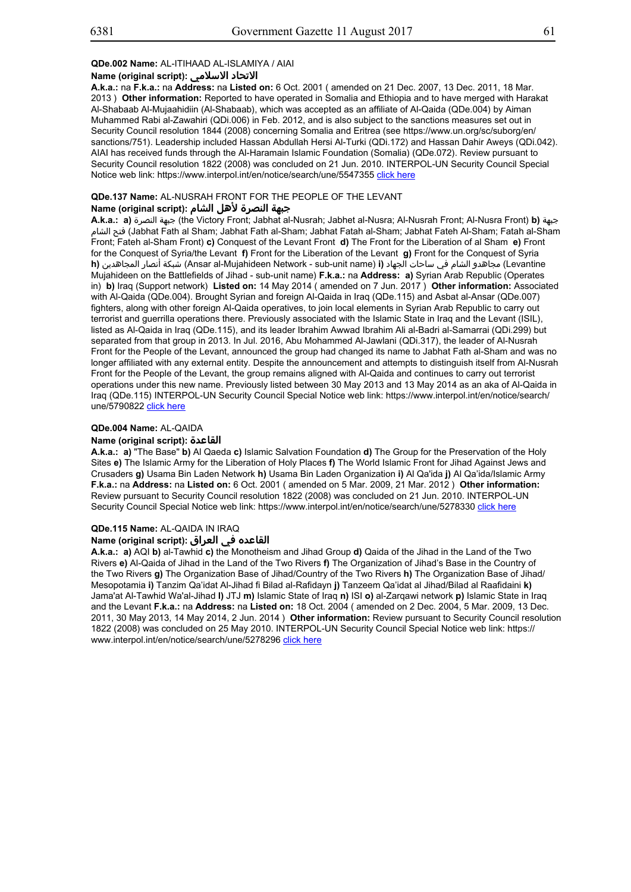**QDe.002 Name:** AL-ITIHAAD AL-ISLAMIYA / AIAI

**Name (original script):** الاتحاد الاسلامي

**A.k.a.:** na **F.k.a.:** na **Address:** na **Listed on:** 6 Oct. 2001 ( amended on 21 Dec. 2007, 13 Dec. 2011, 18 Mar. 2013 ) **Other information:** Reported to have operated in Somalia and Ethiopia and to have merged with Harakat Al-Shabaab Al-Mujaahidiin (Al-Shabaab), which was accepted as an affiliate of Al-Qaida (QDe.004) by Aiman Muhammed Rabi al-Zawahiri (QDi.006) in Feb. 2012, and is also subject to the sanctions measures set out in Security Council resolution 1844 (2008) concerning Somalia and Eritrea (see https://www.un.org/sc/suborg/en/sanctions/751). Leadership included Hassan Abdullah Hersi Al-Turki (QDi.172) and Hassan Dahir Aweys (QDi.042). AIAI has received funds through the Al-Haramain Islamic Foundation (Somalia) (QDe.072). Review pursuant to Security Council resolution 1822 (2008) was concluded on 21 Jun. 2010. INTERPOL-UN Security Council Special Notice web link: https://www.interpol.int/en/notice/search/une/5547355 click here

**QDe.137 Name:** AL-NUSRAH FRONT FOR THE PEOPLE OF THE LEVANT

**Name (original script):** جبهة النصرة لأهل الشام

**A.k.a.:** **a)** جبهة النصرة (the Victory Front; Jabhat al-Nusrah; Jabhet al-Nusra; Al-Nusrah Front; Al-Nusra Front) **b)** جبهة فتح الشام (Jabhat Fath al Sham; Jabhat Fath al-Sham; Jabhat Fatah al-Sham; Jabhat Fateh Al-Sham; Fatah al-Sham Front; Fateh al-Sham Front) **c)** Conquest of the Levant Front **d)** The Front for the Liberation of al Sham **e)** Front for the Conquest of Syria/the Levant **f)** Front for the Liberation of the Levant **g)** Front for the Conquest of Syria **h)** شبكة أنصار المجاهدين (Ansar al-Mujahideen Network - sub-unit name) **i)** مجاهدو الشام في ساحات الجهاد (Levantine Mujahideen on the Battlefields of Jihad - sub-unit name) **F.k.a.:** na **Address:** **a)** Syrian Arab Republic (Operates in) **b)** Iraq (Support network) **Listed on:** 14 May 2014 ( amended on 7 Jun. 2017 ) **Other information:** Associated with Al-Qaida (QDe.004). Brought Syrian and foreign Al-Qaida in Iraq (QDe.115) and Asbat al-Ansar (QDe.007) fighters, along with other foreign Al-Qaida operatives, to join local elements in Syrian Arab Republic to carry out terrorist and guerrilla operations there. Previously associated with the Islamic State in Iraq and the Levant (ISIL), listed as Al-Qaida in Iraq (QDe.115), and its leader Ibrahim Awwad Ibrahim Ali al-Badri al-Samarrai (QDi.299) but separated from that group in 2013. In Jul. 2016, Abu Mohammed Al-Jawlani (QDi.317), the leader of Al-Nusrah Front for the People of the Levant, announced the group had changed its name to Jabhat Fath al-Sham and was no longer affiliated with any external entity. Despite the announcement and attempts to distinguish itself from Al-Nusrah Front for the People of the Levant, the group remains aligned with Al-Qaida and continues to carry out terrorist operations under this new name. Previously listed between 30 May 2013 and 13 May 2014 as an aka of Al-Qaida in Iraq (QDe.115) INTERPOL-UN Security Council Special Notice web link: https://www.interpol.int/en/notice/search/une/5790822 click here

**QDe.004 Name:** AL-QAIDA

**Name (original script):** القاعدة

**A.k.a.:** **a)** "The Base" **b)** Al Qaeda **c)** Islamic Salvation Foundation **d)** The Group for the Preservation of the Holy Sites **e)** The Islamic Army for the Liberation of Holy Places **f)** The World Islamic Front for Jihad Against Jews and Crusaders **g)** Usama Bin Laden Network **h)** Usama Bin Laden Organization **i)** Al Qa'ida **j)** Al Qa'ida/Islamic Army **F.k.a.:** na **Address:** na **Listed on:** 6 Oct. 2001 ( amended on 5 Mar. 2009, 21 Mar. 2012 ) **Other information:** Review pursuant to Security Council resolution 1822 (2008) was concluded on 21 Jun. 2010. INTERPOL-UN Security Council Special Notice web link: https://www.interpol.int/en/notice/search/une/5278330 click here

**QDe.115 Name:** AL-QAIDA IN IRAQ

**Name (original script):** القاعده في العراق

**A.k.a.:** **a)** AQI **b)** al-Tawhid **c)** the Monotheism and Jihad Group **d)** Qaida of the Jihad in the Land of the Two Rivers **e)** Al-Qaida of Jihad in the Land of the Two Rivers **f)** The Organization of Jihad's Base in the Country of the Two Rivers **g)** The Organization Base of Jihad/Country of the Two Rivers **h)** The Organization Base of Jihad/Mesopotamia **i)** Tanzim Qa'idat Al-Jihad fi Bilad al-Rafidayn **j)** Tanzeem Qa'idat al Jihad/Bilad al Raafidaini **k)** Jama'at Al-Tawhid Wa'al-Jihad **l)** JTJ **m)** Islamic State of Iraq **n)** ISI **o)** al-Zarqawi network **p)** Islamic State in Iraq and the Levant **F.k.a.:** na **Address:** na **Listed on:** 18 Oct. 2004 ( amended on 2 Dec. 2004, 5 Mar. 2009, 13 Dec. 2011, 30 May 2013, 14 May 2014, 2 Jun. 2014 ) **Other information:** Review pursuant to Security Council resolution 1822 (2008) was concluded on 25 May 2010. INTERPOL-UN Security Council Special Notice web link: https://www.interpol.int/en/notice/search/une/5278296 click here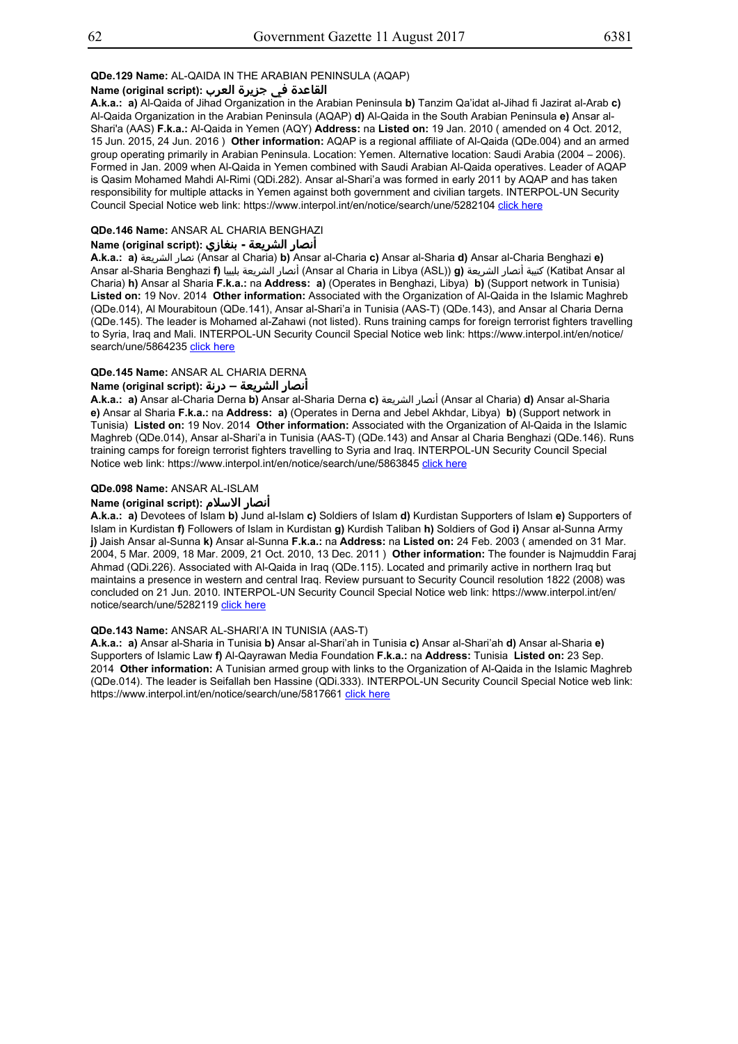**QDe.129 Name:** AL-QAIDA IN THE ARABIAN PENINSULA (AQAP)

**Name (original script):** القاعدة في جزيرة العرب

**A.k.a.: a)** Al-Qaida of Jihad Organization in the Arabian Peninsula **b)** Tanzim Qa'idat al-Jihad fi Jazirat al-Arab **c)** Al-Qaida Organization in the Arabian Peninsula (AQAP) **d)** Al-Qaida in the South Arabian Peninsula **e)** Ansar al-Shari'a (AAS) **F.k.a.:** Al-Qaida in Yemen (AQY) **Address:** na **Listed on:** 19 Jan. 2010 ( amended on 4 Oct. 2012, 15 Jun. 2015, 24 Jun. 2016 ) **Other information:** AQAP is a regional affiliate of Al-Qaida (QDe.004) and an armed group operating primarily in Arabian Peninsula. Location: Yemen. Alternative location: Saudi Arabia (2004 – 2006). Formed in Jan. 2009 when Al-Qaida in Yemen combined with Saudi Arabian Al-Qaida operatives. Leader of AQAP is Qasim Mohamed Mahdi Al-Rimi (QDi.282). Ansar al-Shari'a was formed in early 2011 by AQAP and has taken responsibility for multiple attacks in Yemen against both government and civilian targets. INTERPOL-UN Security Council Special Notice web link: https://www.interpol.int/en/notice/search/une/5282104 click here

**QDe.146 Name:** ANSAR AL CHARIA BENGHAZI

**Name (original script):** أنصار الشريعة - بنغازي

**A.k.a.: a)** نصار الشريعة (Ansar al Charia) **b)** Ansar al-Charia **c)** Ansar al-Sharia **d)** Ansar al-Charia Benghazi **e)** Ansar al-Sharia Benghazi **f)** أنصار الشريعة بليبيا (Ansar al Charia in Libya (ASL)) **g)** كتيبة أنصار الشريعة (Katibat Ansar al Charia) **h)** Ansar al Sharia **F.k.a.:** na **Address: a)** (Operates in Benghazi, Libya) **b)** (Support network in Tunisia) **Listed on:** 19 Nov. 2014 **Other information:** Associated with the Organization of Al-Qaida in the Islamic Maghreb (QDe.014), Al Mourabitoun (QDe.141), Ansar al-Shari'a in Tunisia (AAS-T) (QDe.143), and Ansar al Charia Derna (QDe.145). The leader is Mohamed al-Zahawi (not listed). Runs training camps for foreign terrorist fighters travelling to Syria, Iraq and Mali. INTERPOL-UN Security Council Special Notice web link: https://www.interpol.int/en/notice/search/une/5864235 click here

**QDe.145 Name:** ANSAR AL CHARIA DERNA

**Name (original script):** أنصار الشريعة – درنة

**A.k.a.: a)** Ansar al-Charia Derna **b)** Ansar al-Sharia Derna **c)** أنصار الشريعة (Ansar al Charia) **d)** Ansar al-Sharia **e)** Ansar al Sharia **F.k.a.:** na **Address: a)** (Operates in Derna and Jebel Akhdar, Libya) **b)** (Support network in Tunisia) **Listed on:** 19 Nov. 2014 **Other information:** Associated with the Organization of Al-Qaida in the Islamic Maghreb (QDe.014), Ansar al-Shari'a in Tunisia (AAS-T) (QDe.143) and Ansar al Charia Benghazi (QDe.146). Runs training camps for foreign terrorist fighters travelling to Syria and Iraq. INTERPOL-UN Security Council Special Notice web link: https://www.interpol.int/en/notice/search/une/5863845 click here

**QDe.098 Name:** ANSAR AL-ISLAM

**Name (original script):** أنصار الاسلام

**A.k.a.: a)** Devotees of Islam **b)** Jund al-Islam **c)** Soldiers of Islam **d)** Kurdistan Supporters of Islam **e)** Supporters of Islam in Kurdistan **f)** Followers of Islam in Kurdistan **g)** Kurdish Taliban **h)** Soldiers of God **i)** Ansar al-Sunna Army **j)** Jaish Ansar al-Sunna **k)** Ansar al-Sunna **F.k.a.:** na **Address:** na **Listed on:** 24 Feb. 2003 ( amended on 31 Mar. 2004, 5 Mar. 2009, 18 Mar. 2009, 21 Oct. 2010, 13 Dec. 2011 ) **Other information:** The founder is Najmuddin Faraj Ahmad (QDi.226). Associated with Al-Qaida in Iraq (QDe.115). Located and primarily active in northern Iraq but maintains a presence in western and central Iraq. Review pursuant to Security Council resolution 1822 (2008) was concluded on 21 Jun. 2010. INTERPOL-UN Security Council Special Notice web link: https://www.interpol.int/en/notice/search/une/5282119 click here

**QDe.143 Name:** ANSAR AL-SHARI'A IN TUNISIA (AAS-T)

**A.k.a.: a)** Ansar al-Sharia in Tunisia **b)** Ansar al-Shari'ah in Tunisia **c)** Ansar al-Shari'ah **d)** Ansar al-Sharia **e)** Supporters of Islamic Law **f)** Al-Qayrawan Media Foundation **F.k.a.:** na **Address:** Tunisia **Listed on:** 23 Sep. 2014 **Other information:** A Tunisian armed group with links to the Organization of Al-Qaida in the Islamic Maghreb (QDe.014). The leader is Seifallah ben Hassine (QDi.333). INTERPOL-UN Security Council Special Notice web link: https://www.interpol.int/en/notice/search/une/5817661 click here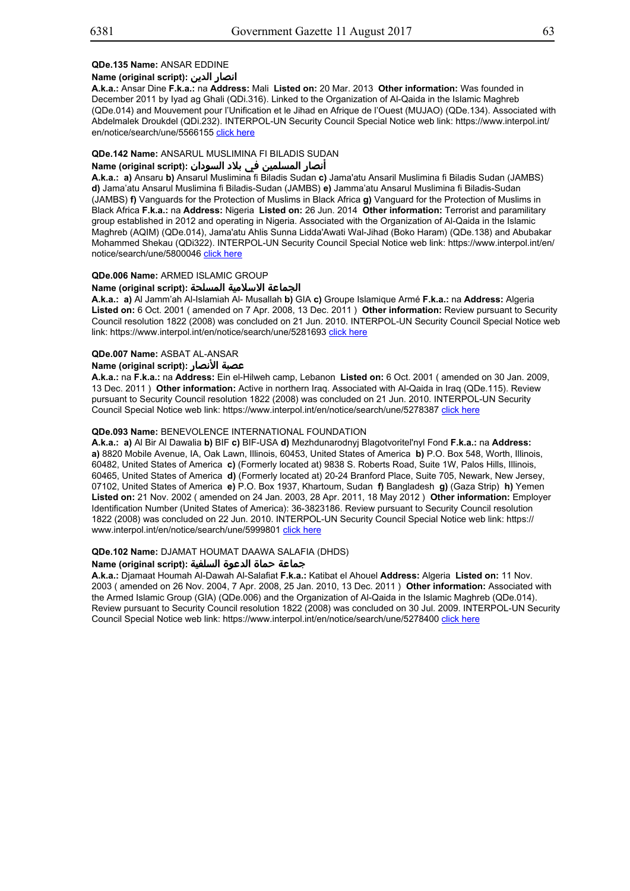**QDe.135 Name:** ANSAR EDDINE

**Name (original script):** انصار الدين

**A.k.a.:** Ansar Dine **F.k.a.:** na **Address:** Mali **Listed on:** 20 Mar. 2013 **Other information:** Was founded in December 2011 by Iyad ag Ghali (QDi.316). Linked to the Organization of Al-Qaida in the Islamic Maghreb (QDe.014) and Mouvement pour l'Unification et le Jihad en Afrique de l'Ouest (MUJAO) (QDe.134). Associated with Abdelmalek Droukdel (QDi.232). INTERPOL-UN Security Council Special Notice web link: https://www.interpol.int/en/notice/search/une/5566155 click here

**QDe.142 Name:** ANSARUL MUSLIMINA FI BILADIS SUDAN

**Name (original script):** أنصار المسلمين في بلاد السودان

**A.k.a.:** **a)** Ansaru **b)** Ansarul Muslimina fi Biladis Sudan **c)** Jama'atu Ansaril Muslimina fi Biladis Sudan (JAMBS) **d)** Jama'atu Ansarul Muslimina fi Biladis-Sudan (JAMBS) **e)** Jamma'atu Ansarul Muslimina fi Biladis-Sudan (JAMBS) **f)** Vanguards for the Protection of Muslims in Black Africa **g)** Vanguard for the Protection of Muslims in Black Africa **F.k.a.:** na **Address:** Nigeria **Listed on:** 26 Jun. 2014 **Other information:** Terrorist and paramilitary group established in 2012 and operating in Nigeria. Associated with the Organization of Al-Qaida in the Islamic Maghreb (AQIM) (QDe.014), Jama'atu Ahlis Sunna Lidda'Awati Wal-Jihad (Boko Haram) (QDe.138) and Abubakar Mohammed Shekau (QDi322). INTERPOL-UN Security Council Special Notice web link: https://www.interpol.int/en/notice/search/une/5800046 click here

**QDe.006 Name:** ARMED ISLAMIC GROUP

**Name (original script):** الجماعة الاسلامية المسلحة

**A.k.a.:** **a)** Al Jamm'ah Al-Islamiah Al- Musallah **b)** GIA **c)** Groupe Islamique Armé **F.k.a.:** na **Address:** Algeria **Listed on:** 6 Oct. 2001 ( amended on 7 Apr. 2008, 13 Dec. 2011 ) **Other information:** Review pursuant to Security Council resolution 1822 (2008) was concluded on 21 Jun. 2010. INTERPOL-UN Security Council Special Notice web link: https://www.interpol.int/en/notice/search/une/5281693 click here

**QDe.007 Name:** ASBAT AL-ANSAR

**Name (original script):** عصبة الأنصار

**A.k.a.:** na **F.k.a.:** na **Address:** Ein el-Hilweh camp, Lebanon **Listed on:** 6 Oct. 2001 ( amended on 30 Jan. 2009, 13 Dec. 2011 ) **Other information:** Active in northern Iraq. Associated with Al-Qaida in Iraq (QDe.115). Review pursuant to Security Council resolution 1822 (2008) was concluded on 21 Jun. 2010. INTERPOL-UN Security Council Special Notice web link: https://www.interpol.int/en/notice/search/une/5278387 click here

**QDe.093 Name:** BENEVOLENCE INTERNATIONAL FOUNDATION

**A.k.a.:** **a)** Al Bir Al Dawalia **b)** BIF **c)** BIF-USA **d)** Mezhdunarodnyj Blagotvoritel'nyl Fond **F.k.a.:** na **Address:** **a)** 8820 Mobile Avenue, IA, Oak Lawn, Illinois, 60453, United States of America **b)** P.O. Box 548, Worth, Illinois, 60482, United States of America **c)** (Formerly located at) 9838 S. Roberts Road, Suite 1W, Palos Hills, Illinois, 60465, United States of America **d)** (Formerly located at) 20-24 Branford Place, Suite 705, Newark, New Jersey, 07102, United States of America **e)** P.O. Box 1937, Khartoum, Sudan **f)** Bangladesh **g)** (Gaza Strip) **h)** Yemen **Listed on:** 21 Nov. 2002 ( amended on 24 Jan. 2003, 28 Apr. 2011, 18 May 2012 ) **Other information:** Employer Identification Number (United States of America): 36-3823186. Review pursuant to Security Council resolution 1822 (2008) was concluded on 22 Jun. 2010. INTERPOL-UN Security Council Special Notice web link: https://www.interpol.int/en/notice/search/une/5999801 click here

**QDe.102 Name:** DJAMAT HOUMAT DAAWA SALAFIA (DHDS)

**Name (original script):** جماعة حماة الدعوة السلفية

**A.k.a.:** Djamaat Houmah Al-Dawah Al-Salafiat **F.k.a.:** Katibat el Ahouel **Address:** Algeria **Listed on:** 11 Nov. 2003 ( amended on 26 Nov. 2004, 7 Apr. 2008, 25 Jan. 2010, 13 Dec. 2011 ) **Other information:** Associated with the Armed Islamic Group (GIA) (QDe.006) and the Organization of Al-Qaida in the Islamic Maghreb (QDe.014). Review pursuant to Security Council resolution 1822 (2008) was concluded on 30 Jul. 2009. INTERPOL-UN Security Council Special Notice web link: https://www.interpol.int/en/notice/search/une/5278400 click here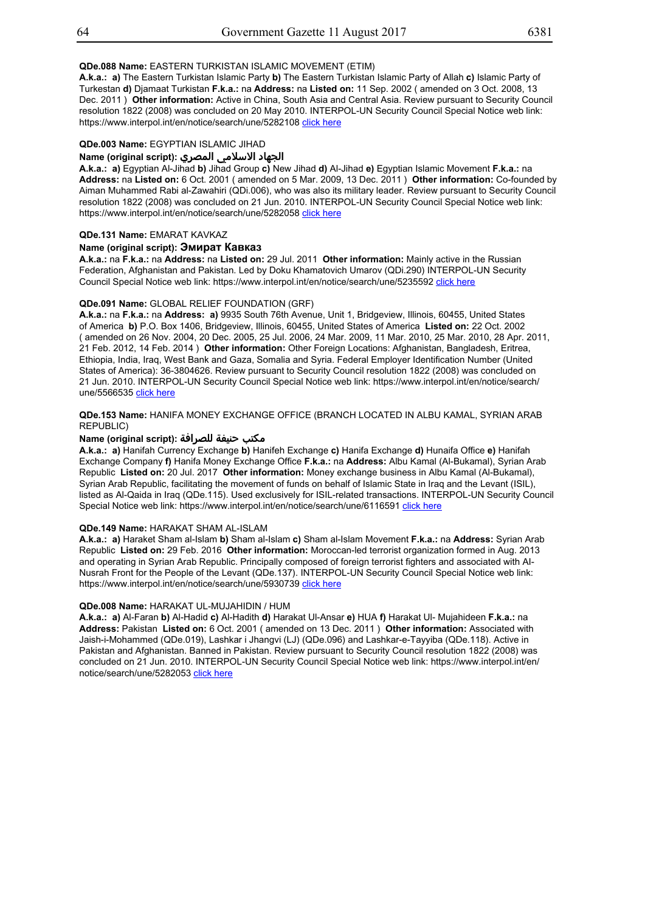**QDe.088 Name:** EASTERN TURKISTAN ISLAMIC MOVEMENT (ETIM)
**A.k.a.:** **a)** The Eastern Turkistan Islamic Party **b)** The Eastern Turkistan Islamic Party of Allah **c)** Islamic Party of Turkestan **d)** Djamaat Turkistan **F.k.a.:** na **Address:** na **Listed on:** 11 Sep. 2002 ( amended on 3 Oct. 2008, 13 Dec. 2011 ) **Other information:** Active in China, South Asia and Central Asia. Review pursuant to Security Council resolution 1822 (2008) was concluded on 20 May 2010. INTERPOL-UN Security Council Special Notice web link: https://www.interpol.int/en/notice/search/une/5282108 click here

**QDe.003 Name:** EGYPTIAN ISLAMIC JIHAD
**Name (original script):** الجهاد الاسلامي المصري
**A.k.a.:** **a)** Egyptian Al-Jihad **b)** Jihad Group **c)** New Jihad **d)** Al-Jihad **e)** Egyptian Islamic Movement **F.k.a.:** na **Address:** na **Listed on:** 6 Oct. 2001 ( amended on 5 Mar. 2009, 13 Dec. 2011 ) **Other information:** Co-founded by Aiman Muhammed Rabi al-Zawahiri (QDi.006), who was also its military leader. Review pursuant to Security Council resolution 1822 (2008) was concluded on 21 Jun. 2010. INTERPOL-UN Security Council Special Notice web link: https://www.interpol.int/en/notice/search/une/5282058 click here

**QDe.131 Name:** EMARAT KAVKAZ
**Name (original script):** Эмират Кавказ
**A.k.a.:** na **F.k.a.:** na **Address:** na **Listed on:** 29 Jul. 2011 **Other information:** Mainly active in the Russian Federation, Afghanistan and Pakistan. Led by Doku Khamatovich Umarov (QDi.290) INTERPOL-UN Security Council Special Notice web link: https://www.interpol.int/en/notice/search/une/5235592 click here

**QDe.091 Name:** GLOBAL RELIEF FOUNDATION (GRF)
**A.k.a.:** na **F.k.a.:** na **Address:** **a)** 9935 South 76th Avenue, Unit 1, Bridgeview, Illinois, 60455, United States of America **b)** P.O. Box 1406, Bridgeview, Illinois, 60455, United States of America **Listed on:** 22 Oct. 2002 ( amended on 26 Nov. 2004, 20 Dec. 2005, 25 Jul. 2006, 24 Mar. 2009, 11 Mar. 2010, 25 Mar. 2010, 28 Apr. 2011, 21 Feb. 2012, 14 Feb. 2014 ) **Other information:** Other Foreign Locations: Afghanistan, Bangladesh, Eritrea, Ethiopia, India, Iraq, West Bank and Gaza, Somalia and Syria. Federal Employer Identification Number (United States of America): 36-3804626. Review pursuant to Security Council resolution 1822 (2008) was concluded on 21 Jun. 2010. INTERPOL-UN Security Council Special Notice web link: https://www.interpol.int/en/notice/search/une/5566535 click here

**QDe.153 Name:** HANIFA MONEY EXCHANGE OFFICE (BRANCH LOCATED IN ALBU KAMAL, SYRIAN ARAB REPUBLIC)
**Name (original script):** مكتب حنيفة للصرافة
**A.k.a.:** **a)** Hanifah Currency Exchange **b)** Hanifeh Exchange **c)** Hanifa Exchange **d)** Hunaifa Office **e)** Hanifah Exchange Company **f)** Hanifa Money Exchange Office **F.k.a.:** na **Address:** Albu Kamal (Al-Bukamal), Syrian Arab Republic **Listed on:** 20 Jul. 2017 **Other information:** Money exchange business in Albu Kamal (Al-Bukamal), Syrian Arab Republic, facilitating the movement of funds on behalf of Islamic State in Iraq and the Levant (ISIL), listed as Al-Qaida in Iraq (QDe.115). Used exclusively for ISIL-related transactions. INTERPOL-UN Security Council Special Notice web link: https://www.interpol.int/en/notice/search/une/6116591 click here

**QDe.149 Name:** HARAKAT SHAM AL-ISLAM
**A.k.a.:** **a)** Haraket Sham al-Islam **b)** Sham al-Islam **c)** Sham al-Islam Movement **F.k.a.:** na **Address:** Syrian Arab Republic **Listed on:** 29 Feb. 2016 **Other information:** Moroccan-led terrorist organization formed in Aug. 2013 and operating in Syrian Arab Republic. Principally composed of foreign terrorist fighters and associated with Al-Nusrah Front for the People of the Levant (QDe.137). INTERPOL-UN Security Council Special Notice web link: https://www.interpol.int/en/notice/search/une/5930739 click here

**QDe.008 Name:** HARAKAT UL-MUJAHIDIN / HUM
**A.k.a.:** **a)** Al-Faran **b)** Al-Hadid **c)** Al-Hadith **d)** Harakat Ul-Ansar **e)** HUA **f)** Harakat Ul- Mujahideen **F.k.a.:** na **Address:** Pakistan **Listed on:** 6 Oct. 2001 ( amended on 13 Dec. 2011 ) **Other information:** Associated with Jaish-i-Mohammed (QDe.019), Lashkar i Jhangvi (LJ) (QDe.096) and Lashkar-e-Tayyiba (QDe.118). Active in Pakistan and Afghanistan. Banned in Pakistan. Review pursuant to Security Council resolution 1822 (2008) was concluded on 21 Jun. 2010. INTERPOL-UN Security Council Special Notice web link: https://www.interpol.int/en/notice/search/une/5282053 click here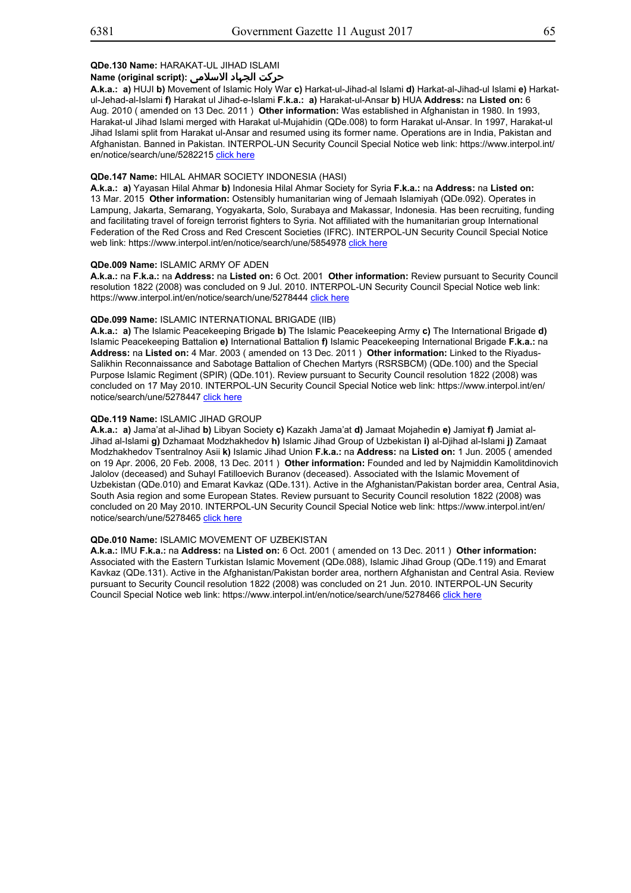**QDe.130 Name:** HARAKAT-UL JIHAD ISLAMI
**Name (original script):** حرکت الجهاد الاسلامی

**A.k.a.:** **a)** HUJI **b)** Movement of Islamic Holy War **c)** Harkat-ul-Jihad-al Islami **d)** Harkat-al-Jihad-ul Islami **e)** Harkat-ul-Jehad-al-Islami **f)** Harakat ul Jihad-e-Islami **F.k.a.:** **a)** Harakat-ul-Ansar **b)** HUA **Address:** na **Listed on:** 6 Aug. 2010 ( amended on 13 Dec. 2011 ) **Other information:** Was established in Afghanistan in 1980. In 1993, Harakat-ul Jihad Islami merged with Harakat ul-Mujahidin (QDe.008) to form Harakat ul-Ansar. In 1997, Harakat-ul Jihad Islami split from Harakat ul-Ansar and resumed using its former name. Operations are in India, Pakistan and Afghanistan. Banned in Pakistan. INTERPOL-UN Security Council Special Notice web link: https://www.interpol.int/en/notice/search/une/5282215 click here

**QDe.147 Name:** HILAL AHMAR SOCIETY INDONESIA (HASI)

**A.k.a.:** **a)** Yayasan Hilal Ahmar **b)** Indonesia Hilal Ahmar Society for Syria **F.k.a.:** na **Address:** na **Listed on:** 13 Mar. 2015 **Other information:** Ostensibly humanitarian wing of Jemaah Islamiyah (QDe.092). Operates in Lampung, Jakarta, Semarang, Yogyakarta, Solo, Surabaya and Makassar, Indonesia. Has been recruiting, funding and facilitating travel of foreign terrorist fighters to Syria. Not affiliated with the humanitarian group International Federation of the Red Cross and Red Crescent Societies (IFRC). INTERPOL-UN Security Council Special Notice web link: https://www.interpol.int/en/notice/search/une/5854978 click here

**QDe.009 Name:** ISLAMIC ARMY OF ADEN

**A.k.a.:** na **F.k.a.:** na **Address:** na **Listed on:** 6 Oct. 2001 **Other information:** Review pursuant to Security Council resolution 1822 (2008) was concluded on 9 Jul. 2010. INTERPOL-UN Security Council Special Notice web link: https://www.interpol.int/en/notice/search/une/5278444 click here

**QDe.099 Name:** ISLAMIC INTERNATIONAL BRIGADE (IIB)

**A.k.a.:** **a)** The Islamic Peacekeeping Brigade **b)** The Islamic Peacekeeping Army **c)** The International Brigade **d)** Islamic Peacekeeping Battalion **e)** International Battalion **f)** Islamic Peacekeeping International Brigade **F.k.a.:** na **Address:** na **Listed on:** 4 Mar. 2003 ( amended on 13 Dec. 2011 ) **Other information:** Linked to the Riyadus-Salikhin Reconnaissance and Sabotage Battalion of Chechen Martyrs (RSRSBCM) (QDe.100) and the Special Purpose Islamic Regiment (SPIR) (QDe.101). Review pursuant to Security Council resolution 1822 (2008) was concluded on 17 May 2010. INTERPOL-UN Security Council Special Notice web link: https://www.interpol.int/en/notice/search/une/5278447 click here

**QDe.119 Name:** ISLAMIC JIHAD GROUP

**A.k.a.:** **a)** Jama'at al-Jihad **b)** Libyan Society **c)** Kazakh Jama'at **d)** Jamaat Mojahedin **e)** Jamiyat **f)** Jamiat al-Jihad al-Islami **g)** Dzhamaat Modzhakhedov **h)** Islamic Jihad Group of Uzbekistan **i)** al-Djihad al-Islami **j)** Zamaat Modzhakhedov Tsentralnoy Asii **k)** Islamic Jihad Union **F.k.a.:** na **Address:** na **Listed on:** 1 Jun. 2005 ( amended on 19 Apr. 2006, 20 Feb. 2008, 13 Dec. 2011 ) **Other information:** Founded and led by Najmiddin Kamolitdinovich Jalolov (deceased) and Suhayl Fatilloevich Buranov (deceased). Associated with the Islamic Movement of Uzbekistan (QDe.010) and Emarat Kavkaz (QDe.131). Active in the Afghanistan/Pakistan border area, Central Asia, South Asia region and some European States. Review pursuant to Security Council resolution 1822 (2008) was concluded on 20 May 2010. INTERPOL-UN Security Council Special Notice web link: https://www.interpol.int/en/notice/search/une/5278465 click here

**QDe.010 Name:** ISLAMIC MOVEMENT OF UZBEKISTAN

**A.k.a.:** IMU **F.k.a.:** na **Address:** na **Listed on:** 6 Oct. 2001 ( amended on 13 Dec. 2011 ) **Other information:** Associated with the Eastern Turkistan Islamic Movement (QDe.088), Islamic Jihad Group (QDe.119) and Emarat Kavkaz (QDe.131). Active in the Afghanistan/Pakistan border area, northern Afghanistan and Central Asia. Review pursuant to Security Council resolution 1822 (2008) was concluded on 21 Jun. 2010. INTERPOL-UN Security Council Special Notice web link: https://www.interpol.int/en/notice/search/une/5278466 click here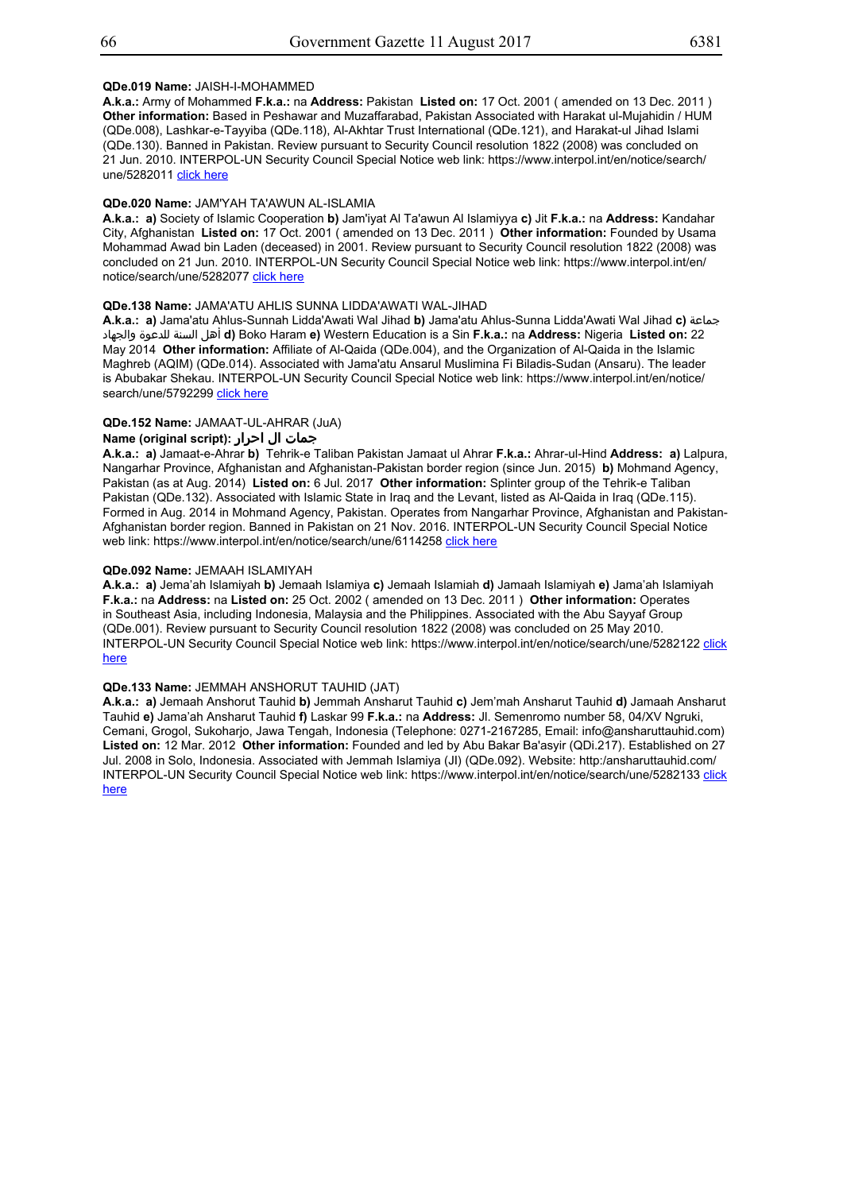**QDe.019 Name:** JAISH-I-MOHAMMED

**A.k.a.:** Army of Mohammed **F.k.a.:** na **Address:** Pakistan **Listed on:** 17 Oct. 2001 ( amended on 13 Dec. 2011 ) **Other information:** Based in Peshawar and Muzaffarabad, Pakistan Associated with Harakat ul-Mujahidin / HUM (QDe.008), Lashkar-e-Tayyiba (QDe.118), Al-Akhtar Trust International (QDe.121), and Harakat-ul Jihad Islami (QDe.130). Banned in Pakistan. Review pursuant to Security Council resolution 1822 (2008) was concluded on 21 Jun. 2010. INTERPOL-UN Security Council Special Notice web link: https://www.interpol.int/en/notice/search/une/5282011 click here

**QDe.020 Name:** JAM'YAH TA'AWUN AL-ISLAMIA

**A.k.a.: a)** Society of Islamic Cooperation **b)** Jam'iyat Al Ta'awun Al Islamiyya **c)** Jit **F.k.a.:** na **Address:** Kandahar City, Afghanistan **Listed on:** 17 Oct. 2001 ( amended on 13 Dec. 2011 ) **Other information:** Founded by Usama Mohammad Awad bin Laden (deceased) in 2001. Review pursuant to Security Council resolution 1822 (2008) was concluded on 21 Jun. 2010. INTERPOL-UN Security Council Special Notice web link: https://www.interpol.int/en/notice/search/une/5282077 click here

**QDe.138 Name:** JAMA'ATU AHLIS SUNNA LIDDA'AWATI WAL-JIHAD

**A.k.a.: a)** Jama'atu Ahlus-Sunnah Lidda'Awati Wal Jihad **b)** Jama'atu Ahlus-Sunna Lidda'Awati Wal Jihad **c)** جماعة أهل السنة للدعوة والجهاد **d)** Boko Haram **e)** Western Education is a Sin **F.k.a.:** na **Address:** Nigeria **Listed on:** 22 May 2014 **Other information:** Affiliate of Al-Qaida (QDe.004), and the Organization of Al-Qaida in the Islamic Maghreb (AQIM) (QDe.014). Associated with Jama'atu Ansarul Muslimina Fi Biladis-Sudan (Ansaru). The leader is Abubakar Shekau. INTERPOL-UN Security Council Special Notice web link: https://www.interpol.int/en/notice/search/une/5792299 click here

**QDe.152 Name:** JAMAAT-UL-AHRAR (JuA)

**Name (original script):** جمات ال احرار

**A.k.a.: a)** Jamaat-e-Ahrar **b)** Tehrik-e Taliban Pakistan Jamaat ul Ahrar **F.k.a.:** Ahrar-ul-Hind **Address: a)** Lalpura, Nangarhar Province, Afghanistan and Afghanistan-Pakistan border region (since Jun. 2015) **b)** Mohmand Agency, Pakistan (as at Aug. 2014) **Listed on:** 6 Jul. 2017 **Other information:** Splinter group of the Tehrik-e Taliban Pakistan (QDe.132). Associated with Islamic State in Iraq and the Levant, listed as Al-Qaida in Iraq (QDe.115). Formed in Aug. 2014 in Mohmand Agency, Pakistan. Operates from Nangarhar Province, Afghanistan and Pakistan-Afghanistan border region. Banned in Pakistan on 21 Nov. 2016. INTERPOL-UN Security Council Special Notice web link: https://www.interpol.int/en/notice/search/une/6114258 click here

**QDe.092 Name:** JEMAAH ISLAMIYAH

**A.k.a.: a)** Jema'ah Islamiyah **b)** Jemaah Islamiya **c)** Jemaah Islamiah **d)** Jamaah Islamiyah **e)** Jama'ah Islamiyah **F.k.a.:** na **Address:** na **Listed on:** 25 Oct. 2002 ( amended on 13 Dec. 2011 ) **Other information:** Operates in Southeast Asia, including Indonesia, Malaysia and the Philippines. Associated with the Abu Sayyaf Group (QDe.001). Review pursuant to Security Council resolution 1822 (2008) was concluded on 25 May 2010. INTERPOL-UN Security Council Special Notice web link: https://www.interpol.int/en/notice/search/une/5282122 click here

**QDe.133 Name:** JEMMAH ANSHORUT TAUHID (JAT)

**A.k.a.: a)** Jemaah Anshorut Tauhid **b)** Jemmah Ansharut Tauhid **c)** Jem'mah Ansharut Tauhid **d)** Jamaah Ansharut Tauhid **e)** Jama'ah Ansharut Tauhid **f)** Laskar 99 **F.k.a.:** na **Address:** Jl. Semenromo number 58, 04/XV Ngruki, Cemani, Grogol, Sukoharjo, Jawa Tengah, Indonesia (Telephone: 0271-2167285, Email: info@ansharuttauhid.com) **Listed on:** 12 Mar. 2012 **Other information:** Founded and led by Abu Bakar Ba'asyir (QDi.217). Established on 27 Jul. 2008 in Solo, Indonesia. Associated with Jemmah Islamiya (JI) (QDe.092). Website: http:/ansharuttauhid.com/ INTERPOL-UN Security Council Special Notice web link: https://www.interpol.int/en/notice/search/une/5282133 click here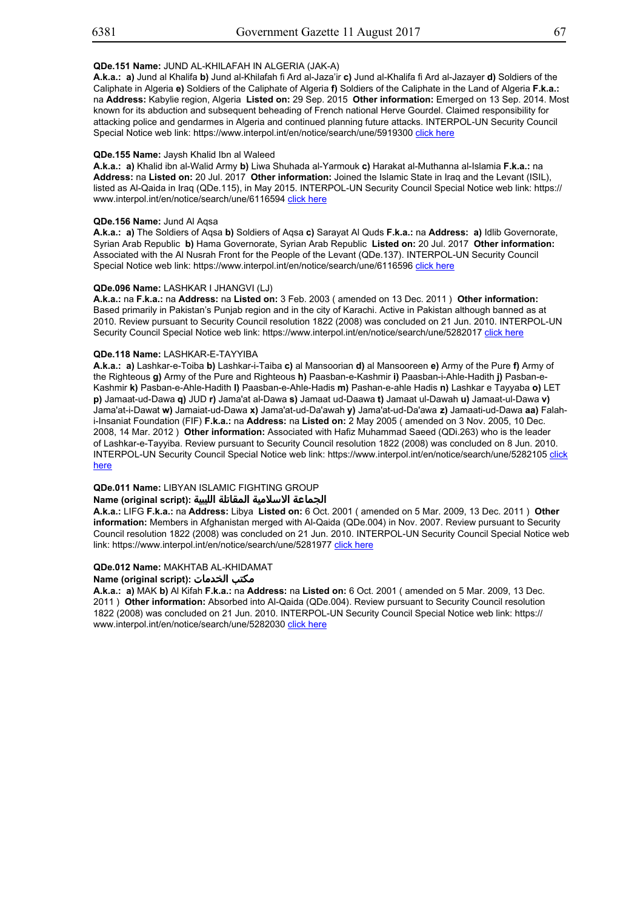**QDe.151 Name:** JUND AL-KHILAFAH IN ALGERIA (JAK-A)
**A.k.a.:** **a)** Jund al Khalifa **b)** Jund al-Khilafah fi Ard al-Jaza'ir **c)** Jund al-Khalifa fi Ard al-Jazayer **d)** Soldiers of the Caliphate in Algeria **e)** Soldiers of the Caliphate of Algeria **f)** Soldiers of the Caliphate in the Land of Algeria **F.k.a.:** na **Address:** Kabylie region, Algeria **Listed on:** 29 Sep. 2015 **Other information:** Emerged on 13 Sep. 2014. Most known for its abduction and subsequent beheading of French national Herve Gourdel. Claimed responsibility for attacking police and gendarmes in Algeria and continued planning future attacks. INTERPOL-UN Security Council Special Notice web link: https://www.interpol.int/en/notice/search/une/5919300 click here

**QDe.155 Name:** Jaysh Khalid Ibn al Waleed
**A.k.a.:** **a)** Khalid ibn al-Walid Army **b)** Liwa Shuhada al-Yarmouk **c)** Harakat al-Muthanna al-Islamia **F.k.a.:** na **Address:** na **Listed on:** 20 Jul. 2017 **Other information:** Joined the Islamic State in Iraq and the Levant (ISIL), listed as Al-Qaida in Iraq (QDe.115), in May 2015. INTERPOL-UN Security Council Special Notice web link: https://www.interpol.int/en/notice/search/une/6116594 click here

**QDe.156 Name:** Jund Al Aqsa
**A.k.a.:** **a)** The Soldiers of Aqsa **b)** Soldiers of Aqsa **c)** Sarayat Al Quds **F.k.a.:** na **Address:** **a)** Idlib Governorate, Syrian Arab Republic **b)** Hama Governorate, Syrian Arab Republic **Listed on:** 20 Jul. 2017 **Other information:** Associated with the Al Nusrah Front for the People of the Levant (QDe.137). INTERPOL-UN Security Council Special Notice web link: https://www.interpol.int/en/notice/search/une/6116596 click here

**QDe.096 Name:** LASHKAR I JHANGVI (LJ)
**A.k.a.:** na **F.k.a.:** na **Address:** na **Listed on:** 3 Feb. 2003 ( amended on 13 Dec. 2011 ) **Other information:** Based primarily in Pakistan's Punjab region and in the city of Karachi. Active in Pakistan although banned as at 2010. Review pursuant to Security Council resolution 1822 (2008) was concluded on 21 Jun. 2010. INTERPOL-UN Security Council Special Notice web link: https://www.interpol.int/en/notice/search/une/5282017 click here

**QDe.118 Name:** LASHKAR-E-TAYYIBA
**A.k.a.:** **a)** Lashkar-e-Toiba **b)** Lashkar-i-Taiba **c)** al Mansoorian **d)** al Mansooreen **e)** Army of the Pure **f)** Army of the Righteous **g)** Army of the Pure and Righteous **h)** Paasban-e-Kashmir **i)** Paasban-i-Ahle-Hadith **j)** Pasban-e-Kashmir **k)** Pasban-e-Ahle-Hadith **l)** Paasban-e-Ahle-Hadis **m)** Pashan-e-ahle Hadis **n)** Lashkar e Tayyaba **o)** LET **p)** Jamaat-ud-Dawa **q)** JUD **r)** Jama'at al-Dawa **s)** Jamaat ud-Daawa **t)** Jamaat ul-Dawah **u)** Jamaat-ul-Dawa **v)** Jama'at-i-Dawat **w)** Jamaiat-ud-Dawa **x)** Jama'at-ud-Da'awah **y)** Jama'at-ud-Da'awa **z)** Jamaati-ud-Dawa **aa)** Falah-i-Insaniat Foundation (FIF) **F.k.a.:** na **Address:** na **Listed on:** 2 May 2005 ( amended on 3 Nov. 2005, 10 Dec. 2008, 14 Mar. 2012 ) **Other information:** Associated with Hafiz Muhammad Saeed (QDi.263) who is the leader of Lashkar-e-Tayyiba. Review pursuant to Security Council resolution 1822 (2008) was concluded on 8 Jun. 2010. INTERPOL-UN Security Council Special Notice web link: https://www.interpol.int/en/notice/search/une/5282105 click here

**QDe.011 Name:** LIBYAN ISLAMIC FIGHTING GROUP
**Name (original script):** الجماعة الاسلامية المقاتلة الليبية
**A.k.a.:** LIFG **F.k.a.:** na **Address:** Libya **Listed on:** 6 Oct. 2001 ( amended on 5 Mar. 2009, 13 Dec. 2011 ) **Other information:** Members in Afghanistan merged with Al-Qaida (QDe.004) in Nov. 2007. Review pursuant to Security Council resolution 1822 (2008) was concluded on 21 Jun. 2010. INTERPOL-UN Security Council Special Notice web link: https://www.interpol.int/en/notice/search/une/5281977 click here

**QDe.012 Name:** MAKHTAB AL-KHIDAMAT
**Name (original script):** مكتب الخدمات
**A.k.a.:** **a)** MAK **b)** Al Kifah **F.k.a.:** na **Address:** na **Listed on:** 6 Oct. 2001 ( amended on 5 Mar. 2009, 13 Dec. 2011 ) **Other information:** Absorbed into Al-Qaida (QDe.004). Review pursuant to Security Council resolution 1822 (2008) was concluded on 21 Jun. 2010. INTERPOL-UN Security Council Special Notice web link: https://www.interpol.int/en/notice/search/une/5282030 click here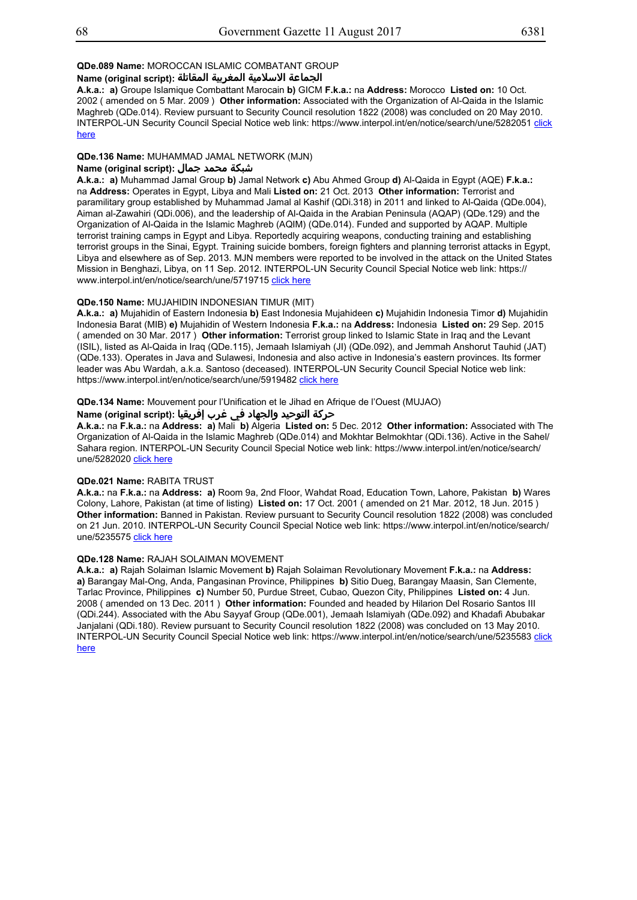**QDe.089 Name:** MOROCCAN ISLAMIC COMBATANT GROUP

**Name (original script):** الجماعة الاسلامية المغربية المقاتلة

**A.k.a.:** **a)** Groupe Islamique Combattant Marocain **b)** GICM **F.k.a.:** na **Address:** Morocco **Listed on:** 10 Oct. 2002 ( amended on 5 Mar. 2009 ) **Other information:** Associated with the Organization of Al-Qaida in the Islamic Maghreb (QDe.014). Review pursuant to Security Council resolution 1822 (2008) was concluded on 20 May 2010. INTERPOL-UN Security Council Special Notice web link: https://www.interpol.int/en/notice/search/une/5282051 click here

**QDe.136 Name:** MUHAMMAD JAMAL NETWORK (MJN)

**Name (original script):** شبكة محمد جمال

**A.k.a.:** **a)** Muhammad Jamal Group **b)** Jamal Network **c)** Abu Ahmed Group **d)** Al-Qaida in Egypt (AQE) **F.k.a.:** na **Address:** Operates in Egypt, Libya and Mali **Listed on:** 21 Oct. 2013 **Other information:** Terrorist and paramilitary group established by Muhammad Jamal al Kashif (QDi.318) in 2011 and linked to Al-Qaida (QDe.004), Aiman al-Zawahiri (QDi.006), and the leadership of Al-Qaida in the Arabian Peninsula (AQAP) (QDe.129) and the Organization of Al-Qaida in the Islamic Maghreb (AQIM) (QDe.014). Funded and supported by AQAP. Multiple terrorist training camps in Egypt and Libya. Reportedly acquiring weapons, conducting training and establishing terrorist groups in the Sinai, Egypt. Training suicide bombers, foreign fighters and planning terrorist attacks in Egypt, Libya and elsewhere as of Sep. 2013. MJN members were reported to be involved in the attack on the United States Mission in Benghazi, Libya, on 11 Sep. 2012. INTERPOL-UN Security Council Special Notice web link: https://www.interpol.int/en/notice/search/une/5719715 click here

**QDe.150 Name:** MUJAHIDIN INDONESIAN TIMUR (MIT)

**A.k.a.:** **a)** Mujahidin of Eastern Indonesia **b)** East Indonesia Mujahideen **c)** Mujahidin Indonesia Timor **d)** Mujahidin Indonesia Barat (MIB) **e)** Mujahidin of Western Indonesia **F.k.a.:** na **Address:** Indonesia **Listed on:** 29 Sep. 2015 ( amended on 30 Mar. 2017 ) **Other information:** Terrorist group linked to Islamic State in Iraq and the Levant (ISIL), listed as Al-Qaida in Iraq (QDe.115), Jemaah Islamiyah (JI) (QDe.092), and Jemmah Anshorut Tauhid (JAT) (QDe.133). Operates in Java and Sulawesi, Indonesia and also active in Indonesia's eastern provinces. Its former leader was Abu Wardah, a.k.a. Santoso (deceased). INTERPOL-UN Security Council Special Notice web link: https://www.interpol.int/en/notice/search/une/5919482 click here

**QDe.134 Name:** Mouvement pour l'Unification et le Jihad en Afrique de l'Ouest (MUJAO)

**Name (original script):** حركة التوحيد والجهاد في غرب إفريقيا

**A.k.a.:** na **F.k.a.:** na **Address:** **a)** Mali **b)** Algeria **Listed on:** 5 Dec. 2012 **Other information:** Associated with The Organization of Al-Qaida in the Islamic Maghreb (QDe.014) and Mokhtar Belmokhtar (QDi.136). Active in the Sahel/Sahara region. INTERPOL-UN Security Council Special Notice web link: https://www.interpol.int/en/notice/search/une/5282020 click here

**QDe.021 Name:** RABITA TRUST

**A.k.a.:** na **F.k.a.:** na **Address:** **a)** Room 9a, 2nd Floor, Wahdat Road, Education Town, Lahore, Pakistan **b)** Wares Colony, Lahore, Pakistan (at time of listing) **Listed on:** 17 Oct. 2001 ( amended on 21 Mar. 2012, 18 Jun. 2015 ) **Other information:** Banned in Pakistan. Review pursuant to Security Council resolution 1822 (2008) was concluded on 21 Jun. 2010. INTERPOL-UN Security Council Special Notice web link: https://www.interpol.int/en/notice/search/une/5235575 click here

**QDe.128 Name:** RAJAH SOLAIMAN MOVEMENT

**A.k.a.:** **a)** Rajah Solaiman Islamic Movement **b)** Rajah Solaiman Revolutionary Movement **F.k.a.:** na **Address:** **a)** Barangay Mal-Ong, Anda, Pangasinan Province, Philippines **b)** Sitio Dueg, Barangay Maasin, San Clemente, Tarlac Province, Philippines **c)** Number 50, Purdue Street, Cubao, Quezon City, Philippines **Listed on:** 4 Jun. 2008 ( amended on 13 Dec. 2011 ) **Other information:** Founded and headed by Hilarion Del Rosario Santos III (QDi.244). Associated with the Abu Sayyaf Group (QDe.001), Jemaah Islamiyah (QDe.092) and Khadafi Abubakar Janjalani (QDi.180). Review pursuant to Security Council resolution 1822 (2008) was concluded on 13 May 2010. INTERPOL-UN Security Council Special Notice web link: https://www.interpol.int/en/notice/search/une/5235583 click here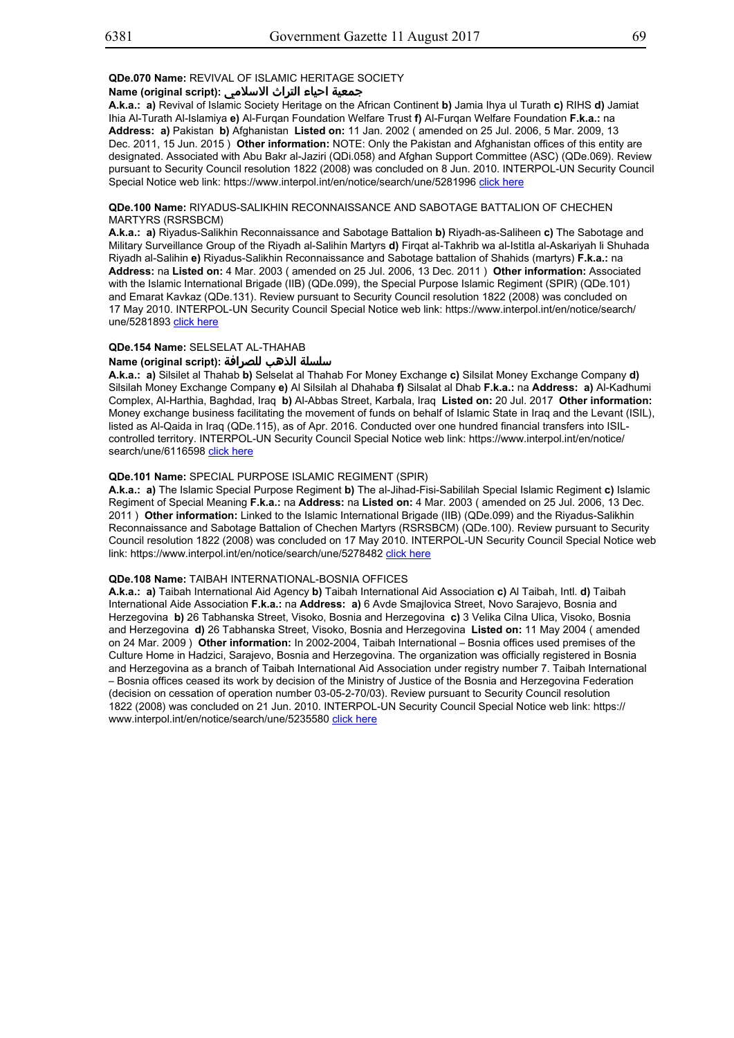**QDe.070 Name:** REVIVAL OF ISLAMIC HERITAGE SOCIETY

**Name (original script):** جمعية احياء التراث الاسلامي

**A.k.a.:** **a)** Revival of Islamic Society Heritage on the African Continent **b)** Jamia Ihya ul Turath **c)** RIHS **d)** Jamiat Ihia Al-Turath Al-Islamiya **e)** Al-Furqan Foundation Welfare Trust **f)** Al-Furqan Welfare Foundation **F.k.a.:** na **Address:** **a)** Pakistan **b)** Afghanistan **Listed on:** 11 Jan. 2002 ( amended on 25 Jul. 2006, 5 Mar. 2009, 13 Dec. 2011, 15 Jun. 2015 ) **Other information:** NOTE: Only the Pakistan and Afghanistan offices of this entity are designated. Associated with Abu Bakr al-Jaziri (QDi.058) and Afghan Support Committee (ASC) (QDe.069). Review pursuant to Security Council resolution 1822 (2008) was concluded on 8 Jun. 2010. INTERPOL-UN Security Council Special Notice web link: https://www.interpol.int/en/notice/search/une/5281996 click here

**QDe.100 Name:** RIYADUS-SALIKHIN RECONNAISSANCE AND SABOTAGE BATTALION OF CHECHEN MARTYRS (RSRSBCM)

**A.k.a.:** **a)** Riyadus-Salikhin Reconnaissance and Sabotage Battalion **b)** Riyadh-as-Saliheen **c)** The Sabotage and Military Surveillance Group of the Riyadh al-Salihin Martyrs **d)** Firqat al-Takhrib wa al-Istitla al-Askariyah li Shuhada Riyadh al-Salihin **e)** Riyadus-Salikhin Reconnaissance and Sabotage battalion of Shahids (martyrs) **F.k.a.:** na **Address:** na **Listed on:** 4 Mar. 2003 ( amended on 25 Jul. 2006, 13 Dec. 2011 ) **Other information:** Associated with the Islamic International Brigade (IIB) (QDe.099), the Special Purpose Islamic Regiment (SPIR) (QDe.101) and Emarat Kavkaz (QDe.131). Review pursuant to Security Council resolution 1822 (2008) was concluded on 17 May 2010. INTERPOL-UN Security Council Special Notice web link: https://www.interpol.int/en/notice/search/une/5281893 click here

**QDe.154 Name:** SELSELAT AL-THAHAB

**Name (original script):** سلسلة الذهب للصرافة

**A.k.a.:** **a)** Silsilet al Thahab **b)** Selselat al Thahab For Money Exchange **c)** Silsilat Money Exchange Company **d)** Silsilah Money Exchange Company **e)** Al Silsilah al Dhahaba **f)** Silsalat al Dhab **F.k.a.:** na **Address:** **a)** Al-Kadhumi Complex, Al-Harthia, Baghdad, Iraq **b)** Al-Abbas Street, Karbala, Iraq **Listed on:** 20 Jul. 2017 **Other information:** Money exchange business facilitating the movement of funds on behalf of Islamic State in Iraq and the Levant (ISIL), listed as Al-Qaida in Iraq (QDe.115), as of Apr. 2016. Conducted over one hundred financial transfers into ISIL-controlled territory. INTERPOL-UN Security Council Special Notice web link: https://www.interpol.int/en/notice/search/une/6116598 click here

**QDe.101 Name:** SPECIAL PURPOSE ISLAMIC REGIMENT (SPIR)

**A.k.a.:** **a)** The Islamic Special Purpose Regiment **b)** The al-Jihad-Fisi-Sabililah Special Islamic Regiment **c)** Islamic Regiment of Special Meaning **F.k.a.:** na **Address:** na **Listed on:** 4 Mar. 2003 ( amended on 25 Jul. 2006, 13 Dec. 2011 ) **Other information:** Linked to the Islamic International Brigade (IIB) (QDe.099) and the Riyadus-Salikhin Reconnaissance and Sabotage Battalion of Chechen Martyrs (RSRSBCM) (QDe.100). Review pursuant to Security Council resolution 1822 (2008) was concluded on 17 May 2010. INTERPOL-UN Security Council Special Notice web link: https://www.interpol.int/en/notice/search/une/5278482 click here

**QDe.108 Name:** TAIBAH INTERNATIONAL-BOSNIA OFFICES

**A.k.a.:** **a)** Taibah International Aid Agency **b)** Taibah International Aid Association **c)** Al Taibah, Intl. **d)** Taibah International Aide Association **F.k.a.:** na **Address:** **a)** 6 Avde Smajlovica Street, Novo Sarajevo, Bosnia and Herzegovina **b)** 26 Tabhanska Street, Visoko, Bosnia and Herzegovina **c)** 3 Velika Cilna Ulica, Visoko, Bosnia and Herzegovina **d)** 26 Tabhanska Street, Visoko, Bosnia and Herzegovina **Listed on:** 11 May 2004 ( amended on 24 Mar. 2009 ) **Other information:** In 2002-2004, Taibah International – Bosnia offices used premises of the Culture Home in Hadzici, Sarajevo, Bosnia and Herzegovina. The organization was officially registered in Bosnia and Herzegovina as a branch of Taibah International Aid Association under registry number 7. Taibah International – Bosnia offices ceased its work by decision of the Ministry of Justice of the Bosnia and Herzegovina Federation (decision on cessation of operation number 03-05-2-70/03). Review pursuant to Security Council resolution 1822 (2008) was concluded on 21 Jun. 2010. INTERPOL-UN Security Council Special Notice web link: https://www.interpol.int/en/notice/search/une/5235580 click here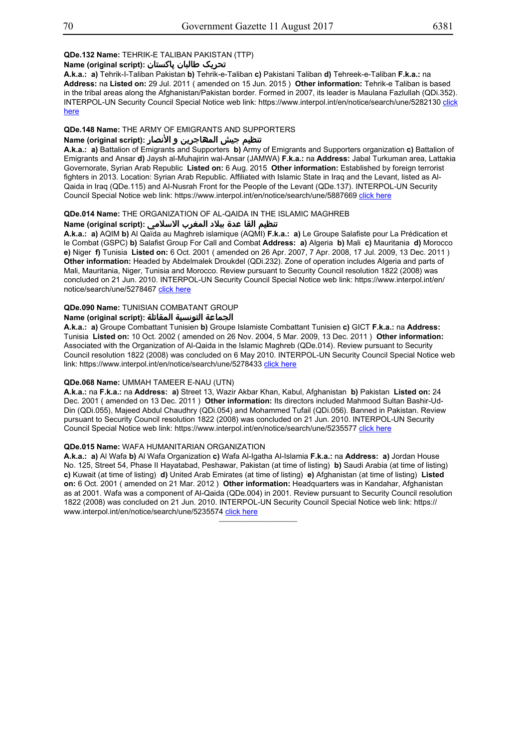**QDe.132 Name:** TEHRIK-E TALIBAN PAKISTAN (TTP)

**Name (original script):** تحریک طالبان پاکستان

**A.k.a.:** **a)** Tehrik-I-Taliban Pakistan **b)** Tehrik-e-Taliban **c)** Pakistani Taliban **d)** Tehreek-e-Taliban **F.k.a.:** na **Address:** na **Listed on:** 29 Jul. 2011 ( amended on 15 Jun. 2015 ) **Other information:** Tehrik-e Taliban is based in the tribal areas along the Afghanistan/Pakistan border. Formed in 2007, its leader is Maulana Fazlullah (QDi.352). INTERPOL-UN Security Council Special Notice web link: https://www.interpol.int/en/notice/search/une/5282130 click here

**QDe.148 Name:** THE ARMY OF EMIGRANTS AND SUPPORTERS

**Name (original script):** تنظيم جيش المهاجرين و الأنصار

**A.k.a.:** **a)** Battalion of Emigrants and Supporters **b)** Army of Emigrants and Supporters organization **c)** Battalion of Emigrants and Ansar **d)** Jaysh al-Muhajirin wal-Ansar (JAMWA) **F.k.a.:** na **Address:** Jabal Turkuman area, Lattakia Governorate, Syrian Arab Republic **Listed on:** 6 Aug. 2015 **Other information:** Established by foreign terrorist fighters in 2013. Location: Syrian Arab Republic. Affiliated with Islamic State in Iraq and the Levant, listed as Al-Qaida in Iraq (QDe.115) and Al-Nusrah Front for the People of the Levant (QDe.137). INTERPOL-UN Security Council Special Notice web link: https://www.interpol.int/en/notice/search/une/5887669 click here

**QDe.014 Name:** THE ORGANIZATION OF AL-QAIDA IN THE ISLAMIC MAGHREB

**Name (original script):** تنظيم القا عدة ببلاد المغرب الاسلامي

**A.k.a.:** **a)** AQIM **b)** Al Qaïda au Maghreb islamique (AQMI) **F.k.a.:** **a)** Le Groupe Salafiste pour La Prédication et le Combat (GSPC) **b)** Salafist Group For Call and Combat **Address:** **a)** Algeria **b)** Mali **c)** Mauritania **d)** Morocco **e)** Niger **f)** Tunisia **Listed on:** 6 Oct. 2001 ( amended on 26 Apr. 2007, 7 Apr. 2008, 17 Jul. 2009, 13 Dec. 2011 ) **Other information:** Headed by Abdelmalek Droukdel (QDi.232). Zone of operation includes Algeria and parts of Mali, Mauritania, Niger, Tunisia and Morocco. Review pursuant to Security Council resolution 1822 (2008) was concluded on 21 Jun. 2010. INTERPOL-UN Security Council Special Notice web link: https://www.interpol.int/en/notice/search/une/5278467 click here

**QDe.090 Name:** TUNISIAN COMBATANT GROUP

**Name (original script):** الجماعة التونسية المقاتلة

**A.k.a.:** **a)** Groupe Combattant Tunisien **b)** Groupe Islamiste Combattant Tunisien **c)** GICT **F.k.a.:** na **Address:** Tunisia **Listed on:** 10 Oct. 2002 ( amended on 26 Nov. 2004, 5 Mar. 2009, 13 Dec. 2011 ) **Other information:** Associated with the Organization of Al-Qaida in the Islamic Maghreb (QDe.014). Review pursuant to Security Council resolution 1822 (2008) was concluded on 6 May 2010. INTERPOL-UN Security Council Special Notice web link: https://www.interpol.int/en/notice/search/une/5278433 click here

**QDe.068 Name:** UMMAH TAMEER E-NAU (UTN)

**A.k.a.:** na **F.k.a.:** na **Address:** **a)** Street 13, Wazir Akbar Khan, Kabul, Afghanistan **b)** Pakistan **Listed on:** 24 Dec. 2001 ( amended on 13 Dec. 2011 ) **Other information:** Its directors included Mahmood Sultan Bashir-Ud-Din (QDi.055), Majeed Abdul Chaudhry (QDi.054) and Mohammed Tufail (QDi.056). Banned in Pakistan. Review pursuant to Security Council resolution 1822 (2008) was concluded on 21 Jun. 2010. INTERPOL-UN Security Council Special Notice web link: https://www.interpol.int/en/notice/search/une/5235577 click here

**QDe.015 Name:** WAFA HUMANITARIAN ORGANIZATION

**A.k.a.:** **a)** Al Wafa **b)** Al Wafa Organization **c)** Wafa Al-Igatha Al-Islamia **F.k.a.:** na **Address:** **a)** Jordan House No. 125, Street 54, Phase II Hayatabad, Peshawar, Pakistan (at time of listing) **b)** Saudi Arabia (at time of listing) **c)** Kuwait (at time of listing) **d)** United Arab Emirates (at time of listing) **e)** Afghanistan (at time of listing) **Listed on:** 6 Oct. 2001 ( amended on 21 Mar. 2012 ) **Other information:** Headquarters was in Kandahar, Afghanistan as at 2001. Wafa was a component of Al-Qaida (QDe.004) in 2001. Review pursuant to Security Council resolution 1822 (2008) was concluded on 21 Jun. 2010. INTERPOL-UN Security Council Special Notice web link: https://www.interpol.int/en/notice/search/une/5235574 click here

________________